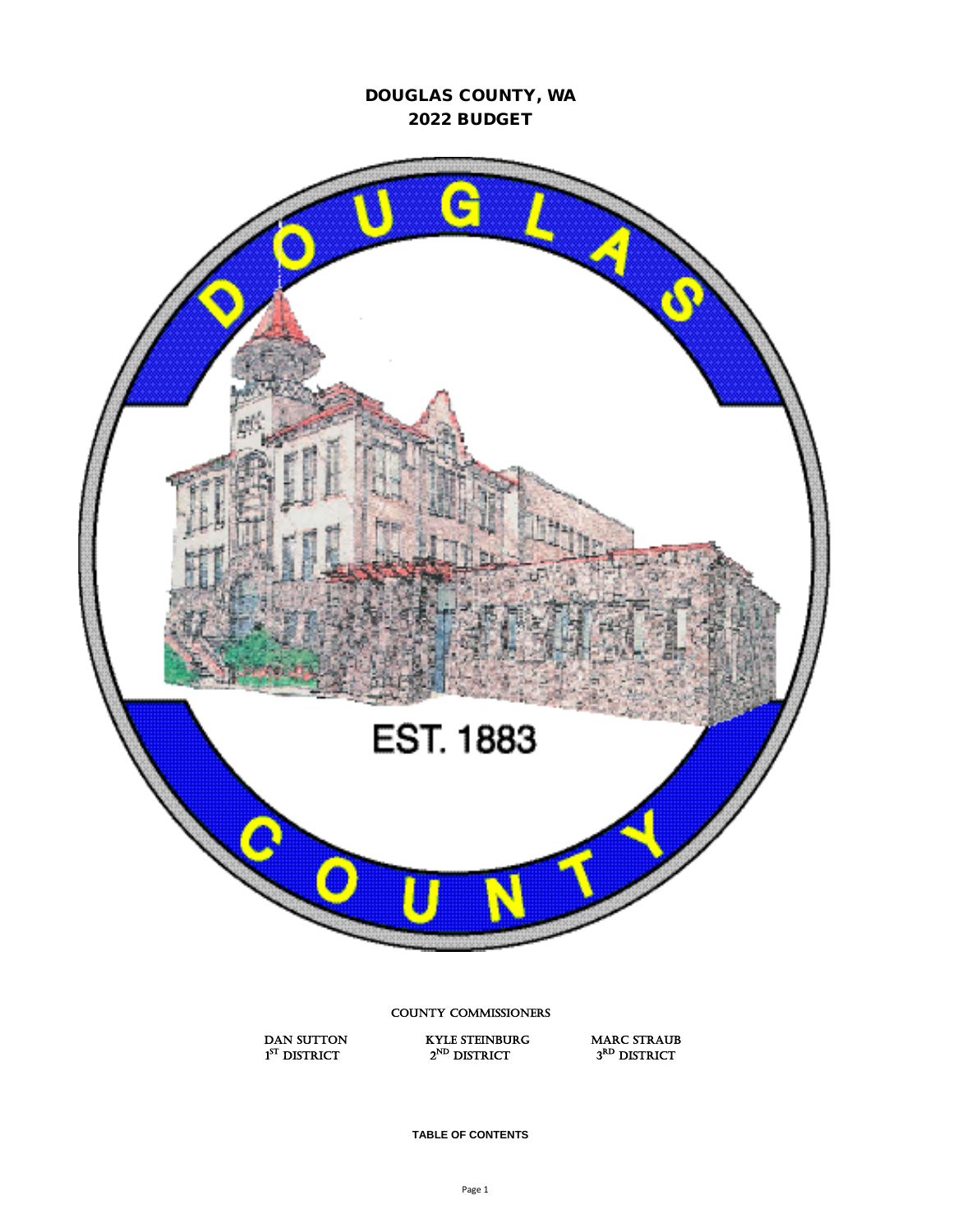# DOUGLAS COUNTY, WA
# 2022 BUDGET

COUNTY COMMISSIONERS

| DAN SUTTON | KYLE STEINBURG | MARC STRAUB |
|---|---|---|
| 1ST DISTRICT | 2ND DISTRICT | 3RD DISTRICT |

**TABLE OF CONTENTS**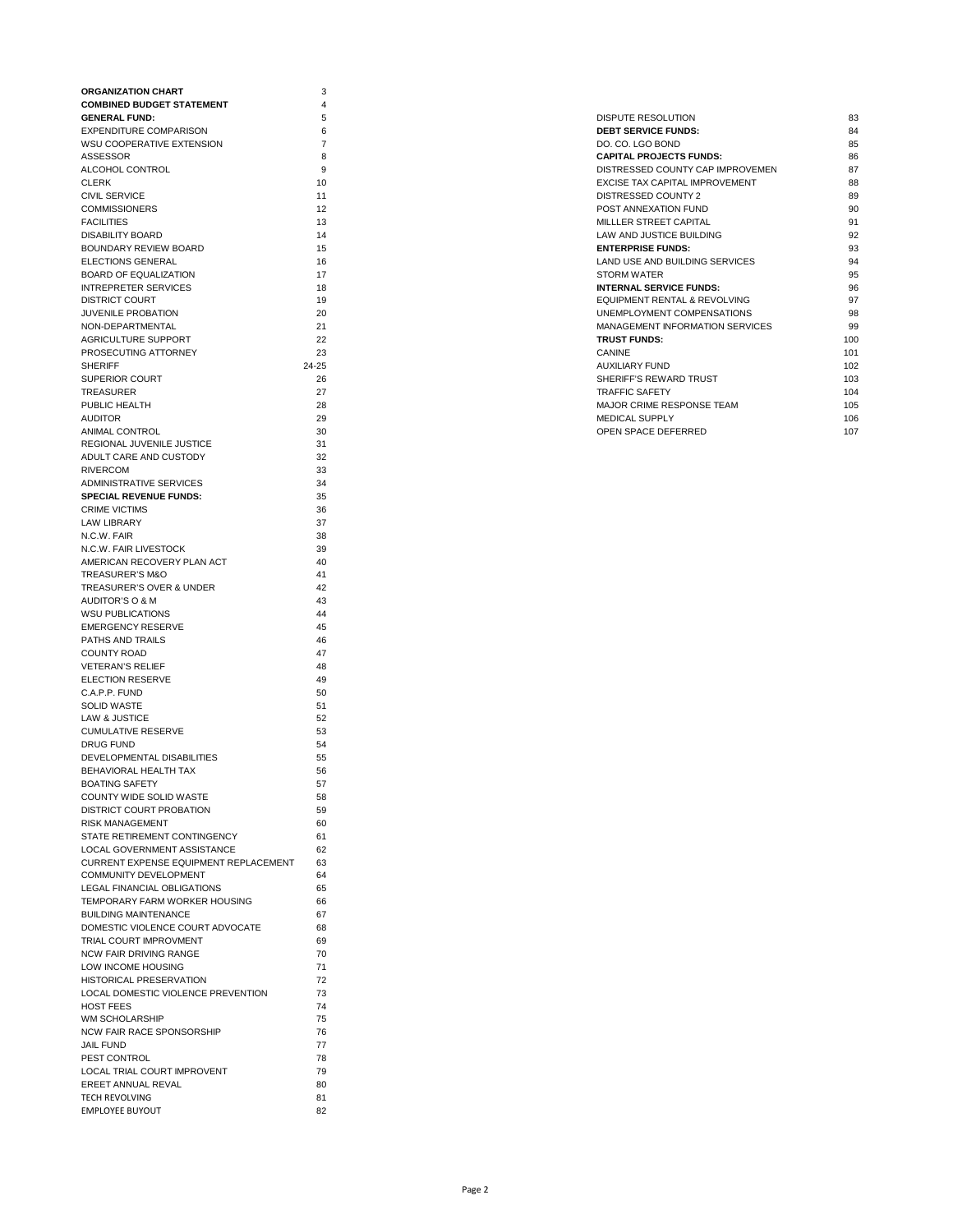| | |
|---|---|
| **ORGANIZATION CHART** | 3 |
| **COMBINED BUDGET STATEMENT** | 4 |
| **GENERAL FUND:** | 5 |
| EXPENDITURE COMPARISON | 6 |
| WSU COOPERATIVE EXTENSION | 7 |
| ASSESSOR | 8 |
| ALCOHOL CONTROL | 9 |
| CLERK | 10 |
| CIVIL SERVICE | 11 |
| COMMISSIONERS | 12 |
| FACILITIES | 13 |
| DISABILITY BOARD | 14 |
| BOUNDARY REVIEW BOARD | 15 |
| ELECTIONS GENERAL | 16 |
| BOARD OF EQUALIZATION | 17 |
| INTREPRETER SERVICES | 18 |
| DISTRICT COURT | 19 |
| JUVENILE PROBATION | 20 |
| NON-DEPARTMENTAL | 21 |
| AGRICULTURE SUPPORT | 22 |
| PROSECUTING ATTORNEY | 23 |
| SHERIFF | 24-25 |
| SUPERIOR COURT | 26 |
| TREASURER | 27 |
| PUBLIC HEALTH | 28 |
| AUDITOR | 29 |
| ANIMAL CONTROL | 30 |
| REGIONAL JUVENILE JUSTICE | 31 |
| ADULT CARE AND CUSTODY | 32 |
| RIVERCOM | 33 |
| ADMINISTRATIVE SERVICES | 34 |
| **SPECIAL REVENUE FUNDS:** | 35 |
| CRIME VICTIMS | 36 |
| LAW LIBRARY | 37 |
| N.C.W. FAIR | 38 |
| N.C.W. FAIR LIVESTOCK | 39 |
| AMERICAN RECOVERY PLAN ACT | 40 |
| TREASURER'S M&O | 41 |
| TREASURER'S OVER & UNDER | 42 |
| AUDITOR'S O & M | 43 |
| WSU PUBLICATIONS | 44 |
| EMERGENCY RESERVE | 45 |
| PATHS AND TRAILS | 46 |
| COUNTY ROAD | 47 |
| VETERAN'S RELIEF | 48 |
| ELECTION RESERVE | 49 |
| C.A.P.P. FUND | 50 |
| SOLID WASTE | 51 |
| LAW & JUSTICE | 52 |
| CUMULATIVE RESERVE | 53 |
| DRUG FUND | 54 |
| DEVELOPMENTAL DISABILITIES | 55 |
| BEHAVIORAL HEALTH TAX | 56 |
| BOATING SAFETY | 57 |
| COUNTY WIDE SOLID WASTE | 58 |
| DISTRICT COURT PROBATION | 59 |
| RISK MANAGEMENT | 60 |
| STATE RETIREMENT CONTINGENCY | 61 |
| LOCAL GOVERNMENT ASSISTANCE | 62 |
| CURRENT EXPENSE EQUIPMENT REPLACEMENT | 63 |
| COMMUNITY DEVELOPMENT | 64 |
| LEGAL FINANCIAL OBLIGATIONS | 65 |
| TEMPORARY FARM WORKER HOUSING | 66 |
| BUILDING MAINTENANCE | 67 |
| DOMESTIC VIOLENCE COURT ADVOCATE | 68 |
| TRIAL COURT IMPROVMENT | 69 |
| NCW FAIR DRIVING RANGE | 70 |
| LOW INCOME HOUSING | 71 |
| HISTORICAL PRESERVATION | 72 |
| LOCAL DOMESTIC VIOLENCE PREVENTION | 73 |
| HOST FEES | 74 |
| WM SCHOLARSHIP | 75 |
| NCW FAIR RACE SPONSORSHIP | 76 |
| JAIL FUND | 77 |
| PEST CONTROL | 78 |
| LOCAL TRIAL COURT IMPROVENT | 79 |
| EREET ANNUAL REVAL | 80 |
| TECH REVOLVING | 81 |
| EMPLOYEE BUYOUT | 82 |
| DISPUTE RESOLUTION | 83 |
| **DEBT SERVICE FUNDS:** | 84 |
| DO. CO. LGO BOND | 85 |
| **CAPITAL PROJECTS FUNDS:** | 86 |
| DISTRESSED COUNTY CAP IMPROVEMEN | 87 |
| EXCISE TAX CAPITAL IMPROVEMENT | 88 |
| DISTRESSED COUNTY 2 | 89 |
| POST ANNEXATION FUND | 90 |
| MILLLER STREET CAPITAL | 91 |
| LAW AND JUSTICE BUILDING | 92 |
| **ENTERPRISE FUNDS:** | 93 |
| LAND USE AND BUILDING SERVICES | 94 |
| STORM WATER | 95 |
| **INTERNAL SERVICE FUNDS:** | 96 |
| EQUIPMENT RENTAL & REVOLVING | 97 |
| UNEMPLOYMENT COMPENSATIONS | 98 |
| MANAGEMENT INFORMATION SERVICES | 99 |
| **TRUST FUNDS:** | 100 |
| CANINE | 101 |
| AUXILIARY FUND | 102 |
| SHERIFF'S REWARD TRUST | 103 |
| TRAFFIC SAFETY | 104 |
| MAJOR CRIME RESPONSE TEAM | 105 |
| MEDICAL SUPPLY | 106 |
| OPEN SPACE DEFERRED | 107 |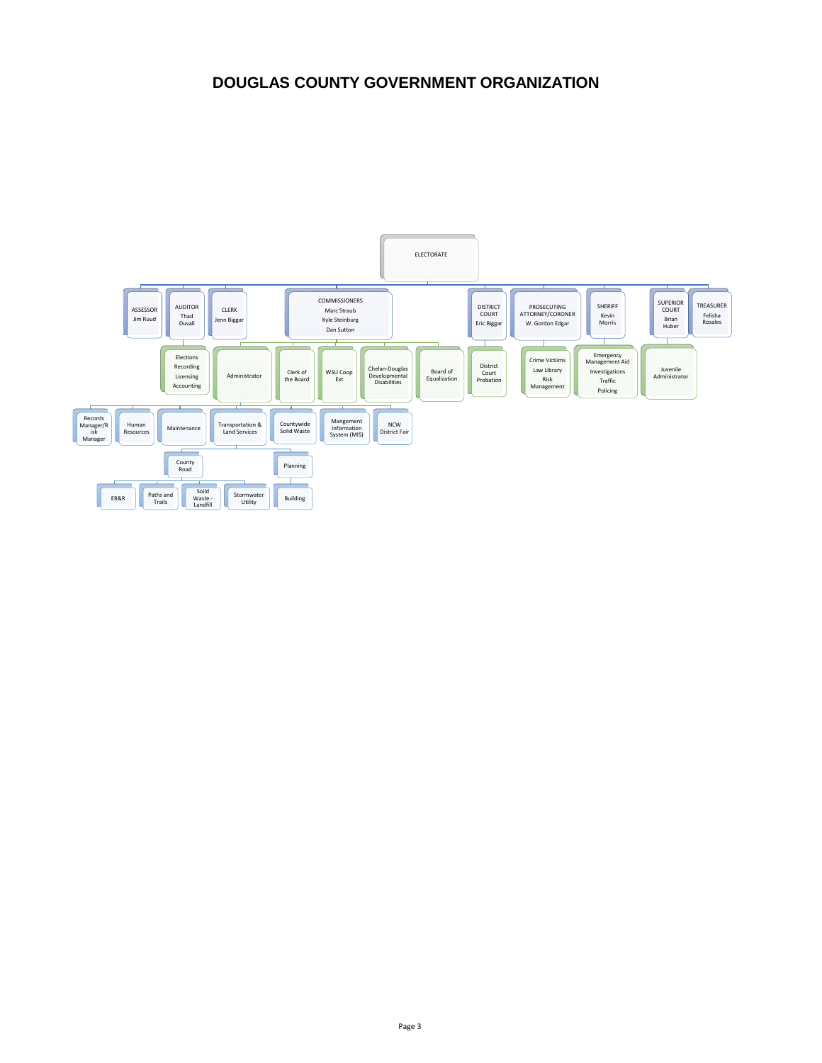# DOUGLAS COUNTY GOVERNMENT ORGANIZATION

ELECTORATE

ASSESSOR
Jim Ruud

AUDITOR
Thad Duvall

CLERK
Jenn Biggar

COMMISSIONERS
Marc Straub
Kyle Steinburg
Dan Sutton

DISTRICT COURT
Eric Biggar

PROSECUTING ATTORNEY/CORONER
W. Gordon Edgar

SHERIFF
Kevin Morris

SUPERIOR COURT
Brian Huber

TREASURER
Felisha Rosales

Elections
Recording
Licensing
Accounting

Administrator

Clerk of the Board

WSU Coop Ext

Chelan-Douglas Developmental Disabilities

Board of Equalization

District Court Probation

Crime Victiims
Law Library
Risk Management

Emergency Management Aid
Investigations
Traffic
Policing

Juvenile Administrator

Records Manager/Risk Manager

Human Resources

Maintenance

Transportation & Land Services

Countywide Solid Waste

Mangement Information System (MIS)

NCW District Fair

County Road

Planning

ER&R

Paths and Trails

Soild Waste - Landfill

Stormwater Utility

Building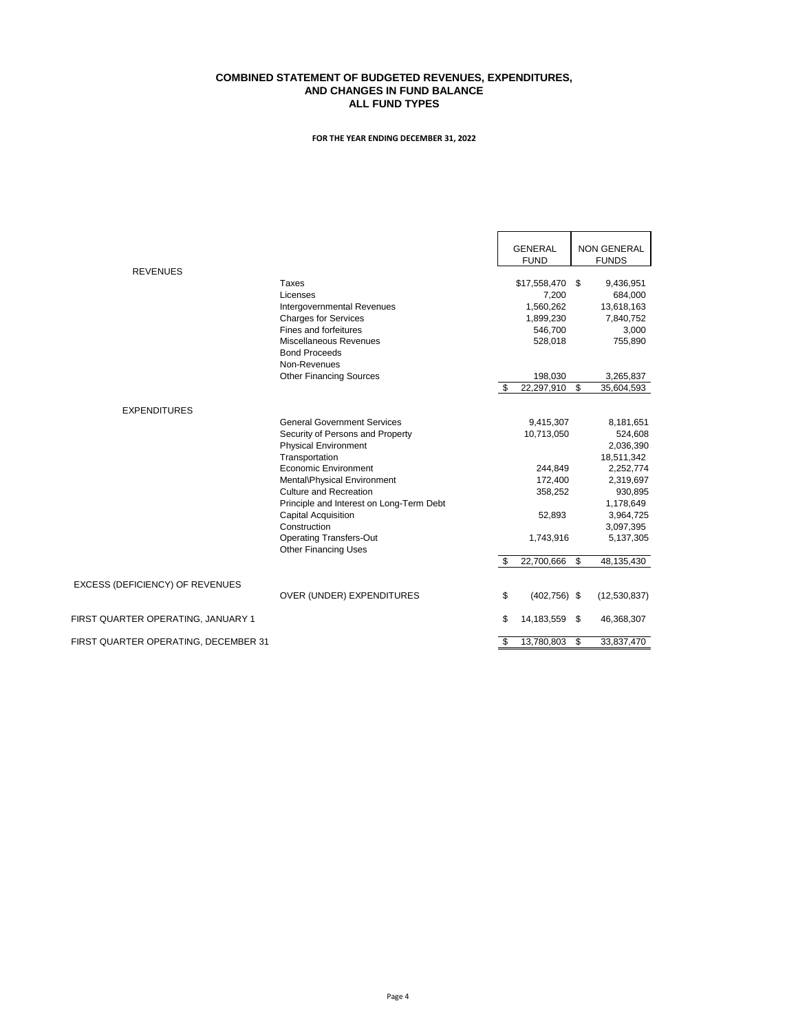# COMBINED STATEMENT OF BUDGETED REVENUES, EXPENDITURES, AND CHANGES IN FUND BALANCE ALL FUND TYPES

**FOR THE YEAR ENDING DECEMBER 31, 2022**

| | | GENERAL FUND | NON GENERAL FUNDS |
|---|---|---|---|
| REVENUES | | | |
| | Taxes | $17,558,470 | $ 9,436,951 |
| | Licenses | 7,200 | 684,000 |
| | Intergovernmental Revenues | 1,560,262 | 13,618,163 |
| | Charges for Services | 1,899,230 | 7,840,752 |
| | Fines and forfeitures | 546,700 | 3,000 |
| | Miscellaneous Revenues | 528,018 | 755,890 |
| | Bond Proceeds | | |
| | Non-Revenues | | |
| | Other Financing Sources | 198,030 | 3,265,837 |
| | | $ 22,297,910 | $ 35,604,593 |
| EXPENDITURES | | | |
| | General Government Services | 9,415,307 | 8,181,651 |
| | Security of Persons and Property | 10,713,050 | 524,608 |
| | Physical Environment | | 2,036,390 |
| | Transportation | | 18,511,342 |
| | Economic Environment | 244,849 | 2,252,774 |
| | Mental\Physical Environment | 172,400 | 2,319,697 |
| | Culture and Recreation | 358,252 | 930,895 |
| | Principle and Interest on Long-Term Debt | | 1,178,649 |
| | Capital Acquisition | 52,893 | 3,964,725 |
| | Construction | | 3,097,395 |
| | Operating Transfers-Out | 1,743,916 | 5,137,305 |
| | Other Financing Uses | | |
| | | $ 22,700,666 | $ 48,135,430 |
| EXCESS (DEFICIENCY) OF REVENUES | OVER (UNDER) EXPENDITURES | $ (402,756) | $ (12,530,837) |
| FIRST QUARTER OPERATING, JANUARY 1 | | $ 14,183,559 | $ 46,368,307 |
| FIRST QUARTER OPERATING, DECEMBER 31 | | $ 13,780,803 | $ 33,837,470 |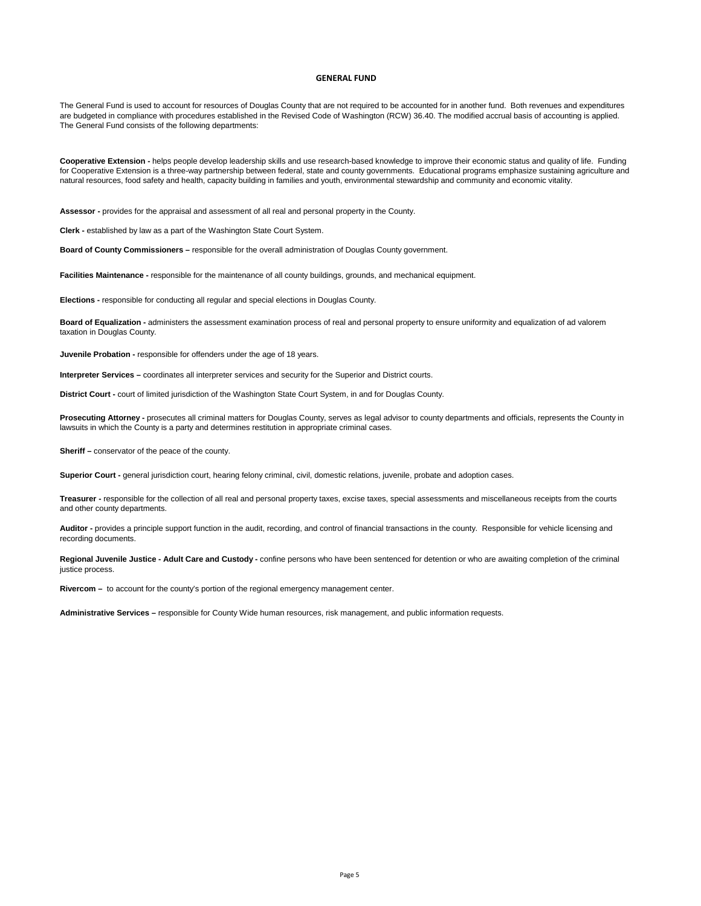# GENERAL FUND

The General Fund is used to account for resources of Douglas County that are not required to be accounted for in another fund. Both revenues and expenditures are budgeted in compliance with procedures established in the Revised Code of Washington (RCW) 36.40. The modified accrual basis of accounting is applied. The General Fund consists of the following departments:

**Cooperative Extension -** helps people develop leadership skills and use research-based knowledge to improve their economic status and quality of life. Funding for Cooperative Extension is a three-way partnership between federal, state and county governments. Educational programs emphasize sustaining agriculture and natural resources, food safety and health, capacity building in families and youth, environmental stewardship and community and economic vitality.

**Assessor -** provides for the appraisal and assessment of all real and personal property in the County.

**Clerk -** established by law as a part of the Washington State Court System.

**Board of County Commissioners –** responsible for the overall administration of Douglas County government.

**Facilities Maintenance -** responsible for the maintenance of all county buildings, grounds, and mechanical equipment.

**Elections -** responsible for conducting all regular and special elections in Douglas County.

**Board of Equalization -** administers the assessment examination process of real and personal property to ensure uniformity and equalization of ad valorem taxation in Douglas County.

**Juvenile Probation -** responsible for offenders under the age of 18 years.

**Interpreter Services –** coordinates all interpreter services and security for the Superior and District courts.

**District Court -** court of limited jurisdiction of the Washington State Court System, in and for Douglas County.

**Prosecuting Attorney -** prosecutes all criminal matters for Douglas County, serves as legal advisor to county departments and officials, represents the County in lawsuits in which the County is a party and determines restitution in appropriate criminal cases.

**Sheriff –** conservator of the peace of the county.

**Superior Court -** general jurisdiction court, hearing felony criminal, civil, domestic relations, juvenile, probate and adoption cases.

**Treasurer -** responsible for the collection of all real and personal property taxes, excise taxes, special assessments and miscellaneous receipts from the courts and other county departments.

**Auditor -** provides a principle support function in the audit, recording, and control of financial transactions in the county. Responsible for vehicle licensing and recording documents.

**Regional Juvenile Justice - Adult Care and Custody -** confine persons who have been sentenced for detention or who are awaiting completion of the criminal justice process.

**Rivercom –** to account for the county's portion of the regional emergency management center.

**Administrative Services –** responsible for County Wide human resources, risk management, and public information requests.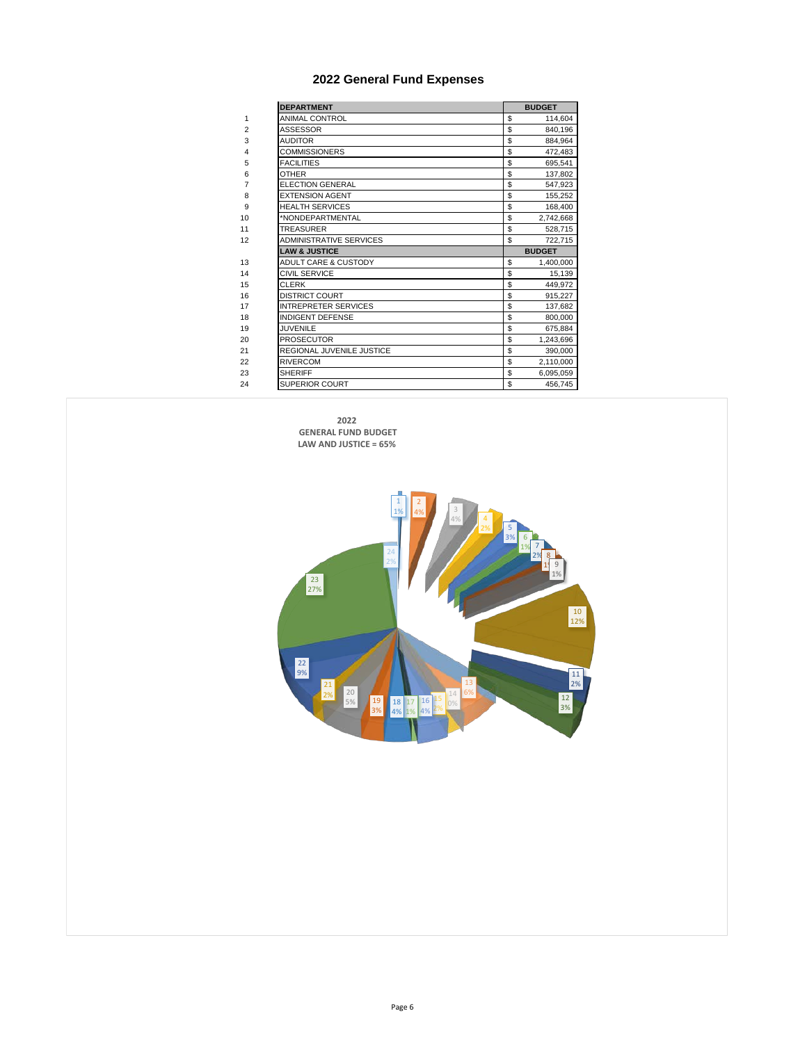# 2022 General Fund Expenses

| | DEPARTMENT | | BUDGET |
|---|---|---|---|
| 1 | ANIMAL CONTROL | $ | 114,604 |
| 2 | ASSESSOR | $ | 840,196 |
| 3 | AUDITOR | $ | 884,964 |
| 4 | COMMISSIONERS | $ | 472,483 |
| 5 | FACILITIES | $ | 695,541 |
| 6 | OTHER | $ | 137,802 |
| 7 | ELECTION GENERAL | $ | 547,923 |
| 8 | EXTENSION AGENT | $ | 155,252 |
| 9 | HEALTH SERVICES | $ | 168,400 |
| 10 | *NONDEPARTMENTAL | $ | 2,742,668 |
| 11 | TREASURER | $ | 528,715 |
| 12 | ADMINISTRATIVE SERVICES | $ | 722,715 |
| | **LAW & JUSTICE** | | **BUDGET** |
| 13 | ADULT CARE & CUSTODY | $ | 1,400,000 |
| 14 | CIVIL SERVICE | $ | 15,139 |
| 15 | CLERK | $ | 449,972 |
| 16 | DISTRICT COURT | $ | 915,227 |
| 17 | INTREPRETER SERVICES | $ | 137,682 |
| 18 | INDIGENT DEFENSE | $ | 800,000 |
| 19 | JUVENILE | $ | 675,884 |
| 20 | PROSECUTOR | $ | 1,243,696 |
| 21 | REGIONAL JUVENILE JUSTICE | $ | 390,000 |
| 22 | RIVERCOM | $ | 2,110,000 |
| 23 | SHERIFF | $ | 6,095,059 |
| 24 | SUPERIOR COURT | $ | 456,745 |

2022
GENERAL FUND BUDGET
LAW AND JUSTICE = 65%

1 1%
2 4%
3 4%
4 2%
5 3%
6 1%
7 2%
8 1%
9 1%
10 12%
11 2%
12 3%
13 6%
14 0%
15 2%
16 4%
17 1%
18 4%
19 3%
20 5%
21 2%
22 9%
23 27%
24 2%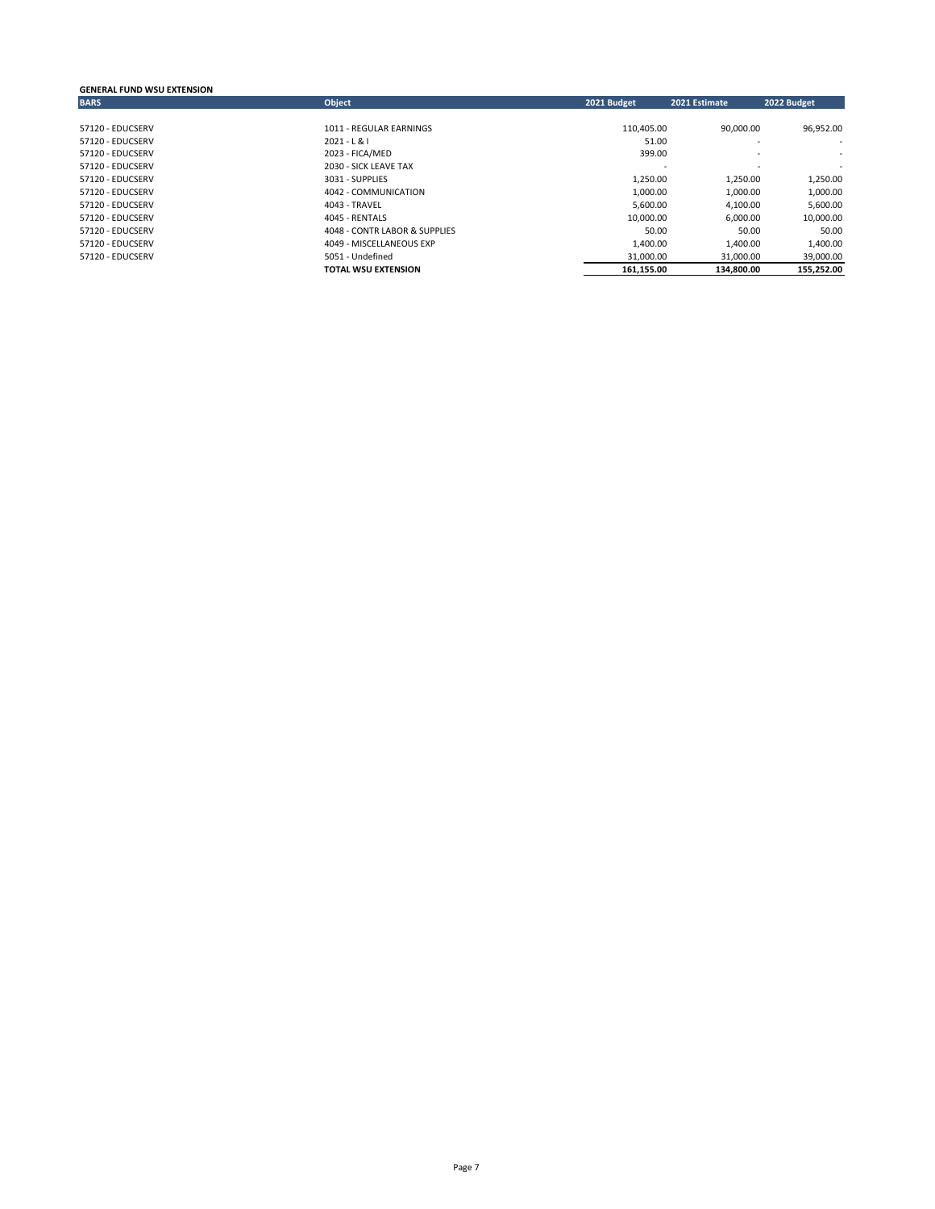**GENERAL FUND WSU EXTENSION**

| BARS | Object | 2021 Budget | 2021 Estimate | 2022 Budget |
|---|---|---|---|---|
| 57120 - EDUCSERV | 1011 - REGULAR EARNINGS | 110,405.00 | 90,000.00 | 96,952.00 |
| 57120 - EDUCSERV | 2021 - L & I | 51.00 | - | - |
| 57120 - EDUCSERV | 2023 - FICA/MED | 399.00 | - | - |
| 57120 - EDUCSERV | 2030 - SICK LEAVE TAX | - | - | - |
| 57120 - EDUCSERV | 3031 - SUPPLIES | 1,250.00 | 1,250.00 | 1,250.00 |
| 57120 - EDUCSERV | 4042 - COMMUNICATION | 1,000.00 | 1,000.00 | 1,000.00 |
| 57120 - EDUCSERV | 4043 - TRAVEL | 5,600.00 | 4,100.00 | 5,600.00 |
| 57120 - EDUCSERV | 4045 - RENTALS | 10,000.00 | 6,000.00 | 10,000.00 |
| 57120 - EDUCSERV | 4048 - CONTR LABOR & SUPPLIES | 50.00 | 50.00 | 50.00 |
| 57120 - EDUCSERV | 4049 - MISCELLANEOUS EXP | 1,400.00 | 1,400.00 | 1,400.00 |
| 57120 - EDUCSERV | 5051 - Undefined | 31,000.00 | 31,000.00 | 39,000.00 |
| | **TOTAL WSU EXTENSION** | **161,155.00** | **134,800.00** | **155,252.00** |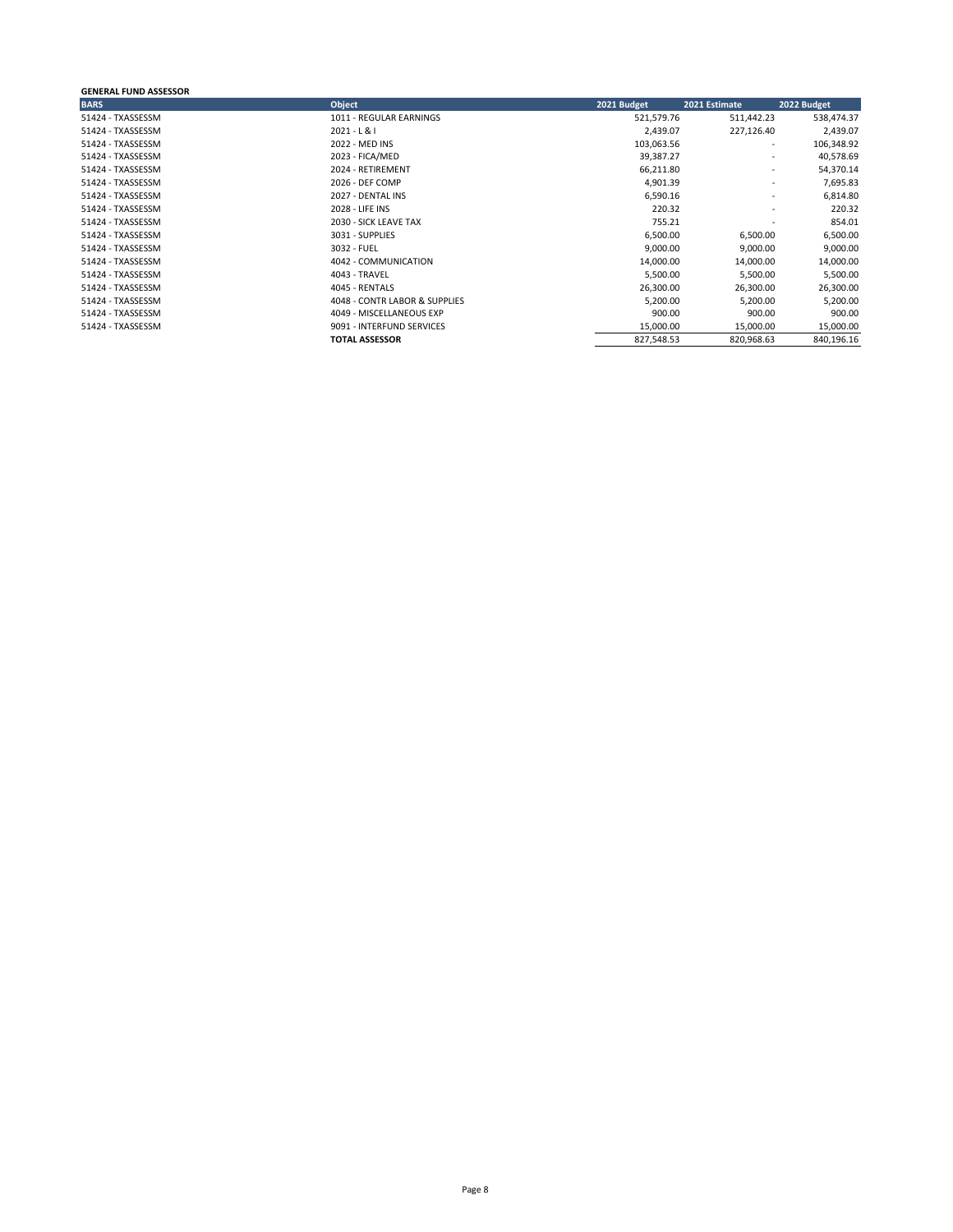**GENERAL FUND ASSESSOR**

| BARS | Object | 2021 Budget | 2021 Estimate | 2022 Budget |
|---|---|---|---|---|
| 51424 - TXASSESSM | 1011 - REGULAR EARNINGS | 521,579.76 | 511,442.23 | 538,474.37 |
| 51424 - TXASSESSM | 2021 - L & I | 2,439.07 | 227,126.40 | 2,439.07 |
| 51424 - TXASSESSM | 2022 - MED INS | 103,063.56 | - | 106,348.92 |
| 51424 - TXASSESSM | 2023 - FICA/MED | 39,387.27 | - | 40,578.69 |
| 51424 - TXASSESSM | 2024 - RETIREMENT | 66,211.80 | - | 54,370.14 |
| 51424 - TXASSESSM | 2026 - DEF COMP | 4,901.39 | - | 7,695.83 |
| 51424 - TXASSESSM | 2027 - DENTAL INS | 6,590.16 | - | 6,814.80 |
| 51424 - TXASSESSM | 2028 - LIFE INS | 220.32 | - | 220.32 |
| 51424 - TXASSESSM | 2030 - SICK LEAVE TAX | 755.21 | - | 854.01 |
| 51424 - TXASSESSM | 3031 - SUPPLIES | 6,500.00 | 6,500.00 | 6,500.00 |
| 51424 - TXASSESSM | 3032 - FUEL | 9,000.00 | 9,000.00 | 9,000.00 |
| 51424 - TXASSESSM | 4042 - COMMUNICATION | 14,000.00 | 14,000.00 | 14,000.00 |
| 51424 - TXASSESSM | 4043 - TRAVEL | 5,500.00 | 5,500.00 | 5,500.00 |
| 51424 - TXASSESSM | 4045 - RENTALS | 26,300.00 | 26,300.00 | 26,300.00 |
| 51424 - TXASSESSM | 4048 - CONTR LABOR & SUPPLIES | 5,200.00 | 5,200.00 | 5,200.00 |
| 51424 - TXASSESSM | 4049 - MISCELLANEOUS EXP | 900.00 | 900.00 | 900.00 |
| 51424 - TXASSESSM | 9091 - INTERFUND SERVICES | 15,000.00 | 15,000.00 | 15,000.00 |
| | **TOTAL ASSESSOR** | 827,548.53 | 820,968.63 | 840,196.16 |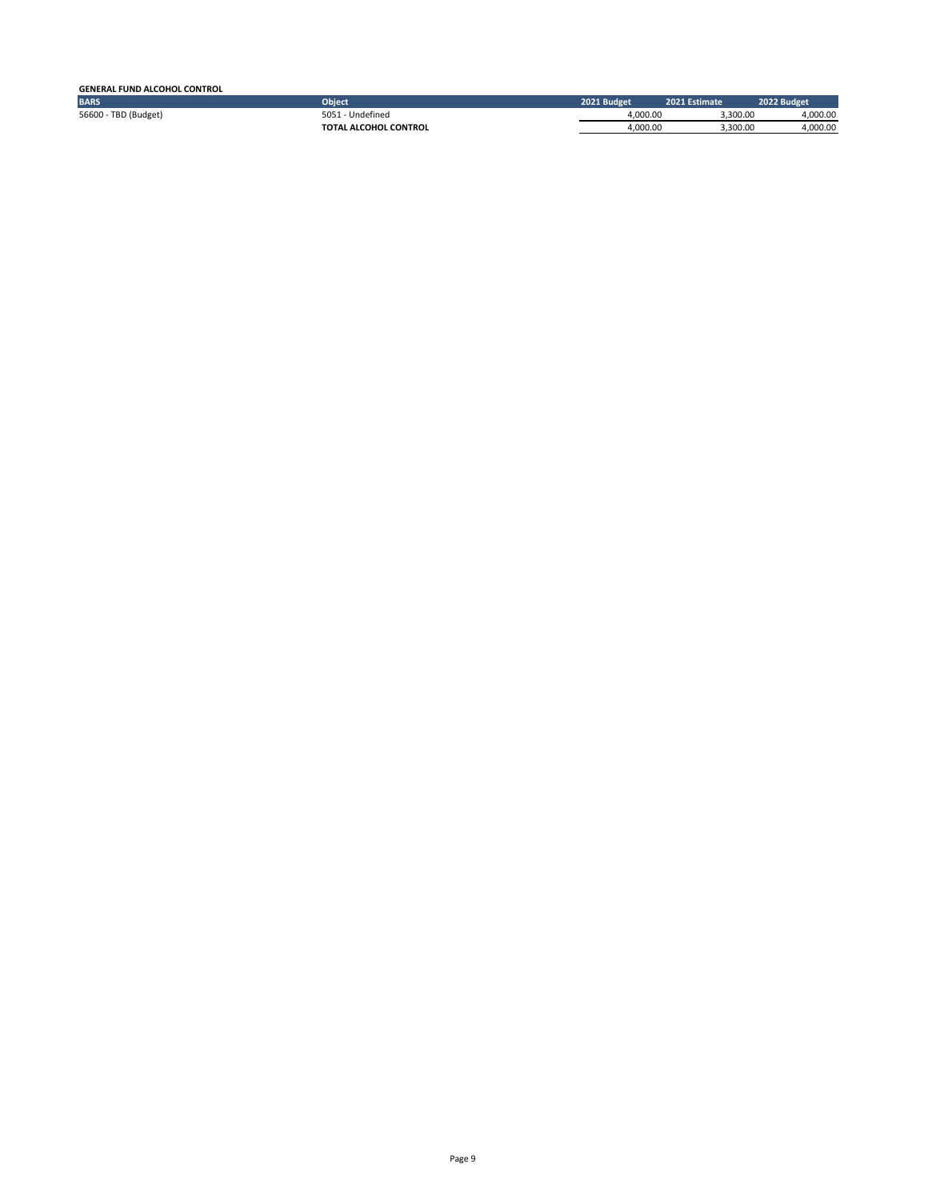**GENERAL FUND ALCOHOL CONTROL**

| BARS | Object | 2021 Budget | 2021 Estimate | 2022 Budget |
|---|---|---|---|---|
| 56600 - TBD (Budget) | 5051 - Undefined | 4,000.00 | 3,300.00 | 4,000.00 |
| | **TOTAL ALCOHOL CONTROL** | 4,000.00 | 3,300.00 | 4,000.00 |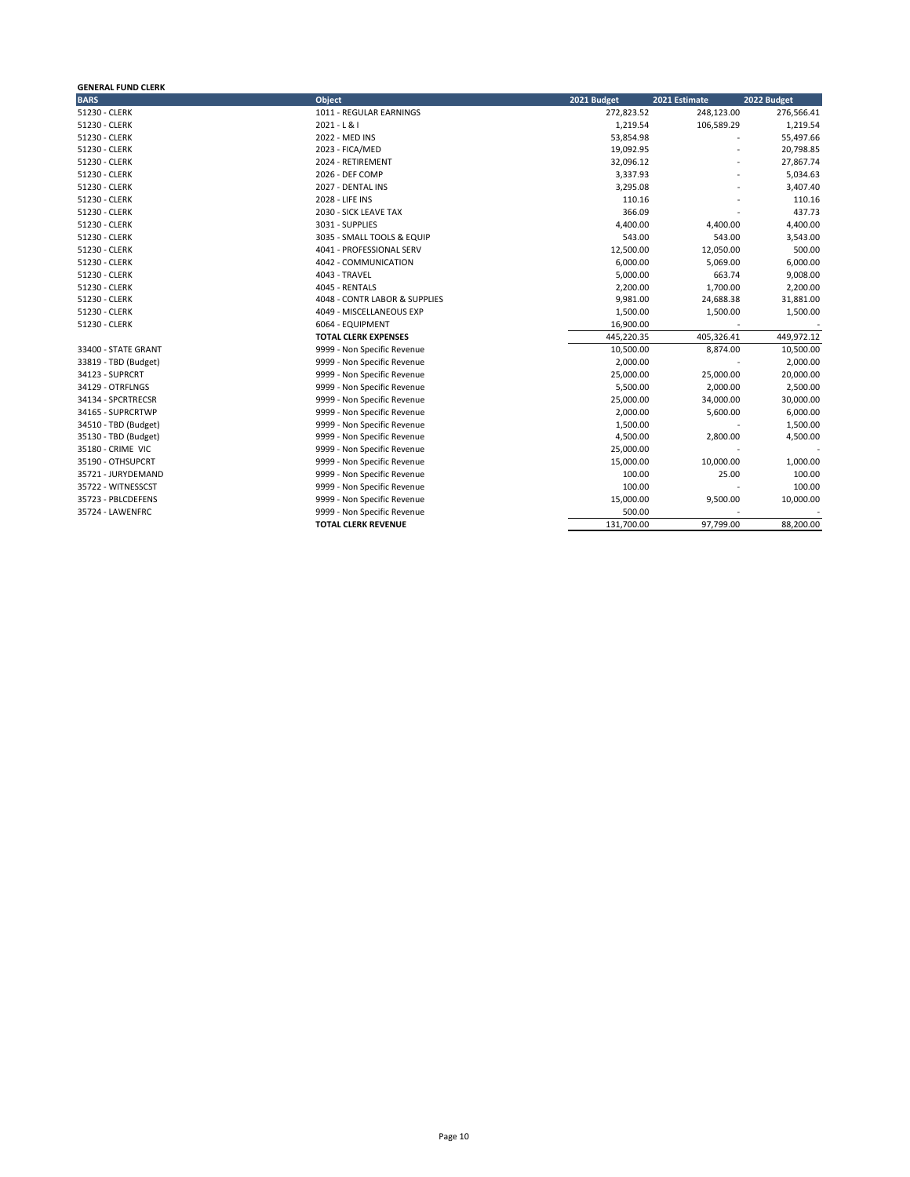**GENERAL FUND CLERK**

| BARS | Object | 2021 Budget | 2021 Estimate | 2022 Budget |
|---|---|---|---|---|
| 51230 - CLERK | 1011 - REGULAR EARNINGS | 272,823.52 | 248,123.00 | 276,566.41 |
| 51230 - CLERK | 2021 - L & I | 1,219.54 | 106,589.29 | 1,219.54 |
| 51230 - CLERK | 2022 - MED INS | 53,854.98 | - | 55,497.66 |
| 51230 - CLERK | 2023 - FICA/MED | 19,092.95 | - | 20,798.85 |
| 51230 - CLERK | 2024 - RETIREMENT | 32,096.12 | - | 27,867.74 |
| 51230 - CLERK | 2026 - DEF COMP | 3,337.93 | - | 5,034.63 |
| 51230 - CLERK | 2027 - DENTAL INS | 3,295.08 | - | 3,407.40 |
| 51230 - CLERK | 2028 - LIFE INS | 110.16 | - | 110.16 |
| 51230 - CLERK | 2030 - SICK LEAVE TAX | 366.09 | - | 437.73 |
| 51230 - CLERK | 3031 - SUPPLIES | 4,400.00 | 4,400.00 | 4,400.00 |
| 51230 - CLERK | 3035 - SMALL TOOLS & EQUIP | 543.00 | 543.00 | 3,543.00 |
| 51230 - CLERK | 4041 - PROFESSIONAL SERV | 12,500.00 | 12,050.00 | 500.00 |
| 51230 - CLERK | 4042 - COMMUNICATION | 6,000.00 | 5,069.00 | 6,000.00 |
| 51230 - CLERK | 4043 - TRAVEL | 5,000.00 | 663.74 | 9,008.00 |
| 51230 - CLERK | 4045 - RENTALS | 2,200.00 | 1,700.00 | 2,200.00 |
| 51230 - CLERK | 4048 - CONTR LABOR & SUPPLIES | 9,981.00 | 24,688.38 | 31,881.00 |
| 51230 - CLERK | 4049 - MISCELLANEOUS EXP | 1,500.00 | 1,500.00 | 1,500.00 |
| 51230 - CLERK | 6064 - EQUIPMENT | 16,900.00 | - | - |
| | **TOTAL CLERK EXPENSES** | 445,220.35 | 405,326.41 | 449,972.12 |
| 33400 - STATE GRANT | 9999 - Non Specific Revenue | 10,500.00 | 8,874.00 | 10,500.00 |
| 33819 - TBD (Budget) | 9999 - Non Specific Revenue | 2,000.00 | - | 2,000.00 |
| 34123 - SUPRCRT | 9999 - Non Specific Revenue | 25,000.00 | 25,000.00 | 20,000.00 |
| 34129 - OTRFLNGS | 9999 - Non Specific Revenue | 5,500.00 | 2,000.00 | 2,500.00 |
| 34134 - SPCRTRECSR | 9999 - Non Specific Revenue | 25,000.00 | 34,000.00 | 30,000.00 |
| 34165 - SUPRCRTWP | 9999 - Non Specific Revenue | 2,000.00 | 5,600.00 | 6,000.00 |
| 34510 - TBD (Budget) | 9999 - Non Specific Revenue | 1,500.00 | - | 1,500.00 |
| 35130 - TBD (Budget) | 9999 - Non Specific Revenue | 4,500.00 | 2,800.00 | 4,500.00 |
| 35180 - CRIME VIC | 9999 - Non Specific Revenue | 25,000.00 | - | - |
| 35190 - OTHSUPCRT | 9999 - Non Specific Revenue | 15,000.00 | 10,000.00 | 1,000.00 |
| 35721 - JURYDEMAND | 9999 - Non Specific Revenue | 100.00 | 25.00 | 100.00 |
| 35722 - WITNESSCST | 9999 - Non Specific Revenue | 100.00 | - | 100.00 |
| 35723 - PBLCDEFENS | 9999 - Non Specific Revenue | 15,000.00 | 9,500.00 | 10,000.00 |
| 35724 - LAWENFRC | 9999 - Non Specific Revenue | 500.00 | - | - |
| | **TOTAL CLERK REVENUE** | 131,700.00 | 97,799.00 | 88,200.00 |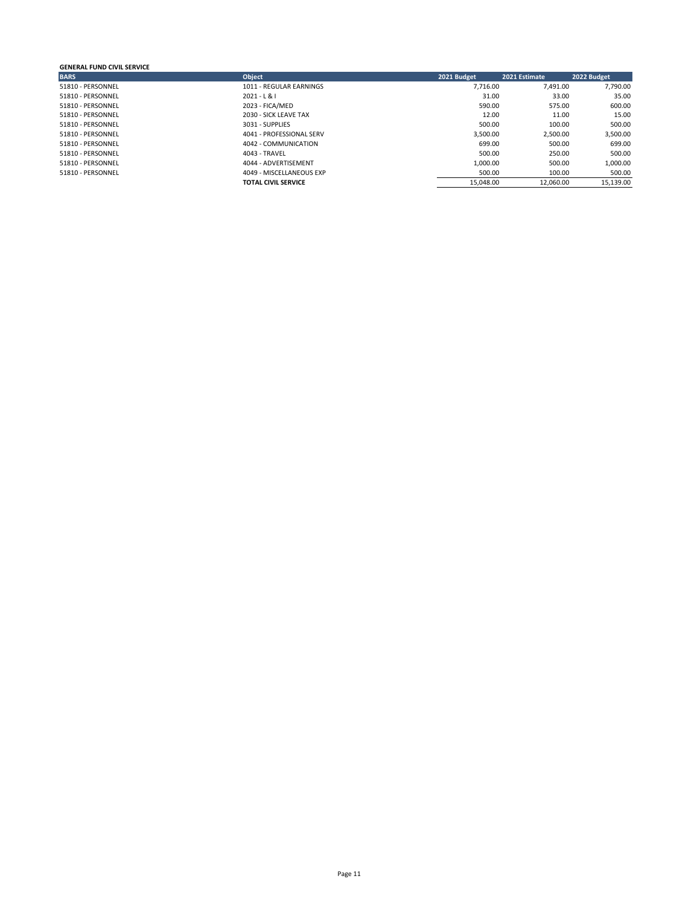**GENERAL FUND CIVIL SERVICE**

| BARS | Object | 2021 Budget | 2021 Estimate | 2022 Budget |
|---|---|---|---|---|
| 51810 - PERSONNEL | 1011 - REGULAR EARNINGS | 7,716.00 | 7,491.00 | 7,790.00 |
| 51810 - PERSONNEL | 2021 - L & I | 31.00 | 33.00 | 35.00 |
| 51810 - PERSONNEL | 2023 - FICA/MED | 590.00 | 575.00 | 600.00 |
| 51810 - PERSONNEL | 2030 - SICK LEAVE TAX | 12.00 | 11.00 | 15.00 |
| 51810 - PERSONNEL | 3031 - SUPPLIES | 500.00 | 100.00 | 500.00 |
| 51810 - PERSONNEL | 4041 - PROFESSIONAL SERV | 3,500.00 | 2,500.00 | 3,500.00 |
| 51810 - PERSONNEL | 4042 - COMMUNICATION | 699.00 | 500.00 | 699.00 |
| 51810 - PERSONNEL | 4043 - TRAVEL | 500.00 | 250.00 | 500.00 |
| 51810 - PERSONNEL | 4044 - ADVERTISEMENT | 1,000.00 | 500.00 | 1,000.00 |
| 51810 - PERSONNEL | 4049 - MISCELLANEOUS EXP | 500.00 | 100.00 | 500.00 |
| | **TOTAL CIVIL SERVICE** | 15,048.00 | 12,060.00 | 15,139.00 |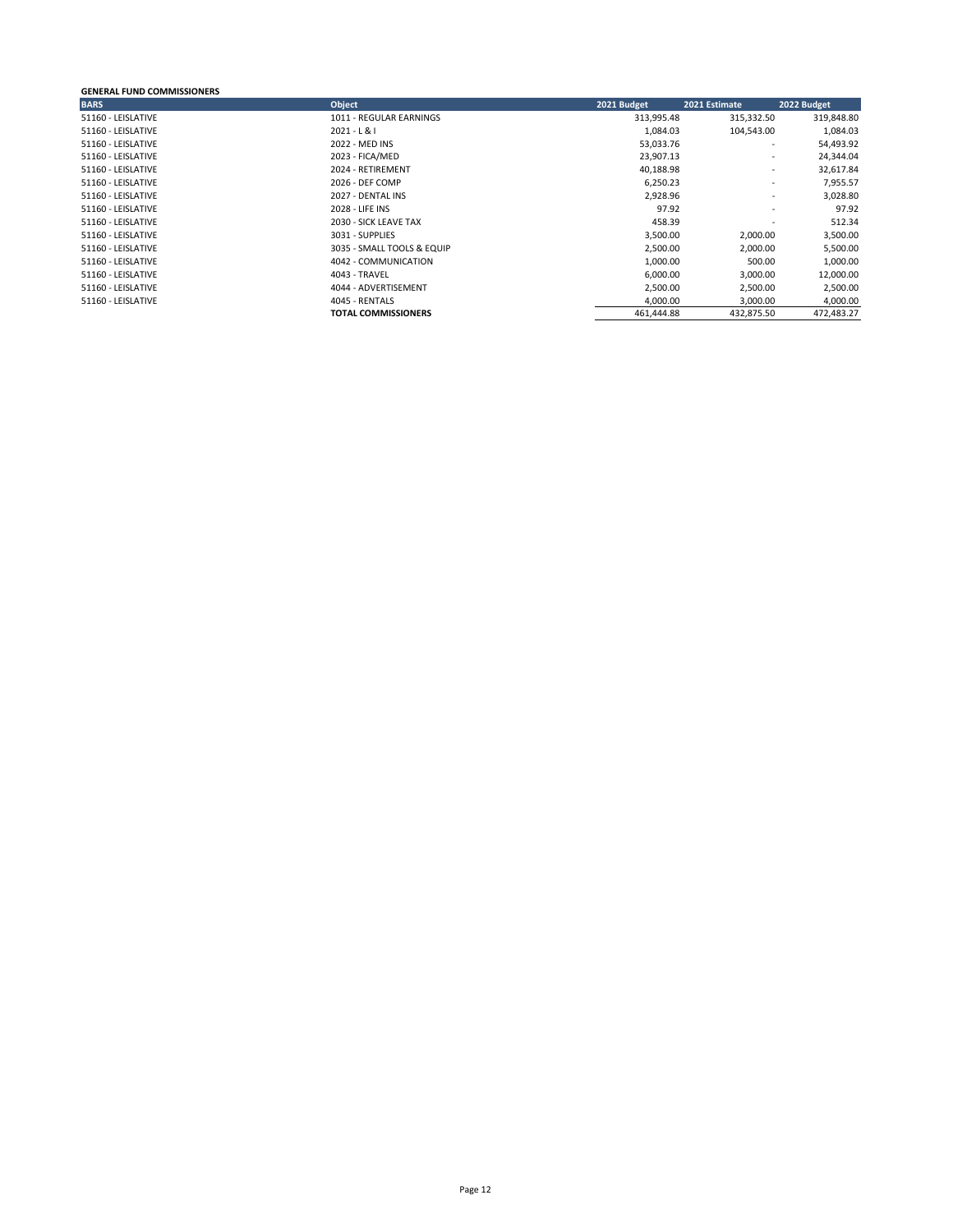**GENERAL FUND COMMISSIONERS**

| BARS | Object | 2021 Budget | 2021 Estimate | 2022 Budget |
|---|---|---|---|---|
| 51160 - LEISLATIVE | 1011 - REGULAR EARNINGS | 313,995.48 | 315,332.50 | 319,848.80 |
| 51160 - LEISLATIVE | 2021 - L & I | 1,084.03 | 104,543.00 | 1,084.03 |
| 51160 - LEISLATIVE | 2022 - MED INS | 53,033.76 | - | 54,493.92 |
| 51160 - LEISLATIVE | 2023 - FICA/MED | 23,907.13 | - | 24,344.04 |
| 51160 - LEISLATIVE | 2024 - RETIREMENT | 40,188.98 | - | 32,617.84 |
| 51160 - LEISLATIVE | 2026 - DEF COMP | 6,250.23 | - | 7,955.57 |
| 51160 - LEISLATIVE | 2027 - DENTAL INS | 2,928.96 | - | 3,028.80 |
| 51160 - LEISLATIVE | 2028 - LIFE INS | 97.92 | - | 97.92 |
| 51160 - LEISLATIVE | 2030 - SICK LEAVE TAX | 458.39 | - | 512.34 |
| 51160 - LEISLATIVE | 3031 - SUPPLIES | 3,500.00 | 2,000.00 | 3,500.00 |
| 51160 - LEISLATIVE | 3035 - SMALL TOOLS & EQUIP | 2,500.00 | 2,000.00 | 5,500.00 |
| 51160 - LEISLATIVE | 4042 - COMMUNICATION | 1,000.00 | 500.00 | 1,000.00 |
| 51160 - LEISLATIVE | 4043 - TRAVEL | 6,000.00 | 3,000.00 | 12,000.00 |
| 51160 - LEISLATIVE | 4044 - ADVERTISEMENT | 2,500.00 | 2,500.00 | 2,500.00 |
| 51160 - LEISLATIVE | 4045 - RENTALS | 4,000.00 | 3,000.00 | 4,000.00 |
| | **TOTAL COMMISSIONERS** | 461,444.88 | 432,875.50 | 472,483.27 |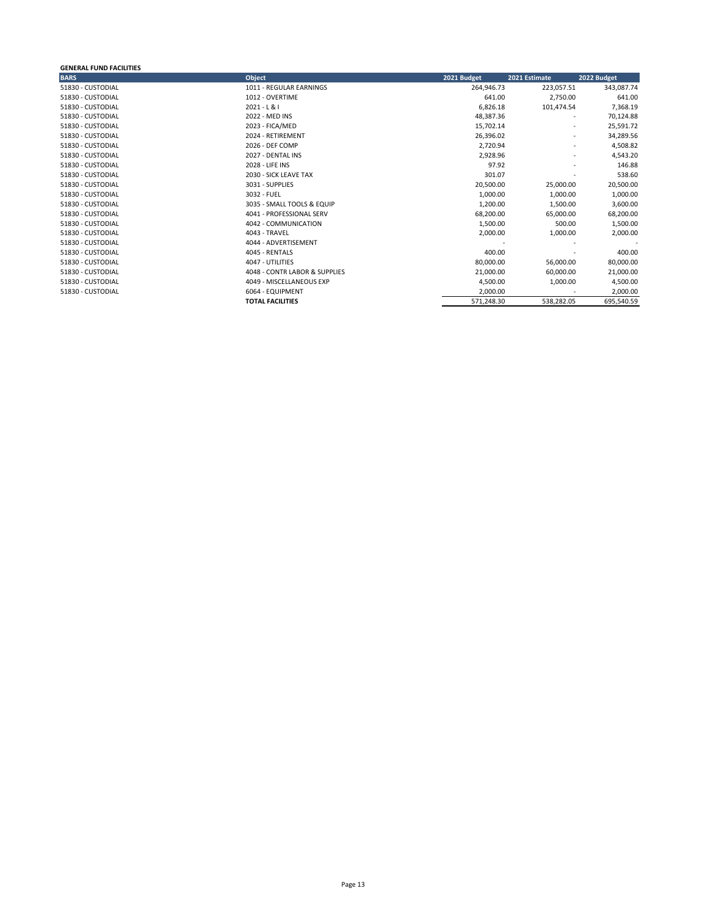**GENERAL FUND FACILITIES**

| BARS | Object | 2021 Budget | 2021 Estimate | 2022 Budget |
|---|---|---|---|---|
| 51830 - CUSTODIAL | 1011 - REGULAR EARNINGS | 264,946.73 | 223,057.51 | 343,087.74 |
| 51830 - CUSTODIAL | 1012 - OVERTIME | 641.00 | 2,750.00 | 641.00 |
| 51830 - CUSTODIAL | 2021 - L & I | 6,826.18 | 101,474.54 | 7,368.19 |
| 51830 - CUSTODIAL | 2022 - MED INS | 48,387.36 | - | 70,124.88 |
| 51830 - CUSTODIAL | 2023 - FICA/MED | 15,702.14 | - | 25,591.72 |
| 51830 - CUSTODIAL | 2024 - RETIREMENT | 26,396.02 | - | 34,289.56 |
| 51830 - CUSTODIAL | 2026 - DEF COMP | 2,720.94 | - | 4,508.82 |
| 51830 - CUSTODIAL | 2027 - DENTAL INS | 2,928.96 | - | 4,543.20 |
| 51830 - CUSTODIAL | 2028 - LIFE INS | 97.92 | - | 146.88 |
| 51830 - CUSTODIAL | 2030 - SICK LEAVE TAX | 301.07 | - | 538.60 |
| 51830 - CUSTODIAL | 3031 - SUPPLIES | 20,500.00 | 25,000.00 | 20,500.00 |
| 51830 - CUSTODIAL | 3032 - FUEL | 1,000.00 | 1,000.00 | 1,000.00 |
| 51830 - CUSTODIAL | 3035 - SMALL TOOLS & EQUIP | 1,200.00 | 1,500.00 | 3,600.00 |
| 51830 - CUSTODIAL | 4041 - PROFESSIONAL SERV | 68,200.00 | 65,000.00 | 68,200.00 |
| 51830 - CUSTODIAL | 4042 - COMMUNICATION | 1,500.00 | 500.00 | 1,500.00 |
| 51830 - CUSTODIAL | 4043 - TRAVEL | 2,000.00 | 1,000.00 | 2,000.00 |
| 51830 - CUSTODIAL | 4044 - ADVERTISEMENT | - | - | - |
| 51830 - CUSTODIAL | 4045 - RENTALS | 400.00 | - | 400.00 |
| 51830 - CUSTODIAL | 4047 - UTILITIES | 80,000.00 | 56,000.00 | 80,000.00 |
| 51830 - CUSTODIAL | 4048 - CONTR LABOR & SUPPLIES | 21,000.00 | 60,000.00 | 21,000.00 |
| 51830 - CUSTODIAL | 4049 - MISCELLANEOUS EXP | 4,500.00 | 1,000.00 | 4,500.00 |
| 51830 - CUSTODIAL | 6064 - EQUIPMENT | 2,000.00 | - | 2,000.00 |
| | **TOTAL FACILITIES** | 571,248.30 | 538,282.05 | 695,540.59 |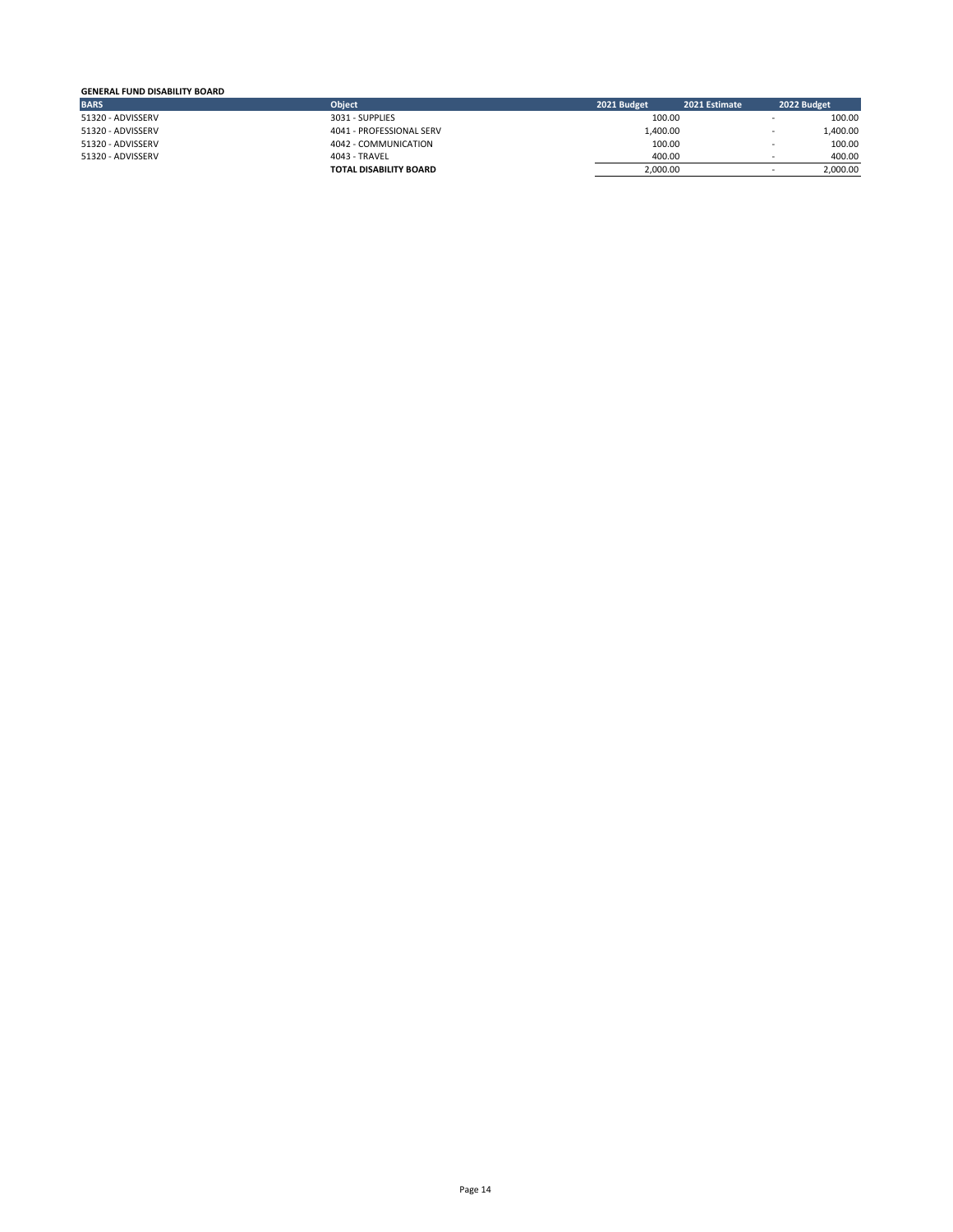**GENERAL FUND DISABILITY BOARD**

| BARS | Object | 2021 Budget | 2021 Estimate | 2022 Budget |
|---|---|---|---|---|
| 51320 - ADVISSERV | 3031 - SUPPLIES | 100.00 | - | 100.00 |
| 51320 - ADVISSERV | 4041 - PROFESSIONAL SERV | 1,400.00 | - | 1,400.00 |
| 51320 - ADVISSERV | 4042 - COMMUNICATION | 100.00 | - | 100.00 |
| 51320 - ADVISSERV | 4043 - TRAVEL | 400.00 | - | 400.00 |
| | **TOTAL DISABILITY BOARD** | 2,000.00 | - | 2,000.00 |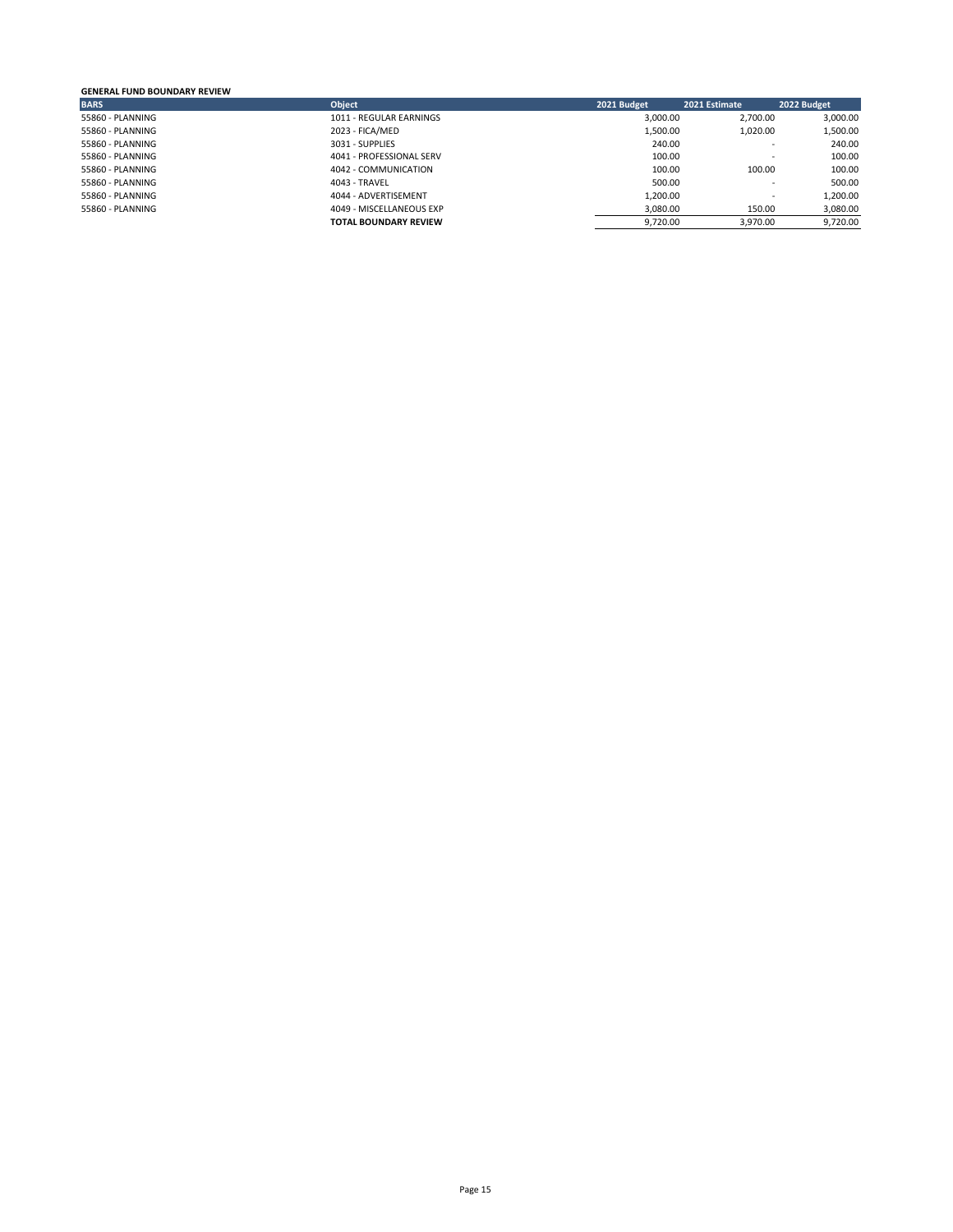**GENERAL FUND BOUNDARY REVIEW**

| BARS | Object | 2021 Budget | 2021 Estimate | 2022 Budget |
|---|---|---|---|---|
| 55860 - PLANNING | 1011 - REGULAR EARNINGS | 3,000.00 | 2,700.00 | 3,000.00 |
| 55860 - PLANNING | 2023 - FICA/MED | 1,500.00 | 1,020.00 | 1,500.00 |
| 55860 - PLANNING | 3031 - SUPPLIES | 240.00 | - | 240.00 |
| 55860 - PLANNING | 4041 - PROFESSIONAL SERV | 100.00 | - | 100.00 |
| 55860 - PLANNING | 4042 - COMMUNICATION | 100.00 | 100.00 | 100.00 |
| 55860 - PLANNING | 4043 - TRAVEL | 500.00 | - | 500.00 |
| 55860 - PLANNING | 4044 - ADVERTISEMENT | 1,200.00 | - | 1,200.00 |
| 55860 - PLANNING | 4049 - MISCELLANEOUS EXP | 3,080.00 | 150.00 | 3,080.00 |
| | **TOTAL BOUNDARY REVIEW** | 9,720.00 | 3,970.00 | 9,720.00 |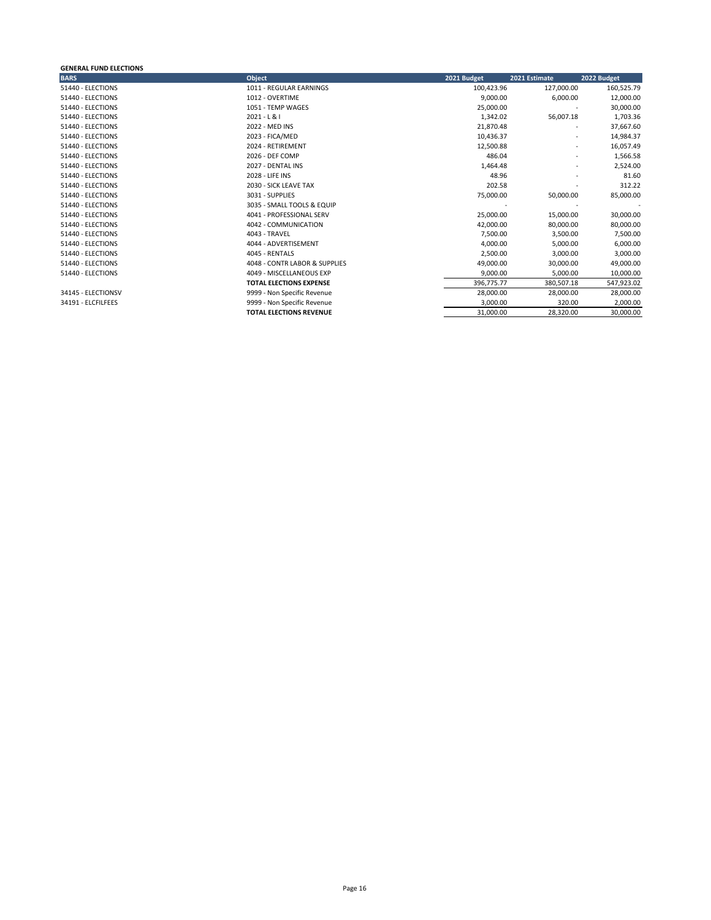**GENERAL FUND ELECTIONS**

| BARS | Object | 2021 Budget | 2021 Estimate | 2022 Budget |
|---|---|---|---|---|
| 51440 - ELECTIONS | 1011 - REGULAR EARNINGS | 100,423.96 | 127,000.00 | 160,525.79 |
| 51440 - ELECTIONS | 1012 - OVERTIME | 9,000.00 | 6,000.00 | 12,000.00 |
| 51440 - ELECTIONS | 1051 - TEMP WAGES | 25,000.00 | - | 30,000.00 |
| 51440 - ELECTIONS | 2021 - L & I | 1,342.02 | 56,007.18 | 1,703.36 |
| 51440 - ELECTIONS | 2022 - MED INS | 21,870.48 | - | 37,667.60 |
| 51440 - ELECTIONS | 2023 - FICA/MED | 10,436.37 | - | 14,984.37 |
| 51440 - ELECTIONS | 2024 - RETIREMENT | 12,500.88 | - | 16,057.49 |
| 51440 - ELECTIONS | 2026 - DEF COMP | 486.04 | - | 1,566.58 |
| 51440 - ELECTIONS | 2027 - DENTAL INS | 1,464.48 | - | 2,524.00 |
| 51440 - ELECTIONS | 2028 - LIFE INS | 48.96 | - | 81.60 |
| 51440 - ELECTIONS | 2030 - SICK LEAVE TAX | 202.58 | - | 312.22 |
| 51440 - ELECTIONS | 3031 - SUPPLIES | 75,000.00 | 50,000.00 | 85,000.00 |
| 51440 - ELECTIONS | 3035 - SMALL TOOLS & EQUIP | - | - | - |
| 51440 - ELECTIONS | 4041 - PROFESSIONAL SERV | 25,000.00 | 15,000.00 | 30,000.00 |
| 51440 - ELECTIONS | 4042 - COMMUNICATION | 42,000.00 | 80,000.00 | 80,000.00 |
| 51440 - ELECTIONS | 4043 - TRAVEL | 7,500.00 | 3,500.00 | 7,500.00 |
| 51440 - ELECTIONS | 4044 - ADVERTISEMENT | 4,000.00 | 5,000.00 | 6,000.00 |
| 51440 - ELECTIONS | 4045 - RENTALS | 2,500.00 | 3,000.00 | 3,000.00 |
| 51440 - ELECTIONS | 4048 - CONTR LABOR & SUPPLIES | 49,000.00 | 30,000.00 | 49,000.00 |
| 51440 - ELECTIONS | 4049 - MISCELLANEOUS EXP | 9,000.00 | 5,000.00 | 10,000.00 |
| | **TOTAL ELECTIONS EXPENSE** | 396,775.77 | 380,507.18 | 547,923.02 |
| 34145 - ELECTIONSV | 9999 - Non Specific Revenue | 28,000.00 | 28,000.00 | 28,000.00 |
| 34191 - ELCFILFEES | 9999 - Non Specific Revenue | 3,000.00 | 320.00 | 2,000.00 |
| | **TOTAL ELECTIONS REVENUE** | 31,000.00 | 28,320.00 | 30,000.00 |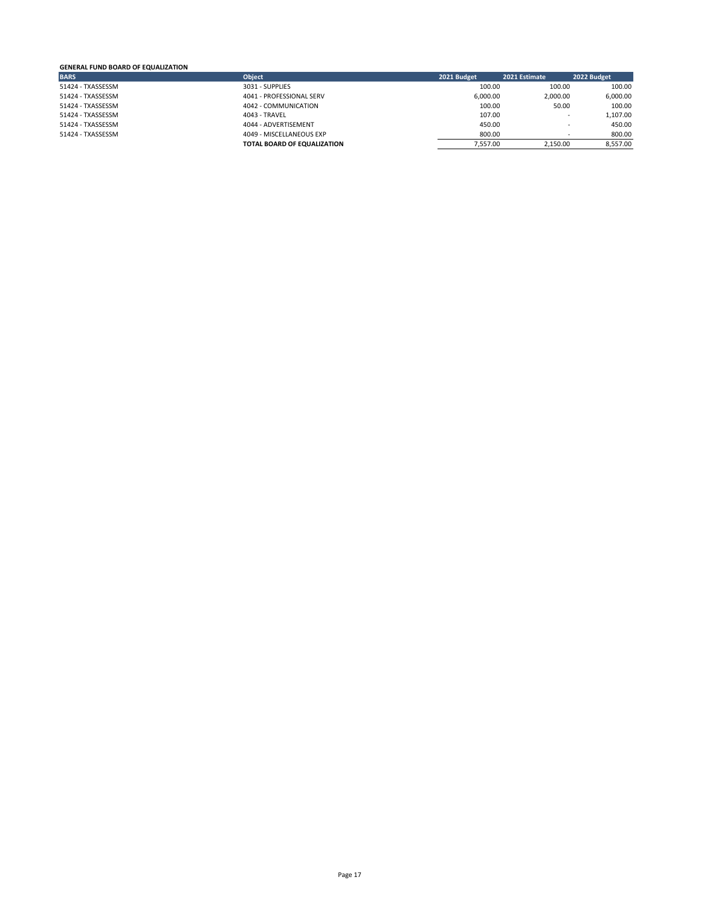**GENERAL FUND BOARD OF EQUALIZATION**

| BARS | Object | 2021 Budget | 2021 Estimate | 2022 Budget |
|---|---|---|---|---|
| 51424 - TXASSESSM | 3031 - SUPPLIES | 100.00 | 100.00 | 100.00 |
| 51424 - TXASSESSM | 4041 - PROFESSIONAL SERV | 6,000.00 | 2,000.00 | 6,000.00 |
| 51424 - TXASSESSM | 4042 - COMMUNICATION | 100.00 | 50.00 | 100.00 |
| 51424 - TXASSESSM | 4043 - TRAVEL | 107.00 | - | 1,107.00 |
| 51424 - TXASSESSM | 4044 - ADVERTISEMENT | 450.00 | - | 450.00 |
| 51424 - TXASSESSM | 4049 - MISCELLANEOUS EXP | 800.00 | - | 800.00 |
| | **TOTAL BOARD OF EQUALIZATION** | 7,557.00 | 2,150.00 | 8,557.00 |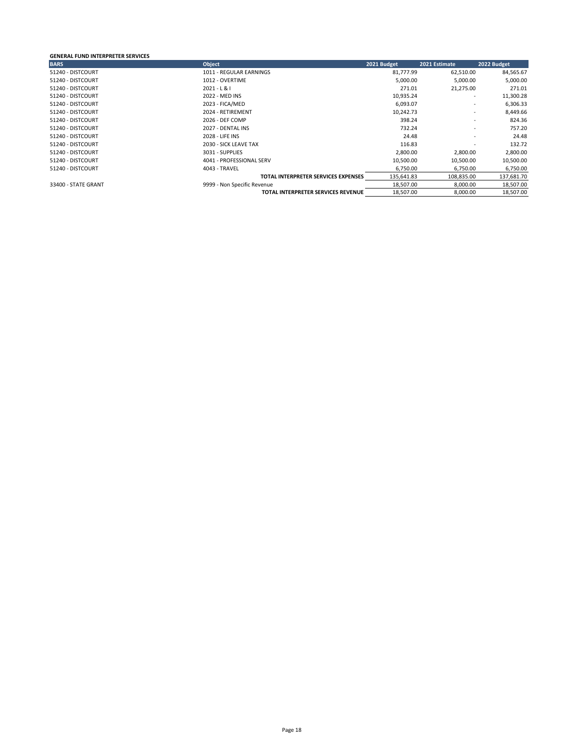**GENERAL FUND INTERPRETER SERVICES**

| BARS | Object | 2021 Budget | 2021 Estimate | 2022 Budget |
|---|---|---|---|---|
| 51240 - DISTCOURT | 1011 - REGULAR EARNINGS | 81,777.99 | 62,510.00 | 84,565.67 |
| 51240 - DISTCOURT | 1012 - OVERTIME | 5,000.00 | 5,000.00 | 5,000.00 |
| 51240 - DISTCOURT | 2021 - L & I | 271.01 | 21,275.00 | 271.01 |
| 51240 - DISTCOURT | 2022 - MED INS | 10,935.24 | - | 11,300.28 |
| 51240 - DISTCOURT | 2023 - FICA/MED | 6,093.07 | - | 6,306.33 |
| 51240 - DISTCOURT | 2024 - RETIREMENT | 10,242.73 | - | 8,449.66 |
| 51240 - DISTCOURT | 2026 - DEF COMP | 398.24 | - | 824.36 |
| 51240 - DISTCOURT | 2027 - DENTAL INS | 732.24 | - | 757.20 |
| 51240 - DISTCOURT | 2028 - LIFE INS | 24.48 | - | 24.48 |
| 51240 - DISTCOURT | 2030 - SICK LEAVE TAX | 116.83 | - | 132.72 |
| 51240 - DISTCOURT | 3031 - SUPPLIES | 2,800.00 | 2,800.00 | 2,800.00 |
| 51240 - DISTCOURT | 4041 - PROFESSIONAL SERV | 10,500.00 | 10,500.00 | 10,500.00 |
| 51240 - DISTCOURT | 4043 - TRAVEL | 6,750.00 | 6,750.00 | 6,750.00 |
| | **TOTAL INTERPRETER SERVICES EXPENSES** | 135,641.83 | 108,835.00 | 137,681.70 |
| 33400 - STATE GRANT | 9999 - Non Specific Revenue | 18,507.00 | 8,000.00 | 18,507.00 |
| | **TOTAL INTERPRETER SERVICES REVENUE** | 18,507.00 | 8,000.00 | 18,507.00 |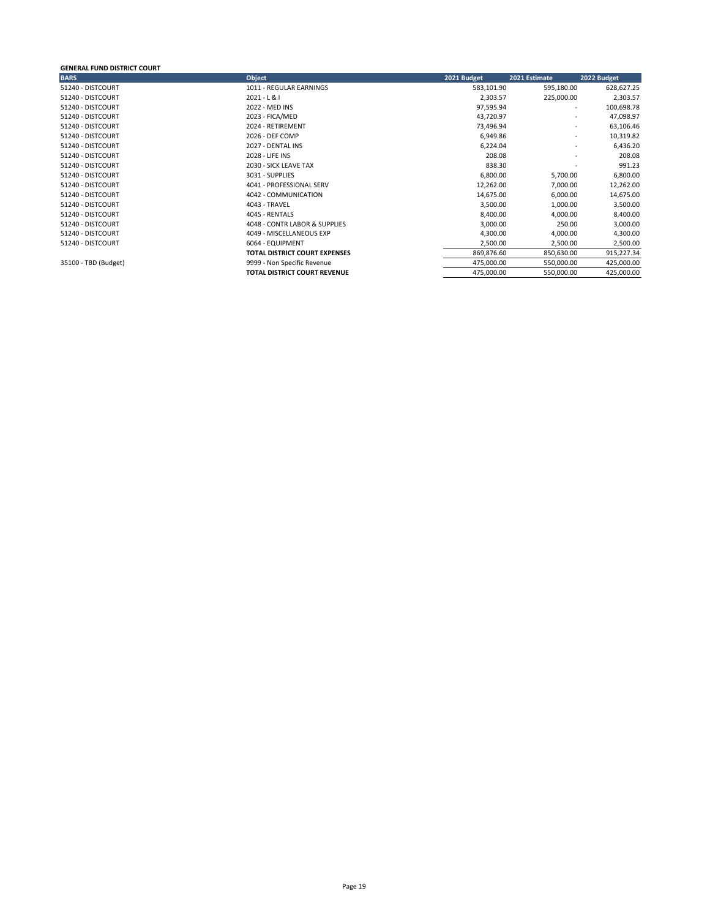**GENERAL FUND DISTRICT COURT**

| BARS | Object | 2021 Budget | 2021 Estimate | 2022 Budget |
|---|---|---|---|---|
| 51240 - DISTCOURT | 1011 - REGULAR EARNINGS | 583,101.90 | 595,180.00 | 628,627.25 |
| 51240 - DISTCOURT | 2021 - L & I | 2,303.57 | 225,000.00 | 2,303.57 |
| 51240 - DISTCOURT | 2022 - MED INS | 97,595.94 | - | 100,698.78 |
| 51240 - DISTCOURT | 2023 - FICA/MED | 43,720.97 | - | 47,098.97 |
| 51240 - DISTCOURT | 2024 - RETIREMENT | 73,496.94 | - | 63,106.46 |
| 51240 - DISTCOURT | 2026 - DEF COMP | 6,949.86 | - | 10,319.82 |
| 51240 - DISTCOURT | 2027 - DENTAL INS | 6,224.04 | - | 6,436.20 |
| 51240 - DISTCOURT | 2028 - LIFE INS | 208.08 | - | 208.08 |
| 51240 - DISTCOURT | 2030 - SICK LEAVE TAX | 838.30 | - | 991.23 |
| 51240 - DISTCOURT | 3031 - SUPPLIES | 6,800.00 | 5,700.00 | 6,800.00 |
| 51240 - DISTCOURT | 4041 - PROFESSIONAL SERV | 12,262.00 | 7,000.00 | 12,262.00 |
| 51240 - DISTCOURT | 4042 - COMMUNICATION | 14,675.00 | 6,000.00 | 14,675.00 |
| 51240 - DISTCOURT | 4043 - TRAVEL | 3,500.00 | 1,000.00 | 3,500.00 |
| 51240 - DISTCOURT | 4045 - RENTALS | 8,400.00 | 4,000.00 | 8,400.00 |
| 51240 - DISTCOURT | 4048 - CONTR LABOR & SUPPLIES | 3,000.00 | 250.00 | 3,000.00 |
| 51240 - DISTCOURT | 4049 - MISCELLANEOUS EXP | 4,300.00 | 4,000.00 | 4,300.00 |
| 51240 - DISTCOURT | 6064 - EQUIPMENT | 2,500.00 | 2,500.00 | 2,500.00 |
| | **TOTAL DISTRICT COURT EXPENSES** | 869,876.60 | 850,630.00 | 915,227.34 |
| 35100 - TBD (Budget) | 9999 - Non Specific Revenue | 475,000.00 | 550,000.00 | 425,000.00 |
| | **TOTAL DISTRICT COURT REVENUE** | 475,000.00 | 550,000.00 | 425,000.00 |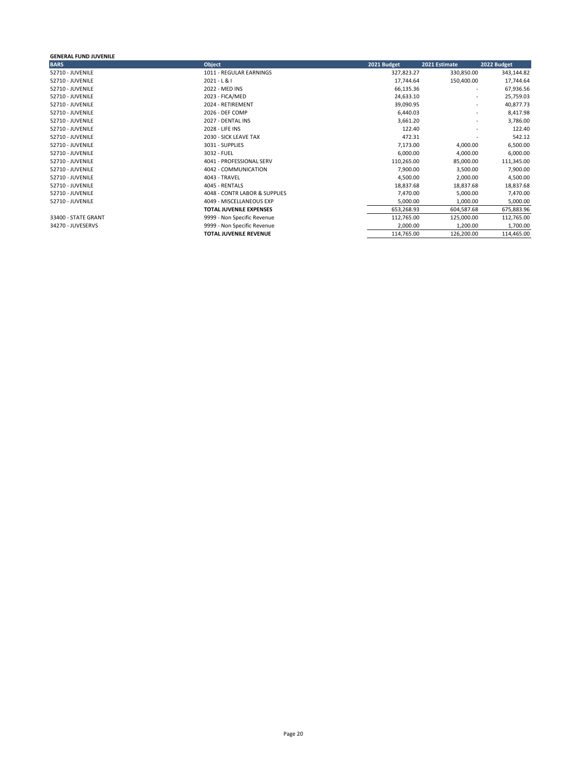**GENERAL FUND JUVENILE**

| BARS | Object | 2021 Budget | 2021 Estimate | 2022 Budget |
|---|---|---|---|---|
| 52710 - JUVENILE | 1011 - REGULAR EARNINGS | 327,823.27 | 330,850.00 | 343,144.82 |
| 52710 - JUVENILE | 2021 - L & I | 17,744.64 | 150,400.00 | 17,744.64 |
| 52710 - JUVENILE | 2022 - MED INS | 66,135.36 | - | 67,936.56 |
| 52710 - JUVENILE | 2023 - FICA/MED | 24,633.10 | - | 25,759.03 |
| 52710 - JUVENILE | 2024 - RETIREMENT | 39,090.95 | - | 40,877.73 |
| 52710 - JUVENILE | 2026 - DEF COMP | 6,440.03 | - | 8,417.98 |
| 52710 - JUVENILE | 2027 - DENTAL INS | 3,661.20 | - | 3,786.00 |
| 52710 - JUVENILE | 2028 - LIFE INS | 122.40 | - | 122.40 |
| 52710 - JUVENILE | 2030 - SICK LEAVE TAX | 472.31 | - | 542.12 |
| 52710 - JUVENILE | 3031 - SUPPLIES | 7,173.00 | 4,000.00 | 6,500.00 |
| 52710 - JUVENILE | 3032 - FUEL | 6,000.00 | 4,000.00 | 6,000.00 |
| 52710 - JUVENILE | 4041 - PROFESSIONAL SERV | 110,265.00 | 85,000.00 | 111,345.00 |
| 52710 - JUVENILE | 4042 - COMMUNICATION | 7,900.00 | 3,500.00 | 7,900.00 |
| 52710 - JUVENILE | 4043 - TRAVEL | 4,500.00 | 2,000.00 | 4,500.00 |
| 52710 - JUVENILE | 4045 - RENTALS | 18,837.68 | 18,837.68 | 18,837.68 |
| 52710 - JUVENILE | 4048 - CONTR LABOR & SUPPLIES | 7,470.00 | 5,000.00 | 7,470.00 |
| 52710 - JUVENILE | 4049 - MISCELLANEOUS EXP | 5,000.00 | 1,000.00 | 5,000.00 |
| | **TOTAL JUVENILE EXPENSES** | 653,268.93 | 604,587.68 | 675,883.96 |
| 33400 - STATE GRANT | 9999 - Non Specific Revenue | 112,765.00 | 125,000.00 | 112,765.00 |
| 34270 - JUVESERVS | 9999 - Non Specific Revenue | 2,000.00 | 1,200.00 | 1,700.00 |
| | **TOTAL JUVENILE REVENUE** | 114,765.00 | 126,200.00 | 114,465.00 |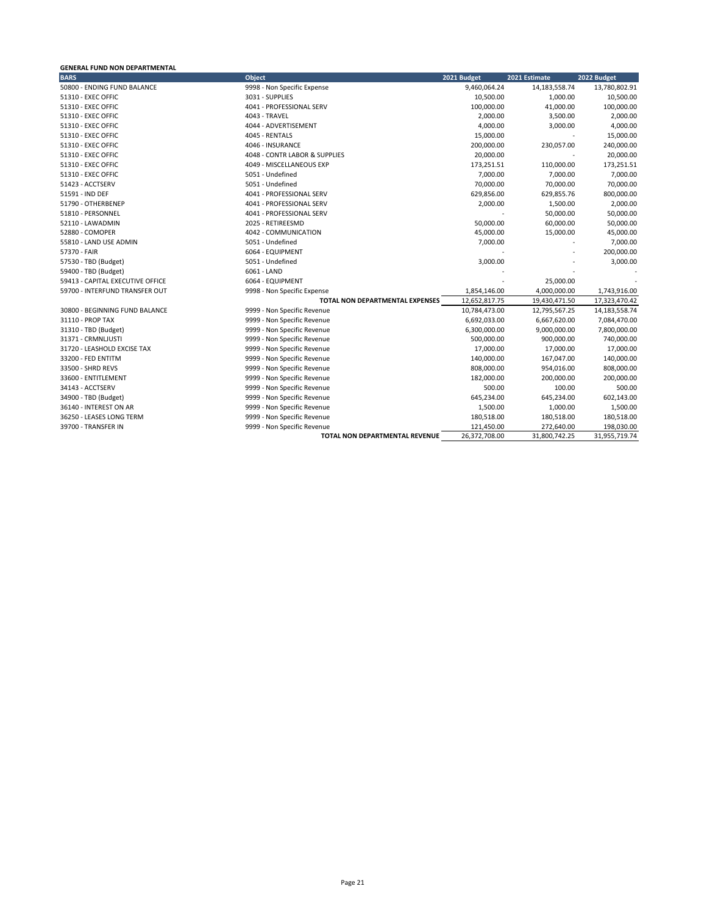**GENERAL FUND NON DEPARTMENTAL**

| BARS | Object | 2021 Budget | 2021 Estimate | 2022 Budget |
|---|---|---|---|---|
| 50800 - ENDING FUND BALANCE | 9998 - Non Specific Expense | 9,460,064.24 | 14,183,558.74 | 13,780,802.91 |
| 51310 - EXEC OFFIC | 3031 - SUPPLIES | 10,500.00 | 1,000.00 | 10,500.00 |
| 51310 - EXEC OFFIC | 4041 - PROFESSIONAL SERV | 100,000.00 | 41,000.00 | 100,000.00 |
| 51310 - EXEC OFFIC | 4043 - TRAVEL | 2,000.00 | 3,500.00 | 2,000.00 |
| 51310 - EXEC OFFIC | 4044 - ADVERTISEMENT | 4,000.00 | 3,000.00 | 4,000.00 |
| 51310 - EXEC OFFIC | 4045 - RENTALS | 15,000.00 | - | 15,000.00 |
| 51310 - EXEC OFFIC | 4046 - INSURANCE | 200,000.00 | 230,057.00 | 240,000.00 |
| 51310 - EXEC OFFIC | 4048 - CONTR LABOR & SUPPLIES | 20,000.00 | - | 20,000.00 |
| 51310 - EXEC OFFIC | 4049 - MISCELLANEOUS EXP | 173,251.51 | 110,000.00 | 173,251.51 |
| 51310 - EXEC OFFIC | 5051 - Undefined | 7,000.00 | 7,000.00 | 7,000.00 |
| 51423 - ACCTSERV | 5051 - Undefined | 70,000.00 | 70,000.00 | 70,000.00 |
| 51591 - IND DEF | 4041 - PROFESSIONAL SERV | 629,856.00 | 629,855.76 | 800,000.00 |
| 51790 - OTHERBENEP | 4041 - PROFESSIONAL SERV | 2,000.00 | 1,500.00 | 2,000.00 |
| 51810 - PERSONNEL | 4041 - PROFESSIONAL SERV | - | 50,000.00 | 50,000.00 |
| 52110 - LAWADMIN | 2025 - RETIREESMD | 50,000.00 | 60,000.00 | 50,000.00 |
| 52880 - COMOPER | 4042 - COMMUNICATION | 45,000.00 | 15,000.00 | 45,000.00 |
| 55810 - LAND USE ADMIN | 5051 - Undefined | 7,000.00 | - | 7,000.00 |
| 57370 - FAIR | 6064 - EQUIPMENT | - | - | 200,000.00 |
| 57530 - TBD (Budget) | 5051 - Undefined | 3,000.00 | - | 3,000.00 |
| 59400 - TBD (Budget) | 6061 - LAND | - | - | - |
| 59413 - CAPITAL EXECUTIVE OFFICE | 6064 - EQUIPMENT | - | 25,000.00 | - |
| 59700 - INTERFUND TRANSFER OUT | 9998 - Non Specific Expense | 1,854,146.00 | 4,000,000.00 | 1,743,916.00 |
| | **TOTAL NON DEPARTMENTAL EXPENSES** | 12,652,817.75 | 19,430,471.50 | 17,323,470.42 |
| 30800 - BEGINNING FUND BALANCE | 9999 - Non Specific Revenue | 10,784,473.00 | 12,795,567.25 | 14,183,558.74 |
| 31110 - PROP TAX | 9999 - Non Specific Revenue | 6,692,033.00 | 6,667,620.00 | 7,084,470.00 |
| 31310 - TBD (Budget) | 9999 - Non Specific Revenue | 6,300,000.00 | 9,000,000.00 | 7,800,000.00 |
| 31371 - CRMNLJUSTI | 9999 - Non Specific Revenue | 500,000.00 | 900,000.00 | 740,000.00 |
| 31720 - LEASHOLD EXCISE TAX | 9999 - Non Specific Revenue | 17,000.00 | 17,000.00 | 17,000.00 |
| 33200 - FED ENTITM | 9999 - Non Specific Revenue | 140,000.00 | 167,047.00 | 140,000.00 |
| 33500 - SHRD REVS | 9999 - Non Specific Revenue | 808,000.00 | 954,016.00 | 808,000.00 |
| 33600 - ENTITLEMENT | 9999 - Non Specific Revenue | 182,000.00 | 200,000.00 | 200,000.00 |
| 34143 - ACCTSERV | 9999 - Non Specific Revenue | 500.00 | 100.00 | 500.00 |
| 34900 - TBD (Budget) | 9999 - Non Specific Revenue | 645,234.00 | 645,234.00 | 602,143.00 |
| 36140 - INTEREST ON AR | 9999 - Non Specific Revenue | 1,500.00 | 1,000.00 | 1,500.00 |
| 36250 - LEASES LONG TERM | 9999 - Non Specific Revenue | 180,518.00 | 180,518.00 | 180,518.00 |
| 39700 - TRANSFER IN | 9999 - Non Specific Revenue | 121,450.00 | 272,640.00 | 198,030.00 |
| | **TOTAL NON DEPARTMENTAL REVENUE** | 26,372,708.00 | 31,800,742.25 | 31,955,719.74 |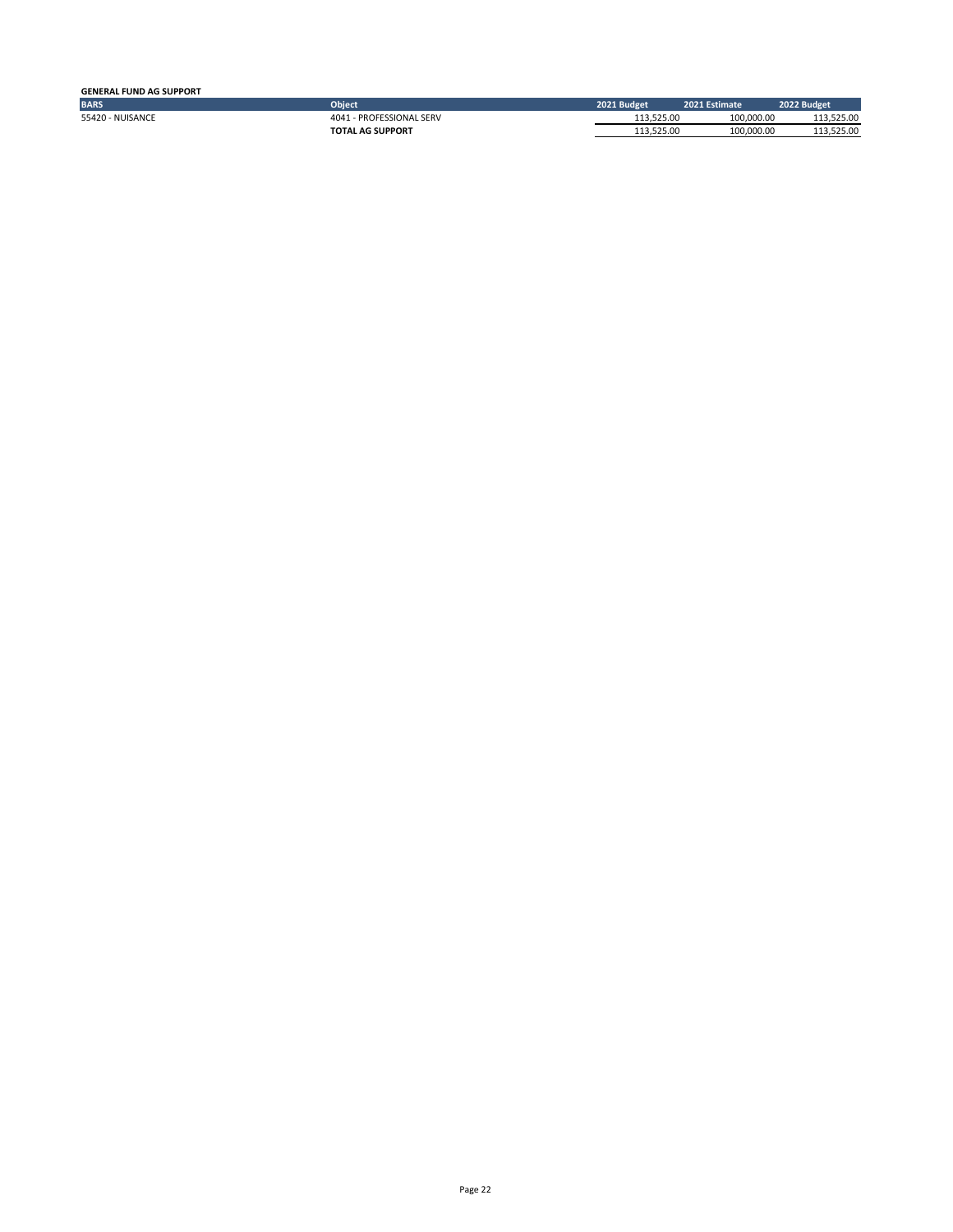**GENERAL FUND AG SUPPORT**

| BARS | Object | 2021 Budget | 2021 Estimate | 2022 Budget |
|---|---|---|---|---|
| 55420 - NUISANCE | 4041 - PROFESSIONAL SERV | 113,525.00 | 100,000.00 | 113,525.00 |
| | **TOTAL AG SUPPORT** | 113,525.00 | 100,000.00 | 113,525.00 |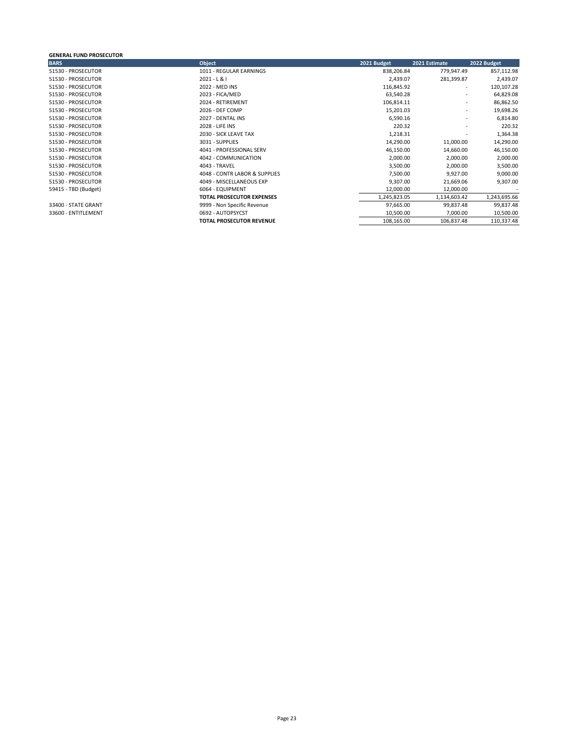**GENERAL FUND PROSECUTOR**

| BARS | Object | 2021 Budget | 2021 Estimate | 2022 Budget |
|---|---|---|---|---|
| 51530 - PROSECUTOR | 1011 - REGULAR EARNINGS | 838,206.84 | 779,947.49 | 857,112.98 |
| 51530 - PROSECUTOR | 2021 - L & I | 2,439.07 | 281,399.87 | 2,439.07 |
| 51530 - PROSECUTOR | 2022 - MED INS | 116,845.92 | - | 120,107.28 |
| 51530 - PROSECUTOR | 2023 - FICA/MED | 63,540.28 | - | 64,829.08 |
| 51530 - PROSECUTOR | 2024 - RETIREMENT | 106,814.11 | - | 86,862.50 |
| 51530 - PROSECUTOR | 2026 - DEF COMP | 15,201.03 | - | 19,698.26 |
| 51530 - PROSECUTOR | 2027 - DENTAL INS | 6,590.16 | - | 6,814.80 |
| 51530 - PROSECUTOR | 2028 - LIFE INS | 220.32 | - | 220.32 |
| 51530 - PROSECUTOR | 2030 - SICK LEAVE TAX | 1,218.31 | - | 1,364.38 |
| 51530 - PROSECUTOR | 3031 - SUPPLIES | 14,290.00 | 11,000.00 | 14,290.00 |
| 51530 - PROSECUTOR | 4041 - PROFESSIONAL SERV | 46,150.00 | 14,660.00 | 46,150.00 |
| 51530 - PROSECUTOR | 4042 - COMMUNICATION | 2,000.00 | 2,000.00 | 2,000.00 |
| 51530 - PROSECUTOR | 4043 - TRAVEL | 3,500.00 | 2,000.00 | 3,500.00 |
| 51530 - PROSECUTOR | 4048 - CONTR LABOR & SUPPLIES | 7,500.00 | 9,927.00 | 9,000.00 |
| 51530 - PROSECUTOR | 4049 - MISCELLANEOUS EXP | 9,307.00 | 21,669.06 | 9,307.00 |
| 59415 - TBD (Budget) | 6064 - EQUIPMENT | 12,000.00 | 12,000.00 | - |
| | **TOTAL PROSECUTOR EXPENSES** | 1,245,823.05 | 1,134,603.42 | 1,243,695.66 |
| 33400 - STATE GRANT | 9999 - Non Specific Revenue | 97,665.00 | 99,837.48 | 99,837.48 |
| 33600 - ENTITLEMENT | 0692 - AUTOPSYCST | 10,500.00 | 7,000.00 | 10,500.00 |
| | **TOTAL PROSECUTOR REVENUE** | 108,165.00 | 106,837.48 | 110,337.48 |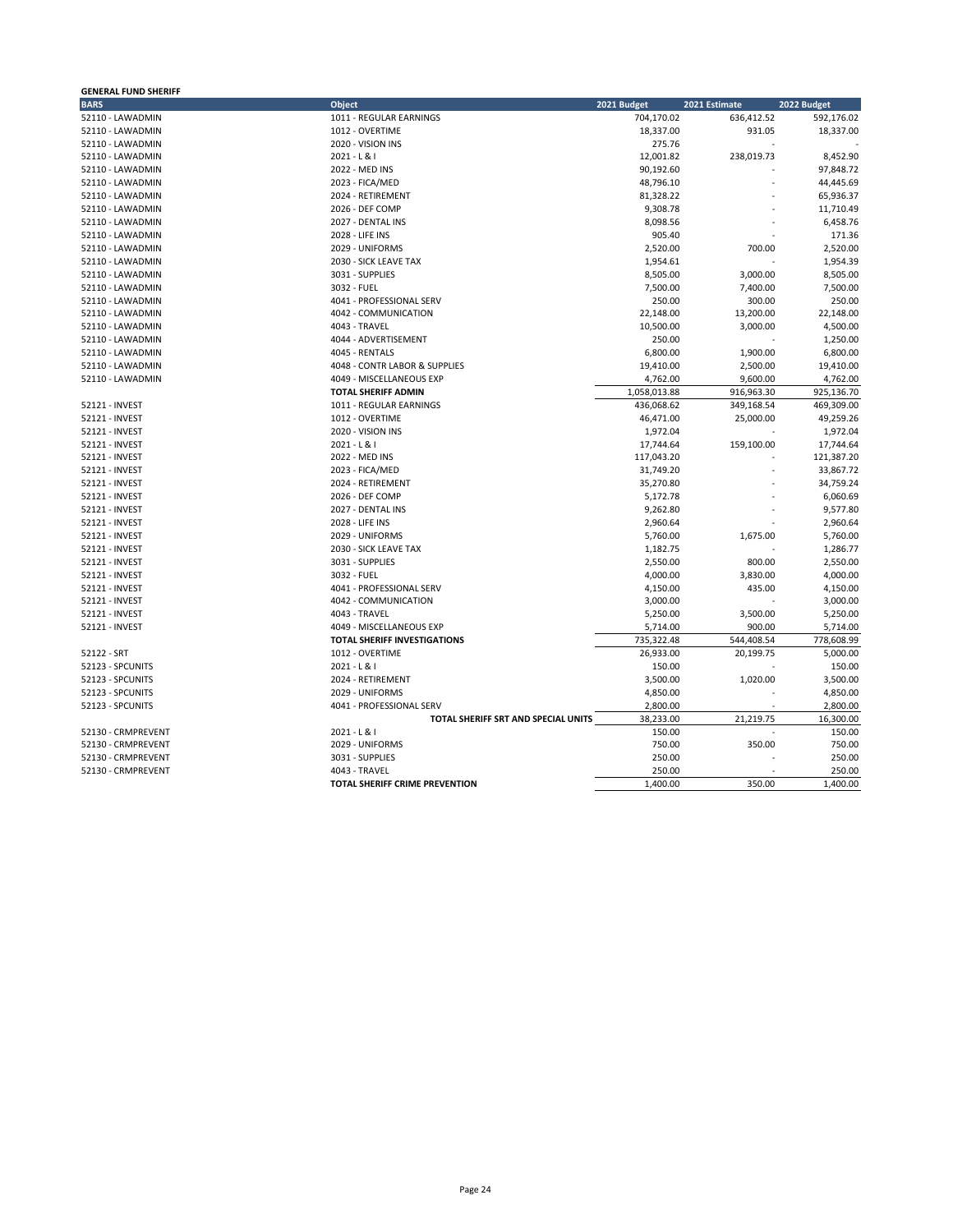**GENERAL FUND SHERIFF**

| BARS | Object | 2021 Budget | 2021 Estimate | 2022 Budget |
|---|---|---|---|---|
| 52110 - LAWADMIN | 1011 - REGULAR EARNINGS | 704,170.02 | 636,412.52 | 592,176.02 |
| 52110 - LAWADMIN | 1012 - OVERTIME | 18,337.00 | 931.05 | 18,337.00 |
| 52110 - LAWADMIN | 2020 - VISION INS | 275.76 | - | - |
| 52110 - LAWADMIN | 2021 - L & I | 12,001.82 | 238,019.73 | 8,452.90 |
| 52110 - LAWADMIN | 2022 - MED INS | 90,192.60 | - | 97,848.72 |
| 52110 - LAWADMIN | 2023 - FICA/MED | 48,796.10 | - | 44,445.69 |
| 52110 - LAWADMIN | 2024 - RETIREMENT | 81,328.22 | - | 65,936.37 |
| 52110 - LAWADMIN | 2026 - DEF COMP | 9,308.78 | - | 11,710.49 |
| 52110 - LAWADMIN | 2027 - DENTAL INS | 8,098.56 | - | 6,458.76 |
| 52110 - LAWADMIN | 2028 - LIFE INS | 905.40 | - | 171.36 |
| 52110 - LAWADMIN | 2029 - UNIFORMS | 2,520.00 | 700.00 | 2,520.00 |
| 52110 - LAWADMIN | 2030 - SICK LEAVE TAX | 1,954.61 | - | 1,954.39 |
| 52110 - LAWADMIN | 3031 - SUPPLIES | 8,505.00 | 3,000.00 | 8,505.00 |
| 52110 - LAWADMIN | 3032 - FUEL | 7,500.00 | 7,400.00 | 7,500.00 |
| 52110 - LAWADMIN | 4041 - PROFESSIONAL SERV | 250.00 | 300.00 | 250.00 |
| 52110 - LAWADMIN | 4042 - COMMUNICATION | 22,148.00 | 13,200.00 | 22,148.00 |
| 52110 - LAWADMIN | 4043 - TRAVEL | 10,500.00 | 3,000.00 | 4,500.00 |
| 52110 - LAWADMIN | 4044 - ADVERTISEMENT | 250.00 | - | 1,250.00 |
| 52110 - LAWADMIN | 4045 - RENTALS | 6,800.00 | 1,900.00 | 6,800.00 |
| 52110 - LAWADMIN | 4048 - CONTR LABOR & SUPPLIES | 19,410.00 | 2,500.00 | 19,410.00 |
| 52110 - LAWADMIN | 4049 - MISCELLANEOUS EXP | 4,762.00 | 9,600.00 | 4,762.00 |
| | **TOTAL SHERIFF ADMIN** | 1,058,013.88 | 916,963.30 | 925,136.70 |
| 52121 - INVEST | 1011 - REGULAR EARNINGS | 436,068.62 | 349,168.54 | 469,309.00 |
| 52121 - INVEST | 1012 - OVERTIME | 46,471.00 | 25,000.00 | 49,259.26 |
| 52121 - INVEST | 2020 - VISION INS | 1,972.04 | - | 1,972.04 |
| 52121 - INVEST | 2021 - L & I | 17,744.64 | 159,100.00 | 17,744.64 |
| 52121 - INVEST | 2022 - MED INS | 117,043.20 | - | 121,387.20 |
| 52121 - INVEST | 2023 - FICA/MED | 31,749.20 | - | 33,867.72 |
| 52121 - INVEST | 2024 - RETIREMENT | 35,270.80 | - | 34,759.24 |
| 52121 - INVEST | 2026 - DEF COMP | 5,172.78 | - | 6,060.69 |
| 52121 - INVEST | 2027 - DENTAL INS | 9,262.80 | - | 9,577.80 |
| 52121 - INVEST | 2028 - LIFE INS | 2,960.64 | - | 2,960.64 |
| 52121 - INVEST | 2029 - UNIFORMS | 5,760.00 | 1,675.00 | 5,760.00 |
| 52121 - INVEST | 2030 - SICK LEAVE TAX | 1,182.75 | - | 1,286.77 |
| 52121 - INVEST | 3031 - SUPPLIES | 2,550.00 | 800.00 | 2,550.00 |
| 52121 - INVEST | 3032 - FUEL | 4,000.00 | 3,830.00 | 4,000.00 |
| 52121 - INVEST | 4041 - PROFESSIONAL SERV | 4,150.00 | 435.00 | 4,150.00 |
| 52121 - INVEST | 4042 - COMMUNICATION | 3,000.00 | - | 3,000.00 |
| 52121 - INVEST | 4043 - TRAVEL | 5,250.00 | 3,500.00 | 5,250.00 |
| 52121 - INVEST | 4049 - MISCELLANEOUS EXP | 5,714.00 | 900.00 | 5,714.00 |
| | **TOTAL SHERIFF INVESTIGATIONS** | 735,322.48 | 544,408.54 | 778,608.99 |
| 52122 - SRT | 1012 - OVERTIME | 26,933.00 | 20,199.75 | 5,000.00 |
| 52123 - SPCUNITS | 2021 - L & I | 150.00 | - | 150.00 |
| 52123 - SPCUNITS | 2024 - RETIREMENT | 3,500.00 | 1,020.00 | 3,500.00 |
| 52123 - SPCUNITS | 2029 - UNIFORMS | 4,850.00 | - | 4,850.00 |
| 52123 - SPCUNITS | 4041 - PROFESSIONAL SERV | 2,800.00 | - | 2,800.00 |
| | **TOTAL SHERIFF SRT AND SPECIAL UNITS** | 38,233.00 | 21,219.75 | 16,300.00 |
| 52130 - CRMPREVENT | 2021 - L & I | 150.00 | - | 150.00 |
| 52130 - CRMPREVENT | 2029 - UNIFORMS | 750.00 | 350.00 | 750.00 |
| 52130 - CRMPREVENT | 3031 - SUPPLIES | 250.00 | - | 250.00 |
| 52130 - CRMPREVENT | 4043 - TRAVEL | 250.00 | - | 250.00 |
| | **TOTAL SHERIFF CRIME PREVENTION** | 1,400.00 | 350.00 | 1,400.00 |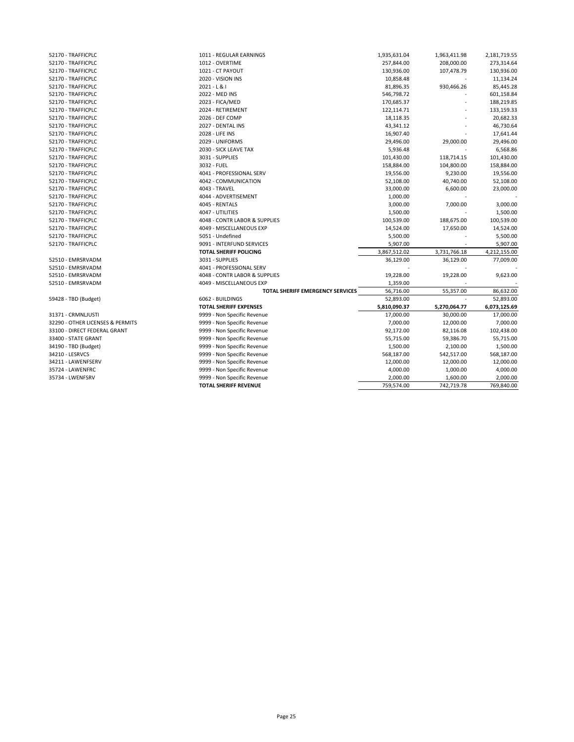| | | | | |
|---|---|---|---|---|
| 52170 - TRAFFICPLC | 1011 - REGULAR EARNINGS | 1,935,631.04 | 1,963,411.98 | 2,181,719.55 |
| 52170 - TRAFFICPLC | 1012 - OVERTIME | 257,844.00 | 208,000.00 | 273,314.64 |
| 52170 - TRAFFICPLC | 1021 - CT PAYOUT | 130,936.00 | 107,478.79 | 130,936.00 |
| 52170 - TRAFFICPLC | 2020 - VISION INS | 10,858.48 | - | 11,134.24 |
| 52170 - TRAFFICPLC | 2021 - L & I | 81,896.35 | 930,466.26 | 85,445.28 |
| 52170 - TRAFFICPLC | 2022 - MED INS | 546,798.72 | - | 601,158.84 |
| 52170 - TRAFFICPLC | 2023 - FICA/MED | 170,685.37 | - | 188,219.85 |
| 52170 - TRAFFICPLC | 2024 - RETIREMENT | 122,114.71 | - | 133,159.33 |
| 52170 - TRAFFICPLC | 2026 - DEF COMP | 18,118.35 | - | 20,682.33 |
| 52170 - TRAFFICPLC | 2027 - DENTAL INS | 43,341.12 | - | 46,730.64 |
| 52170 - TRAFFICPLC | 2028 - LIFE INS | 16,907.40 | - | 17,641.44 |
| 52170 - TRAFFICPLC | 2029 - UNIFORMS | 29,496.00 | 29,000.00 | 29,496.00 |
| 52170 - TRAFFICPLC | 2030 - SICK LEAVE TAX | 5,936.48 | - | 6,568.86 |
| 52170 - TRAFFICPLC | 3031 - SUPPLIES | 101,430.00 | 118,714.15 | 101,430.00 |
| 52170 - TRAFFICPLC | 3032 - FUEL | 158,884.00 | 104,800.00 | 158,884.00 |
| 52170 - TRAFFICPLC | 4041 - PROFESSIONAL SERV | 19,556.00 | 9,230.00 | 19,556.00 |
| 52170 - TRAFFICPLC | 4042 - COMMUNICATION | 52,108.00 | 40,740.00 | 52,108.00 |
| 52170 - TRAFFICPLC | 4043 - TRAVEL | 33,000.00 | 6,600.00 | 23,000.00 |
| 52170 - TRAFFICPLC | 4044 - ADVERTISEMENT | 1,000.00 | - | - |
| 52170 - TRAFFICPLC | 4045 - RENTALS | 3,000.00 | 7,000.00 | 3,000.00 |
| 52170 - TRAFFICPLC | 4047 - UTILITIES | 1,500.00 | - | 1,500.00 |
| 52170 - TRAFFICPLC | 4048 - CONTR LABOR & SUPPLIES | 100,539.00 | 188,675.00 | 100,539.00 |
| 52170 - TRAFFICPLC | 4049 - MISCELLANEOUS EXP | 14,524.00 | 17,650.00 | 14,524.00 |
| 52170 - TRAFFICPLC | 5051 - Undefined | 5,500.00 | - | 5,500.00 |
| 52170 - TRAFFICPLC | 9091 - INTERFUND SERVICES | 5,907.00 | - | 5,907.00 |
| | **TOTAL SHERIFF POLICING** | 3,867,512.02 | 3,731,766.18 | 4,212,155.00 |
| 52510 - EMRSRVADM | 3031 - SUPPLIES | 36,129.00 | 36,129.00 | 77,009.00 |
| 52510 - EMRSRVADM | 4041 - PROFESSIONAL SERV | - | - | - |
| 52510 - EMRSRVADM | 4048 - CONTR LABOR & SUPPLIES | 19,228.00 | 19,228.00 | 9,623.00 |
| 52510 - EMRSRVADM | 4049 - MISCELLANEOUS EXP | 1,359.00 | - | - |
| | **TOTAL SHERIFF EMERGENCY SERVICES** | 56,716.00 | 55,357.00 | 86,632.00 |
| 59428 - TBD (Budget) | 6062 - BUILDINGS | 52,893.00 | - | 52,893.00 |
| | **TOTAL SHERIFF EXPENSES** | **5,810,090.37** | **5,270,064.77** | **6,073,125.69** |
| 31371 - CRMNLJUSTI | 9999 - Non Specific Revenue | 17,000.00 | 30,000.00 | 17,000.00 |
| 32290 - OTHER LICENSES & PERMITS | 9999 - Non Specific Revenue | 7,000.00 | 12,000.00 | 7,000.00 |
| 33100 - DIRECT FEDERAL GRANT | 9999 - Non Specific Revenue | 92,172.00 | 82,116.08 | 102,438.00 |
| 33400 - STATE GRANT | 9999 - Non Specific Revenue | 55,715.00 | 59,386.70 | 55,715.00 |
| 34190 - TBD (Budget) | 9999 - Non Specific Revenue | 1,500.00 | 2,100.00 | 1,500.00 |
| 34210 - LESRVCS | 9999 - Non Specific Revenue | 568,187.00 | 542,517.00 | 568,187.00 |
| 34211 - LAWENFSERV | 9999 - Non Specific Revenue | 12,000.00 | 12,000.00 | 12,000.00 |
| 35724 - LAWENFRC | 9999 - Non Specific Revenue | 4,000.00 | 1,000.00 | 4,000.00 |
| 35734 - LWENFSRV | 9999 - Non Specific Revenue | 2,000.00 | 1,600.00 | 2,000.00 |
| | **TOTAL SHERIFF REVENUE** | 759,574.00 | 742,719.78 | 769,840.00 |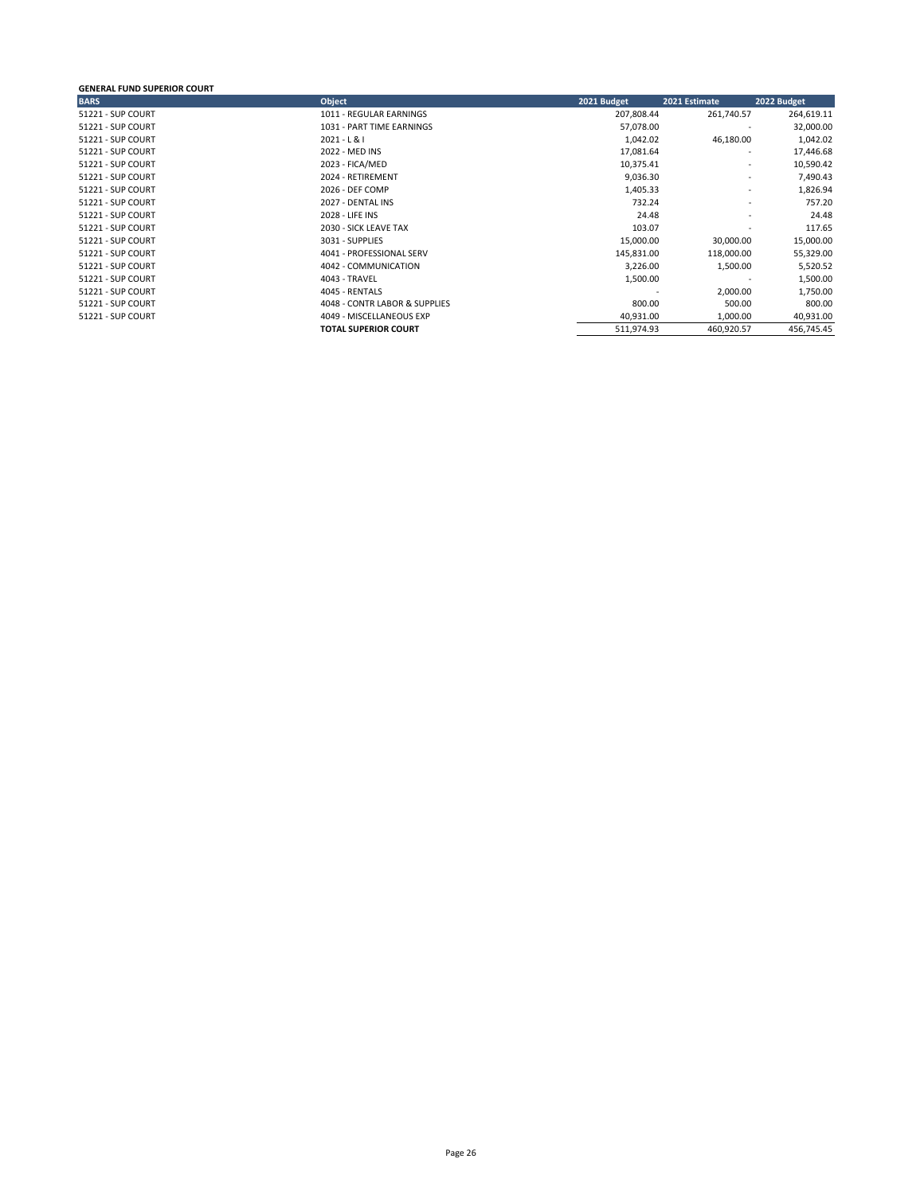**GENERAL FUND SUPERIOR COURT**

| BARS | Object | 2021 Budget | 2021 Estimate | 2022 Budget |
|---|---|---|---|---|
| 51221 - SUP COURT | 1011 - REGULAR EARNINGS | 207,808.44 | 261,740.57 | 264,619.11 |
| 51221 - SUP COURT | 1031 - PART TIME EARNINGS | 57,078.00 | - | 32,000.00 |
| 51221 - SUP COURT | 2021 - L & I | 1,042.02 | 46,180.00 | 1,042.02 |
| 51221 - SUP COURT | 2022 - MED INS | 17,081.64 | - | 17,446.68 |
| 51221 - SUP COURT | 2023 - FICA/MED | 10,375.41 | - | 10,590.42 |
| 51221 - SUP COURT | 2024 - RETIREMENT | 9,036.30 | - | 7,490.43 |
| 51221 - SUP COURT | 2026 - DEF COMP | 1,405.33 | - | 1,826.94 |
| 51221 - SUP COURT | 2027 - DENTAL INS | 732.24 | - | 757.20 |
| 51221 - SUP COURT | 2028 - LIFE INS | 24.48 | - | 24.48 |
| 51221 - SUP COURT | 2030 - SICK LEAVE TAX | 103.07 | - | 117.65 |
| 51221 - SUP COURT | 3031 - SUPPLIES | 15,000.00 | 30,000.00 | 15,000.00 |
| 51221 - SUP COURT | 4041 - PROFESSIONAL SERV | 145,831.00 | 118,000.00 | 55,329.00 |
| 51221 - SUP COURT | 4042 - COMMUNICATION | 3,226.00 | 1,500.00 | 5,520.52 |
| 51221 - SUP COURT | 4043 - TRAVEL | 1,500.00 | - | 1,500.00 |
| 51221 - SUP COURT | 4045 - RENTALS | - | 2,000.00 | 1,750.00 |
| 51221 - SUP COURT | 4048 - CONTR LABOR & SUPPLIES | 800.00 | 500.00 | 800.00 |
| 51221 - SUP COURT | 4049 - MISCELLANEOUS EXP | 40,931.00 | 1,000.00 | 40,931.00 |
| | **TOTAL SUPERIOR COURT** | 511,974.93 | 460,920.57 | 456,745.45 |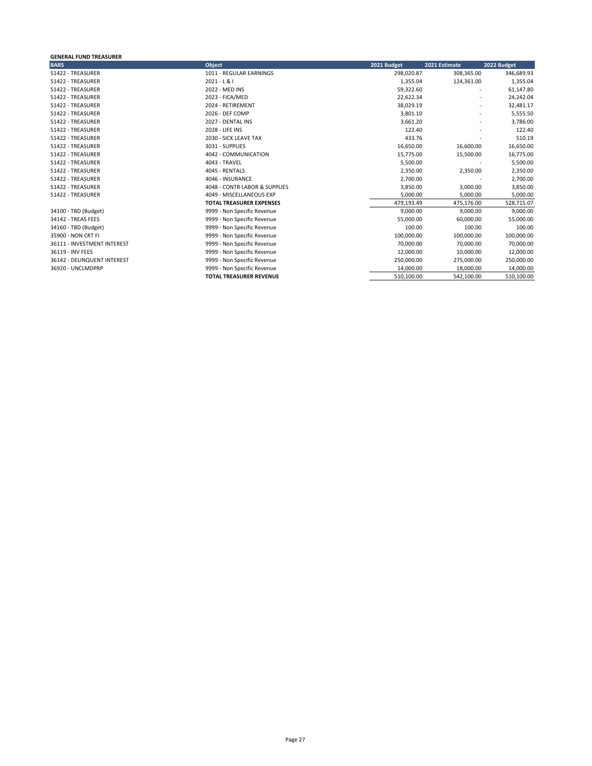**GENERAL FUND TREASURER**

| BARS | Object | 2021 Budget | 2021 Estimate | 2022 Budget |
|---|---|---|---|---|
| 51422 - TREASURER | 1011 - REGULAR EARNINGS | 298,020.87 | 308,365.00 | 346,689.93 |
| 51422 - TREASURER | 2021 - L & I | 1,355.04 | 124,361.00 | 1,355.04 |
| 51422 - TREASURER | 2022 - MED INS | 59,322.60 | - | 61,147.80 |
| 51422 - TREASURER | 2023 - FICA/MED | 22,622.34 | - | 24,242.04 |
| 51422 - TREASURER | 2024 - RETIREMENT | 38,029.19 | - | 32,481.17 |
| 51422 - TREASURER | 2026 - DEF COMP | 3,801.10 | - | 5,555.50 |
| 51422 - TREASURER | 2027 - DENTAL INS | 3,661.20 | - | 3,786.00 |
| 51422 - TREASURER | 2028 - LIFE INS | 122.40 | - | 122.40 |
| 51422 - TREASURER | 2030 - SICK LEAVE TAX | 433.76 | - | 510.19 |
| 51422 - TREASURER | 3031 - SUPPLIES | 16,650.00 | 16,600.00 | 16,650.00 |
| 51422 - TREASURER | 4042 - COMMUNICATION | 15,775.00 | 15,500.00 | 16,775.00 |
| 51422 - TREASURER | 4043 - TRAVEL | 5,500.00 | - | 5,500.00 |
| 51422 - TREASURER | 4045 - RENTALS | 2,350.00 | 2,350.00 | 2,350.00 |
| 51422 - TREASURER | 4046 - INSURANCE | 2,700.00 | - | 2,700.00 |
| 51422 - TREASURER | 4048 - CONTR LABOR & SUPPLIES | 3,850.00 | 3,000.00 | 3,850.00 |
| 51422 - TREASURER | 4049 - MISCELLANEOUS EXP | 5,000.00 | 5,000.00 | 5,000.00 |
| | **TOTAL TREASURER EXPENSES** | 479,193.49 | 475,176.00 | 528,715.07 |
| 34100 - TBD (Budget) | 9999 - Non Specific Revenue | 9,000.00 | 9,000.00 | 9,000.00 |
| 34142 - TREAS FEES | 9999 - Non Specific Revenue | 55,000.00 | 60,000.00 | 55,000.00 |
| 34160 - TBD (Budget) | 9999 - Non Specific Revenue | 100.00 | 100.00 | 100.00 |
| 35900 - NON CRT FI | 9999 - Non Specific Revenue | 100,000.00 | 100,000.00 | 100,000.00 |
| 36111 - INVESTMENT INTEREST | 9999 - Non Specific Revenue | 70,000.00 | 70,000.00 | 70,000.00 |
| 36119 - INV FEES | 9999 - Non Specific Revenue | 12,000.00 | 10,000.00 | 12,000.00 |
| 36142 - DELINQUENT INTEREST | 9999 - Non Specific Revenue | 250,000.00 | 275,000.00 | 250,000.00 |
| 36920 - UNCLMDPRP | 9999 - Non Specific Revenue | 14,000.00 | 18,000.00 | 14,000.00 |
| | **TOTAL TREASURER REVENUE** | 510,100.00 | 542,100.00 | 510,100.00 |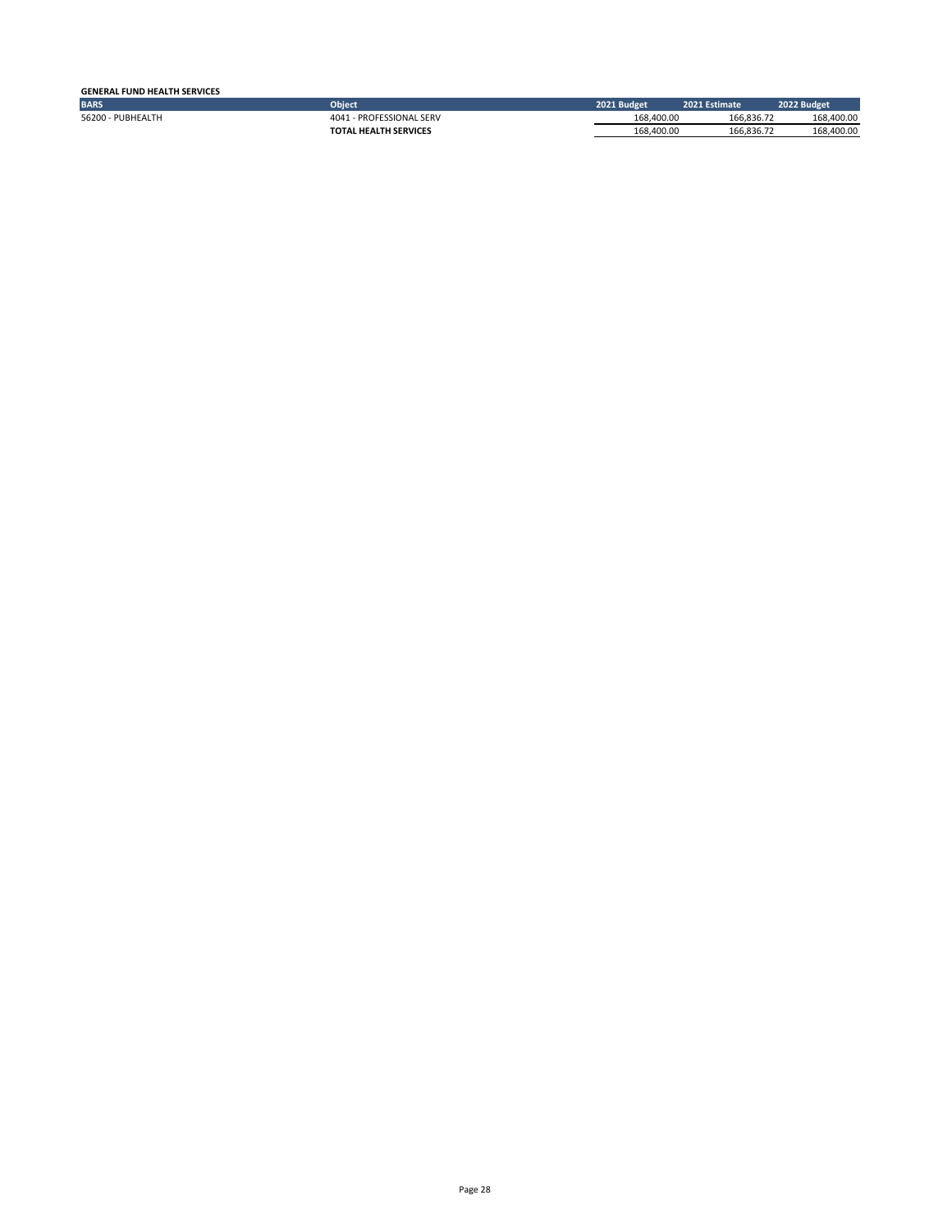**GENERAL FUND HEALTH SERVICES**

| BARS | Object | 2021 Budget | 2021 Estimate | 2022 Budget |
|---|---|---|---|---|
| 56200 - PUBHEALTH | 4041 - PROFESSIONAL SERV | 168,400.00 | 166,836.72 | 168,400.00 |
| | **TOTAL HEALTH SERVICES** | 168,400.00 | 166,836.72 | 168,400.00 |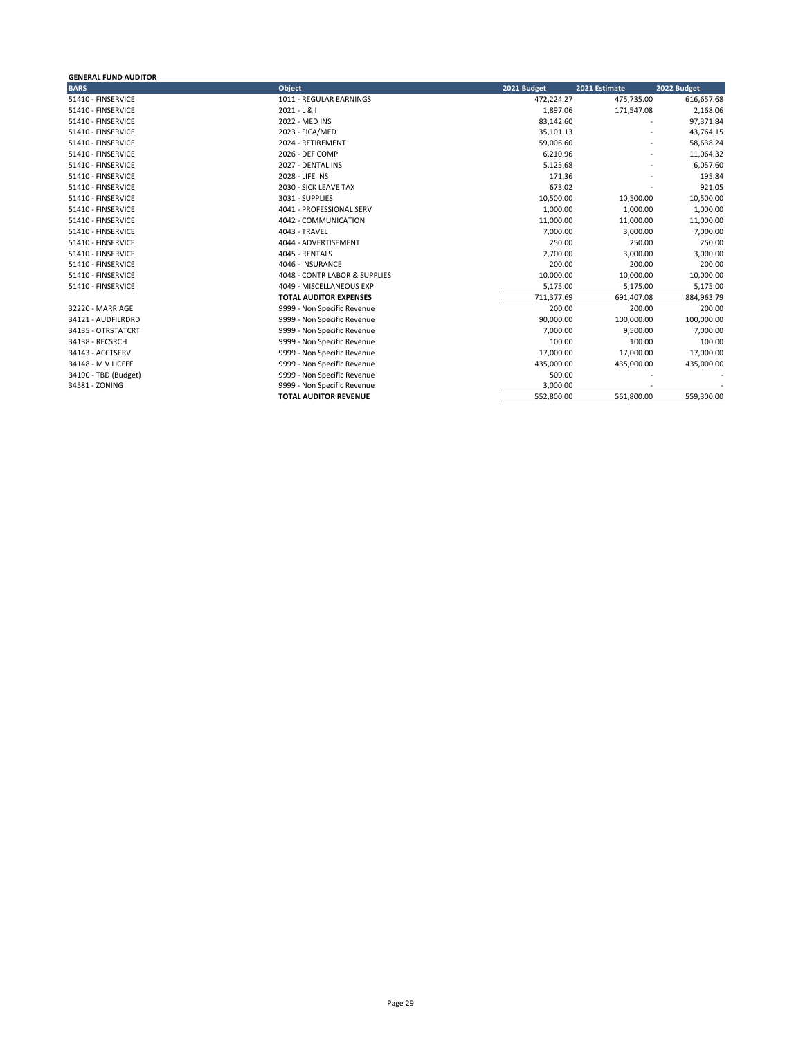**GENERAL FUND AUDITOR**

| BARS | Object | 2021 Budget | 2021 Estimate | 2022 Budget |
|---|---|---|---|---|
| 51410 - FINSERVICE | 1011 - REGULAR EARNINGS | 472,224.27 | 475,735.00 | 616,657.68 |
| 51410 - FINSERVICE | 2021 - L & I | 1,897.06 | 171,547.08 | 2,168.06 |
| 51410 - FINSERVICE | 2022 - MED INS | 83,142.60 | - | 97,371.84 |
| 51410 - FINSERVICE | 2023 - FICA/MED | 35,101.13 | - | 43,764.15 |
| 51410 - FINSERVICE | 2024 - RETIREMENT | 59,006.60 | - | 58,638.24 |
| 51410 - FINSERVICE | 2026 - DEF COMP | 6,210.96 | - | 11,064.32 |
| 51410 - FINSERVICE | 2027 - DENTAL INS | 5,125.68 | - | 6,057.60 |
| 51410 - FINSERVICE | 2028 - LIFE INS | 171.36 | - | 195.84 |
| 51410 - FINSERVICE | 2030 - SICK LEAVE TAX | 673.02 | - | 921.05 |
| 51410 - FINSERVICE | 3031 - SUPPLIES | 10,500.00 | 10,500.00 | 10,500.00 |
| 51410 - FINSERVICE | 4041 - PROFESSIONAL SERV | 1,000.00 | 1,000.00 | 1,000.00 |
| 51410 - FINSERVICE | 4042 - COMMUNICATION | 11,000.00 | 11,000.00 | 11,000.00 |
| 51410 - FINSERVICE | 4043 - TRAVEL | 7,000.00 | 3,000.00 | 7,000.00 |
| 51410 - FINSERVICE | 4044 - ADVERTISEMENT | 250.00 | 250.00 | 250.00 |
| 51410 - FINSERVICE | 4045 - RENTALS | 2,700.00 | 3,000.00 | 3,000.00 |
| 51410 - FINSERVICE | 4046 - INSURANCE | 200.00 | 200.00 | 200.00 |
| 51410 - FINSERVICE | 4048 - CONTR LABOR & SUPPLIES | 10,000.00 | 10,000.00 | 10,000.00 |
| 51410 - FINSERVICE | 4049 - MISCELLANEOUS EXP | 5,175.00 | 5,175.00 | 5,175.00 |
| | **TOTAL AUDITOR EXPENSES** | 711,377.69 | 691,407.08 | 884,963.79 |
| 32220 - MARRIAGE | 9999 - Non Specific Revenue | 200.00 | 200.00 | 200.00 |
| 34121 - AUDFILRDRD | 9999 - Non Specific Revenue | 90,000.00 | 100,000.00 | 100,000.00 |
| 34135 - OTRSTATCRT | 9999 - Non Specific Revenue | 7,000.00 | 9,500.00 | 7,000.00 |
| 34138 - RECSRCH | 9999 - Non Specific Revenue | 100.00 | 100.00 | 100.00 |
| 34143 - ACCTSERV | 9999 - Non Specific Revenue | 17,000.00 | 17,000.00 | 17,000.00 |
| 34148 - M V LICFEE | 9999 - Non Specific Revenue | 435,000.00 | 435,000.00 | 435,000.00 |
| 34190 - TBD (Budget) | 9999 - Non Specific Revenue | 500.00 | - | - |
| 34581 - ZONING | 9999 - Non Specific Revenue | 3,000.00 | - | - |
| | **TOTAL AUDITOR REVENUE** | 552,800.00 | 561,800.00 | 559,300.00 |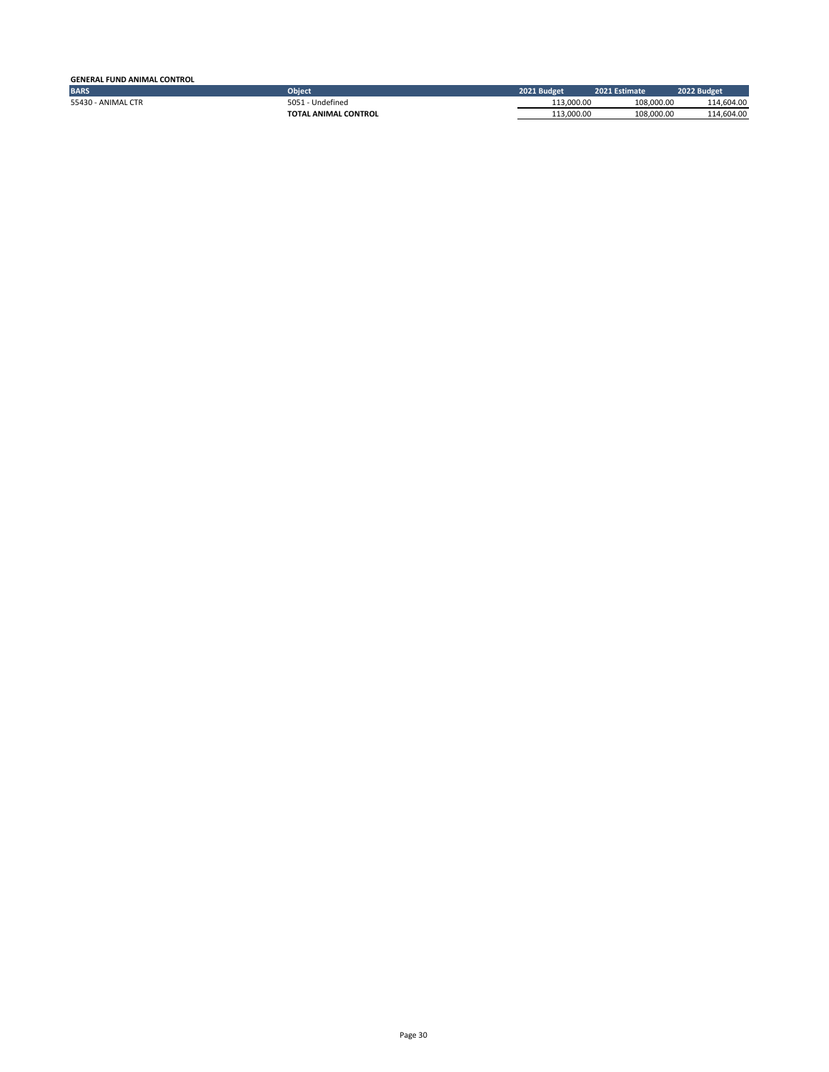**GENERAL FUND ANIMAL CONTROL**

| BARS | Object | 2021 Budget | 2021 Estimate | 2022 Budget |
|---|---|---|---|---|
| 55430 - ANIMAL CTR | 5051 - Undefined | 113,000.00 | 108,000.00 | 114,604.00 |
| | **TOTAL ANIMAL CONTROL** | 113,000.00 | 108,000.00 | 114,604.00 |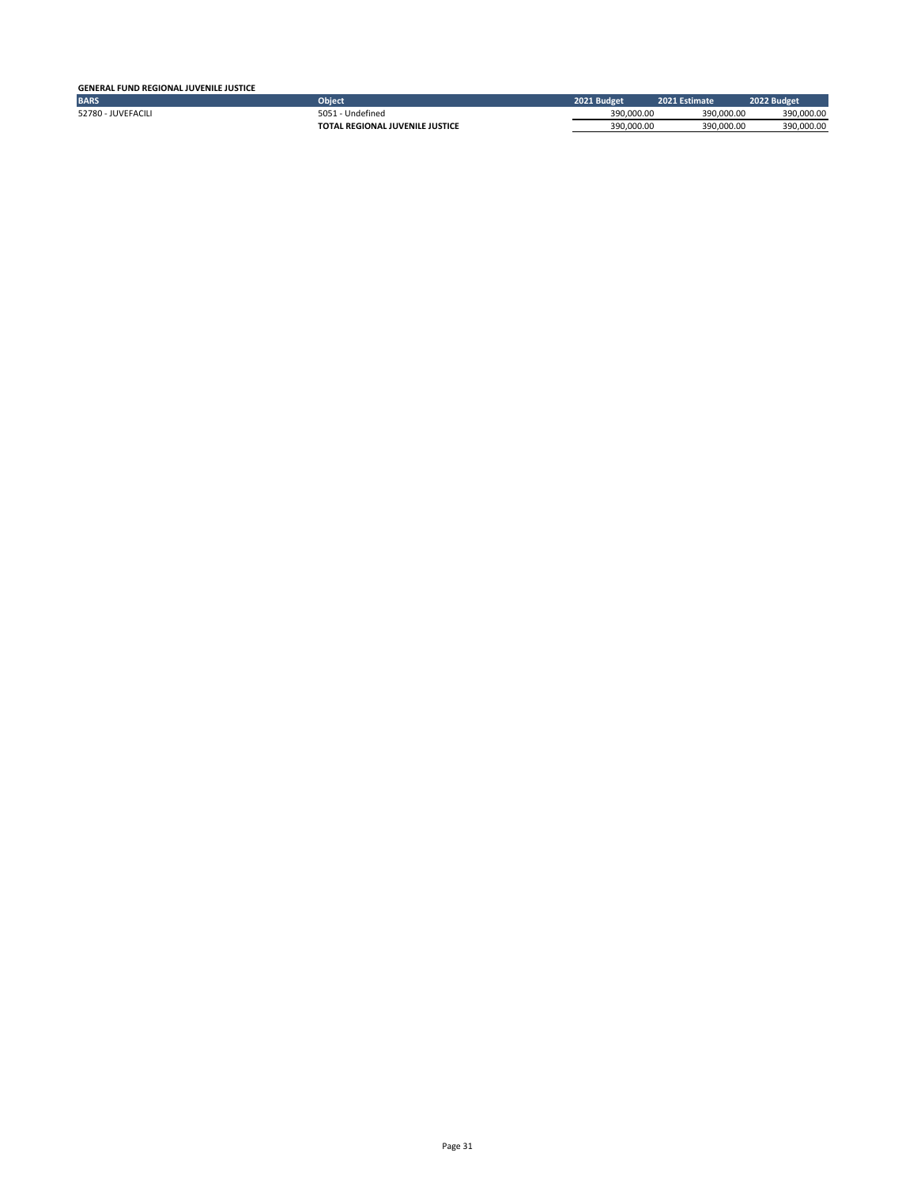**GENERAL FUND REGIONAL JUVENILE JUSTICE**

| BARS | Object | 2021 Budget | 2021 Estimate | 2022 Budget |
|---|---|---|---|---|
| 52780 - JUVEFACILI | 5051 - Undefined | 390,000.00 | 390,000.00 | 390,000.00 |
| | **TOTAL REGIONAL JUVENILE JUSTICE** | 390,000.00 | 390,000.00 | 390,000.00 |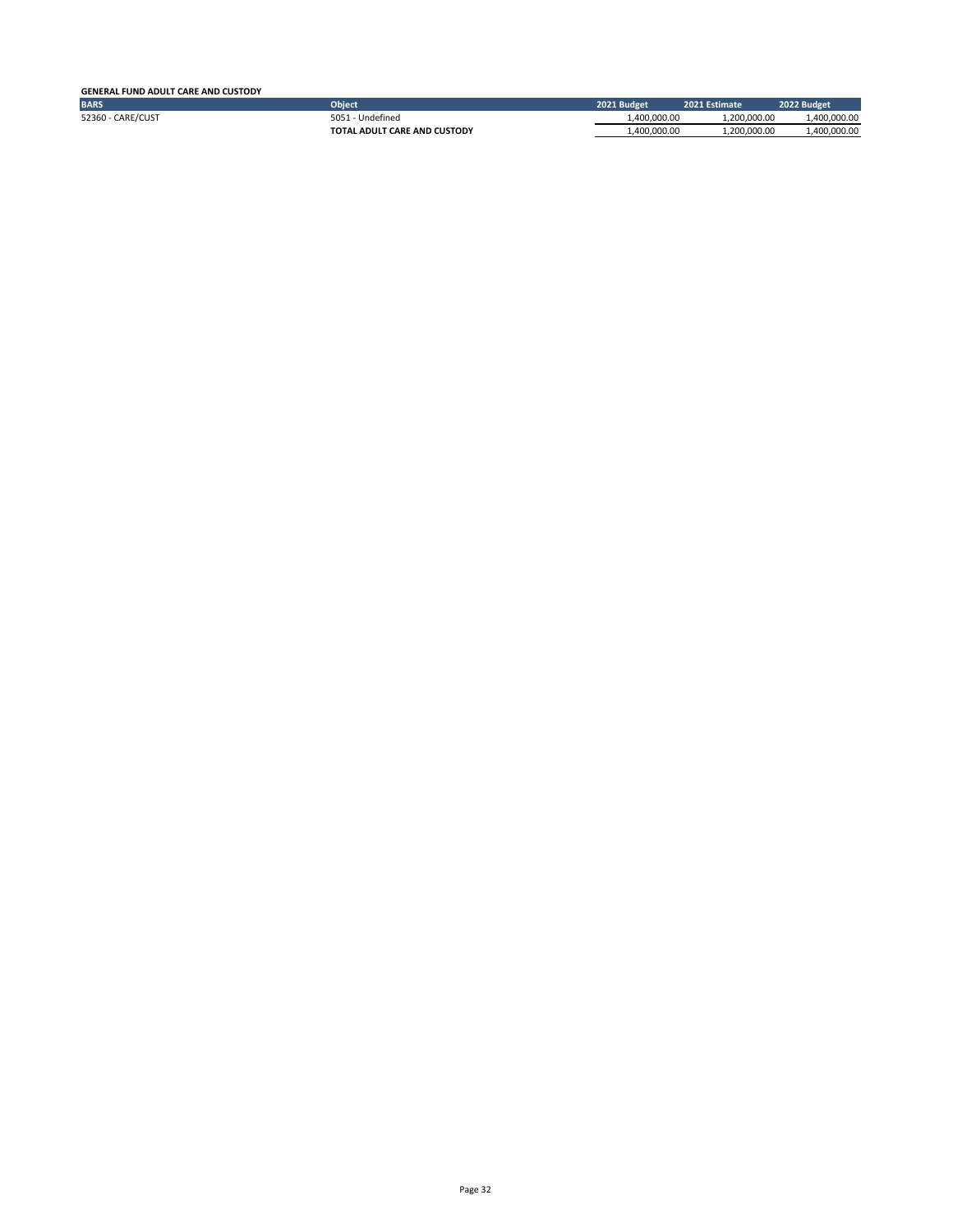**GENERAL FUND ADULT CARE AND CUSTODY**

| BARS | Object | 2021 Budget | 2021 Estimate | 2022 Budget |
|---|---|---|---|---|
| 52360 - CARE/CUST | 5051 - Undefined | 1,400,000.00 | 1,200,000.00 | 1,400,000.00 |
| | **TOTAL ADULT CARE AND CUSTODY** | 1,400,000.00 | 1,200,000.00 | 1,400,000.00 |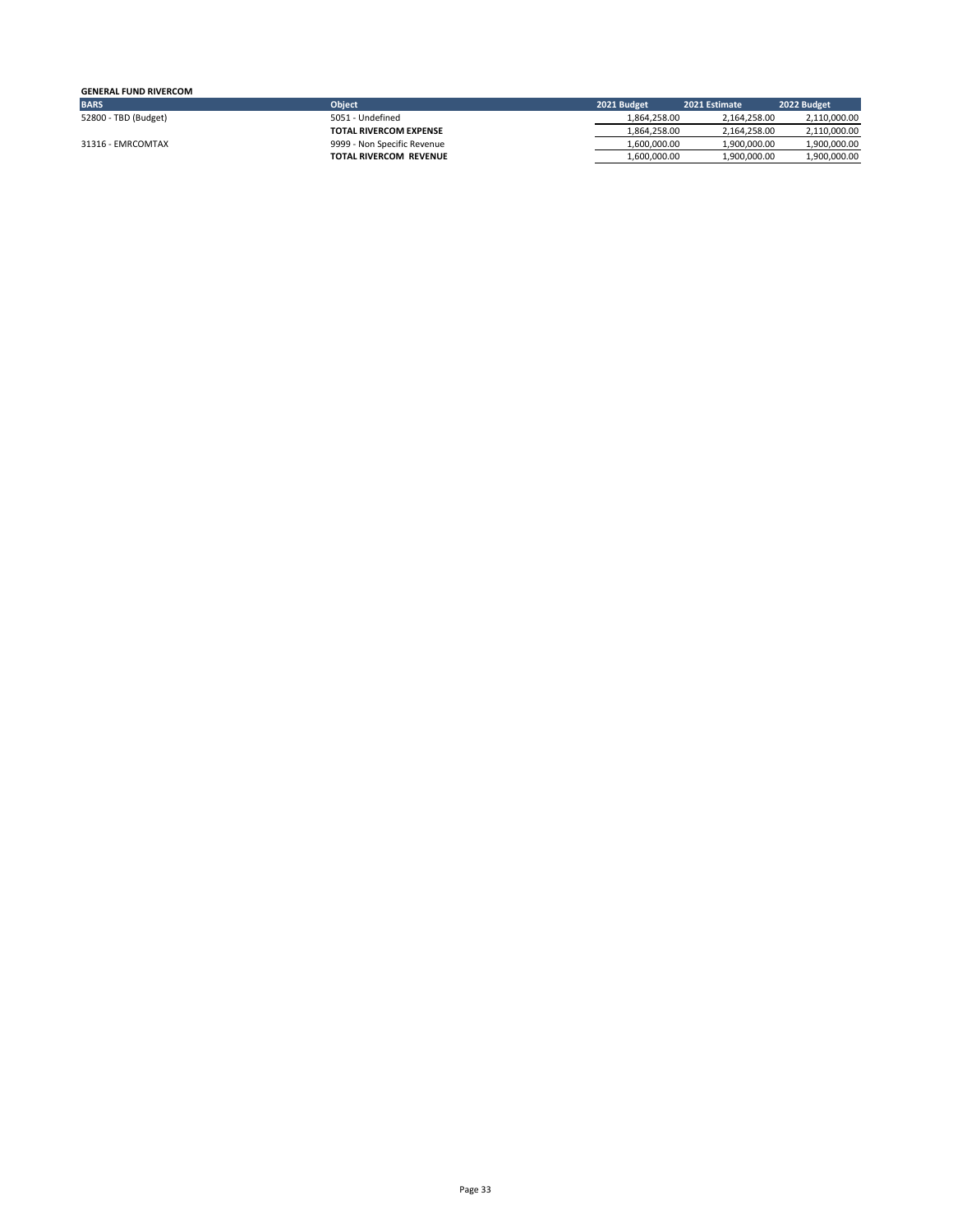**GENERAL FUND RIVERCOM**

| BARS | Object | 2021 Budget | 2021 Estimate | 2022 Budget |
|---|---|---|---|---|
| 52800 - TBD (Budget) | 5051 - Undefined | 1,864,258.00 | 2,164,258.00 | 2,110,000.00 |
| | **TOTAL RIVERCOM EXPENSE** | 1,864,258.00 | 2,164,258.00 | 2,110,000.00 |
| 31316 - EMRCOMTAX | 9999 - Non Specific Revenue | 1,600,000.00 | 1,900,000.00 | 1,900,000.00 |
| | **TOTAL RIVERCOM REVENUE** | 1,600,000.00 | 1,900,000.00 | 1,900,000.00 |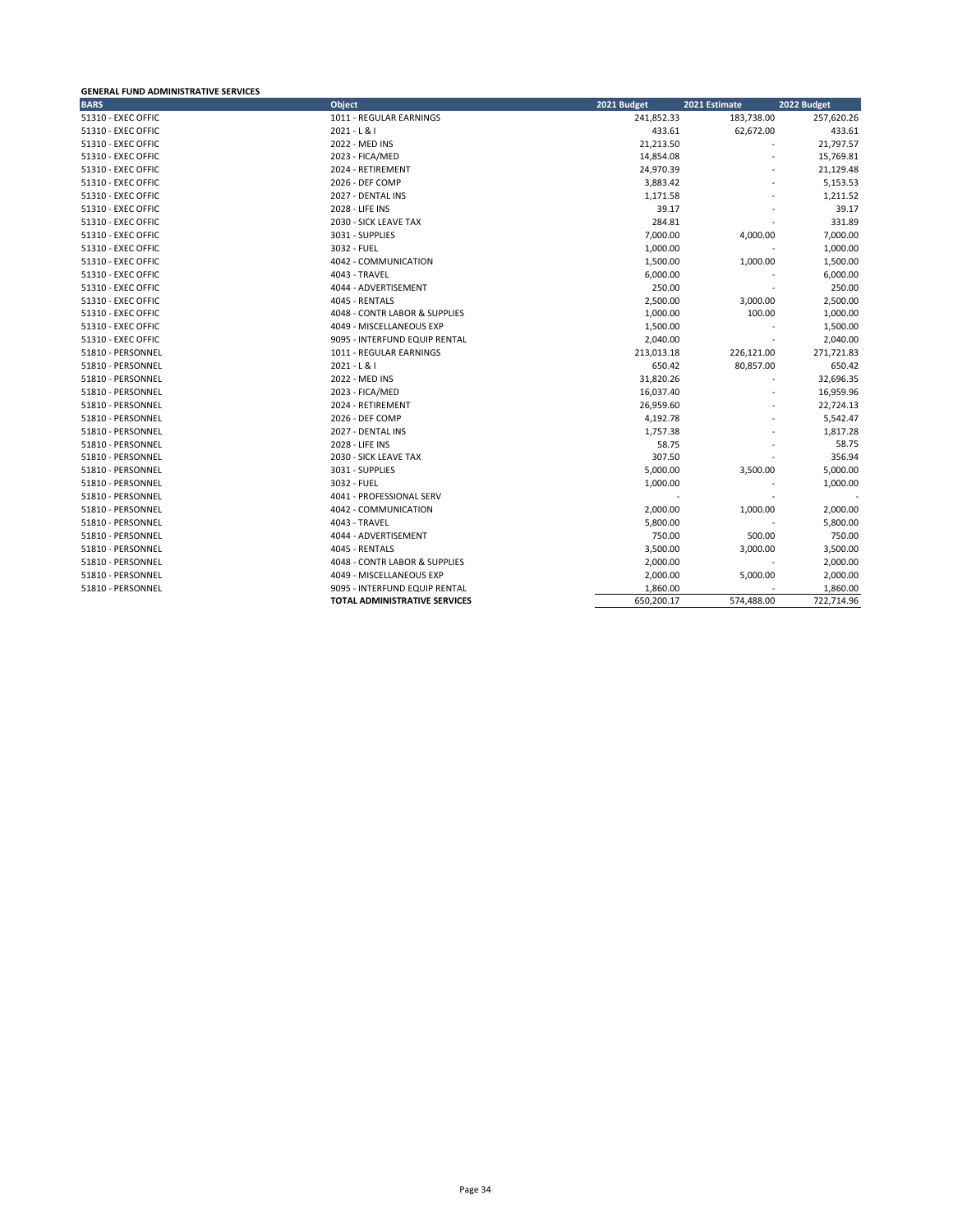**GENERAL FUND ADMINISTRATIVE SERVICES**

| BARS | Object | 2021 Budget | 2021 Estimate | 2022 Budget |
|---|---|---|---|---|
| 51310 - EXEC OFFIC | 1011 - REGULAR EARNINGS | 241,852.33 | 183,738.00 | 257,620.26 |
| 51310 - EXEC OFFIC | 2021 - L & I | 433.61 | 62,672.00 | 433.61 |
| 51310 - EXEC OFFIC | 2022 - MED INS | 21,213.50 | - | 21,797.57 |
| 51310 - EXEC OFFIC | 2023 - FICA/MED | 14,854.08 | - | 15,769.81 |
| 51310 - EXEC OFFIC | 2024 - RETIREMENT | 24,970.39 | - | 21,129.48 |
| 51310 - EXEC OFFIC | 2026 - DEF COMP | 3,883.42 | - | 5,153.53 |
| 51310 - EXEC OFFIC | 2027 - DENTAL INS | 1,171.58 | - | 1,211.52 |
| 51310 - EXEC OFFIC | 2028 - LIFE INS | 39.17 | - | 39.17 |
| 51310 - EXEC OFFIC | 2030 - SICK LEAVE TAX | 284.81 | - | 331.89 |
| 51310 - EXEC OFFIC | 3031 - SUPPLIES | 7,000.00 | 4,000.00 | 7,000.00 |
| 51310 - EXEC OFFIC | 3032 - FUEL | 1,000.00 | - | 1,000.00 |
| 51310 - EXEC OFFIC | 4042 - COMMUNICATION | 1,500.00 | 1,000.00 | 1,500.00 |
| 51310 - EXEC OFFIC | 4043 - TRAVEL | 6,000.00 | - | 6,000.00 |
| 51310 - EXEC OFFIC | 4044 - ADVERTISEMENT | 250.00 | - | 250.00 |
| 51310 - EXEC OFFIC | 4045 - RENTALS | 2,500.00 | 3,000.00 | 2,500.00 |
| 51310 - EXEC OFFIC | 4048 - CONTR LABOR & SUPPLIES | 1,000.00 | 100.00 | 1,000.00 |
| 51310 - EXEC OFFIC | 4049 - MISCELLANEOUS EXP | 1,500.00 | - | 1,500.00 |
| 51310 - EXEC OFFIC | 9095 - INTERFUND EQUIP RENTAL | 2,040.00 | - | 2,040.00 |
| 51810 - PERSONNEL | 1011 - REGULAR EARNINGS | 213,013.18 | 226,121.00 | 271,721.83 |
| 51810 - PERSONNEL | 2021 - L & I | 650.42 | 80,857.00 | 650.42 |
| 51810 - PERSONNEL | 2022 - MED INS | 31,820.26 | - | 32,696.35 |
| 51810 - PERSONNEL | 2023 - FICA/MED | 16,037.40 | - | 16,959.96 |
| 51810 - PERSONNEL | 2024 - RETIREMENT | 26,959.60 | - | 22,724.13 |
| 51810 - PERSONNEL | 2026 - DEF COMP | 4,192.78 | - | 5,542.47 |
| 51810 - PERSONNEL | 2027 - DENTAL INS | 1,757.38 | - | 1,817.28 |
| 51810 - PERSONNEL | 2028 - LIFE INS | 58.75 | - | 58.75 |
| 51810 - PERSONNEL | 2030 - SICK LEAVE TAX | 307.50 | - | 356.94 |
| 51810 - PERSONNEL | 3031 - SUPPLIES | 5,000.00 | 3,500.00 | 5,000.00 |
| 51810 - PERSONNEL | 3032 - FUEL | 1,000.00 | - | 1,000.00 |
| 51810 - PERSONNEL | 4041 - PROFESSIONAL SERV | - | - | - |
| 51810 - PERSONNEL | 4042 - COMMUNICATION | 2,000.00 | 1,000.00 | 2,000.00 |
| 51810 - PERSONNEL | 4043 - TRAVEL | 5,800.00 | - | 5,800.00 |
| 51810 - PERSONNEL | 4044 - ADVERTISEMENT | 750.00 | 500.00 | 750.00 |
| 51810 - PERSONNEL | 4045 - RENTALS | 3,500.00 | 3,000.00 | 3,500.00 |
| 51810 - PERSONNEL | 4048 - CONTR LABOR & SUPPLIES | 2,000.00 | - | 2,000.00 |
| 51810 - PERSONNEL | 4049 - MISCELLANEOUS EXP | 2,000.00 | 5,000.00 | 2,000.00 |
| 51810 - PERSONNEL | 9095 - INTERFUND EQUIP RENTAL | 1,860.00 | - | 1,860.00 |
| | **TOTAL ADMINISTRATIVE SERVICES** | 650,200.17 | 574,488.00 | 722,714.96 |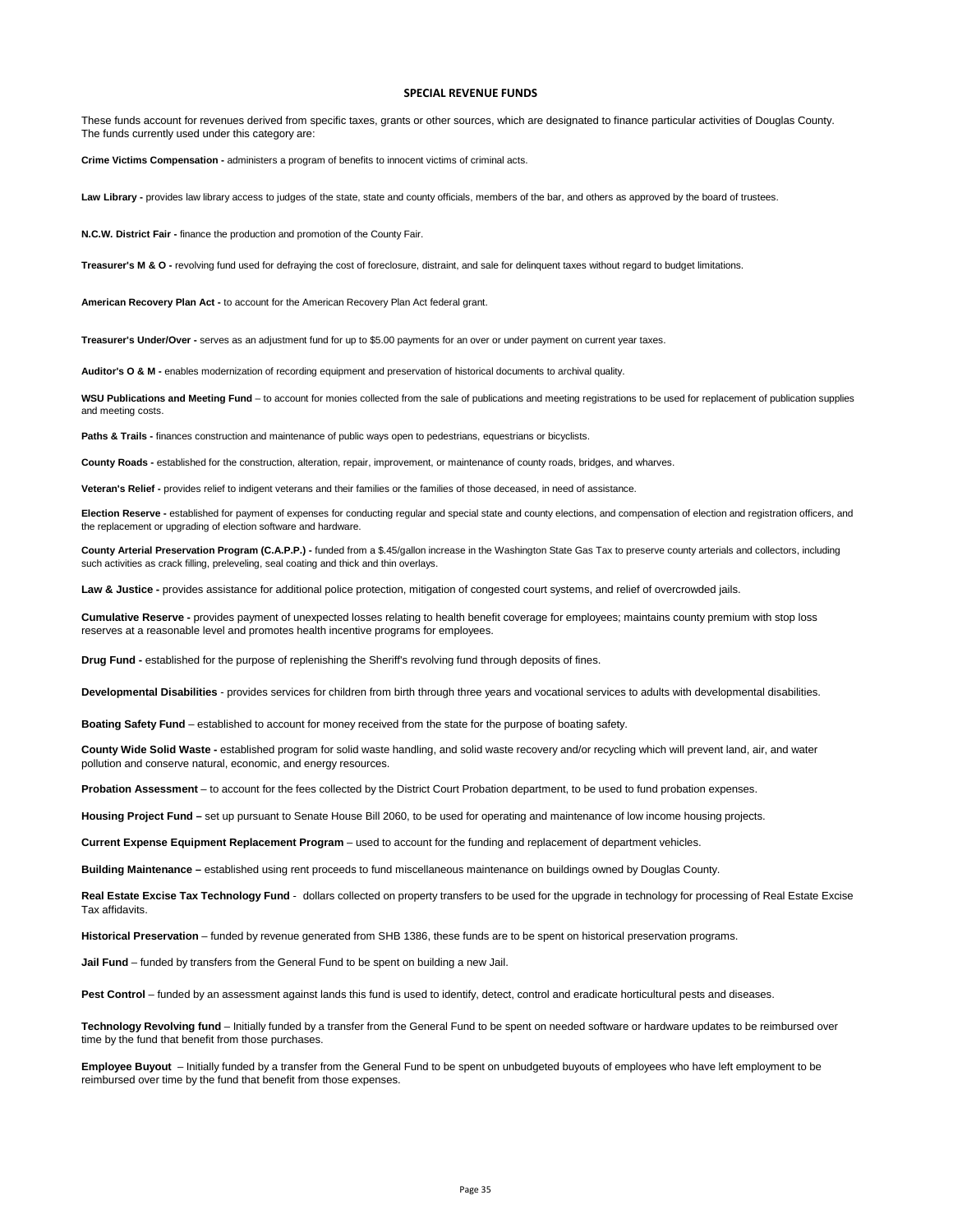## SPECIAL REVENUE FUNDS

These funds account for revenues derived from specific taxes, grants or other sources, which are designated to finance particular activities of Douglas County. The funds currently used under this category are:

**Crime Victims Compensation -** administers a program of benefits to innocent victims of criminal acts.

**Law Library -** provides law library access to judges of the state, state and county officials, members of the bar, and others as approved by the board of trustees.

**N.C.W. District Fair -** finance the production and promotion of the County Fair.

**Treasurer's M & O -** revolving fund used for defraying the cost of foreclosure, distraint, and sale for delinquent taxes without regard to budget limitations.

**American Recovery Plan Act -** to account for the American Recovery Plan Act federal grant.

**Treasurer's Under/Over -** serves as an adjustment fund for up to $5.00 payments for an over or under payment on current year taxes.

**Auditor's O & M -** enables modernization of recording equipment and preservation of historical documents to archival quality.

**WSU Publications and Meeting Fund** – to account for monies collected from the sale of publications and meeting registrations to be used for replacement of publication supplies and meeting costs.

**Paths & Trails -** finances construction and maintenance of public ways open to pedestrians, equestrians or bicyclists.

**County Roads -** established for the construction, alteration, repair, improvement, or maintenance of county roads, bridges, and wharves.

**Veteran's Relief -** provides relief to indigent veterans and their families or the families of those deceased, in need of assistance.

**Election Reserve -** established for payment of expenses for conducting regular and special state and county elections, and compensation of election and registration officers, and the replacement or upgrading of election software and hardware.

**County Arterial Preservation Program (C.A.P.P.) -** funded from a $.45/gallon increase in the Washington State Gas Tax to preserve county arterials and collectors, including such activities as crack filling, preleveling, seal coating and thick and thin overlays.

**Law & Justice -** provides assistance for additional police protection, mitigation of congested court systems, and relief of overcrowded jails.

**Cumulative Reserve -** provides payment of unexpected losses relating to health benefit coverage for employees; maintains county premium with stop loss reserves at a reasonable level and promotes health incentive programs for employees.

**Drug Fund -** established for the purpose of replenishing the Sheriff's revolving fund through deposits of fines.

**Developmental Disabilities** - provides services for children from birth through three years and vocational services to adults with developmental disabilities.

**Boating Safety Fund** – established to account for money received from the state for the purpose of boating safety.

**County Wide Solid Waste -** established program for solid waste handling, and solid waste recovery and/or recycling which will prevent land, air, and water pollution and conserve natural, economic, and energy resources.

**Probation Assessment** – to account for the fees collected by the District Court Probation department, to be used to fund probation expenses.

**Housing Project Fund –** set up pursuant to Senate House Bill 2060, to be used for operating and maintenance of low income housing projects.

**Current Expense Equipment Replacement Program** – used to account for the funding and replacement of department vehicles.

**Building Maintenance –** established using rent proceeds to fund miscellaneous maintenance on buildings owned by Douglas County.

**Real Estate Excise Tax Technology Fund** - dollars collected on property transfers to be used for the upgrade in technology for processing of Real Estate Excise Tax affidavits.

**Historical Preservation** – funded by revenue generated from SHB 1386, these funds are to be spent on historical preservation programs.

**Jail Fund** – funded by transfers from the General Fund to be spent on building a new Jail.

**Pest Control** – funded by an assessment against lands this fund is used to identify, detect, control and eradicate horticultural pests and diseases.

**Technology Revolving fund** – Initially funded by a transfer from the General Fund to be spent on needed software or hardware updates to be reimbursed over time by the fund that benefit from those purchases.

**Employee Buyout** – Initially funded by a transfer from the General Fund to be spent on unbudgeted buyouts of employees who have left employment to be reimbursed over time by the fund that benefit from those expenses.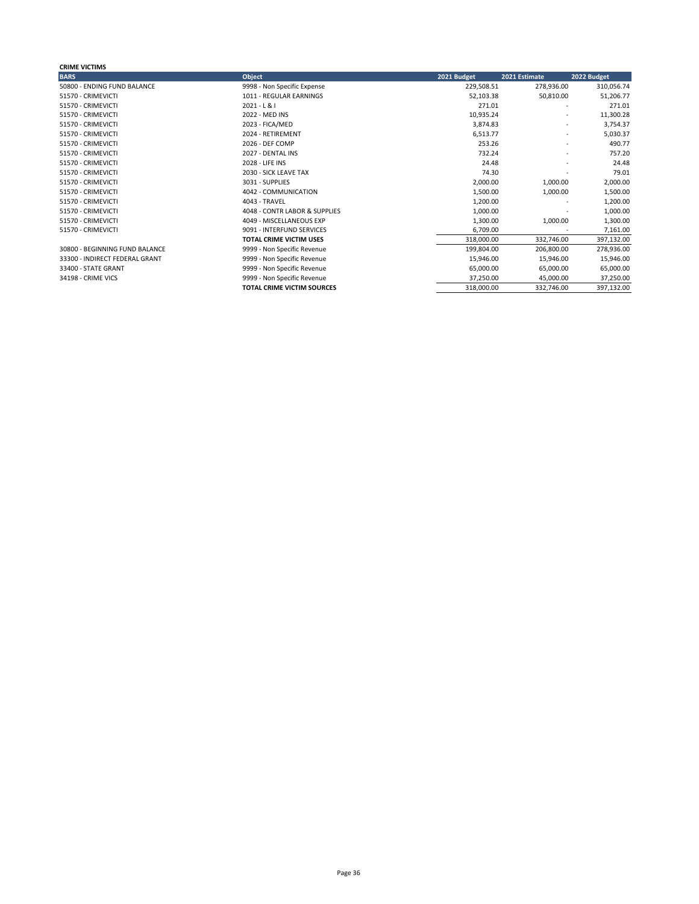**CRIME VICTIMS**

| BARS | Object | 2021 Budget | 2021 Estimate | 2022 Budget |
|---|---|---|---|---|
| 50800 - ENDING FUND BALANCE | 9998 - Non Specific Expense | 229,508.51 | 278,936.00 | 310,056.74 |
| 51570 - CRIMEVICTI | 1011 - REGULAR EARNINGS | 52,103.38 | 50,810.00 | 51,206.77 |
| 51570 - CRIMEVICTI | 2021 - L & I | 271.01 | - | 271.01 |
| 51570 - CRIMEVICTI | 2022 - MED INS | 10,935.24 | - | 11,300.28 |
| 51570 - CRIMEVICTI | 2023 - FICA/MED | 3,874.83 | - | 3,754.37 |
| 51570 - CRIMEVICTI | 2024 - RETIREMENT | 6,513.77 | - | 5,030.37 |
| 51570 - CRIMEVICTI | 2026 - DEF COMP | 253.26 | - | 490.77 |
| 51570 - CRIMEVICTI | 2027 - DENTAL INS | 732.24 | - | 757.20 |
| 51570 - CRIMEVICTI | 2028 - LIFE INS | 24.48 | - | 24.48 |
| 51570 - CRIMEVICTI | 2030 - SICK LEAVE TAX | 74.30 | - | 79.01 |
| 51570 - CRIMEVICTI | 3031 - SUPPLIES | 2,000.00 | 1,000.00 | 2,000.00 |
| 51570 - CRIMEVICTI | 4042 - COMMUNICATION | 1,500.00 | 1,000.00 | 1,500.00 |
| 51570 - CRIMEVICTI | 4043 - TRAVEL | 1,200.00 | - | 1,200.00 |
| 51570 - CRIMEVICTI | 4048 - CONTR LABOR & SUPPLIES | 1,000.00 | - | 1,000.00 |
| 51570 - CRIMEVICTI | 4049 - MISCELLANEOUS EXP | 1,300.00 | 1,000.00 | 1,300.00 |
| 51570 - CRIMEVICTI | 9091 - INTERFUND SERVICES | 6,709.00 | - | 7,161.00 |
| | **TOTAL CRIME VICTIM USES** | 318,000.00 | 332,746.00 | 397,132.00 |
| 30800 - BEGINNING FUND BALANCE | 9999 - Non Specific Revenue | 199,804.00 | 206,800.00 | 278,936.00 |
| 33300 - INDIRECT FEDERAL GRANT | 9999 - Non Specific Revenue | 15,946.00 | 15,946.00 | 15,946.00 |
| 33400 - STATE GRANT | 9999 - Non Specific Revenue | 65,000.00 | 65,000.00 | 65,000.00 |
| 34198 - CRIME VICS | 9999 - Non Specific Revenue | 37,250.00 | 45,000.00 | 37,250.00 |
| | **TOTAL CRIME VICTIM SOURCES** | 318,000.00 | 332,746.00 | 397,132.00 |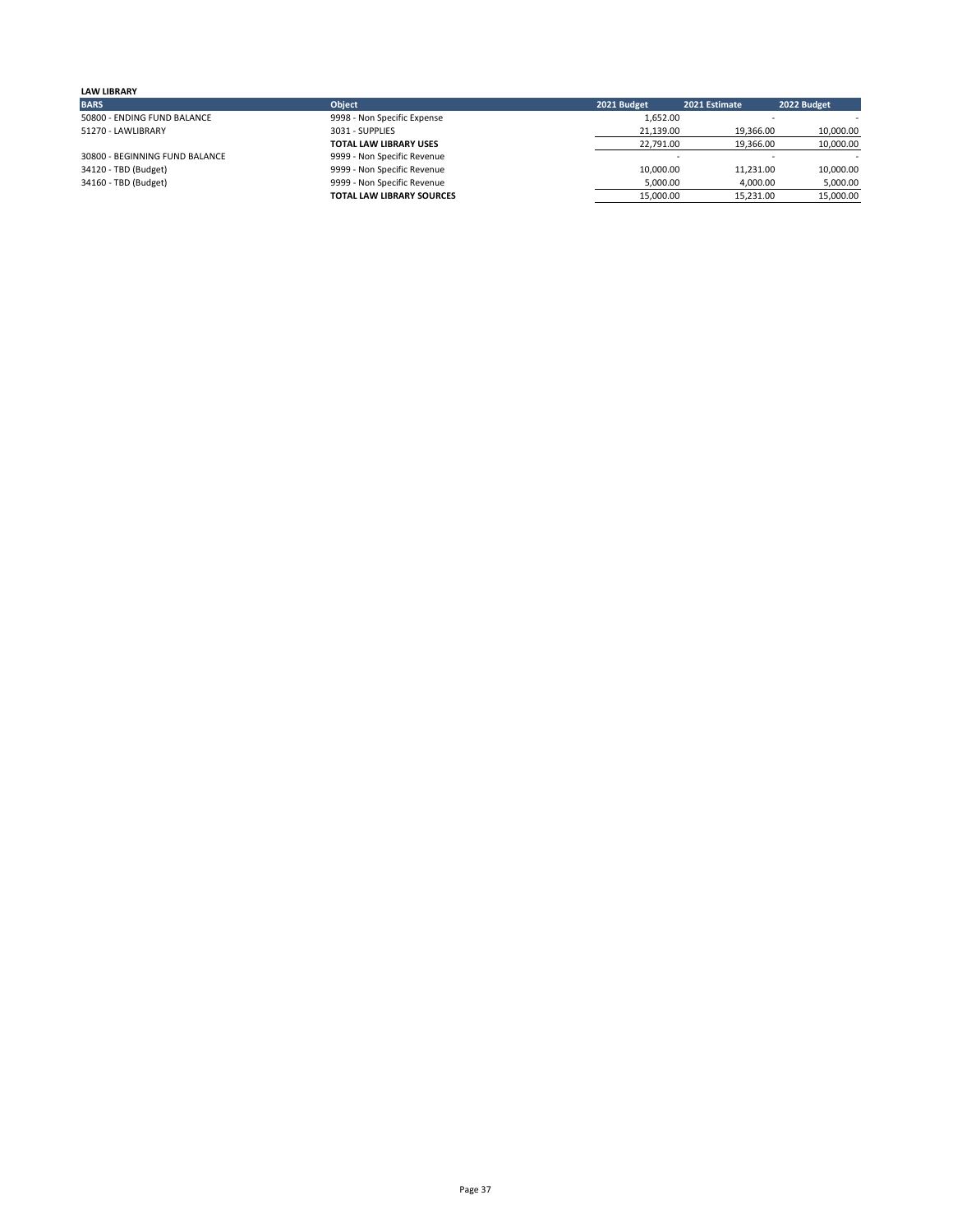**LAW LIBRARY**

| BARS | Object | 2021 Budget | 2021 Estimate | 2022 Budget |
|---|---|---|---|---|
| 50800 - ENDING FUND BALANCE | 9998 - Non Specific Expense | 1,652.00 | - | - |
| 51270 - LAWLIBRARY | 3031 - SUPPLIES | 21,139.00 | 19,366.00 | 10,000.00 |
| | **TOTAL LAW LIBRARY USES** | 22,791.00 | 19,366.00 | 10,000.00 |
| 30800 - BEGINNING FUND BALANCE | 9999 - Non Specific Revenue | - | - | - |
| 34120 - TBD (Budget) | 9999 - Non Specific Revenue | 10,000.00 | 11,231.00 | 10,000.00 |
| 34160 - TBD (Budget) | 9999 - Non Specific Revenue | 5,000.00 | 4,000.00 | 5,000.00 |
| | **TOTAL LAW LIBRARY SOURCES** | 15,000.00 | 15,231.00 | 15,000.00 |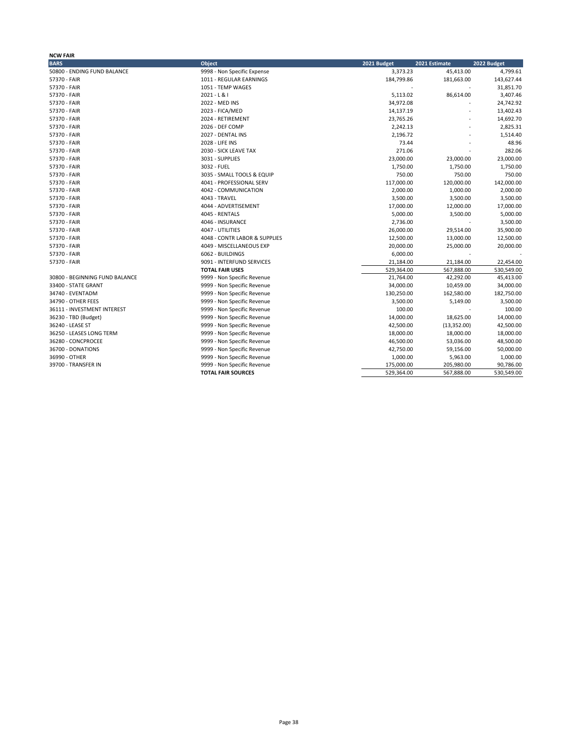**NCW FAIR**

| BARS | Object | 2021 Budget | 2021 Estimate | 2022 Budget |
|---|---|---|---|---|
| 50800 - ENDING FUND BALANCE | 9998 - Non Specific Expense | 3,373.23 | 45,413.00 | 4,799.61 |
| 57370 - FAIR | 1011 - REGULAR EARNINGS | 184,799.86 | 181,663.00 | 143,627.44 |
| 57370 - FAIR | 1051 - TEMP WAGES | - | - | 31,851.70 |
| 57370 - FAIR | 2021 - L & I | 5,113.02 | 86,614.00 | 3,407.46 |
| 57370 - FAIR | 2022 - MED INS | 34,972.08 | - | 24,742.92 |
| 57370 - FAIR | 2023 - FICA/MED | 14,137.19 | - | 13,402.43 |
| 57370 - FAIR | 2024 - RETIREMENT | 23,765.26 | - | 14,692.70 |
| 57370 - FAIR | 2026 - DEF COMP | 2,242.13 | - | 2,825.31 |
| 57370 - FAIR | 2027 - DENTAL INS | 2,196.72 | - | 1,514.40 |
| 57370 - FAIR | 2028 - LIFE INS | 73.44 | - | 48.96 |
| 57370 - FAIR | 2030 - SICK LEAVE TAX | 271.06 | - | 282.06 |
| 57370 - FAIR | 3031 - SUPPLIES | 23,000.00 | 23,000.00 | 23,000.00 |
| 57370 - FAIR | 3032 - FUEL | 1,750.00 | 1,750.00 | 1,750.00 |
| 57370 - FAIR | 3035 - SMALL TOOLS & EQUIP | 750.00 | 750.00 | 750.00 |
| 57370 - FAIR | 4041 - PROFESSIONAL SERV | 117,000.00 | 120,000.00 | 142,000.00 |
| 57370 - FAIR | 4042 - COMMUNICATION | 2,000.00 | 1,000.00 | 2,000.00 |
| 57370 - FAIR | 4043 - TRAVEL | 3,500.00 | 3,500.00 | 3,500.00 |
| 57370 - FAIR | 4044 - ADVERTISEMENT | 17,000.00 | 12,000.00 | 17,000.00 |
| 57370 - FAIR | 4045 - RENTALS | 5,000.00 | 3,500.00 | 5,000.00 |
| 57370 - FAIR | 4046 - INSURANCE | 2,736.00 | - | 3,500.00 |
| 57370 - FAIR | 4047 - UTILITIES | 26,000.00 | 29,514.00 | 35,900.00 |
| 57370 - FAIR | 4048 - CONTR LABOR & SUPPLIES | 12,500.00 | 13,000.00 | 12,500.00 |
| 57370 - FAIR | 4049 - MISCELLANEOUS EXP | 20,000.00 | 25,000.00 | 20,000.00 |
| 57370 - FAIR | 6062 - BUILDINGS | 6,000.00 | - | - |
| 57370 - FAIR | 9091 - INTERFUND SERVICES | 21,184.00 | 21,184.00 | 22,454.00 |
| | **TOTAL FAIR USES** | 529,364.00 | 567,888.00 | 530,549.00 |
| 30800 - BEGINNING FUND BALANCE | 9999 - Non Specific Revenue | 21,764.00 | 42,292.00 | 45,413.00 |
| 33400 - STATE GRANT | 9999 - Non Specific Revenue | 34,000.00 | 10,459.00 | 34,000.00 |
| 34740 - EVENTADM | 9999 - Non Specific Revenue | 130,250.00 | 162,580.00 | 182,750.00 |
| 34790 - OTHER FEES | 9999 - Non Specific Revenue | 3,500.00 | 5,149.00 | 3,500.00 |
| 36111 - INVESTMENT INTEREST | 9999 - Non Specific Revenue | 100.00 | - | 100.00 |
| 36230 - TBD (Budget) | 9999 - Non Specific Revenue | 14,000.00 | 18,625.00 | 14,000.00 |
| 36240 - LEASE ST | 9999 - Non Specific Revenue | 42,500.00 | (13,352.00) | 42,500.00 |
| 36250 - LEASES LONG TERM | 9999 - Non Specific Revenue | 18,000.00 | 18,000.00 | 18,000.00 |
| 36280 - CONCPROCEE | 9999 - Non Specific Revenue | 46,500.00 | 53,036.00 | 48,500.00 |
| 36700 - DONATIONS | 9999 - Non Specific Revenue | 42,750.00 | 59,156.00 | 50,000.00 |
| 36990 - OTHER | 9999 - Non Specific Revenue | 1,000.00 | 5,963.00 | 1,000.00 |
| 39700 - TRANSFER IN | 9999 - Non Specific Revenue | 175,000.00 | 205,980.00 | 90,786.00 |
| | **TOTAL FAIR SOURCES** | 529,364.00 | 567,888.00 | 530,549.00 |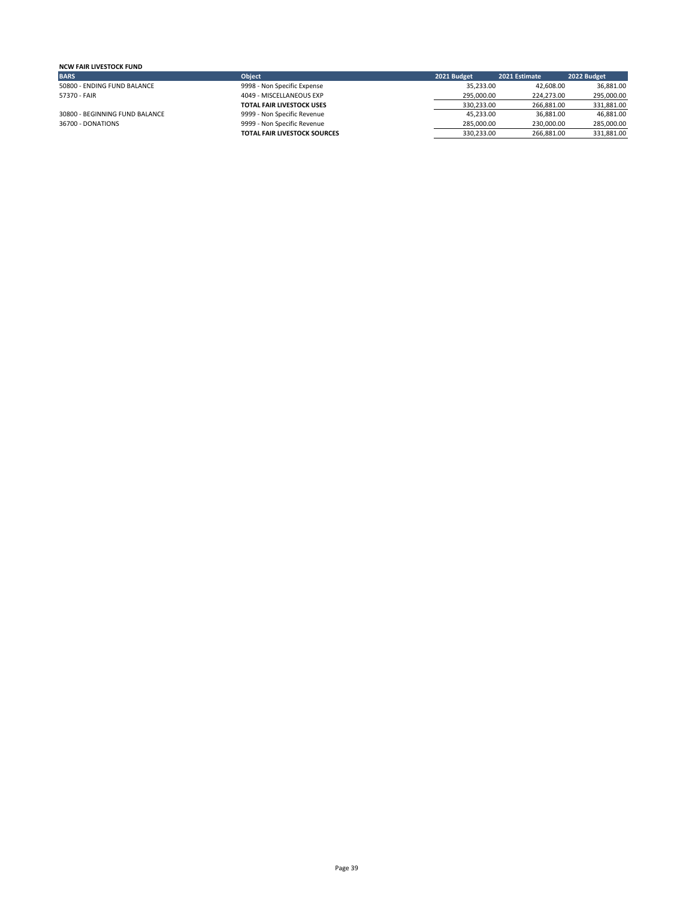**NCW FAIR LIVESTOCK FUND**

| BARS | Object | 2021 Budget | 2021 Estimate | 2022 Budget |
| --- | --- | --- | --- | --- |
| 50800 - ENDING FUND BALANCE | 9998 - Non Specific Expense | 35,233.00 | 42,608.00 | 36,881.00 |
| 57370 - FAIR | 4049 - MISCELLANEOUS EXP | 295,000.00 | 224,273.00 | 295,000.00 |
| | **TOTAL FAIR LIVESTOCK USES** | 330,233.00 | 266,881.00 | 331,881.00 |
| 30800 - BEGINNING FUND BALANCE | 9999 - Non Specific Revenue | 45,233.00 | 36,881.00 | 46,881.00 |
| 36700 - DONATIONS | 9999 - Non Specific Revenue | 285,000.00 | 230,000.00 | 285,000.00 |
| | **TOTAL FAIR LIVESTOCK SOURCES** | 330,233.00 | 266,881.00 | 331,881.00 |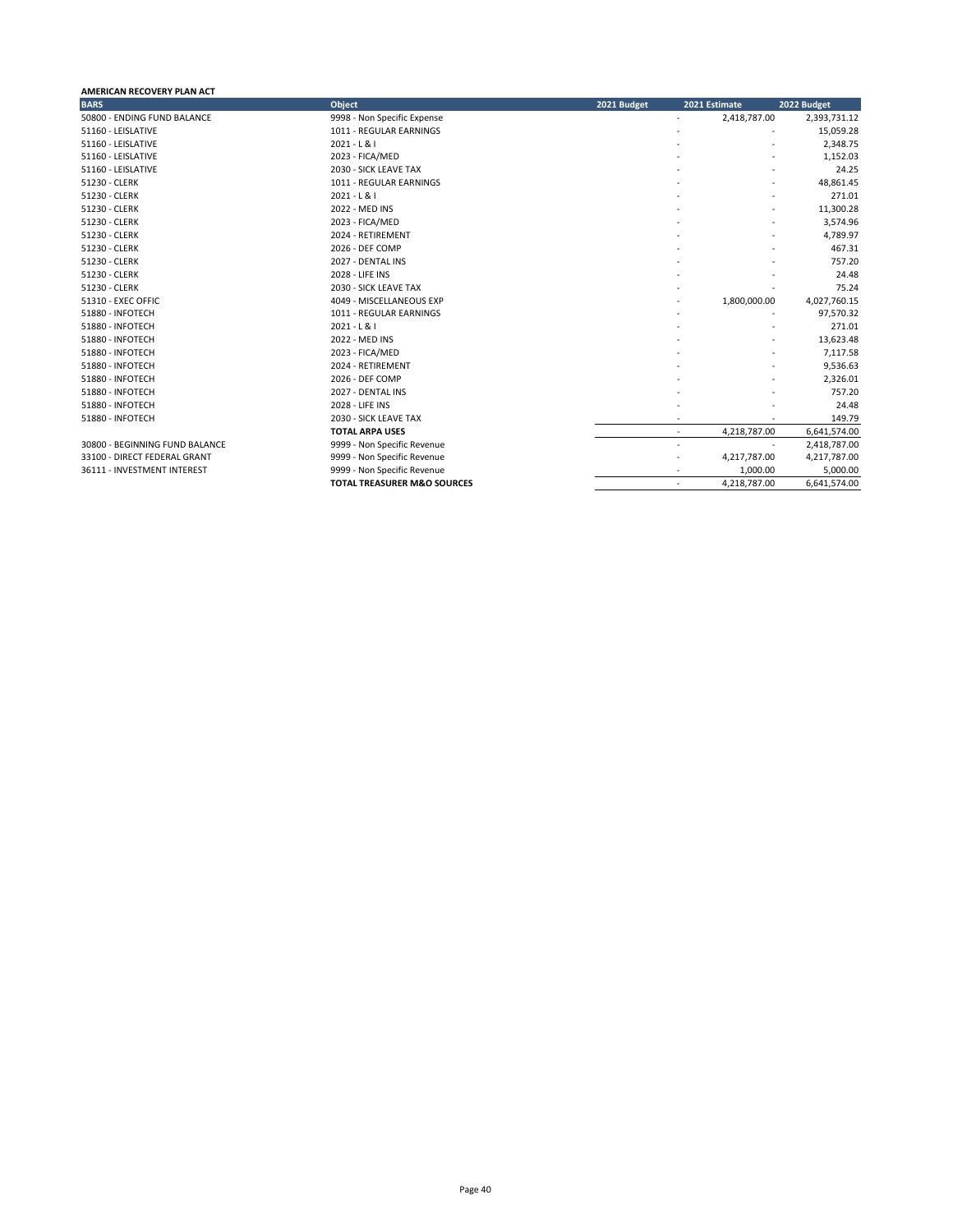**AMERICAN RECOVERY PLAN ACT**

| BARS | Object | 2021 Budget | 2021 Estimate | 2022 Budget |
|---|---|---|---|---|
| 50800 - ENDING FUND BALANCE | 9998 - Non Specific Expense | - | 2,418,787.00 | 2,393,731.12 |
| 51160 - LEISLATIVE | 1011 - REGULAR EARNINGS | - | - | 15,059.28 |
| 51160 - LEISLATIVE | 2021 - L & I | - | - | 2,348.75 |
| 51160 - LEISLATIVE | 2023 - FICA/MED | - | - | 1,152.03 |
| 51160 - LEISLATIVE | 2030 - SICK LEAVE TAX | - | - | 24.25 |
| 51230 - CLERK | 1011 - REGULAR EARNINGS | - | - | 48,861.45 |
| 51230 - CLERK | 2021 - L & I | - | - | 271.01 |
| 51230 - CLERK | 2022 - MED INS | - | - | 11,300.28 |
| 51230 - CLERK | 2023 - FICA/MED | - | - | 3,574.96 |
| 51230 - CLERK | 2024 - RETIREMENT | - | - | 4,789.97 |
| 51230 - CLERK | 2026 - DEF COMP | - | - | 467.31 |
| 51230 - CLERK | 2027 - DENTAL INS | - | - | 757.20 |
| 51230 - CLERK | 2028 - LIFE INS | - | - | 24.48 |
| 51230 - CLERK | 2030 - SICK LEAVE TAX | - | - | 75.24 |
| 51310 - EXEC OFFIC | 4049 - MISCELLANEOUS EXP | - | 1,800,000.00 | 4,027,760.15 |
| 51880 - INFOTECH | 1011 - REGULAR EARNINGS | - | - | 97,570.32 |
| 51880 - INFOTECH | 2021 - L & I | - | - | 271.01 |
| 51880 - INFOTECH | 2022 - MED INS | - | - | 13,623.48 |
| 51880 - INFOTECH | 2023 - FICA/MED | - | - | 7,117.58 |
| 51880 - INFOTECH | 2024 - RETIREMENT | - | - | 9,536.63 |
| 51880 - INFOTECH | 2026 - DEF COMP | - | - | 2,326.01 |
| 51880 - INFOTECH | 2027 - DENTAL INS | - | - | 757.20 |
| 51880 - INFOTECH | 2028 - LIFE INS | - | - | 24.48 |
| 51880 - INFOTECH | 2030 - SICK LEAVE TAX | - | - | 149.79 |
| | **TOTAL ARPA USES** | - | 4,218,787.00 | 6,641,574.00 |
| 30800 - BEGINNING FUND BALANCE | 9999 - Non Specific Revenue | - | - | 2,418,787.00 |
| 33100 - DIRECT FEDERAL GRANT | 9999 - Non Specific Revenue | - | 4,217,787.00 | 4,217,787.00 |
| 36111 - INVESTMENT INTEREST | 9999 - Non Specific Revenue | - | 1,000.00 | 5,000.00 |
| | **TOTAL TREASURER M&O SOURCES** | - | 4,218,787.00 | 6,641,574.00 |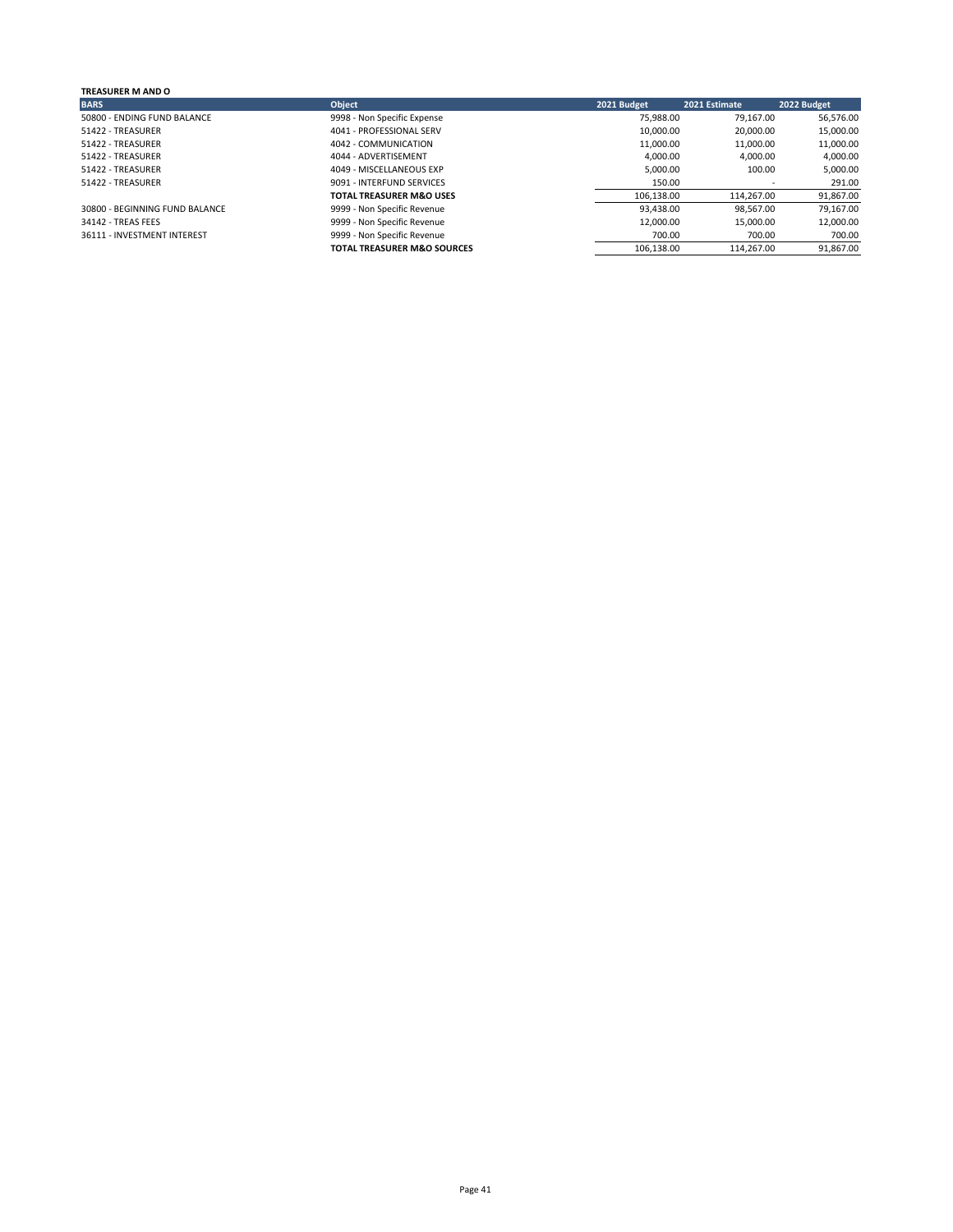**TREASURER M AND O**

| BARS | Object | 2021 Budget | 2021 Estimate | 2022 Budget |
|---|---|---|---|---|
| 50800 - ENDING FUND BALANCE | 9998 - Non Specific Expense | 75,988.00 | 79,167.00 | 56,576.00 |
| 51422 - TREASURER | 4041 - PROFESSIONAL SERV | 10,000.00 | 20,000.00 | 15,000.00 |
| 51422 - TREASURER | 4042 - COMMUNICATION | 11,000.00 | 11,000.00 | 11,000.00 |
| 51422 - TREASURER | 4044 - ADVERTISEMENT | 4,000.00 | 4,000.00 | 4,000.00 |
| 51422 - TREASURER | 4049 - MISCELLANEOUS EXP | 5,000.00 | 100.00 | 5,000.00 |
| 51422 - TREASURER | 9091 - INTERFUND SERVICES | 150.00 | - | 291.00 |
| | **TOTAL TREASURER M&O USES** | 106,138.00 | 114,267.00 | 91,867.00 |
| 30800 - BEGINNING FUND BALANCE | 9999 - Non Specific Revenue | 93,438.00 | 98,567.00 | 79,167.00 |
| 34142 - TREAS FEES | 9999 - Non Specific Revenue | 12,000.00 | 15,000.00 | 12,000.00 |
| 36111 - INVESTMENT INTEREST | 9999 - Non Specific Revenue | 700.00 | 700.00 | 700.00 |
| | **TOTAL TREASURER M&O SOURCES** | 106,138.00 | 114,267.00 | 91,867.00 |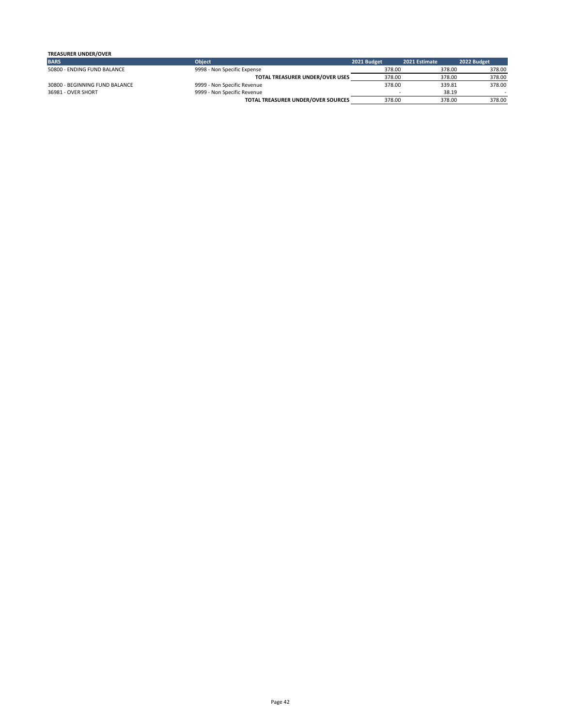**TREASURER UNDER/OVER**

| BARS | Object | 2021 Budget | 2021 Estimate | 2022 Budget |
|---|---|---|---|---|
| 50800 - ENDING FUND BALANCE | 9998 - Non Specific Expense | 378.00 | 378.00 | 378.00 |
| | **TOTAL TREASURER UNDER/OVER USES** | 378.00 | 378.00 | 378.00 |
| 30800 - BEGINNING FUND BALANCE | 9999 - Non Specific Revenue | 378.00 | 339.81 | 378.00 |
| 36981 - OVER SHORT | 9999 - Non Specific Revenue | - | 38.19 | - |
| | **TOTAL TREASURER UNDER/OVER SOURCES** | 378.00 | 378.00 | 378.00 |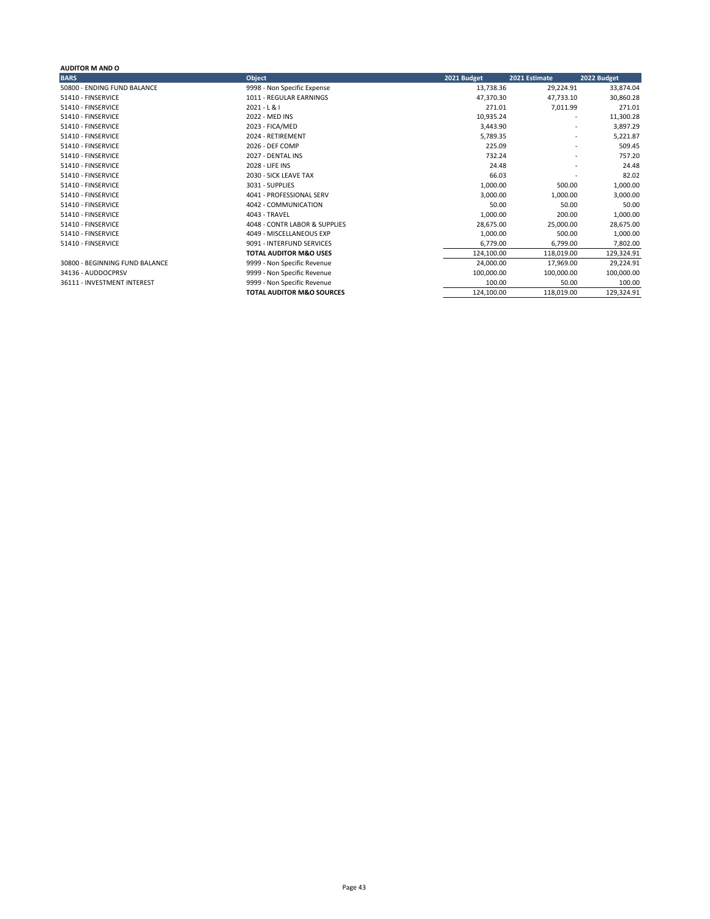**AUDITOR M AND O**

| BARS | Object | 2021 Budget | 2021 Estimate | 2022 Budget |
|---|---|---|---|---|
| 50800 - ENDING FUND BALANCE | 9998 - Non Specific Expense | 13,738.36 | 29,224.91 | 33,874.04 |
| 51410 - FINSERVICE | 1011 - REGULAR EARNINGS | 47,370.30 | 47,733.10 | 30,860.28 |
| 51410 - FINSERVICE | 2021 - L & I | 271.01 | 7,011.99 | 271.01 |
| 51410 - FINSERVICE | 2022 - MED INS | 10,935.24 | - | 11,300.28 |
| 51410 - FINSERVICE | 2023 - FICA/MED | 3,443.90 | - | 3,897.29 |
| 51410 - FINSERVICE | 2024 - RETIREMENT | 5,789.35 | - | 5,221.87 |
| 51410 - FINSERVICE | 2026 - DEF COMP | 225.09 | - | 509.45 |
| 51410 - FINSERVICE | 2027 - DENTAL INS | 732.24 | - | 757.20 |
| 51410 - FINSERVICE | 2028 - LIFE INS | 24.48 | - | 24.48 |
| 51410 - FINSERVICE | 2030 - SICK LEAVE TAX | 66.03 | - | 82.02 |
| 51410 - FINSERVICE | 3031 - SUPPLIES | 1,000.00 | 500.00 | 1,000.00 |
| 51410 - FINSERVICE | 4041 - PROFESSIONAL SERV | 3,000.00 | 1,000.00 | 3,000.00 |
| 51410 - FINSERVICE | 4042 - COMMUNICATION | 50.00 | 50.00 | 50.00 |
| 51410 - FINSERVICE | 4043 - TRAVEL | 1,000.00 | 200.00 | 1,000.00 |
| 51410 - FINSERVICE | 4048 - CONTR LABOR & SUPPLIES | 28,675.00 | 25,000.00 | 28,675.00 |
| 51410 - FINSERVICE | 4049 - MISCELLANEOUS EXP | 1,000.00 | 500.00 | 1,000.00 |
| 51410 - FINSERVICE | 9091 - INTERFUND SERVICES | 6,779.00 | 6,799.00 | 7,802.00 |
| | **TOTAL AUDITOR M&O USES** | 124,100.00 | 118,019.00 | 129,324.91 |
| 30800 - BEGINNING FUND BALANCE | 9999 - Non Specific Revenue | 24,000.00 | 17,969.00 | 29,224.91 |
| 34136 - AUDDOCPRSV | 9999 - Non Specific Revenue | 100,000.00 | 100,000.00 | 100,000.00 |
| 36111 - INVESTMENT INTEREST | 9999 - Non Specific Revenue | 100.00 | 50.00 | 100.00 |
| | **TOTAL AUDITOR M&O SOURCES** | 124,100.00 | 118,019.00 | 129,324.91 |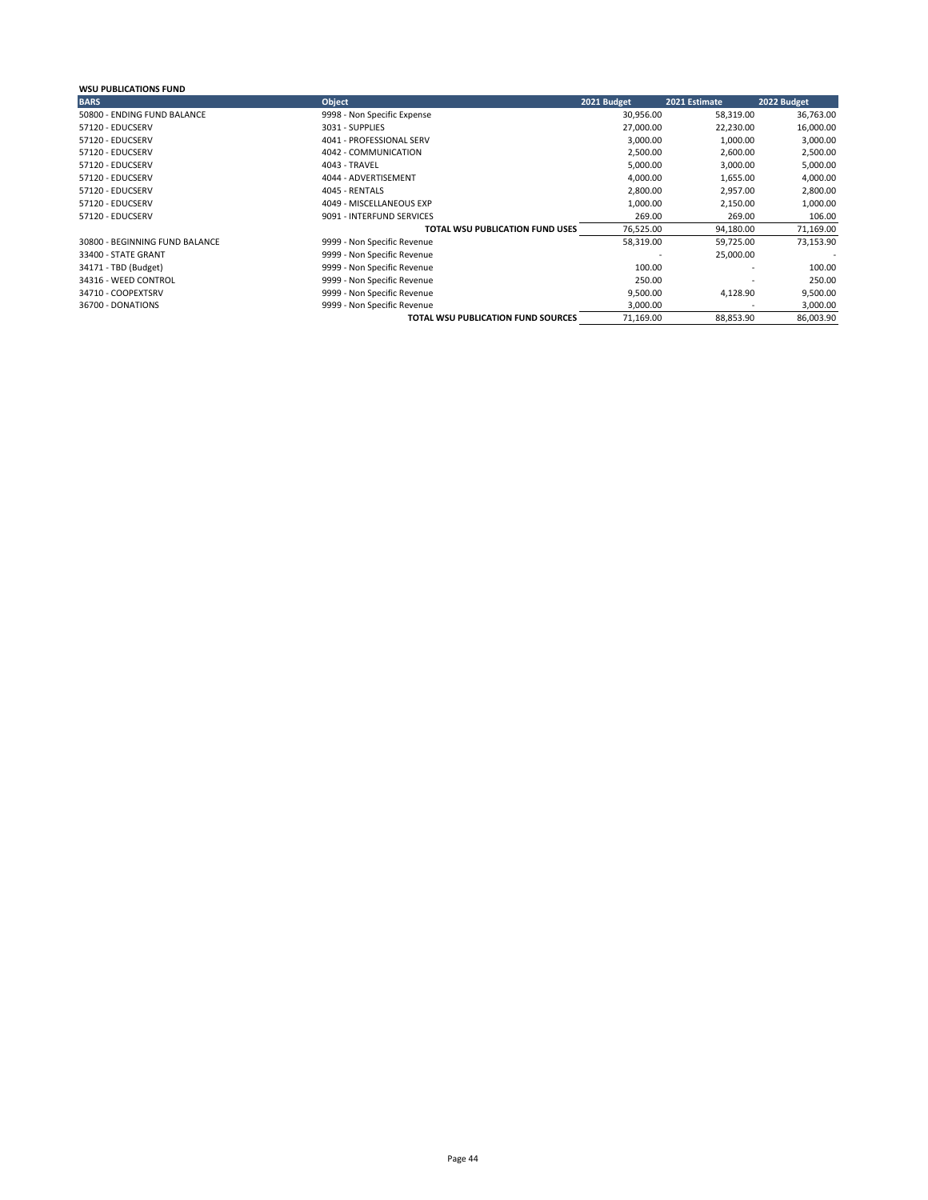**WSU PUBLICATIONS FUND**

| BARS | Object | 2021 Budget | 2021 Estimate | 2022 Budget |
|---|---|---|---|---|
| 50800 - ENDING FUND BALANCE | 9998 - Non Specific Expense | 30,956.00 | 58,319.00 | 36,763.00 |
| 57120 - EDUCSERV | 3031 - SUPPLIES | 27,000.00 | 22,230.00 | 16,000.00 |
| 57120 - EDUCSERV | 4041 - PROFESSIONAL SERV | 3,000.00 | 1,000.00 | 3,000.00 |
| 57120 - EDUCSERV | 4042 - COMMUNICATION | 2,500.00 | 2,600.00 | 2,500.00 |
| 57120 - EDUCSERV | 4043 - TRAVEL | 5,000.00 | 3,000.00 | 5,000.00 |
| 57120 - EDUCSERV | 4044 - ADVERTISEMENT | 4,000.00 | 1,655.00 | 4,000.00 |
| 57120 - EDUCSERV | 4045 - RENTALS | 2,800.00 | 2,957.00 | 2,800.00 |
| 57120 - EDUCSERV | 4049 - MISCELLANEOUS EXP | 1,000.00 | 2,150.00 | 1,000.00 |
| 57120 - EDUCSERV | 9091 - INTERFUND SERVICES | 269.00 | 269.00 | 106.00 |
| | **TOTAL WSU PUBLICATION FUND USES** | 76,525.00 | 94,180.00 | 71,169.00 |
| 30800 - BEGINNING FUND BALANCE | 9999 - Non Specific Revenue | 58,319.00 | 59,725.00 | 73,153.90 |
| 33400 - STATE GRANT | 9999 - Non Specific Revenue | - | 25,000.00 | - |
| 34171 - TBD (Budget) | 9999 - Non Specific Revenue | 100.00 | - | 100.00 |
| 34316 - WEED CONTROL | 9999 - Non Specific Revenue | 250.00 | - | 250.00 |
| 34710 - COOPEXTSRV | 9999 - Non Specific Revenue | 9,500.00 | 4,128.90 | 9,500.00 |
| 36700 - DONATIONS | 9999 - Non Specific Revenue | 3,000.00 | - | 3,000.00 |
| | **TOTAL WSU PUBLICATION FUND SOURCES** | 71,169.00 | 88,853.90 | 86,003.90 |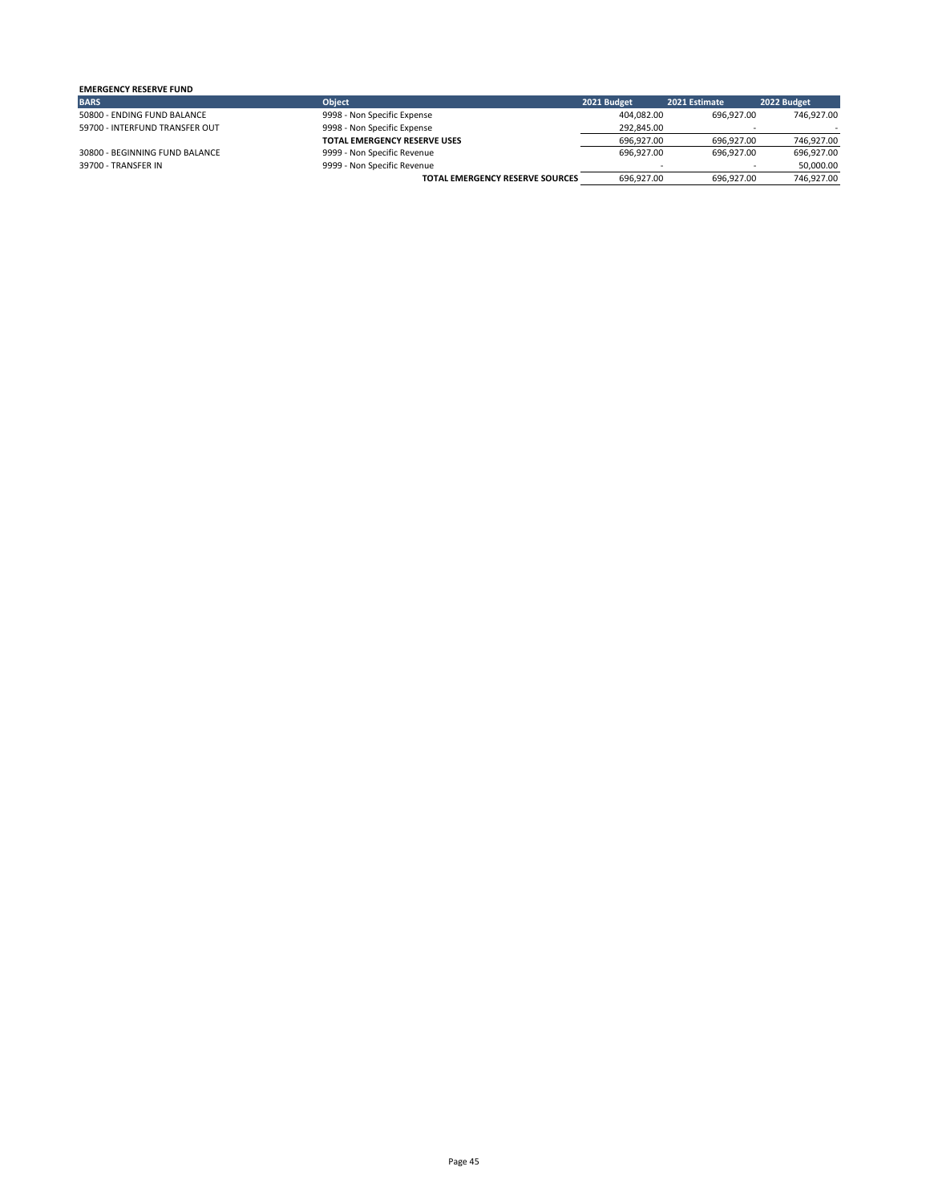**EMERGENCY RESERVE FUND**

| BARS | Object | 2021 Budget | 2021 Estimate | 2022 Budget |
|---|---|---|---|---|
| 50800 - ENDING FUND BALANCE | 9998 - Non Specific Expense | 404,082.00 | 696,927.00 | 746,927.00 |
| 59700 - INTERFUND TRANSFER OUT | 9998 - Non Specific Expense | 292,845.00 | - | - |
| | **TOTAL EMERGENCY RESERVE USES** | 696,927.00 | 696,927.00 | 746,927.00 |
| 30800 - BEGINNING FUND BALANCE | 9999 - Non Specific Revenue | 696,927.00 | 696,927.00 | 696,927.00 |
| 39700 - TRANSFER IN | 9999 - Non Specific Revenue | - | - | 50,000.00 |
| | **TOTAL EMERGENCY RESERVE SOURCES** | 696,927.00 | 696,927.00 | 746,927.00 |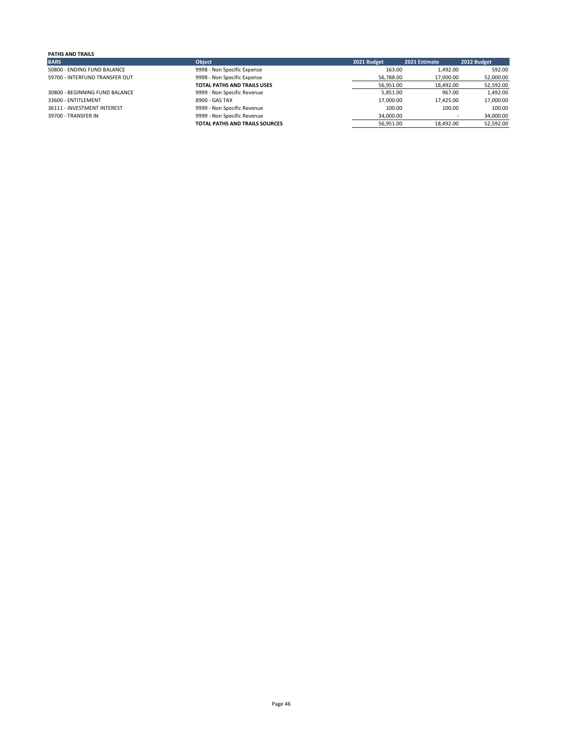**PATHS AND TRAILS**

| BARS | Object | 2021 Budget | 2021 Estimate | 2022 Budget |
|---|---|---|---|---|
| 50800 - ENDING FUND BALANCE | 9998 - Non Specific Expense | 163.00 | 1,492.00 | 592.00 |
| 59700 - INTERFUND TRANSFER OUT | 9998 - Non Specific Expense | 56,788.00 | 17,000.00 | 52,000.00 |
| | **TOTAL PATHS AND TRAILS USES** | 56,951.00 | 18,492.00 | 52,592.00 |
| 30800 - BEGINNING FUND BALANCE | 9999 - Non Specific Revenue | 5,851.00 | 967.00 | 1,492.00 |
| 33600 - ENTITLEMENT | 8900 - GAS TAX | 17,000.00 | 17,425.00 | 17,000.00 |
| 36111 - INVESTMENT INTEREST | 9999 - Non Specific Revenue | 100.00 | 100.00 | 100.00 |
| 39700 - TRANSFER IN | 9999 - Non Specific Revenue | 34,000.00 | - | 34,000.00 |
| | **TOTAL PATHS AND TRAILS SOURCES** | 56,951.00 | 18,492.00 | 52,592.00 |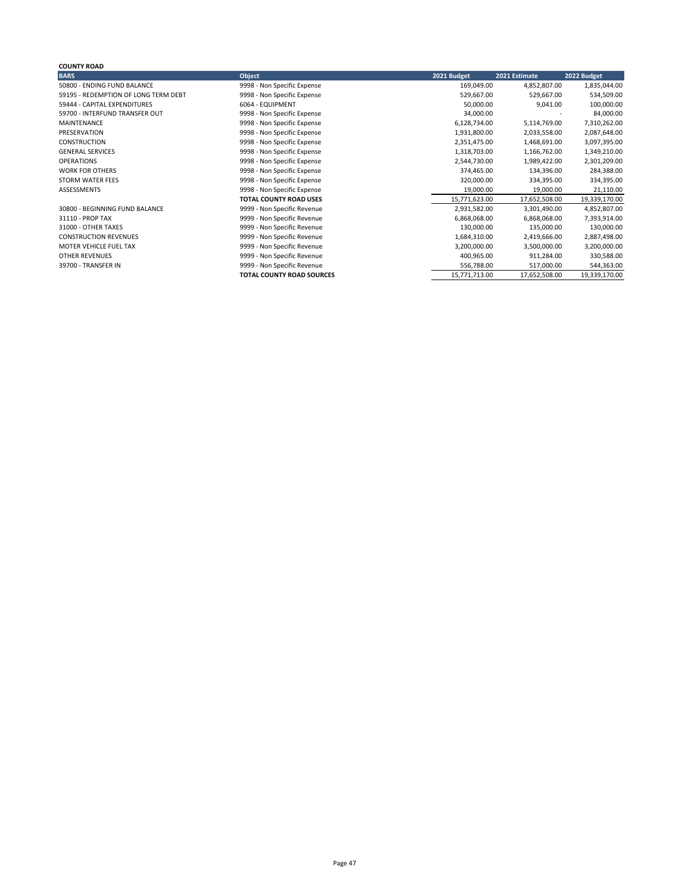**COUNTY ROAD**

| BARS | Object | 2021 Budget | 2021 Estimate | 2022 Budget |
|---|---|---|---|---|
| 50800 - ENDING FUND BALANCE | 9998 - Non Specific Expense | 169,049.00 | 4,852,807.00 | 1,835,044.00 |
| 59195 - REDEMPTION OF LONG TERM DEBT | 9998 - Non Specific Expense | 529,667.00 | 529,667.00 | 534,509.00 |
| 59444 - CAPITAL EXPENDITURES | 6064 - EQUIPMENT | 50,000.00 | 9,041.00 | 100,000.00 |
| 59700 - INTERFUND TRANSFER OUT | 9998 - Non Specific Expense | 34,000.00 | - | 84,000.00 |
| MAINTENANCE | 9998 - Non Specific Expense | 6,128,734.00 | 5,114,769.00 | 7,310,262.00 |
| PRESERVATION | 9998 - Non Specific Expense | 1,931,800.00 | 2,033,558.00 | 2,087,648.00 |
| CONSTRUCTION | 9998 - Non Specific Expense | 2,351,475.00 | 1,468,691.00 | 3,097,395.00 |
| GENERAL SERVICES | 9998 - Non Specific Expense | 1,318,703.00 | 1,166,762.00 | 1,349,210.00 |
| OPERATIONS | 9998 - Non Specific Expense | 2,544,730.00 | 1,989,422.00 | 2,301,209.00 |
| WORK FOR OTHERS | 9998 - Non Specific Expense | 374,465.00 | 134,396.00 | 284,388.00 |
| STORM WATER FEES | 9998 - Non Specific Expense | 320,000.00 | 334,395.00 | 334,395.00 |
| ASSESSMENTS | 9998 - Non Specific Expense | 19,000.00 | 19,000.00 | 21,110.00 |
| | **TOTAL COUNTY ROAD USES** | 15,771,623.00 | 17,652,508.00 | 19,339,170.00 |
| 30800 - BEGINNING FUND BALANCE | 9999 - Non Specific Revenue | 2,931,582.00 | 3,301,490.00 | 4,852,807.00 |
| 31110 - PROP TAX | 9999 - Non Specific Revenue | 6,868,068.00 | 6,868,068.00 | 7,393,914.00 |
| 31000 - OTHER TAXES | 9999 - Non Specific Revenue | 130,000.00 | 135,000.00 | 130,000.00 |
| CONSTRUCTION REVENUES | 9999 - Non Specific Revenue | 1,684,310.00 | 2,419,666.00 | 2,887,498.00 |
| MOTER VEHICLE FUEL TAX | 9999 - Non Specific Revenue | 3,200,000.00 | 3,500,000.00 | 3,200,000.00 |
| OTHER REVENUES | 9999 - Non Specific Revenue | 400,965.00 | 911,284.00 | 330,588.00 |
| 39700 - TRANSFER IN | 9999 - Non Specific Revenue | 556,788.00 | 517,000.00 | 544,363.00 |
| | **TOTAL COUNTY ROAD SOURCES** | 15,771,713.00 | 17,652,508.00 | 19,339,170.00 |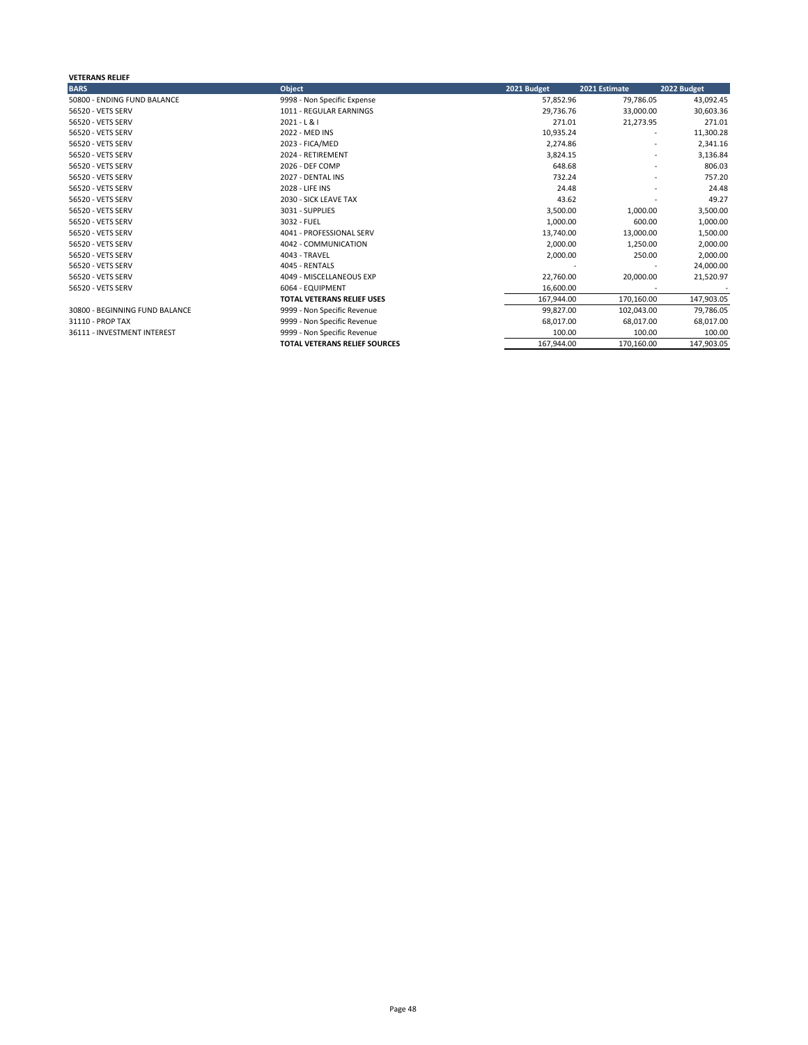**VETERANS RELIEF**

| BARS | Object | 2021 Budget | 2021 Estimate | 2022 Budget |
|---|---|---|---|---|
| 50800 - ENDING FUND BALANCE | 9998 - Non Specific Expense | 57,852.96 | 79,786.05 | 43,092.45 |
| 56520 - VETS SERV | 1011 - REGULAR EARNINGS | 29,736.76 | 33,000.00 | 30,603.36 |
| 56520 - VETS SERV | 2021 - L & I | 271.01 | 21,273.95 | 271.01 |
| 56520 - VETS SERV | 2022 - MED INS | 10,935.24 | - | 11,300.28 |
| 56520 - VETS SERV | 2023 - FICA/MED | 2,274.86 | - | 2,341.16 |
| 56520 - VETS SERV | 2024 - RETIREMENT | 3,824.15 | - | 3,136.84 |
| 56520 - VETS SERV | 2026 - DEF COMP | 648.68 | - | 806.03 |
| 56520 - VETS SERV | 2027 - DENTAL INS | 732.24 | - | 757.20 |
| 56520 - VETS SERV | 2028 - LIFE INS | 24.48 | - | 24.48 |
| 56520 - VETS SERV | 2030 - SICK LEAVE TAX | 43.62 | - | 49.27 |
| 56520 - VETS SERV | 3031 - SUPPLIES | 3,500.00 | 1,000.00 | 3,500.00 |
| 56520 - VETS SERV | 3032 - FUEL | 1,000.00 | 600.00 | 1,000.00 |
| 56520 - VETS SERV | 4041 - PROFESSIONAL SERV | 13,740.00 | 13,000.00 | 1,500.00 |
| 56520 - VETS SERV | 4042 - COMMUNICATION | 2,000.00 | 1,250.00 | 2,000.00 |
| 56520 - VETS SERV | 4043 - TRAVEL | 2,000.00 | 250.00 | 2,000.00 |
| 56520 - VETS SERV | 4045 - RENTALS | - | - | 24,000.00 |
| 56520 - VETS SERV | 4049 - MISCELLANEOUS EXP | 22,760.00 | 20,000.00 | 21,520.97 |
| 56520 - VETS SERV | 6064 - EQUIPMENT | 16,600.00 | - | - |
| | **TOTAL VETERANS RELIEF USES** | 167,944.00 | 170,160.00 | 147,903.05 |
| 30800 - BEGINNING FUND BALANCE | 9999 - Non Specific Revenue | 99,827.00 | 102,043.00 | 79,786.05 |
| 31110 - PROP TAX | 9999 - Non Specific Revenue | 68,017.00 | 68,017.00 | 68,017.00 |
| 36111 - INVESTMENT INTEREST | 9999 - Non Specific Revenue | 100.00 | 100.00 | 100.00 |
| | **TOTAL VETERANS RELIEF SOURCES** | 167,944.00 | 170,160.00 | 147,903.05 |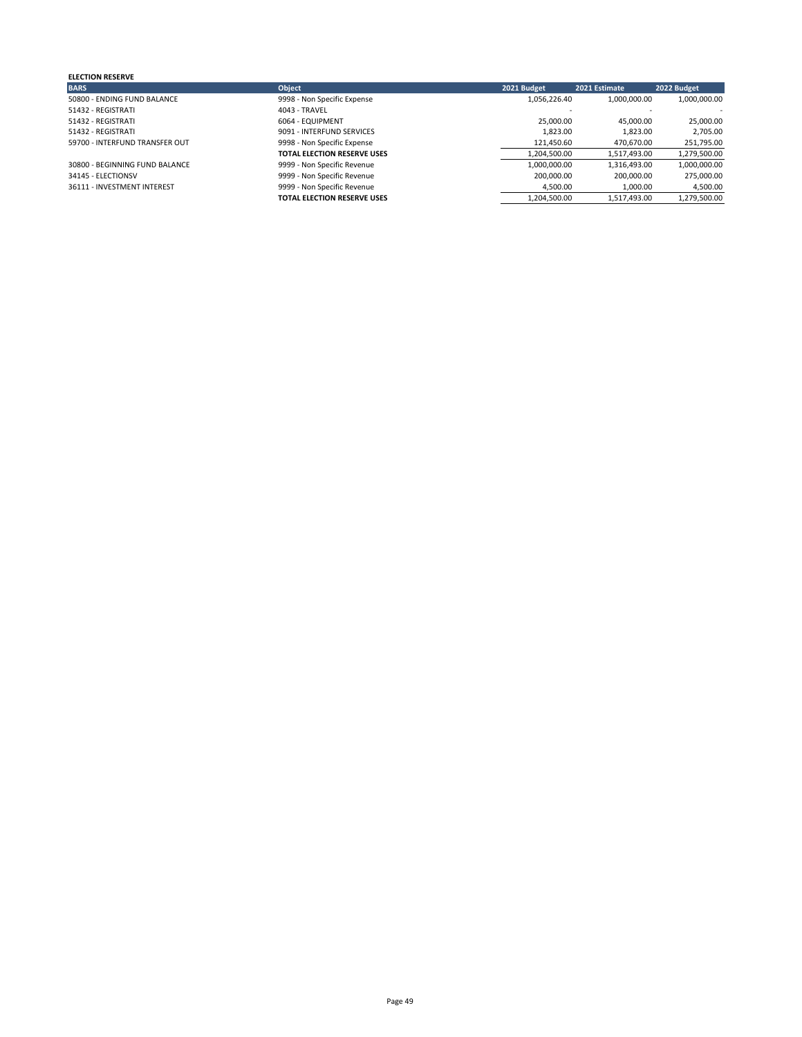**ELECTION RESERVE**

| BARS | Object | 2021 Budget | 2021 Estimate | 2022 Budget |
|---|---|---|---|---|
| 50800 - ENDING FUND BALANCE | 9998 - Non Specific Expense | 1,056,226.40 | 1,000,000.00 | 1,000,000.00 |
| 51432 - REGISTRATI | 4043 - TRAVEL | - | - | - |
| 51432 - REGISTRATI | 6064 - EQUIPMENT | 25,000.00 | 45,000.00 | 25,000.00 |
| 51432 - REGISTRATI | 9091 - INTERFUND SERVICES | 1,823.00 | 1,823.00 | 2,705.00 |
| 59700 - INTERFUND TRANSFER OUT | 9998 - Non Specific Expense | 121,450.60 | 470,670.00 | 251,795.00 |
| | **TOTAL ELECTION RESERVE USES** | 1,204,500.00 | 1,517,493.00 | 1,279,500.00 |
| 30800 - BEGINNING FUND BALANCE | 9999 - Non Specific Revenue | 1,000,000.00 | 1,316,493.00 | 1,000,000.00 |
| 34145 - ELECTIONSV | 9999 - Non Specific Revenue | 200,000.00 | 200,000.00 | 275,000.00 |
| 36111 - INVESTMENT INTEREST | 9999 - Non Specific Revenue | 4,500.00 | 1,000.00 | 4,500.00 |
| | **TOTAL ELECTION RESERVE USES** | 1,204,500.00 | 1,517,493.00 | 1,279,500.00 |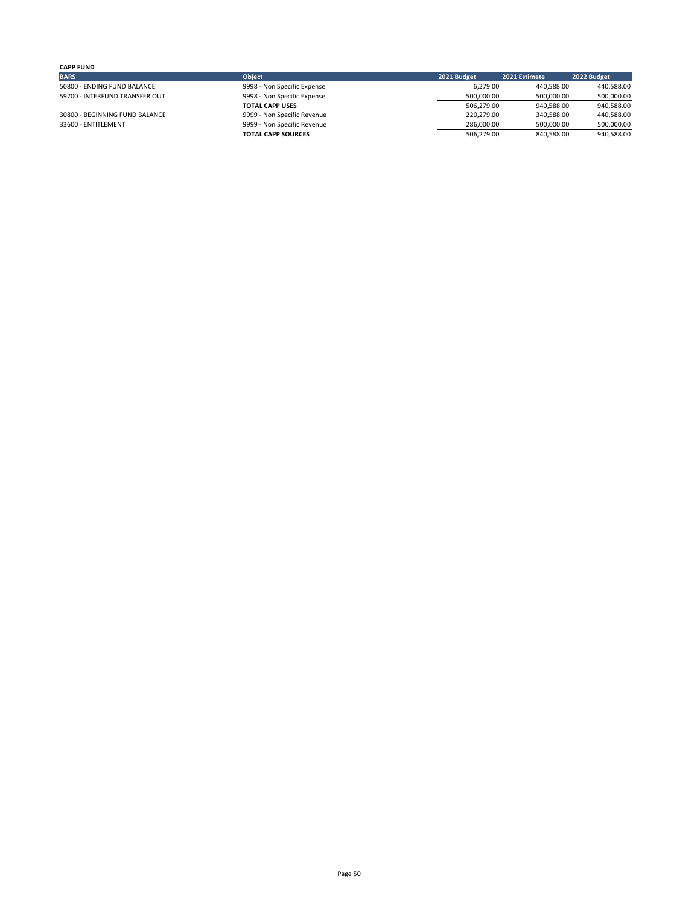**CAPP FUND**

| BARS | Object | 2021 Budget | 2021 Estimate | 2022 Budget |
|---|---|---|---|---|
| 50800 - ENDING FUND BALANCE | 9998 - Non Specific Expense | 6,279.00 | 440,588.00 | 440,588.00 |
| 59700 - INTERFUND TRANSFER OUT | 9998 - Non Specific Expense | 500,000.00 | 500,000.00 | 500,000.00 |
| | **TOTAL CAPP USES** | 506,279.00 | 940,588.00 | 940,588.00 |
| 30800 - BEGINNING FUND BALANCE | 9999 - Non Specific Revenue | 220,279.00 | 340,588.00 | 440,588.00 |
| 33600 - ENTITLEMENT | 9999 - Non Specific Revenue | 286,000.00 | 500,000.00 | 500,000.00 |
| | **TOTAL CAPP SOURCES** | 506,279.00 | 840,588.00 | 940,588.00 |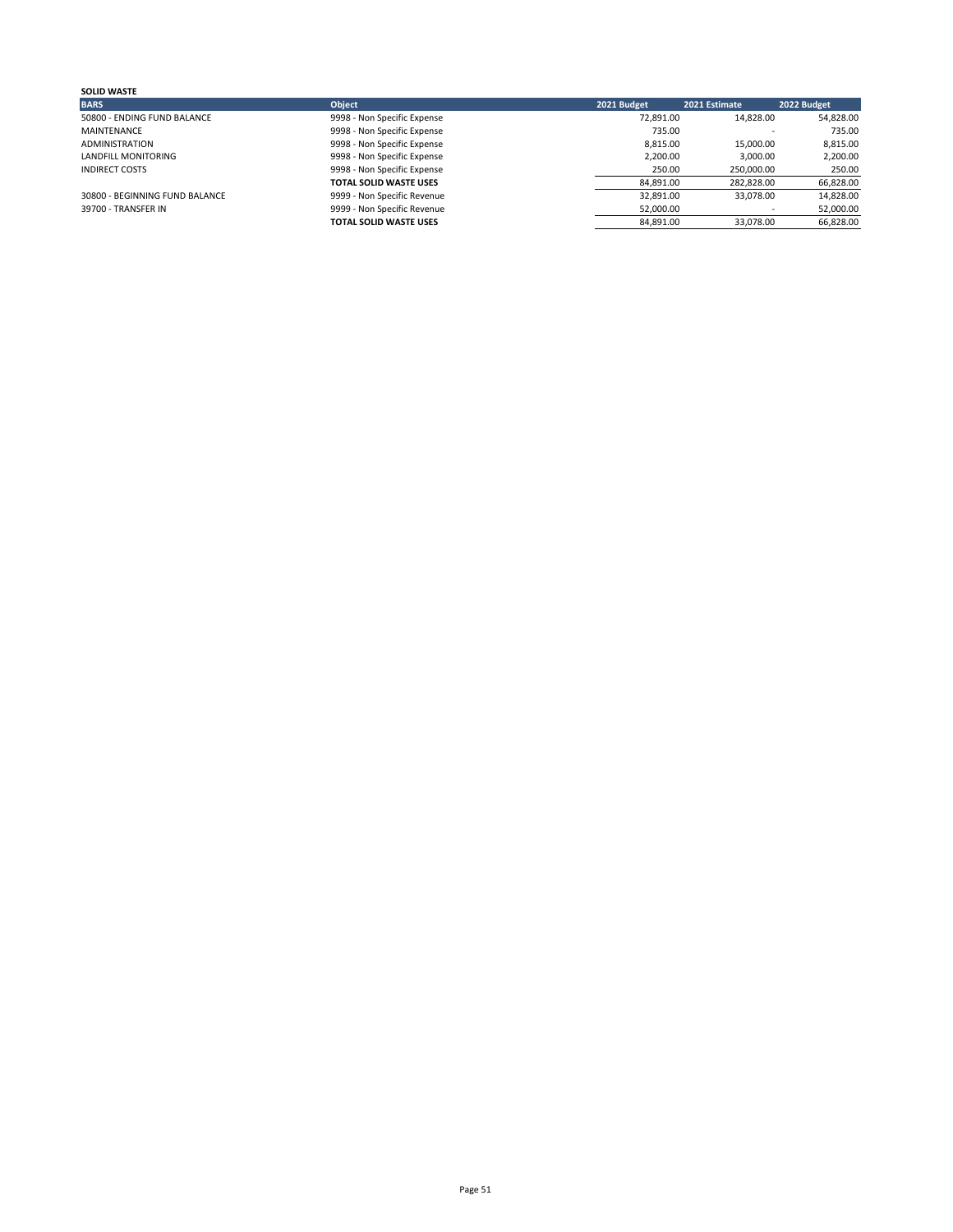**SOLID WASTE**

| BARS | Object | 2021 Budget | 2021 Estimate | 2022 Budget |
|---|---|---|---|---|
| 50800 - ENDING FUND BALANCE | 9998 - Non Specific Expense | 72,891.00 | 14,828.00 | 54,828.00 |
| MAINTENANCE | 9998 - Non Specific Expense | 735.00 | - | 735.00 |
| ADMINISTRATION | 9998 - Non Specific Expense | 8,815.00 | 15,000.00 | 8,815.00 |
| LANDFILL MONITORING | 9998 - Non Specific Expense | 2,200.00 | 3,000.00 | 2,200.00 |
| INDIRECT COSTS | 9998 - Non Specific Expense | 250.00 | 250,000.00 | 250.00 |
| | **TOTAL SOLID WASTE USES** | 84,891.00 | 282,828.00 | 66,828.00 |
| 30800 - BEGINNING FUND BALANCE | 9999 - Non Specific Revenue | 32,891.00 | 33,078.00 | 14,828.00 |
| 39700 - TRANSFER IN | 9999 - Non Specific Revenue | 52,000.00 | - | 52,000.00 |
| | **TOTAL SOLID WASTE USES** | 84,891.00 | 33,078.00 | 66,828.00 |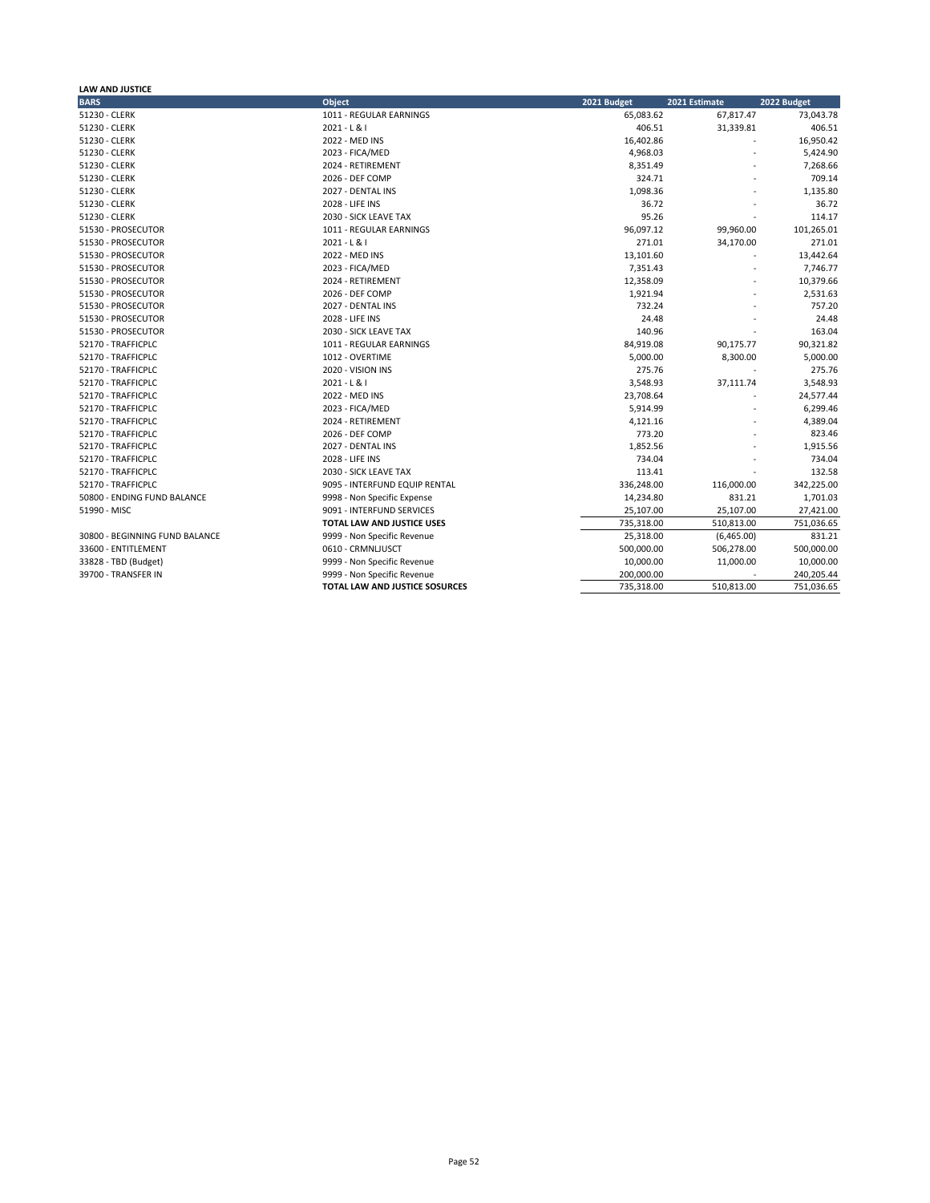**LAW AND JUSTICE**

| BARS | Object | 2021 Budget | 2021 Estimate | 2022 Budget |
|---|---|---|---|---|
| 51230 - CLERK | 1011 - REGULAR EARNINGS | 65,083.62 | 67,817.47 | 73,043.78 |
| 51230 - CLERK | 2021 - L & I | 406.51 | 31,339.81 | 406.51 |
| 51230 - CLERK | 2022 - MED INS | 16,402.86 | - | 16,950.42 |
| 51230 - CLERK | 2023 - FICA/MED | 4,968.03 | - | 5,424.90 |
| 51230 - CLERK | 2024 - RETIREMENT | 8,351.49 | - | 7,268.66 |
| 51230 - CLERK | 2026 - DEF COMP | 324.71 | - | 709.14 |
| 51230 - CLERK | 2027 - DENTAL INS | 1,098.36 | - | 1,135.80 |
| 51230 - CLERK | 2028 - LIFE INS | 36.72 | - | 36.72 |
| 51230 - CLERK | 2030 - SICK LEAVE TAX | 95.26 | - | 114.17 |
| 51530 - PROSECUTOR | 1011 - REGULAR EARNINGS | 96,097.12 | 99,960.00 | 101,265.01 |
| 51530 - PROSECUTOR | 2021 - L & I | 271.01 | 34,170.00 | 271.01 |
| 51530 - PROSECUTOR | 2022 - MED INS | 13,101.60 | - | 13,442.64 |
| 51530 - PROSECUTOR | 2023 - FICA/MED | 7,351.43 | - | 7,746.77 |
| 51530 - PROSECUTOR | 2024 - RETIREMENT | 12,358.09 | - | 10,379.66 |
| 51530 - PROSECUTOR | 2026 - DEF COMP | 1,921.94 | - | 2,531.63 |
| 51530 - PROSECUTOR | 2027 - DENTAL INS | 732.24 | - | 757.20 |
| 51530 - PROSECUTOR | 2028 - LIFE INS | 24.48 | - | 24.48 |
| 51530 - PROSECUTOR | 2030 - SICK LEAVE TAX | 140.96 | - | 163.04 |
| 52170 - TRAFFICPLC | 1011 - REGULAR EARNINGS | 84,919.08 | 90,175.77 | 90,321.82 |
| 52170 - TRAFFICPLC | 1012 - OVERTIME | 5,000.00 | 8,300.00 | 5,000.00 |
| 52170 - TRAFFICPLC | 2020 - VISION INS | 275.76 | - | 275.76 |
| 52170 - TRAFFICPLC | 2021 - L & I | 3,548.93 | 37,111.74 | 3,548.93 |
| 52170 - TRAFFICPLC | 2022 - MED INS | 23,708.64 | - | 24,577.44 |
| 52170 - TRAFFICPLC | 2023 - FICA/MED | 5,914.99 | - | 6,299.46 |
| 52170 - TRAFFICPLC | 2024 - RETIREMENT | 4,121.16 | - | 4,389.04 |
| 52170 - TRAFFICPLC | 2026 - DEF COMP | 773.20 | - | 823.46 |
| 52170 - TRAFFICPLC | 2027 - DENTAL INS | 1,852.56 | - | 1,915.56 |
| 52170 - TRAFFICPLC | 2028 - LIFE INS | 734.04 | - | 734.04 |
| 52170 - TRAFFICPLC | 2030 - SICK LEAVE TAX | 113.41 | - | 132.58 |
| 52170 - TRAFFICPLC | 9095 - INTERFUND EQUIP RENTAL | 336,248.00 | 116,000.00 | 342,225.00 |
| 50800 - ENDING FUND BALANCE | 9998 - Non Specific Expense | 14,234.80 | 831.21 | 1,701.03 |
| 51990 - MISC | 9091 - INTERFUND SERVICES | 25,107.00 | 25,107.00 | 27,421.00 |
| | **TOTAL LAW AND JUSTICE USES** | 735,318.00 | 510,813.00 | 751,036.65 |
| 30800 - BEGINNING FUND BALANCE | 9999 - Non Specific Revenue | 25,318.00 | (6,465.00) | 831.21 |
| 33600 - ENTITLEMENT | 0610 - CRMNLJUSCT | 500,000.00 | 506,278.00 | 500,000.00 |
| 33828 - TBD (Budget) | 9999 - Non Specific Revenue | 10,000.00 | 11,000.00 | 10,000.00 |
| 39700 - TRANSFER IN | 9999 - Non Specific Revenue | 200,000.00 | - | 240,205.44 |
| | **TOTAL LAW AND JUSTICE SOSURCES** | 735,318.00 | 510,813.00 | 751,036.65 |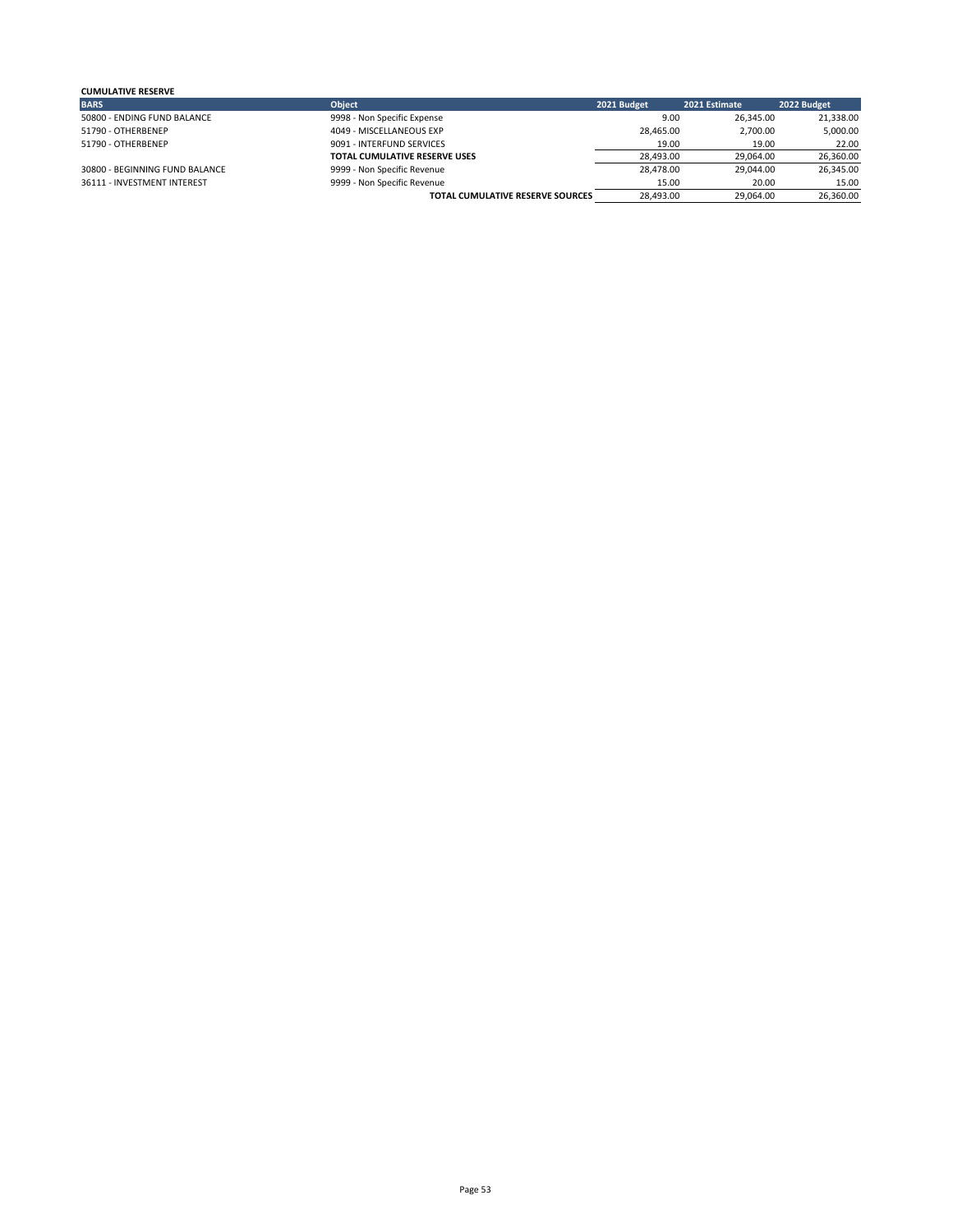**CUMULATIVE RESERVE**

| BARS | Object | 2021 Budget | 2021 Estimate | 2022 Budget |
|---|---|---|---|---|
| 50800 - ENDING FUND BALANCE | 9998 - Non Specific Expense | 9.00 | 26,345.00 | 21,338.00 |
| 51790 - OTHERBENEP | 4049 - MISCELLANEOUS EXP | 28,465.00 | 2,700.00 | 5,000.00 |
| 51790 - OTHERBENEP | 9091 - INTERFUND SERVICES | 19.00 | 19.00 | 22.00 |
| | **TOTAL CUMULATIVE RESERVE USES** | 28,493.00 | 29,064.00 | 26,360.00 |
| 30800 - BEGINNING FUND BALANCE | 9999 - Non Specific Revenue | 28,478.00 | 29,044.00 | 26,345.00 |
| 36111 - INVESTMENT INTEREST | 9999 - Non Specific Revenue | 15.00 | 20.00 | 15.00 |
| | **TOTAL CUMULATIVE RESERVE SOURCES** | 28,493.00 | 29,064.00 | 26,360.00 |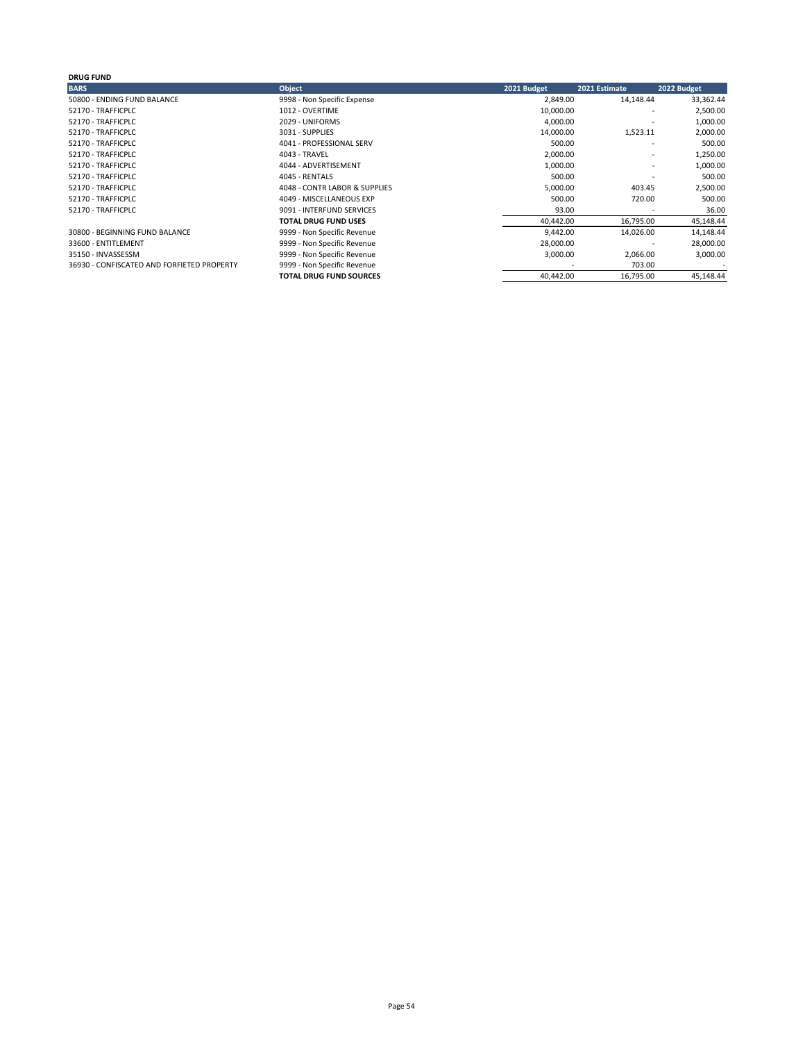**DRUG FUND**

| BARS | Object | 2021 Budget | 2021 Estimate | 2022 Budget |
|---|---|---|---|---|
| 50800 - ENDING FUND BALANCE | 9998 - Non Specific Expense | 2,849.00 | 14,148.44 | 33,362.44 |
| 52170 - TRAFFICPLC | 1012 - OVERTIME | 10,000.00 | - | 2,500.00 |
| 52170 - TRAFFICPLC | 2029 - UNIFORMS | 4,000.00 | - | 1,000.00 |
| 52170 - TRAFFICPLC | 3031 - SUPPLIES | 14,000.00 | 1,523.11 | 2,000.00 |
| 52170 - TRAFFICPLC | 4041 - PROFESSIONAL SERV | 500.00 | - | 500.00 |
| 52170 - TRAFFICPLC | 4043 - TRAVEL | 2,000.00 | - | 1,250.00 |
| 52170 - TRAFFICPLC | 4044 - ADVERTISEMENT | 1,000.00 | - | 1,000.00 |
| 52170 - TRAFFICPLC | 4045 - RENTALS | 500.00 | - | 500.00 |
| 52170 - TRAFFICPLC | 4048 - CONTR LABOR & SUPPLIES | 5,000.00 | 403.45 | 2,500.00 |
| 52170 - TRAFFICPLC | 4049 - MISCELLANEOUS EXP | 500.00 | 720.00 | 500.00 |
| 52170 - TRAFFICPLC | 9091 - INTERFUND SERVICES | 93.00 | - | 36.00 |
| | **TOTAL DRUG FUND USES** | 40,442.00 | 16,795.00 | 45,148.44 |
| 30800 - BEGINNING FUND BALANCE | 9999 - Non Specific Revenue | 9,442.00 | 14,026.00 | 14,148.44 |
| 33600 - ENTITLEMENT | 9999 - Non Specific Revenue | 28,000.00 | - | 28,000.00 |
| 35150 - INVASSESSM | 9999 - Non Specific Revenue | 3,000.00 | 2,066.00 | 3,000.00 |
| 36930 - CONFISCATED AND FORFIETED PROPERTY | 9999 - Non Specific Revenue | - | 703.00 | - |
| | **TOTAL DRUG FUND SOURCES** | 40,442.00 | 16,795.00 | 45,148.44 |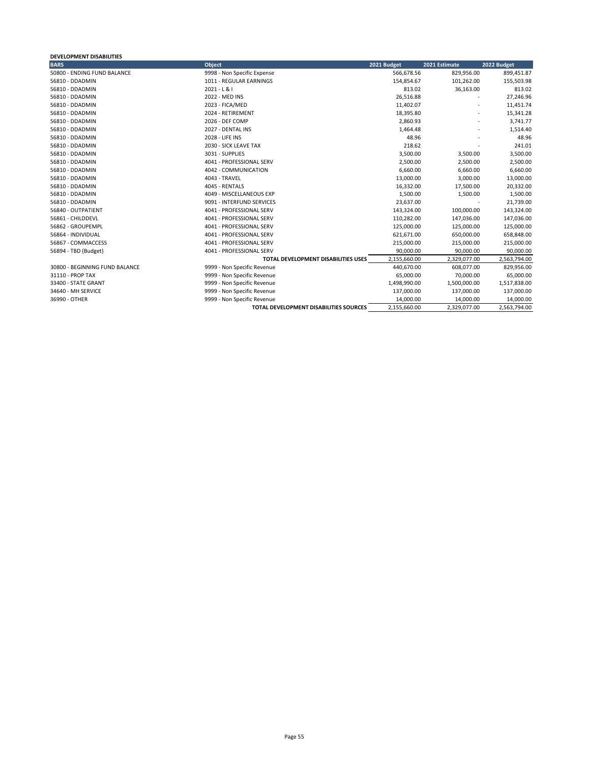**DEVELOPMENT DISABILITIES**

| BARS | Object | 2021 Budget | 2021 Estimate | 2022 Budget |
|---|---|---|---|---|
| 50800 - ENDING FUND BALANCE | 9998 - Non Specific Expense | 566,678.56 | 829,956.00 | 899,451.87 |
| 56810 - DDADMIN | 1011 - REGULAR EARNINGS | 154,854.67 | 101,262.00 | 155,503.98 |
| 56810 - DDADMIN | 2021 - L & I | 813.02 | 36,163.00 | 813.02 |
| 56810 - DDADMIN | 2022 - MED INS | 26,516.88 | - | 27,246.96 |
| 56810 - DDADMIN | 2023 - FICA/MED | 11,402.07 | - | 11,451.74 |
| 56810 - DDADMIN | 2024 - RETIREMENT | 18,395.80 | - | 15,341.28 |
| 56810 - DDADMIN | 2026 - DEF COMP | 2,860.93 | - | 3,741.77 |
| 56810 - DDADMIN | 2027 - DENTAL INS | 1,464.48 | - | 1,514.40 |
| 56810 - DDADMIN | 2028 - LIFE INS | 48.96 | - | 48.96 |
| 56810 - DDADMIN | 2030 - SICK LEAVE TAX | 218.62 | - | 241.01 |
| 56810 - DDADMIN | 3031 - SUPPLIES | 3,500.00 | 3,500.00 | 3,500.00 |
| 56810 - DDADMIN | 4041 - PROFESSIONAL SERV | 2,500.00 | 2,500.00 | 2,500.00 |
| 56810 - DDADMIN | 4042 - COMMUNICATION | 6,660.00 | 6,660.00 | 6,660.00 |
| 56810 - DDADMIN | 4043 - TRAVEL | 13,000.00 | 3,000.00 | 13,000.00 |
| 56810 - DDADMIN | 4045 - RENTALS | 16,332.00 | 17,500.00 | 20,332.00 |
| 56810 - DDADMIN | 4049 - MISCELLANEOUS EXP | 1,500.00 | 1,500.00 | 1,500.00 |
| 56810 - DDADMIN | 9091 - INTERFUND SERVICES | 23,637.00 | - | 21,739.00 |
| 56840 - OUTPATIENT | 4041 - PROFESSIONAL SERV | 143,324.00 | 100,000.00 | 143,324.00 |
| 56861 - CHILDDEVL | 4041 - PROFESSIONAL SERV | 110,282.00 | 147,036.00 | 147,036.00 |
| 56862 - GROUPEMPL | 4041 - PROFESSIONAL SERV | 125,000.00 | 125,000.00 | 125,000.00 |
| 56864 - INDIVIDUAL | 4041 - PROFESSIONAL SERV | 621,671.00 | 650,000.00 | 658,848.00 |
| 56867 - COMMACCESS | 4041 - PROFESSIONAL SERV | 215,000.00 | 215,000.00 | 215,000.00 |
| 56894 - TBD (Budget) | 4041 - PROFESSIONAL SERV | 90,000.00 | 90,000.00 | 90,000.00 |
| | **TOTAL DEVELOPMENT DISABILITIES USES** | 2,155,660.00 | 2,329,077.00 | 2,563,794.00 |
| 30800 - BEGINNING FUND BALANCE | 9999 - Non Specific Revenue | 440,670.00 | 608,077.00 | 829,956.00 |
| 31110 - PROP TAX | 9999 - Non Specific Revenue | 65,000.00 | 70,000.00 | 65,000.00 |
| 33400 - STATE GRANT | 9999 - Non Specific Revenue | 1,498,990.00 | 1,500,000.00 | 1,517,838.00 |
| 34640 - MH SERVICE | 9999 - Non Specific Revenue | 137,000.00 | 137,000.00 | 137,000.00 |
| 36990 - OTHER | 9999 - Non Specific Revenue | 14,000.00 | 14,000.00 | 14,000.00 |
| | **TOTAL DEVELOPMENT DISABILITIES SOURCES** | 2,155,660.00 | 2,329,077.00 | 2,563,794.00 |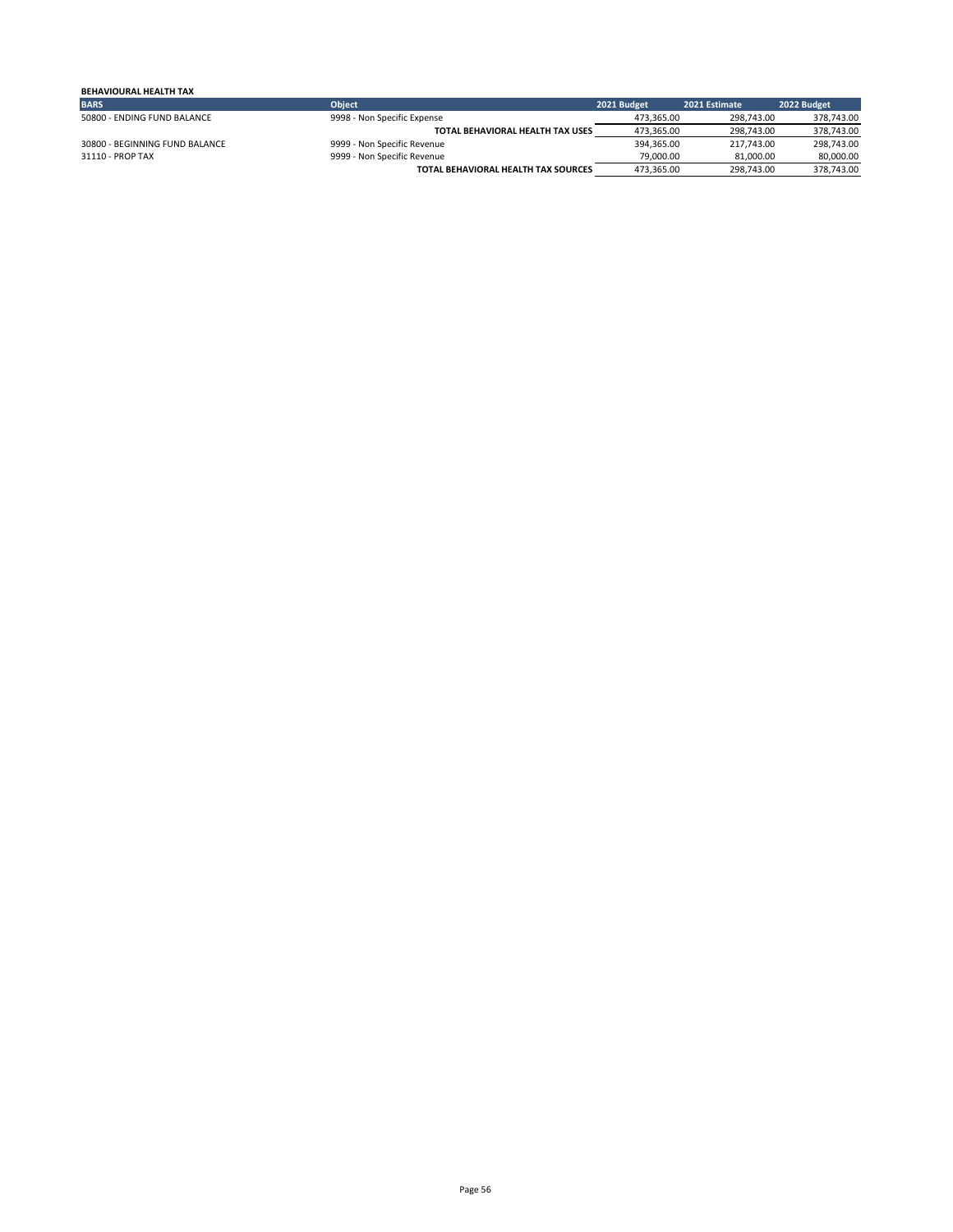**BEHAVIOURAL HEALTH TAX**

| BARS | Object | 2021 Budget | 2021 Estimate | 2022 Budget |
|---|---|---|---|---|
| 50800 - ENDING FUND BALANCE | 9998 - Non Specific Expense | 473,365.00 | 298,743.00 | 378,743.00 |
| | **TOTAL BEHAVIORAL HEALTH TAX USES** | 473,365.00 | 298,743.00 | 378,743.00 |
| 30800 - BEGINNING FUND BALANCE | 9999 - Non Specific Revenue | 394,365.00 | 217,743.00 | 298,743.00 |
| 31110 - PROP TAX | 9999 - Non Specific Revenue | 79,000.00 | 81,000.00 | 80,000.00 |
| | **TOTAL BEHAVIORAL HEALTH TAX SOURCES** | 473,365.00 | 298,743.00 | 378,743.00 |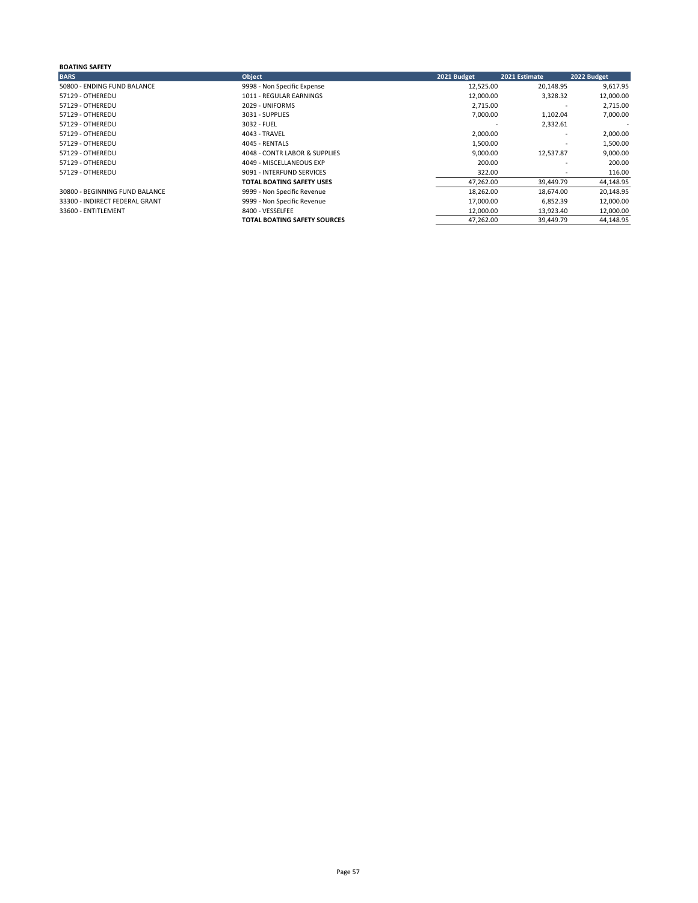**BOATING SAFETY**

| BARS | Object | 2021 Budget | 2021 Estimate | 2022 Budget |
|---|---|---|---|---|
| 50800 - ENDING FUND BALANCE | 9998 - Non Specific Expense | 12,525.00 | 20,148.95 | 9,617.95 |
| 57129 - OTHEREDU | 1011 - REGULAR EARNINGS | 12,000.00 | 3,328.32 | 12,000.00 |
| 57129 - OTHEREDU | 2029 - UNIFORMS | 2,715.00 | - | 2,715.00 |
| 57129 - OTHEREDU | 3031 - SUPPLIES | 7,000.00 | 1,102.04 | 7,000.00 |
| 57129 - OTHEREDU | 3032 - FUEL | - | 2,332.61 | - |
| 57129 - OTHEREDU | 4043 - TRAVEL | 2,000.00 | - | 2,000.00 |
| 57129 - OTHEREDU | 4045 - RENTALS | 1,500.00 | - | 1,500.00 |
| 57129 - OTHEREDU | 4048 - CONTR LABOR & SUPPLIES | 9,000.00 | 12,537.87 | 9,000.00 |
| 57129 - OTHEREDU | 4049 - MISCELLANEOUS EXP | 200.00 | - | 200.00 |
| 57129 - OTHEREDU | 9091 - INTERFUND SERVICES | 322.00 | - | 116.00 |
| | **TOTAL BOATING SAFETY USES** | 47,262.00 | 39,449.79 | 44,148.95 |
| 30800 - BEGINNING FUND BALANCE | 9999 - Non Specific Revenue | 18,262.00 | 18,674.00 | 20,148.95 |
| 33300 - INDIRECT FEDERAL GRANT | 9999 - Non Specific Revenue | 17,000.00 | 6,852.39 | 12,000.00 |
| 33600 - ENTITLEMENT | 8400 - VESSELFEE | 12,000.00 | 13,923.40 | 12,000.00 |
| | **TOTAL BOATING SAFETY SOURCES** | 47,262.00 | 39,449.79 | 44,148.95 |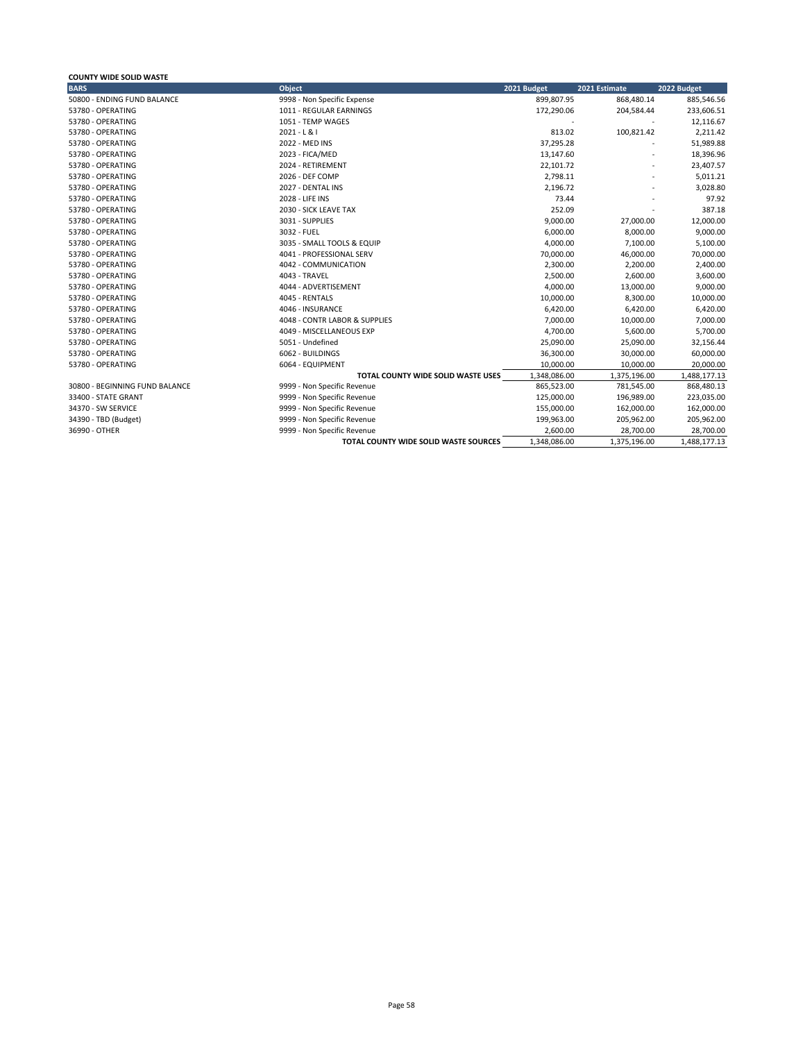**COUNTY WIDE SOLID WASTE**

| BARS | Object | 2021 Budget | 2021 Estimate | 2022 Budget |
|---|---|---|---|---|
| 50800 - ENDING FUND BALANCE | 9998 - Non Specific Expense | 899,807.95 | 868,480.14 | 885,546.56 |
| 53780 - OPERATING | 1011 - REGULAR EARNINGS | 172,290.06 | 204,584.44 | 233,606.51 |
| 53780 - OPERATING | 1051 - TEMP WAGES | - | - | 12,116.67 |
| 53780 - OPERATING | 2021 - L & I | 813.02 | 100,821.42 | 2,211.42 |
| 53780 - OPERATING | 2022 - MED INS | 37,295.28 | - | 51,989.88 |
| 53780 - OPERATING | 2023 - FICA/MED | 13,147.60 | - | 18,396.96 |
| 53780 - OPERATING | 2024 - RETIREMENT | 22,101.72 | - | 23,407.57 |
| 53780 - OPERATING | 2026 - DEF COMP | 2,798.11 | - | 5,011.21 |
| 53780 - OPERATING | 2027 - DENTAL INS | 2,196.72 | - | 3,028.80 |
| 53780 - OPERATING | 2028 - LIFE INS | 73.44 | - | 97.92 |
| 53780 - OPERATING | 2030 - SICK LEAVE TAX | 252.09 | - | 387.18 |
| 53780 - OPERATING | 3031 - SUPPLIES | 9,000.00 | 27,000.00 | 12,000.00 |
| 53780 - OPERATING | 3032 - FUEL | 6,000.00 | 8,000.00 | 9,000.00 |
| 53780 - OPERATING | 3035 - SMALL TOOLS & EQUIP | 4,000.00 | 7,100.00 | 5,100.00 |
| 53780 - OPERATING | 4041 - PROFESSIONAL SERV | 70,000.00 | 46,000.00 | 70,000.00 |
| 53780 - OPERATING | 4042 - COMMUNICATION | 2,300.00 | 2,200.00 | 2,400.00 |
| 53780 - OPERATING | 4043 - TRAVEL | 2,500.00 | 2,600.00 | 3,600.00 |
| 53780 - OPERATING | 4044 - ADVERTISEMENT | 4,000.00 | 13,000.00 | 9,000.00 |
| 53780 - OPERATING | 4045 - RENTALS | 10,000.00 | 8,300.00 | 10,000.00 |
| 53780 - OPERATING | 4046 - INSURANCE | 6,420.00 | 6,420.00 | 6,420.00 |
| 53780 - OPERATING | 4048 - CONTR LABOR & SUPPLIES | 7,000.00 | 10,000.00 | 7,000.00 |
| 53780 - OPERATING | 4049 - MISCELLANEOUS EXP | 4,700.00 | 5,600.00 | 5,700.00 |
| 53780 - OPERATING | 5051 - Undefined | 25,090.00 | 25,090.00 | 32,156.44 |
| 53780 - OPERATING | 6062 - BUILDINGS | 36,300.00 | 30,000.00 | 60,000.00 |
| 53780 - OPERATING | 6064 - EQUIPMENT | 10,000.00 | 10,000.00 | 20,000.00 |
| | **TOTAL COUNTY WIDE SOLID WASTE USES** | 1,348,086.00 | 1,375,196.00 | 1,488,177.13 |
| 30800 - BEGINNING FUND BALANCE | 9999 - Non Specific Revenue | 865,523.00 | 781,545.00 | 868,480.13 |
| 33400 - STATE GRANT | 9999 - Non Specific Revenue | 125,000.00 | 196,989.00 | 223,035.00 |
| 34370 - SW SERVICE | 9999 - Non Specific Revenue | 155,000.00 | 162,000.00 | 162,000.00 |
| 34390 - TBD (Budget) | 9999 - Non Specific Revenue | 199,963.00 | 205,962.00 | 205,962.00 |
| 36990 - OTHER | 9999 - Non Specific Revenue | 2,600.00 | 28,700.00 | 28,700.00 |
| | **TOTAL COUNTY WIDE SOLID WASTE SOURCES** | 1,348,086.00 | 1,375,196.00 | 1,488,177.13 |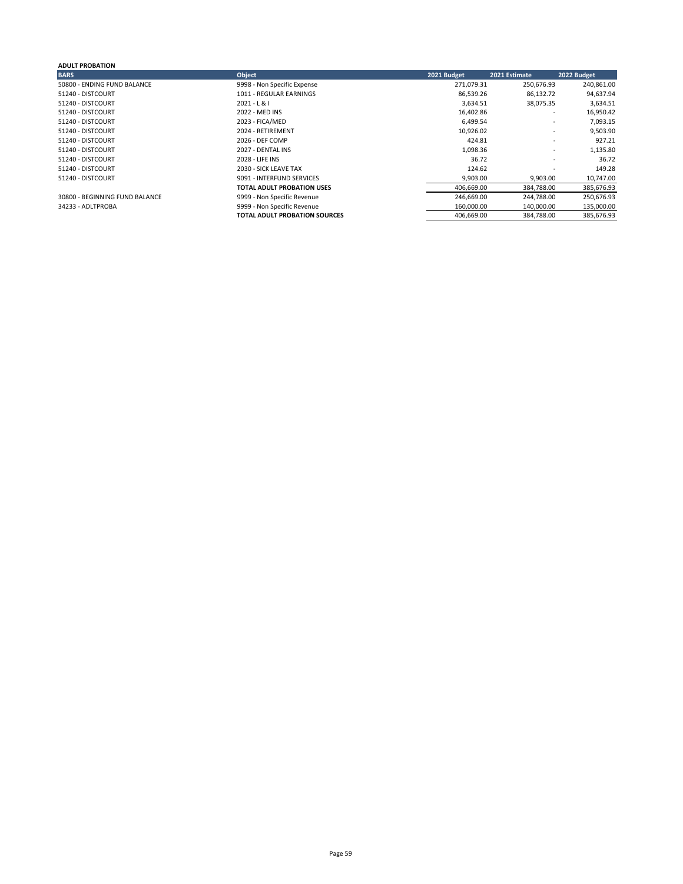**ADULT PROBATION**

| BARS | Object | 2021 Budget | 2021 Estimate | 2022 Budget |
|---|---|---|---|---|
| 50800 - ENDING FUND BALANCE | 9998 - Non Specific Expense | 271,079.31 | 250,676.93 | 240,861.00 |
| 51240 - DISTCOURT | 1011 - REGULAR EARNINGS | 86,539.26 | 86,132.72 | 94,637.94 |
| 51240 - DISTCOURT | 2021 - L & I | 3,634.51 | 38,075.35 | 3,634.51 |
| 51240 - DISTCOURT | 2022 - MED INS | 16,402.86 | - | 16,950.42 |
| 51240 - DISTCOURT | 2023 - FICA/MED | 6,499.54 | - | 7,093.15 |
| 51240 - DISTCOURT | 2024 - RETIREMENT | 10,926.02 | - | 9,503.90 |
| 51240 - DISTCOURT | 2026 - DEF COMP | 424.81 | - | 927.21 |
| 51240 - DISTCOURT | 2027 - DENTAL INS | 1,098.36 | - | 1,135.80 |
| 51240 - DISTCOURT | 2028 - LIFE INS | 36.72 | - | 36.72 |
| 51240 - DISTCOURT | 2030 - SICK LEAVE TAX | 124.62 | - | 149.28 |
| 51240 - DISTCOURT | 9091 - INTERFUND SERVICES | 9,903.00 | 9,903.00 | 10,747.00 |
| | **TOTAL ADULT PROBATION USES** | 406,669.00 | 384,788.00 | 385,676.93 |
| 30800 - BEGINNING FUND BALANCE | 9999 - Non Specific Revenue | 246,669.00 | 244,788.00 | 250,676.93 |
| 34233 - ADLTPROBA | 9999 - Non Specific Revenue | 160,000.00 | 140,000.00 | 135,000.00 |
| | **TOTAL ADULT PROBATION SOURCES** | 406,669.00 | 384,788.00 | 385,676.93 |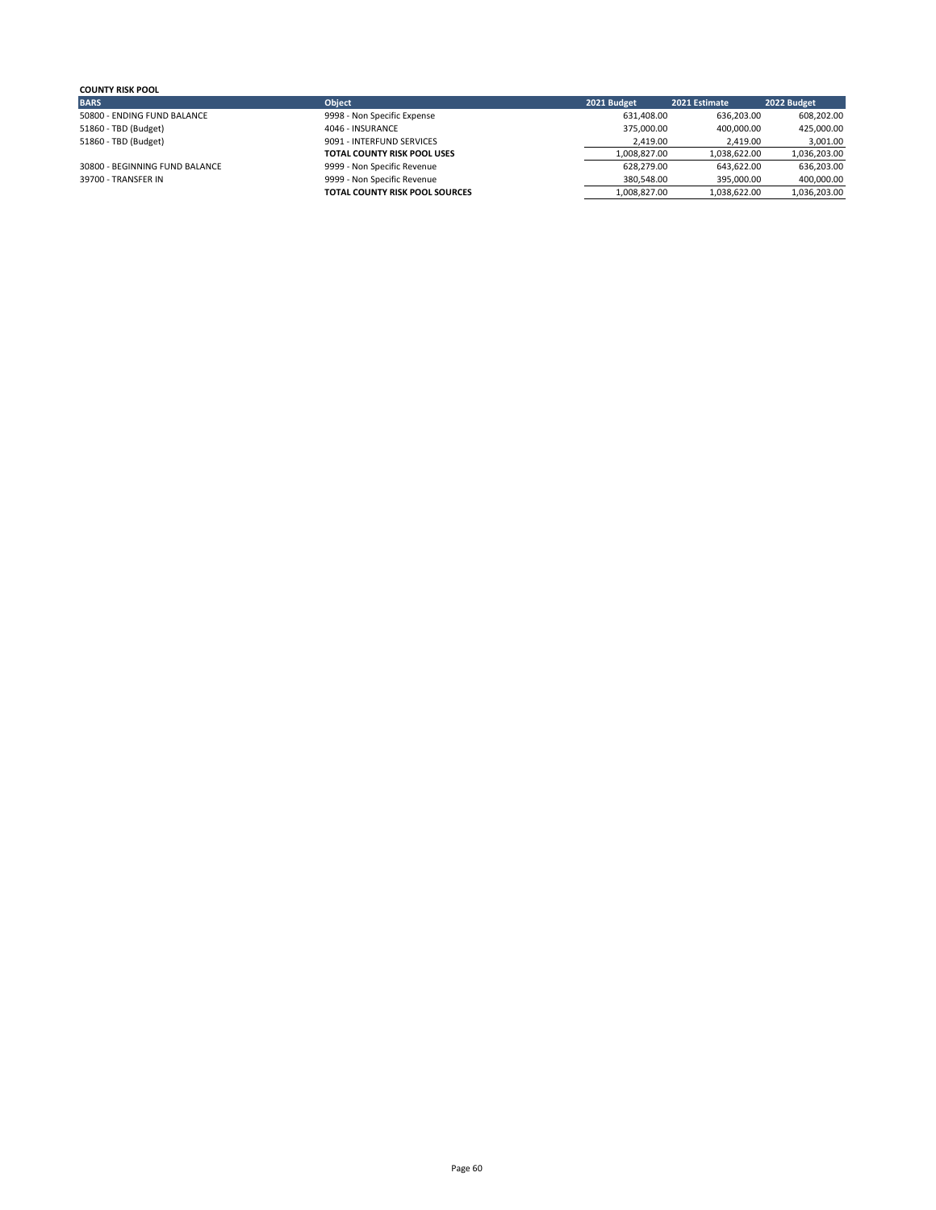**COUNTY RISK POOL**

| BARS | Object | 2021 Budget | 2021 Estimate | 2022 Budget |
|---|---|---|---|---|
| 50800 - ENDING FUND BALANCE | 9998 - Non Specific Expense | 631,408.00 | 636,203.00 | 608,202.00 |
| 51860 - TBD (Budget) | 4046 - INSURANCE | 375,000.00 | 400,000.00 | 425,000.00 |
| 51860 - TBD (Budget) | 9091 - INTERFUND SERVICES | 2,419.00 | 2,419.00 | 3,001.00 |
| | **TOTAL COUNTY RISK POOL USES** | 1,008,827.00 | 1,038,622.00 | 1,036,203.00 |
| 30800 - BEGINNING FUND BALANCE | 9999 - Non Specific Revenue | 628,279.00 | 643,622.00 | 636,203.00 |
| 39700 - TRANSFER IN | 9999 - Non Specific Revenue | 380,548.00 | 395,000.00 | 400,000.00 |
| | **TOTAL COUNTY RISK POOL SOURCES** | 1,008,827.00 | 1,038,622.00 | 1,036,203.00 |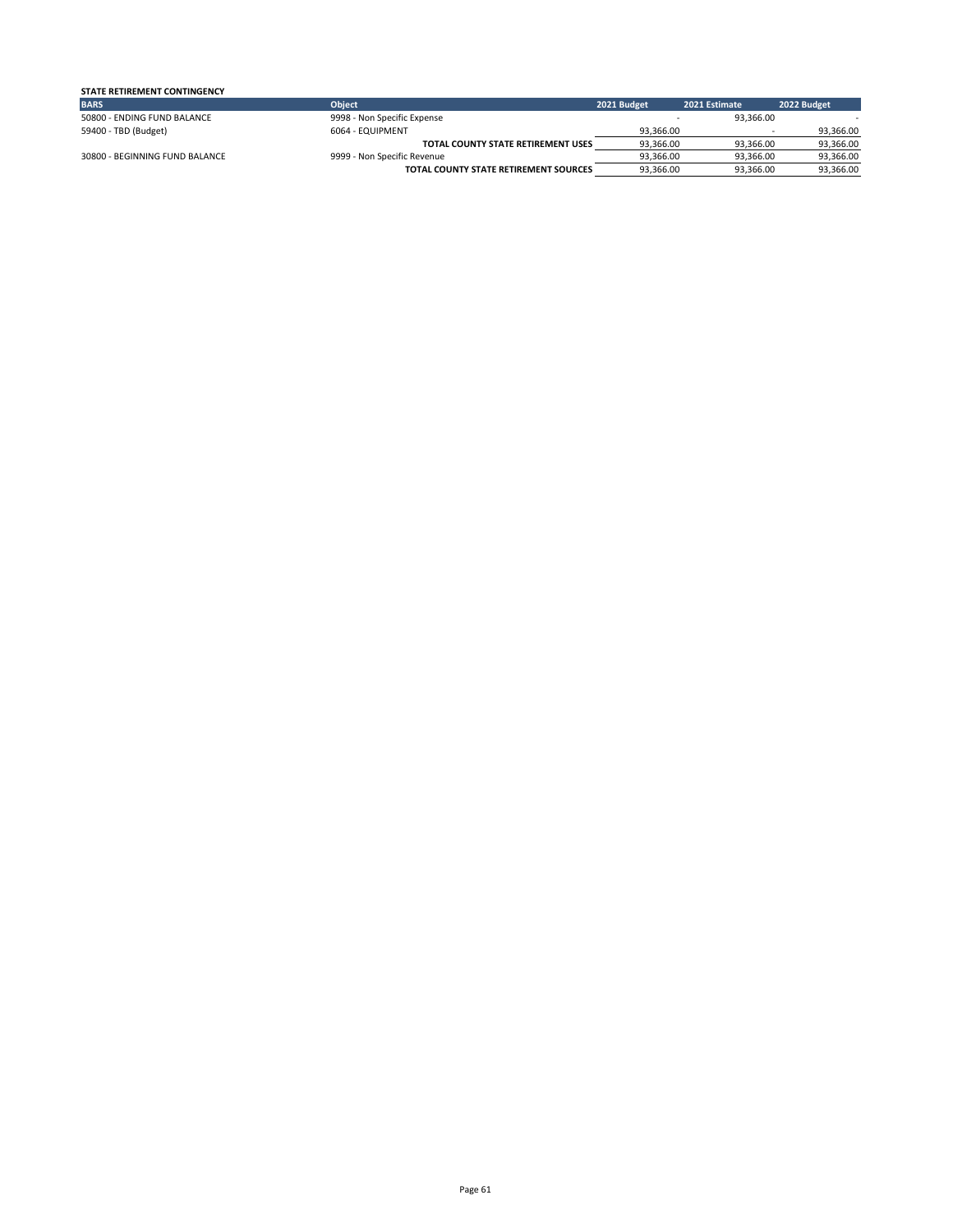**STATE RETIREMENT CONTINGENCY**

| BARS | Object | 2021 Budget | 2021 Estimate | 2022 Budget |
|---|---|---|---|---|
| 50800 - ENDING FUND BALANCE | 9998 - Non Specific Expense | - | 93,366.00 | - |
| 59400 - TBD (Budget) | 6064 - EQUIPMENT | 93,366.00 | - | 93,366.00 |
| | **TOTAL COUNTY STATE RETIREMENT USES** | 93,366.00 | 93,366.00 | 93,366.00 |
| 30800 - BEGINNING FUND BALANCE | 9999 - Non Specific Revenue | 93,366.00 | 93,366.00 | 93,366.00 |
| | **TOTAL COUNTY STATE RETIREMENT SOURCES** | 93,366.00 | 93,366.00 | 93,366.00 |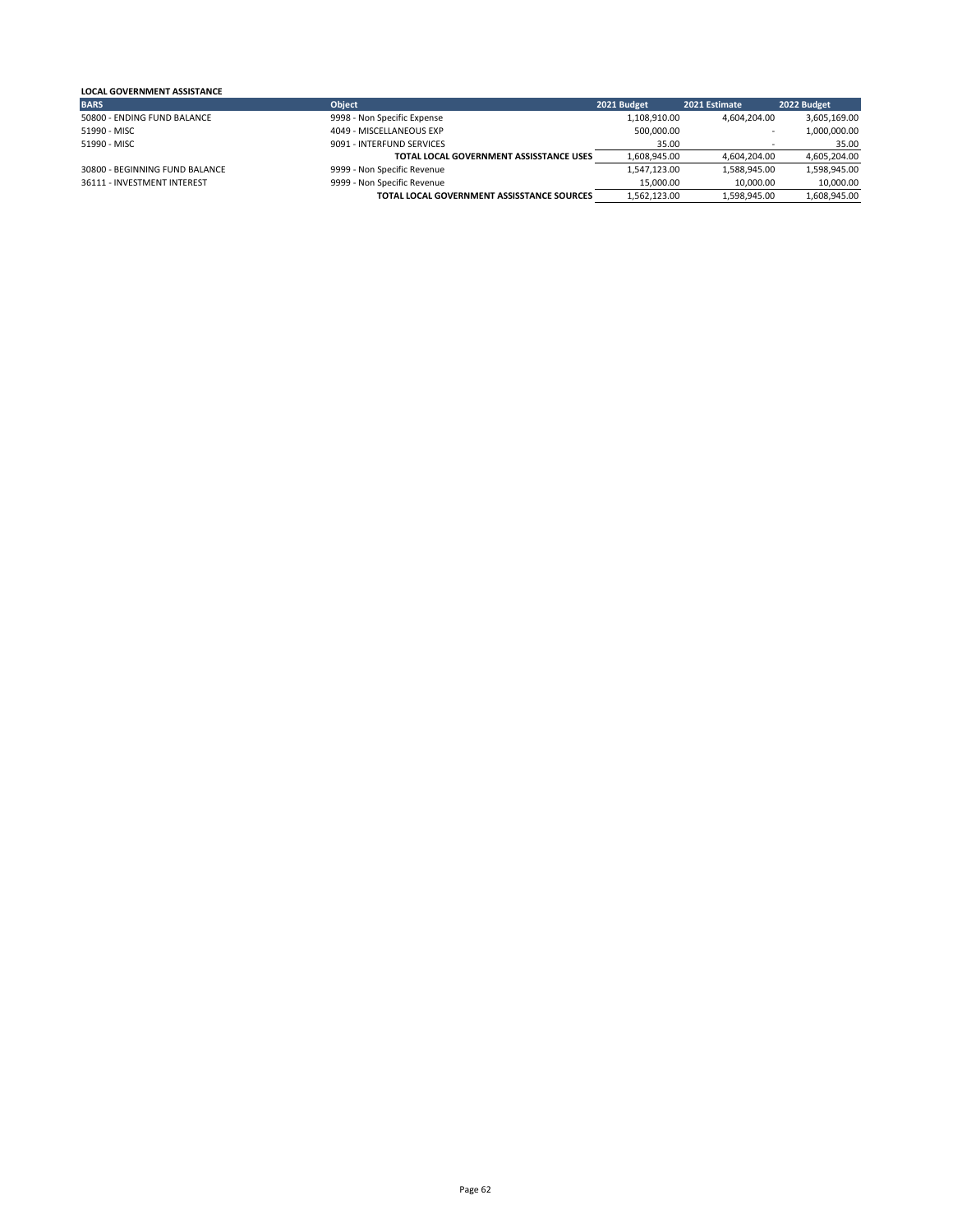**LOCAL GOVERNMENT ASSISTANCE**

| BARS | Object | 2021 Budget | 2021 Estimate | 2022 Budget |
|---|---|---|---|---|
| 50800 - ENDING FUND BALANCE | 9998 - Non Specific Expense | 1,108,910.00 | 4,604,204.00 | 3,605,169.00 |
| 51990 - MISC | 4049 - MISCELLANEOUS EXP | 500,000.00 | - | 1,000,000.00 |
| 51990 - MISC | 9091 - INTERFUND SERVICES | 35.00 | - | 35.00 |
| | **TOTAL LOCAL GOVERNMENT ASSISSTANCE USES** | 1,608,945.00 | 4,604,204.00 | 4,605,204.00 |
| 30800 - BEGINNING FUND BALANCE | 9999 - Non Specific Revenue | 1,547,123.00 | 1,588,945.00 | 1,598,945.00 |
| 36111 - INVESTMENT INTEREST | 9999 - Non Specific Revenue | 15,000.00 | 10,000.00 | 10,000.00 |
| | **TOTAL LOCAL GOVERNMENT ASSISSTANCE SOURCES** | 1,562,123.00 | 1,598,945.00 | 1,608,945.00 |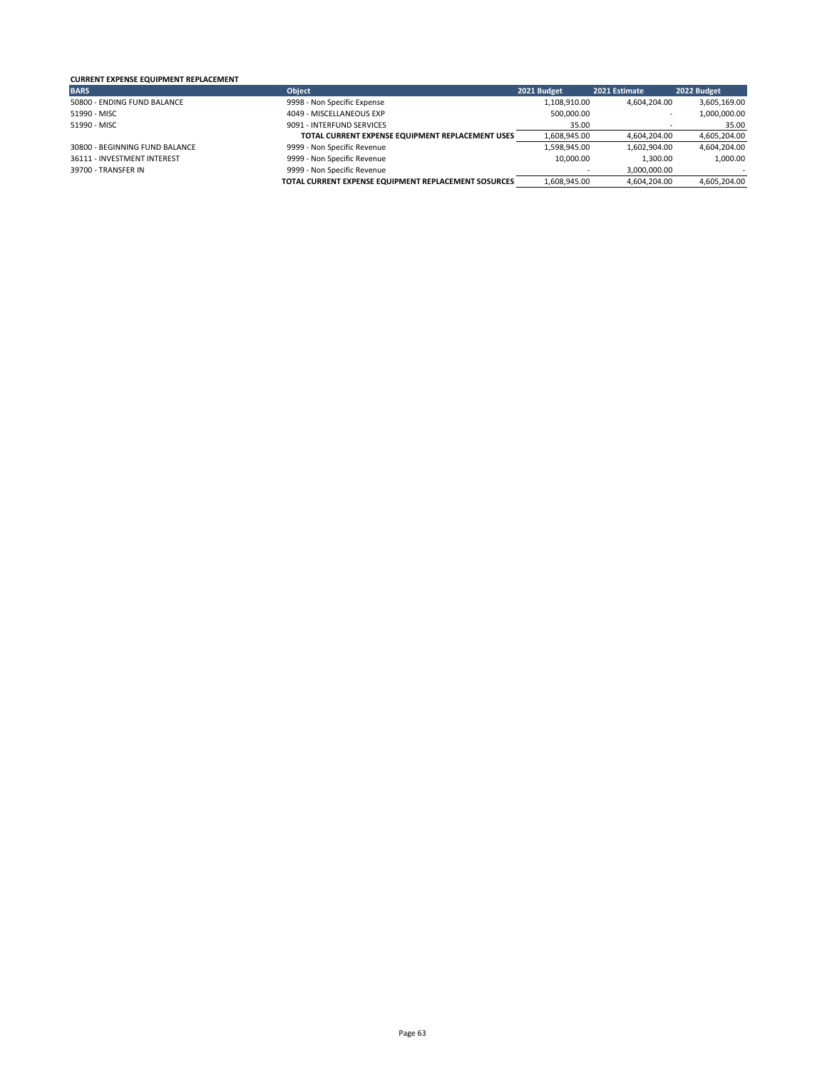**CURRENT EXPENSE EQUIPMENT REPLACEMENT**

| BARS | Object | 2021 Budget | 2021 Estimate | 2022 Budget |
|---|---|---|---|---|
| 50800 - ENDING FUND BALANCE | 9998 - Non Specific Expense | 1,108,910.00 | 4,604,204.00 | 3,605,169.00 |
| 51990 - MISC | 4049 - MISCELLANEOUS EXP | 500,000.00 | - | 1,000,000.00 |
| 51990 - MISC | 9091 - INTERFUND SERVICES | 35.00 | - | 35.00 |
| | **TOTAL CURRENT EXPENSE EQUIPMENT REPLACEMENT USES** | 1,608,945.00 | 4,604,204.00 | 4,605,204.00 |
| 30800 - BEGINNING FUND BALANCE | 9999 - Non Specific Revenue | 1,598,945.00 | 1,602,904.00 | 4,604,204.00 |
| 36111 - INVESTMENT INTEREST | 9999 - Non Specific Revenue | 10,000.00 | 1,300.00 | 1,000.00 |
| 39700 - TRANSFER IN | 9999 - Non Specific Revenue | - | 3,000,000.00 | - |
| | **TOTAL CURRENT EXPENSE EQUIPMENT REPLACEMENT SOSURCES** | 1,608,945.00 | 4,604,204.00 | 4,605,204.00 |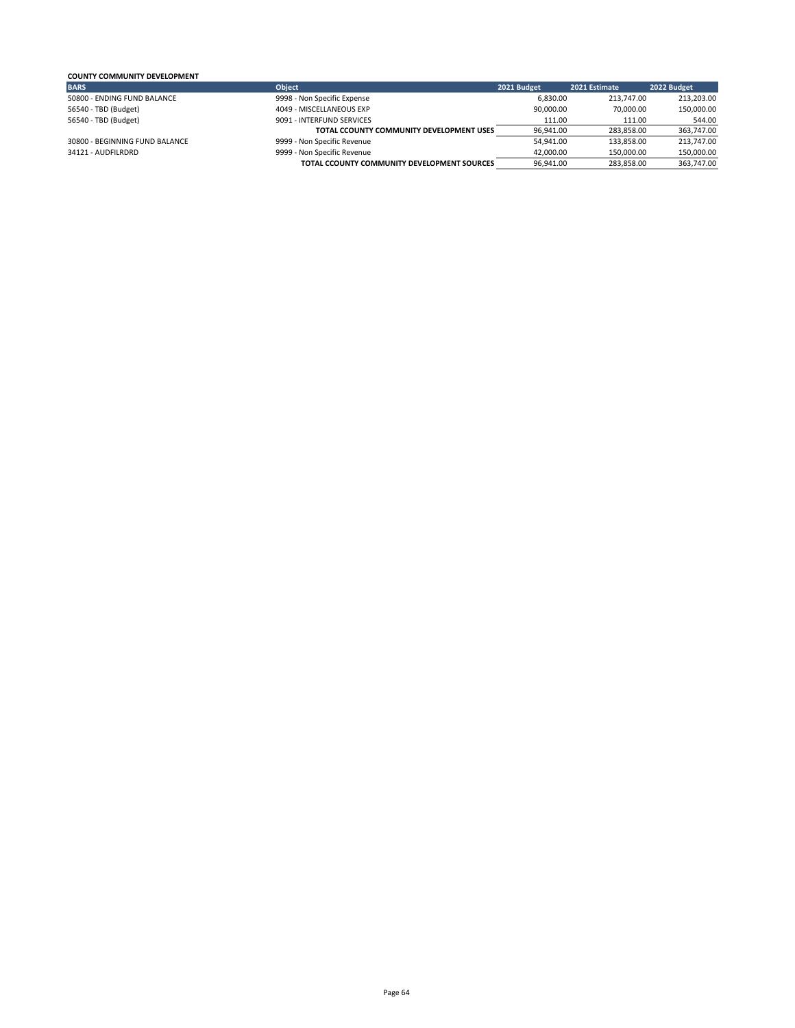**COUNTY COMMUNITY DEVELOPMENT**

| BARS | Object | 2021 Budget | 2021 Estimate | 2022 Budget |
|---|---|---|---|---|
| 50800 - ENDING FUND BALANCE | 9998 - Non Specific Expense | 6,830.00 | 213,747.00 | 213,203.00 |
| 56540 - TBD (Budget) | 4049 - MISCELLANEOUS EXP | 90,000.00 | 70,000.00 | 150,000.00 |
| 56540 - TBD (Budget) | 9091 - INTERFUND SERVICES | 111.00 | 111.00 | 544.00 |
| | **TOTAL CCOUNTY COMMUNITY DEVELOPMENT USES** | 96,941.00 | 283,858.00 | 363,747.00 |
| 30800 - BEGINNING FUND BALANCE | 9999 - Non Specific Revenue | 54,941.00 | 133,858.00 | 213,747.00 |
| 34121 - AUDFILRDRD | 9999 - Non Specific Revenue | 42,000.00 | 150,000.00 | 150,000.00 |
| | **TOTAL CCOUNTY COMMUNITY DEVELOPMENT SOURCES** | 96,941.00 | 283,858.00 | 363,747.00 |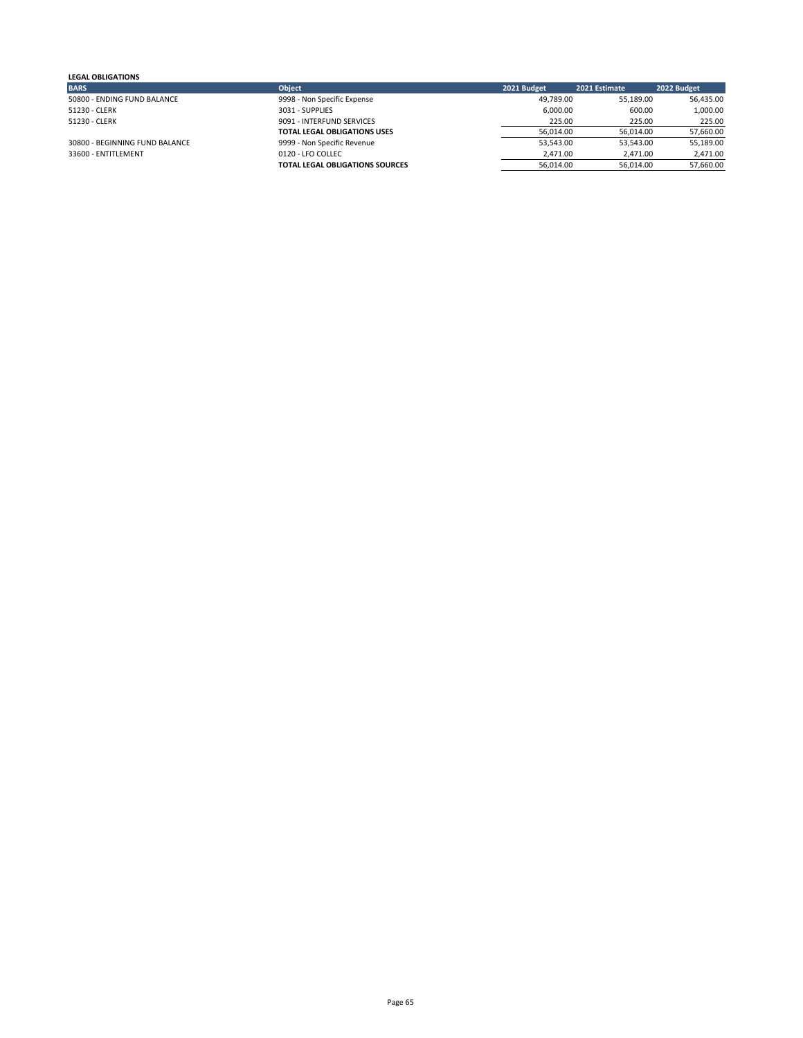**LEGAL OBLIGATIONS**

| BARS | Object | 2021 Budget | 2021 Estimate | 2022 Budget |
|---|---|---|---|---|
| 50800 - ENDING FUND BALANCE | 9998 - Non Specific Expense | 49,789.00 | 55,189.00 | 56,435.00 |
| 51230 - CLERK | 3031 - SUPPLIES | 6,000.00 | 600.00 | 1,000.00 |
| 51230 - CLERK | 9091 - INTERFUND SERVICES | 225.00 | 225.00 | 225.00 |
| | **TOTAL LEGAL OBLIGATIONS USES** | 56,014.00 | 56,014.00 | 57,660.00 |
| 30800 - BEGINNING FUND BALANCE | 9999 - Non Specific Revenue | 53,543.00 | 53,543.00 | 55,189.00 |
| 33600 - ENTITLEMENT | 0120 - LFO COLLEC | 2,471.00 | 2,471.00 | 2,471.00 |
| | **TOTAL LEGAL OBLIGATIONS SOURCES** | 56,014.00 | 56,014.00 | 57,660.00 |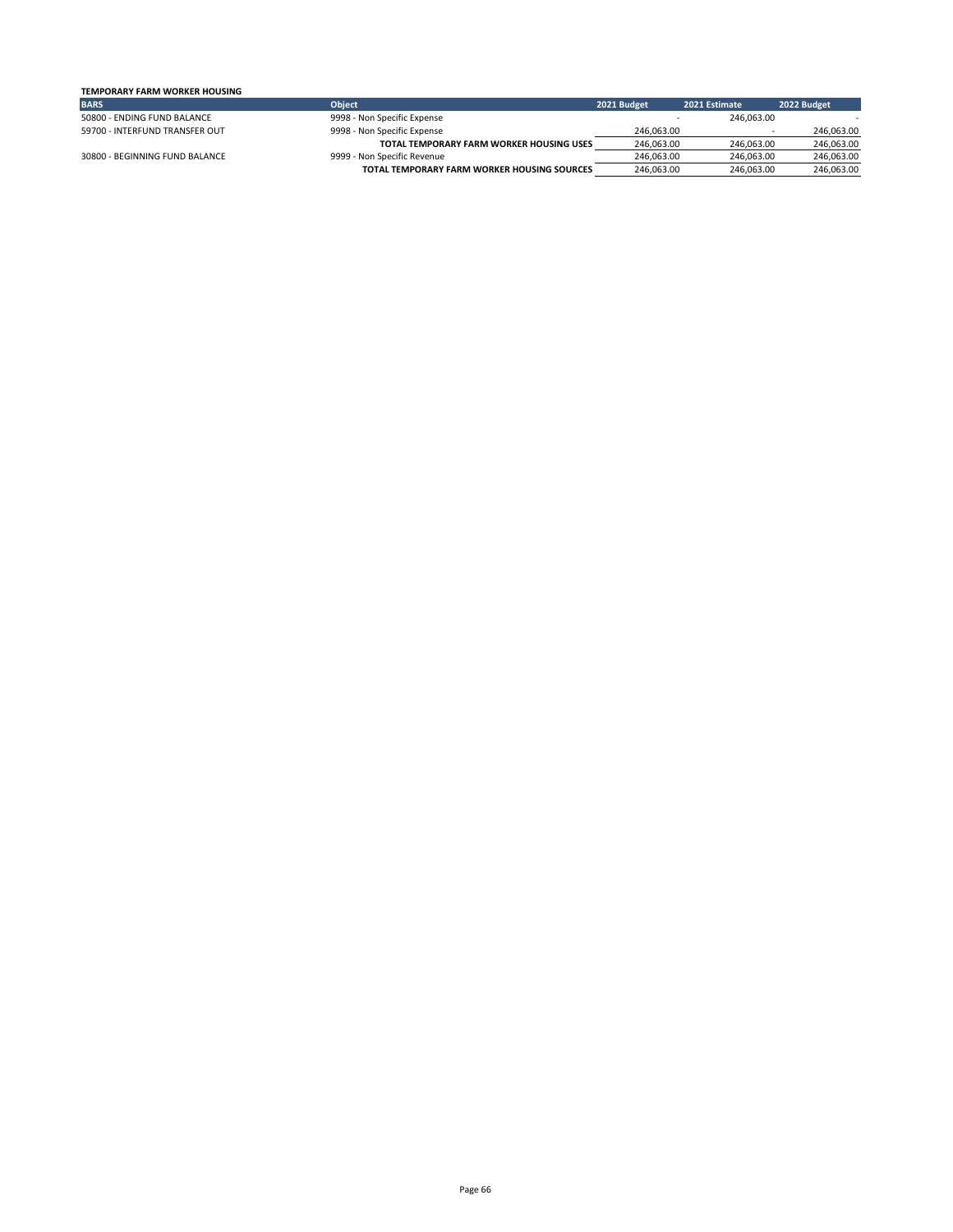**TEMPORARY FARM WORKER HOUSING**

| BARS | Object | 2021 Budget | 2021 Estimate | 2022 Budget |
|---|---|---|---|---|
| 50800 - ENDING FUND BALANCE | 9998 - Non Specific Expense | - | 246,063.00 | - |
| 59700 - INTERFUND TRANSFER OUT | 9998 - Non Specific Expense | 246,063.00 | - | 246,063.00 |
| | **TOTAL TEMPORARY FARM WORKER HOUSING USES** | 246,063.00 | 246,063.00 | 246,063.00 |
| 30800 - BEGINNING FUND BALANCE | 9999 - Non Specific Revenue | 246,063.00 | 246,063.00 | 246,063.00 |
| | **TOTAL TEMPORARY FARM WORKER HOUSING SOURCES** | 246,063.00 | 246,063.00 | 246,063.00 |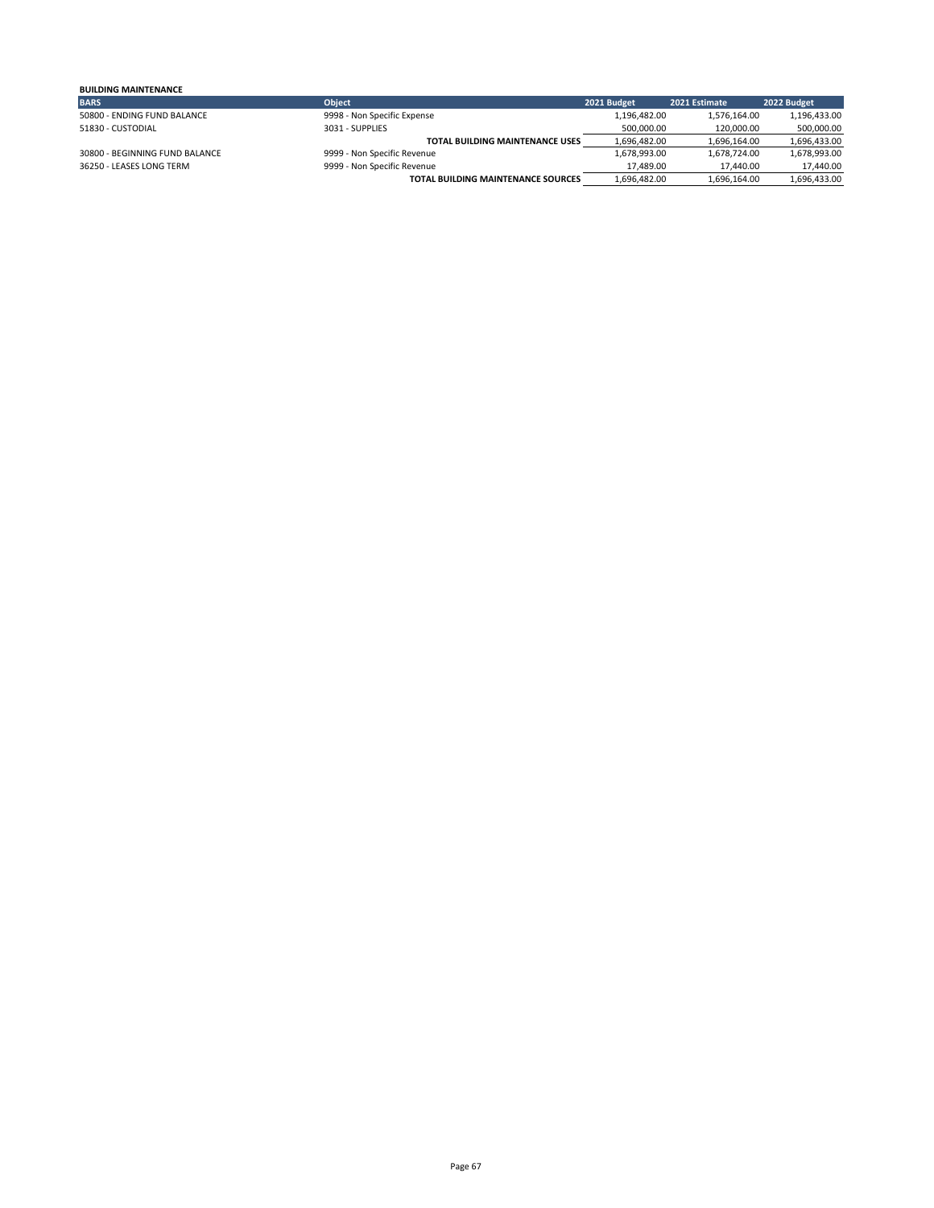**BUILDING MAINTENANCE**

| BARS | Object | 2021 Budget | 2021 Estimate | 2022 Budget |
|---|---|---|---|---|
| 50800 - ENDING FUND BALANCE | 9998 - Non Specific Expense | 1,196,482.00 | 1,576,164.00 | 1,196,433.00 |
| 51830 - CUSTODIAL | 3031 - SUPPLIES | 500,000.00 | 120,000.00 | 500,000.00 |
| | **TOTAL BUILDING MAINTENANCE USES** | 1,696,482.00 | 1,696,164.00 | 1,696,433.00 |
| 30800 - BEGINNING FUND BALANCE | 9999 - Non Specific Revenue | 1,678,993.00 | 1,678,724.00 | 1,678,993.00 |
| 36250 - LEASES LONG TERM | 9999 - Non Specific Revenue | 17,489.00 | 17,440.00 | 17,440.00 |
| | **TOTAL BUILDING MAINTENANCE SOURCES** | 1,696,482.00 | 1,696,164.00 | 1,696,433.00 |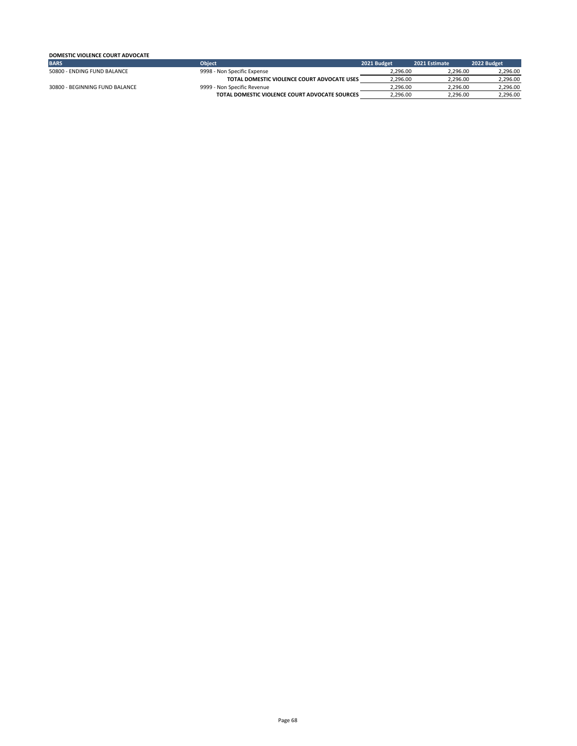**DOMESTIC VIOLENCE COURT ADVOCATE**

| BARS | Object | 2021 Budget | 2021 Estimate | 2022 Budget |
|---|---|---|---|---|
| 50800 - ENDING FUND BALANCE | 9998 - Non Specific Expense | 2,296.00 | 2,296.00 | 2,296.00 |
| | **TOTAL DOMESTIC VIOLENCE COURT ADVOCATE USES** | 2,296.00 | 2,296.00 | 2,296.00 |
| 30800 - BEGINNING FUND BALANCE | 9999 - Non Specific Revenue | 2,296.00 | 2,296.00 | 2,296.00 |
| | **TOTAL DOMESTIC VIOLENCE COURT ADVOCATE SOURCES** | 2,296.00 | 2,296.00 | 2,296.00 |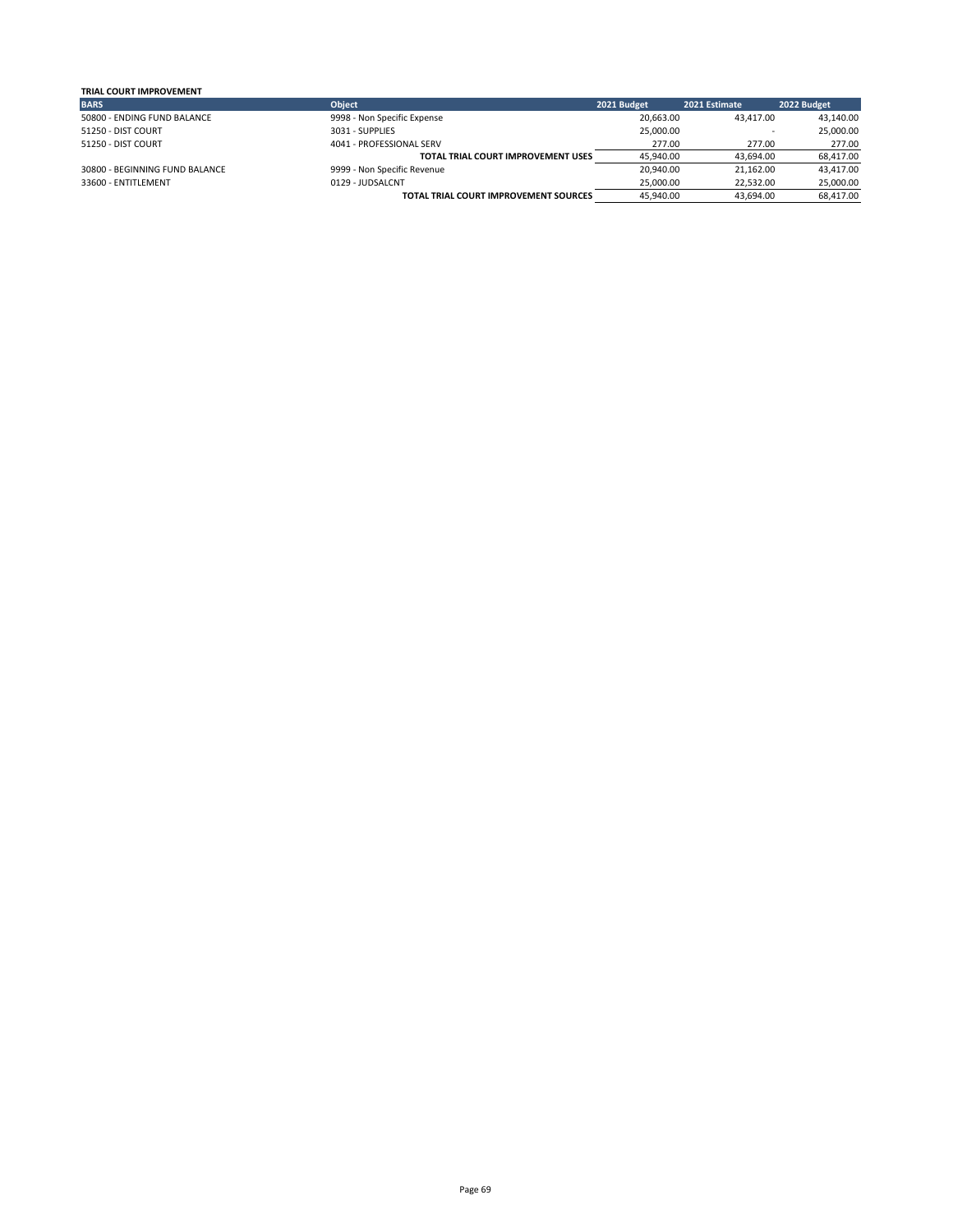**TRIAL COURT IMPROVEMENT**

| BARS | Object | 2021 Budget | 2021 Estimate | 2022 Budget |
|---|---|---|---|---|
| 50800 - ENDING FUND BALANCE | 9998 - Non Specific Expense | 20,663.00 | 43,417.00 | 43,140.00 |
| 51250 - DIST COURT | 3031 - SUPPLIES | 25,000.00 | - | 25,000.00 |
| 51250 - DIST COURT | 4041 - PROFESSIONAL SERV | 277.00 | 277.00 | 277.00 |
| | **TOTAL TRIAL COURT IMPROVEMENT USES** | 45,940.00 | 43,694.00 | 68,417.00 |
| 30800 - BEGINNING FUND BALANCE | 9999 - Non Specific Revenue | 20,940.00 | 21,162.00 | 43,417.00 |
| 33600 - ENTITLEMENT | 0129 - JUDSALCNT | 25,000.00 | 22,532.00 | 25,000.00 |
| | **TOTAL TRIAL COURT IMPROVEMENT SOURCES** | 45,940.00 | 43,694.00 | 68,417.00 |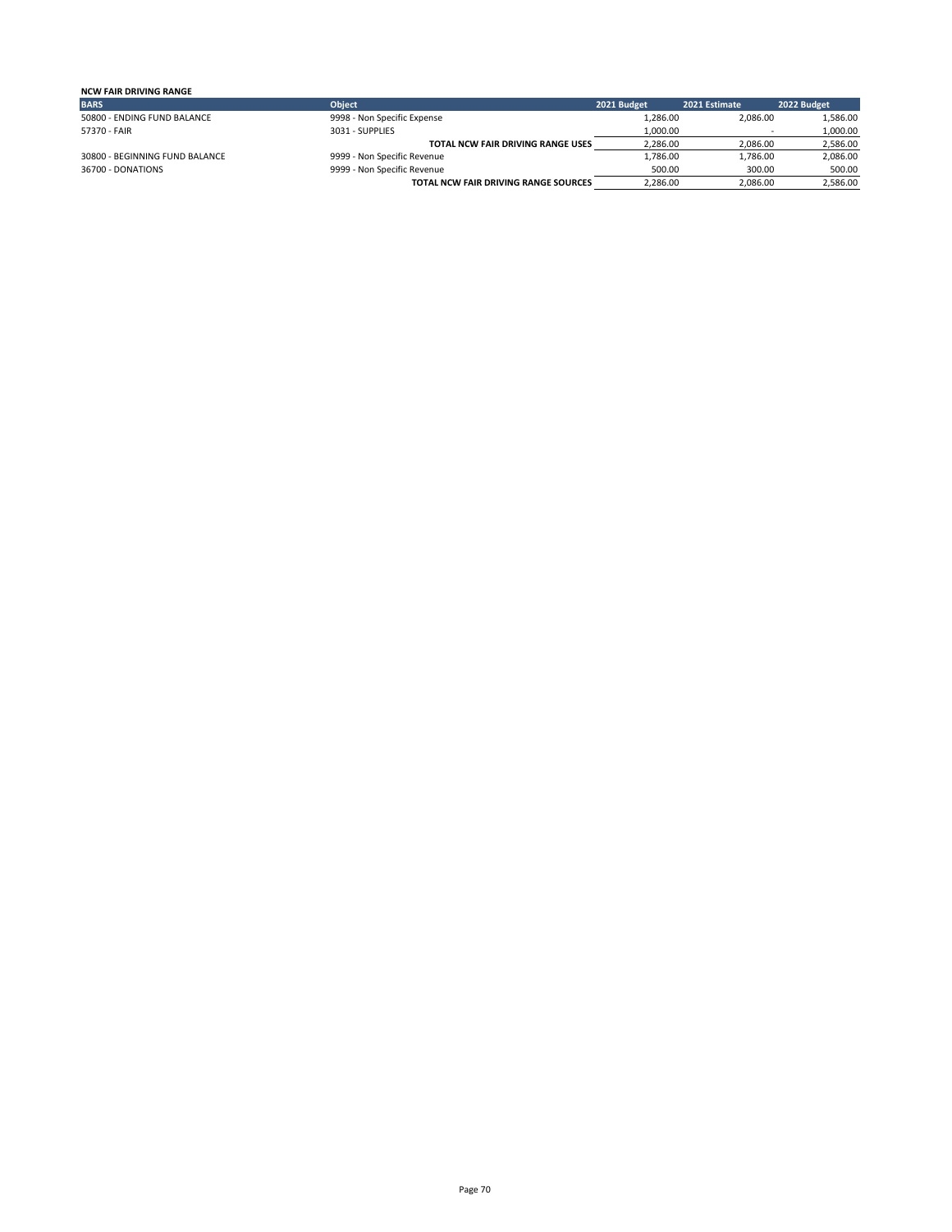**NCW FAIR DRIVING RANGE**

| BARS | Object | 2021 Budget | 2021 Estimate | 2022 Budget |
|---|---|---|---|---|
| 50800 - ENDING FUND BALANCE | 9998 - Non Specific Expense | 1,286.00 | 2,086.00 | 1,586.00 |
| 57370 - FAIR | 3031 - SUPPLIES | 1,000.00 | - | 1,000.00 |
| | **TOTAL NCW FAIR DRIVING RANGE USES** | 2,286.00 | 2,086.00 | 2,586.00 |
| 30800 - BEGINNING FUND BALANCE | 9999 - Non Specific Revenue | 1,786.00 | 1,786.00 | 2,086.00 |
| 36700 - DONATIONS | 9999 - Non Specific Revenue | 500.00 | 300.00 | 500.00 |
| | **TOTAL NCW FAIR DRIVING RANGE SOURCES** | 2,286.00 | 2,086.00 | 2,586.00 |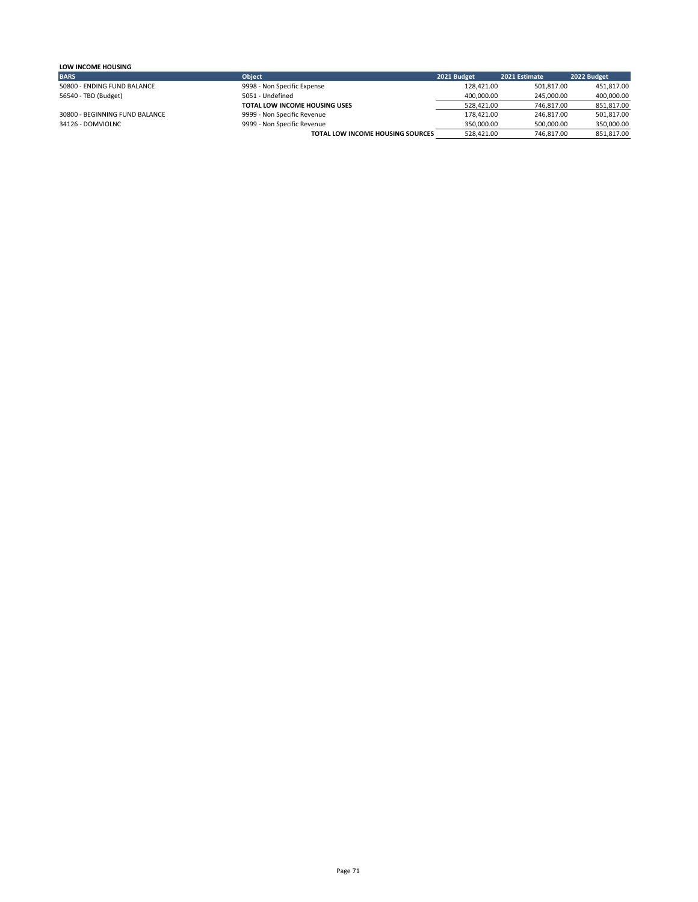**LOW INCOME HOUSING**

| BARS | Object | 2021 Budget | 2021 Estimate | 2022 Budget |
|---|---|---|---|---|
| 50800 - ENDING FUND BALANCE | 9998 - Non Specific Expense | 128,421.00 | 501,817.00 | 451,817.00 |
| 56540 - TBD (Budget) | 5051 - Undefined | 400,000.00 | 245,000.00 | 400,000.00 |
| | **TOTAL LOW INCOME HOUSING USES** | 528,421.00 | 746,817.00 | 851,817.00 |
| 30800 - BEGINNING FUND BALANCE | 9999 - Non Specific Revenue | 178,421.00 | 246,817.00 | 501,817.00 |
| 34126 - DOMVIOLNC | 9999 - Non Specific Revenue | 350,000.00 | 500,000.00 | 350,000.00 |
| | **TOTAL LOW INCOME HOUSING SOURCES** | 528,421.00 | 746,817.00 | 851,817.00 |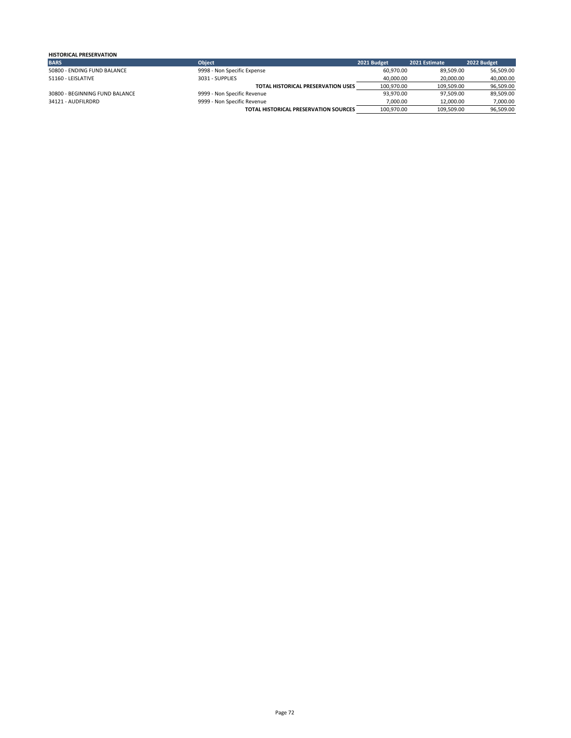**HISTORICAL PRESERVATION**

| BARS | Object | 2021 Budget | 2021 Estimate | 2022 Budget |
|---|---|---|---|---|
| 50800 - ENDING FUND BALANCE | 9998 - Non Specific Expense | 60,970.00 | 89,509.00 | 56,509.00 |
| 51160 - LEISLATIVE | 3031 - SUPPLIES | 40,000.00 | 20,000.00 | 40,000.00 |
| | **TOTAL HISTORICAL PRESERVATION USES** | 100,970.00 | 109,509.00 | 96,509.00 |
| 30800 - BEGINNING FUND BALANCE | 9999 - Non Specific Revenue | 93,970.00 | 97,509.00 | 89,509.00 |
| 34121 - AUDFILRDRD | 9999 - Non Specific Revenue | 7,000.00 | 12,000.00 | 7,000.00 |
| | **TOTAL HISTORICAL PRESERVATION SOURCES** | 100,970.00 | 109,509.00 | 96,509.00 |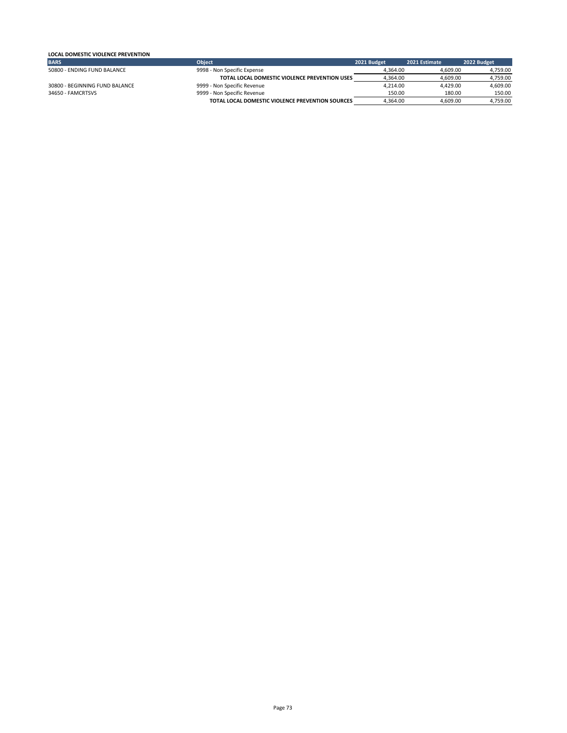**LOCAL DOMESTIC VIOLENCE PREVENTION**

| BARS | Object | 2021 Budget | 2021 Estimate | 2022 Budget |
|---|---|---|---|---|
| 50800 - ENDING FUND BALANCE | 9998 - Non Specific Expense | 4,364.00 | 4,609.00 | 4,759.00 |
| | **TOTAL LOCAL DOMESTIC VIOLENCE PREVENTION USES** | 4,364.00 | 4,609.00 | 4,759.00 |
| 30800 - BEGINNING FUND BALANCE | 9999 - Non Specific Revenue | 4,214.00 | 4,429.00 | 4,609.00 |
| 34650 - FAMCRTSVS | 9999 - Non Specific Revenue | 150.00 | 180.00 | 150.00 |
| | **TOTAL LOCAL DOMESTIC VIOLENCE PREVENTION SOURCES** | 4,364.00 | 4,609.00 | 4,759.00 |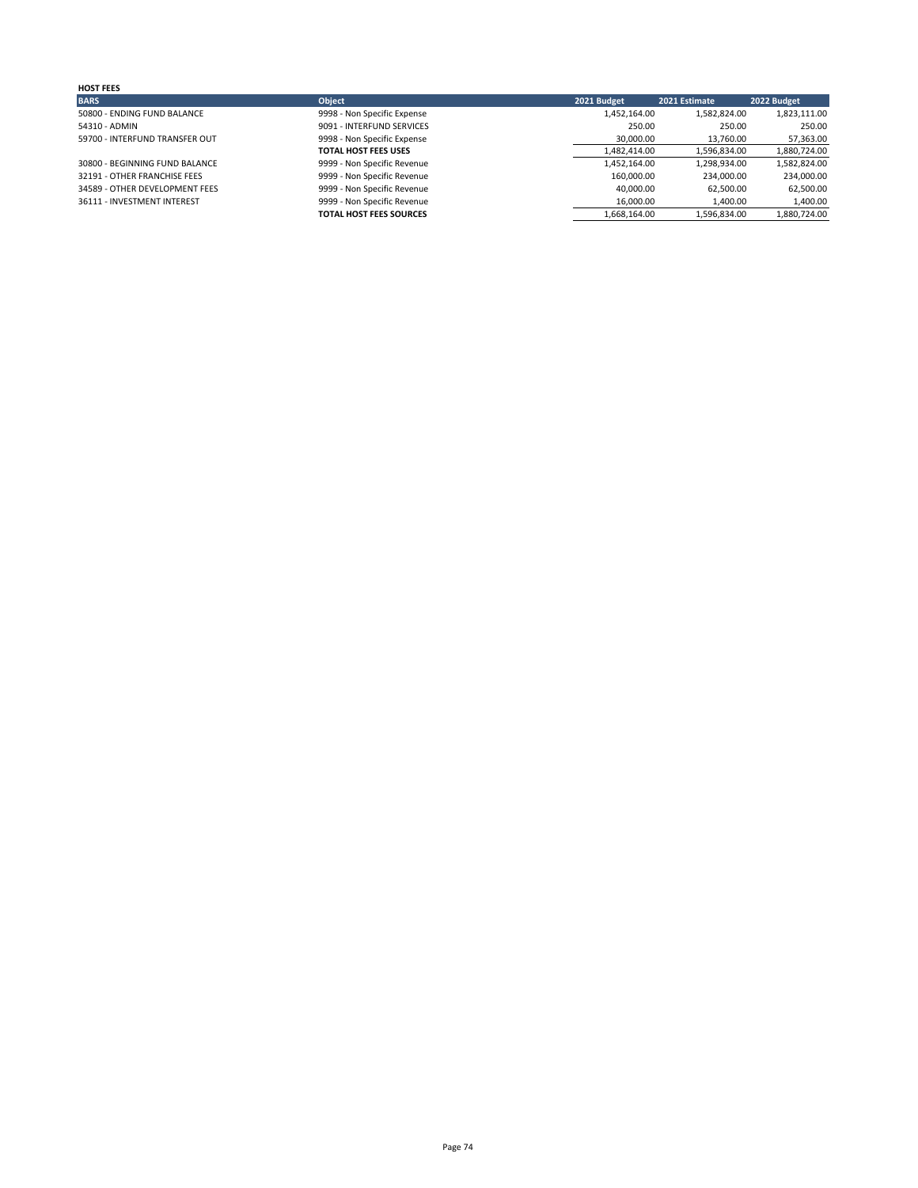**HOST FEES**

| BARS | Object | 2021 Budget | 2021 Estimate | 2022 Budget |
|---|---|---|---|---|
| 50800 - ENDING FUND BALANCE | 9998 - Non Specific Expense | 1,452,164.00 | 1,582,824.00 | 1,823,111.00 |
| 54310 - ADMIN | 9091 - INTERFUND SERVICES | 250.00 | 250.00 | 250.00 |
| 59700 - INTERFUND TRANSFER OUT | 9998 - Non Specific Expense | 30,000.00 | 13,760.00 | 57,363.00 |
| | **TOTAL HOST FEES USES** | 1,482,414.00 | 1,596,834.00 | 1,880,724.00 |
| 30800 - BEGINNING FUND BALANCE | 9999 - Non Specific Revenue | 1,452,164.00 | 1,298,934.00 | 1,582,824.00 |
| 32191 - OTHER FRANCHISE FEES | 9999 - Non Specific Revenue | 160,000.00 | 234,000.00 | 234,000.00 |
| 34589 - OTHER DEVELOPMENT FEES | 9999 - Non Specific Revenue | 40,000.00 | 62,500.00 | 62,500.00 |
| 36111 - INVESTMENT INTEREST | 9999 - Non Specific Revenue | 16,000.00 | 1,400.00 | 1,400.00 |
| | **TOTAL HOST FEES SOURCES** | 1,668,164.00 | 1,596,834.00 | 1,880,724.00 |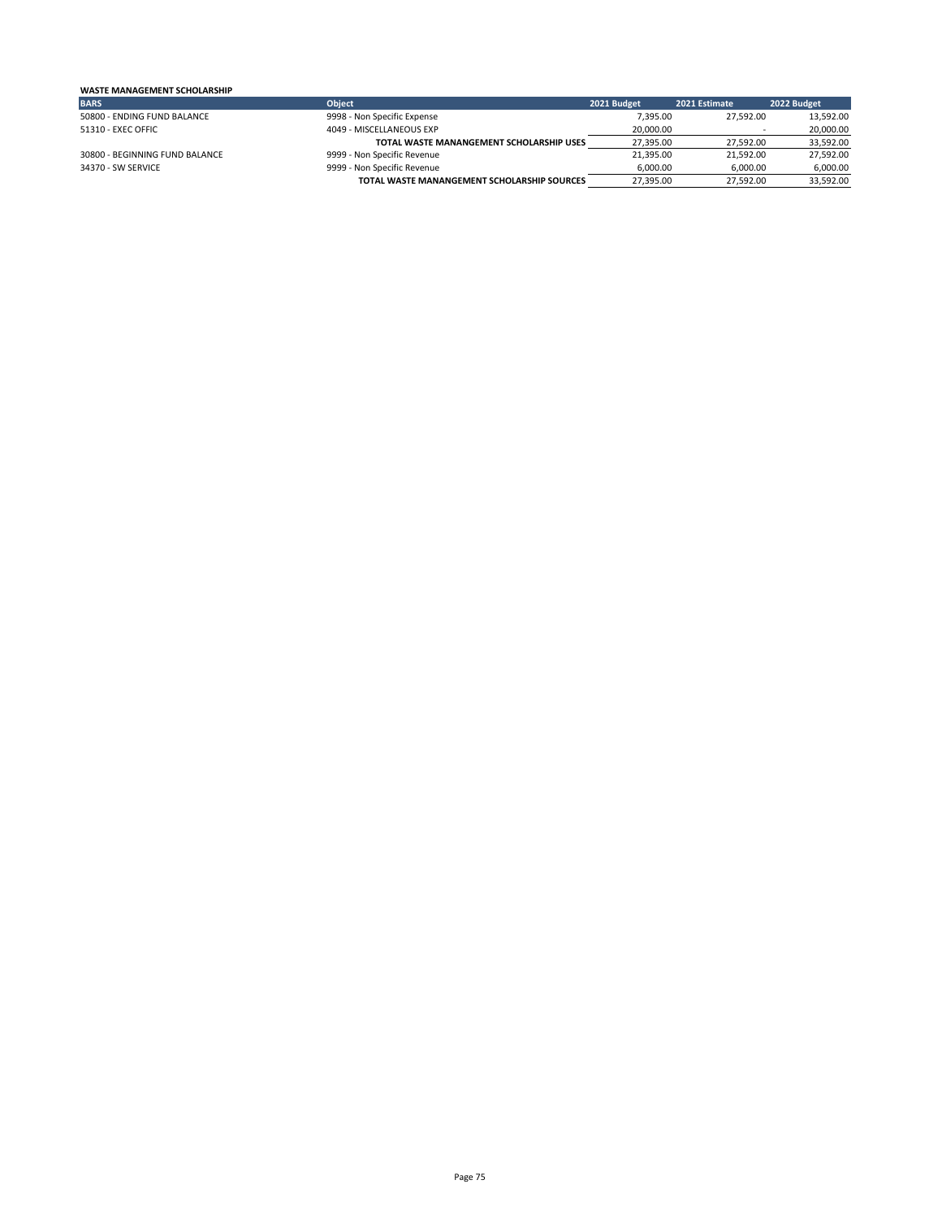**WASTE MANAGEMENT SCHOLARSHIP**

| BARS | Object | 2021 Budget | 2021 Estimate | 2022 Budget |
| --- | --- | --- | --- | --- |
| 50800 - ENDING FUND BALANCE | 9998 - Non Specific Expense | 7,395.00 | 27,592.00 | 13,592.00 |
| 51310 - EXEC OFFIC | 4049 - MISCELLANEOUS EXP | 20,000.00 | - | 20,000.00 |
| | **TOTAL WASTE MANANGEMENT SCHOLARSHIP USES** | 27,395.00 | 27,592.00 | 33,592.00 |
| 30800 - BEGINNING FUND BALANCE | 9999 - Non Specific Revenue | 21,395.00 | 21,592.00 | 27,592.00 |
| 34370 - SW SERVICE | 9999 - Non Specific Revenue | 6,000.00 | 6,000.00 | 6,000.00 |
| | **TOTAL WASTE MANANGEMENT SCHOLARSHIP SOURCES** | 27,395.00 | 27,592.00 | 33,592.00 |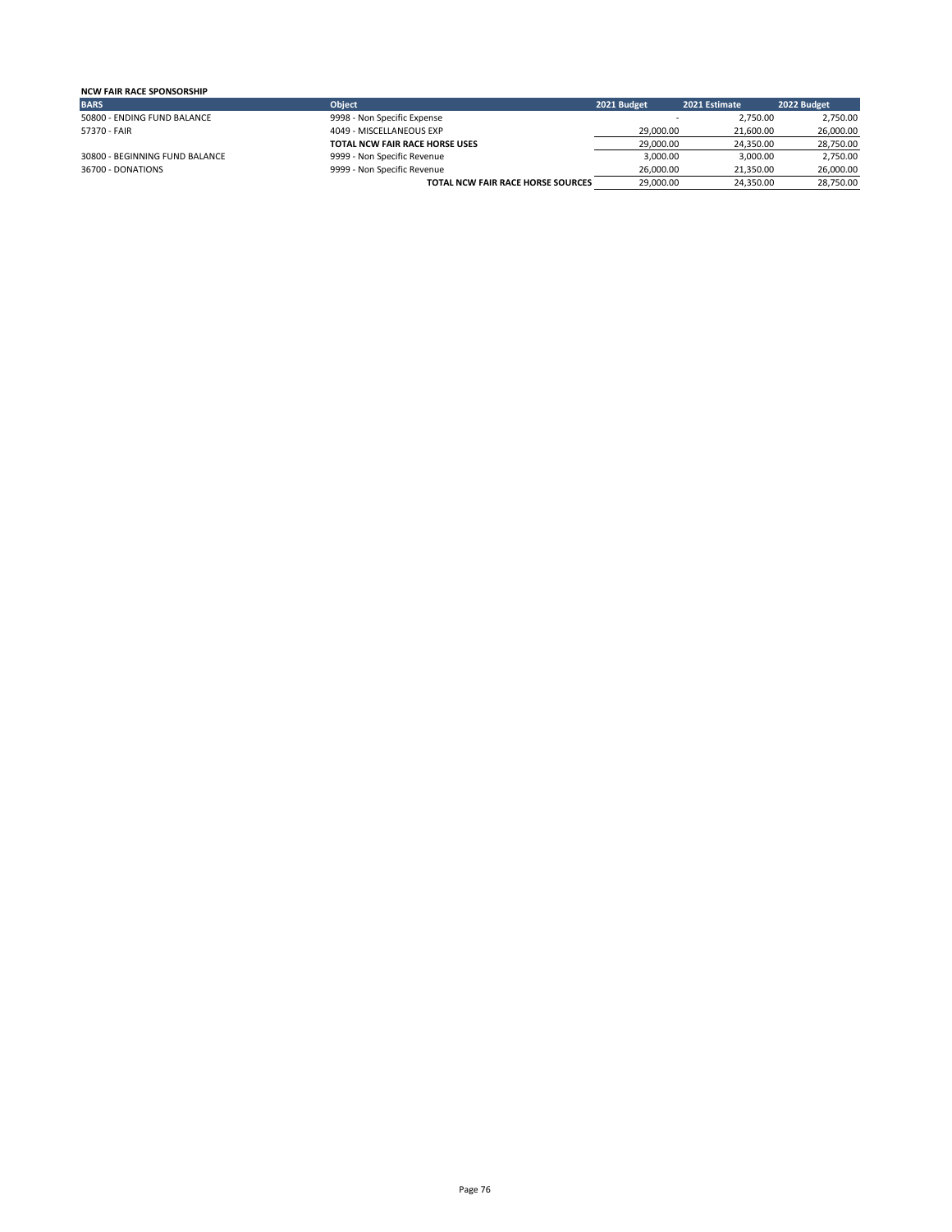**NCW FAIR RACE SPONSORSHIP**

| BARS | Object | 2021 Budget | 2021 Estimate | 2022 Budget |
|---|---|---|---|---|
| 50800 - ENDING FUND BALANCE | 9998 - Non Specific Expense | - | 2,750.00 | 2,750.00 |
| 57370 - FAIR | 4049 - MISCELLANEOUS EXP | 29,000.00 | 21,600.00 | 26,000.00 |
| | **TOTAL NCW FAIR RACE HORSE USES** | 29,000.00 | 24,350.00 | 28,750.00 |
| 30800 - BEGINNING FUND BALANCE | 9999 - Non Specific Revenue | 3,000.00 | 3,000.00 | 2,750.00 |
| 36700 - DONATIONS | 9999 - Non Specific Revenue | 26,000.00 | 21,350.00 | 26,000.00 |
| | **TOTAL NCW FAIR RACE HORSE SOURCES** | 29,000.00 | 24,350.00 | 28,750.00 |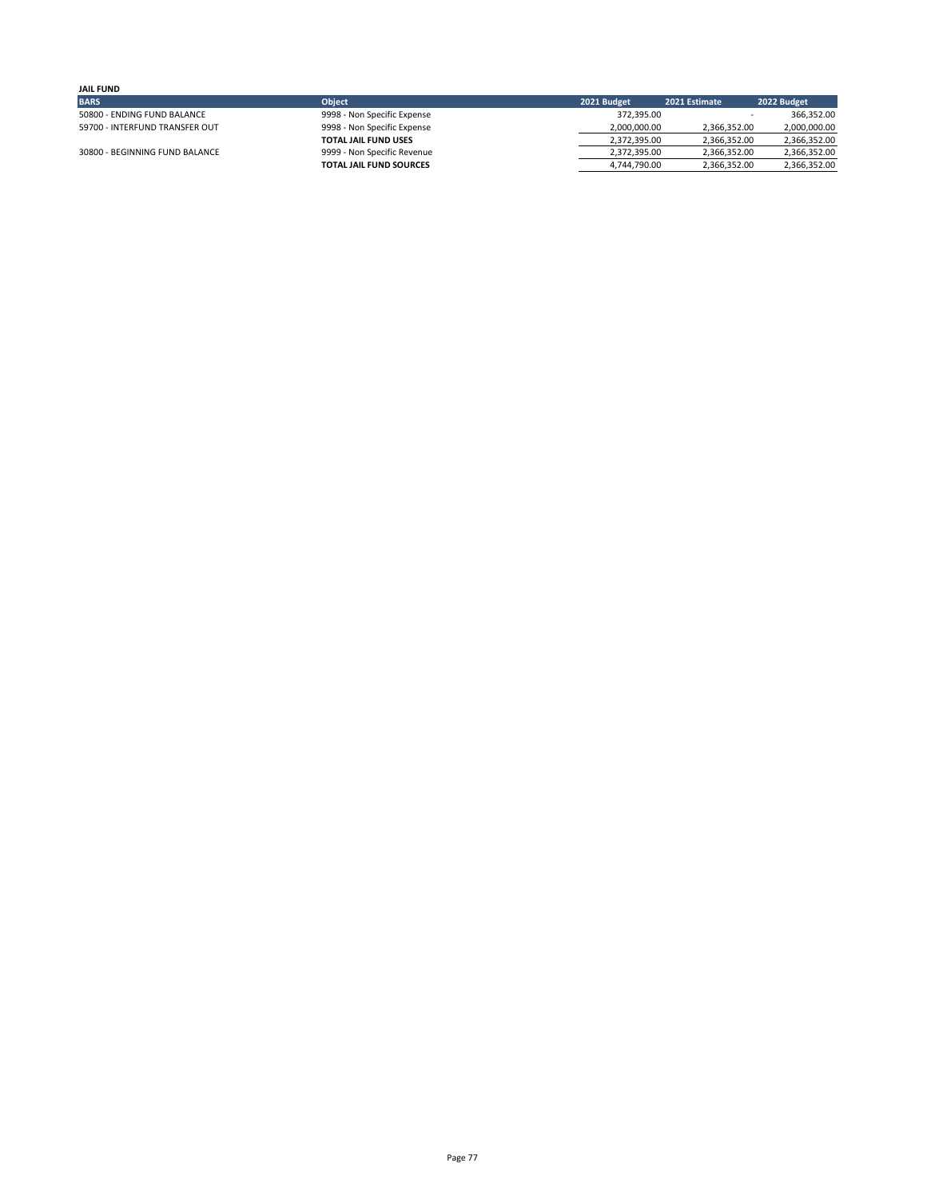**JAIL FUND**

| BARS | Object | 2021 Budget | 2021 Estimate | 2022 Budget |
|---|---|---|---|---|
| 50800 - ENDING FUND BALANCE | 9998 - Non Specific Expense | 372,395.00 | - | 366,352.00 |
| 59700 - INTERFUND TRANSFER OUT | 9998 - Non Specific Expense | 2,000,000.00 | 2,366,352.00 | 2,000,000.00 |
| | **TOTAL JAIL FUND USES** | 2,372,395.00 | 2,366,352.00 | 2,366,352.00 |
| 30800 - BEGINNING FUND BALANCE | 9999 - Non Specific Revenue | 2,372,395.00 | 2,366,352.00 | 2,366,352.00 |
| | **TOTAL JAIL FUND SOURCES** | 4,744,790.00 | 2,366,352.00 | 2,366,352.00 |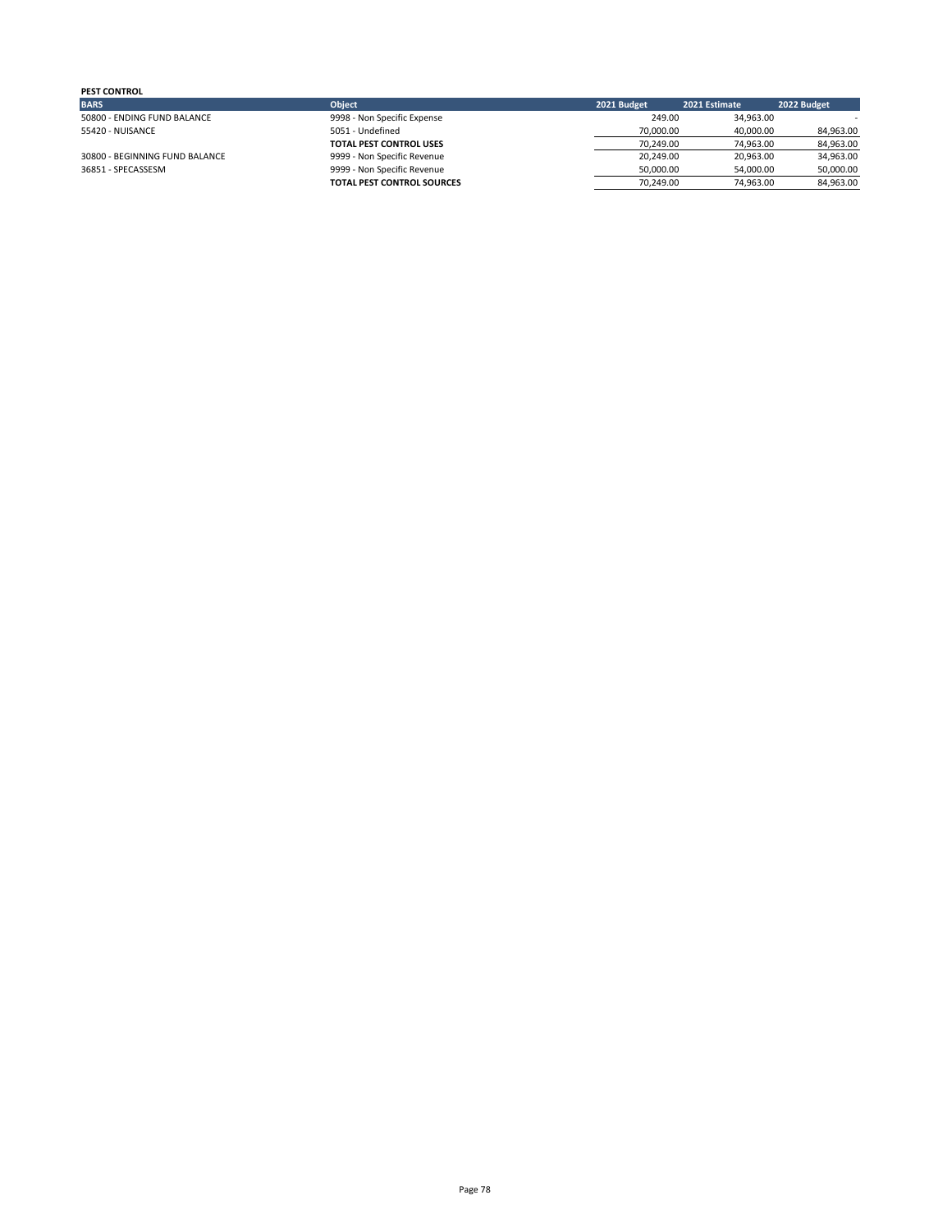**PEST CONTROL**

| BARS | Object | 2021 Budget | 2021 Estimate | 2022 Budget |
|---|---|---|---|---|
| 50800 - ENDING FUND BALANCE | 9998 - Non Specific Expense | 249.00 | 34,963.00 | - |
| 55420 - NUISANCE | 5051 - Undefined | 70,000.00 | 40,000.00 | 84,963.00 |
| | **TOTAL PEST CONTROL USES** | 70,249.00 | 74,963.00 | 84,963.00 |
| 30800 - BEGINNING FUND BALANCE | 9999 - Non Specific Revenue | 20,249.00 | 20,963.00 | 34,963.00 |
| 36851 - SPECASSESM | 9999 - Non Specific Revenue | 50,000.00 | 54,000.00 | 50,000.00 |
| | **TOTAL PEST CONTROL SOURCES** | 70,249.00 | 74,963.00 | 84,963.00 |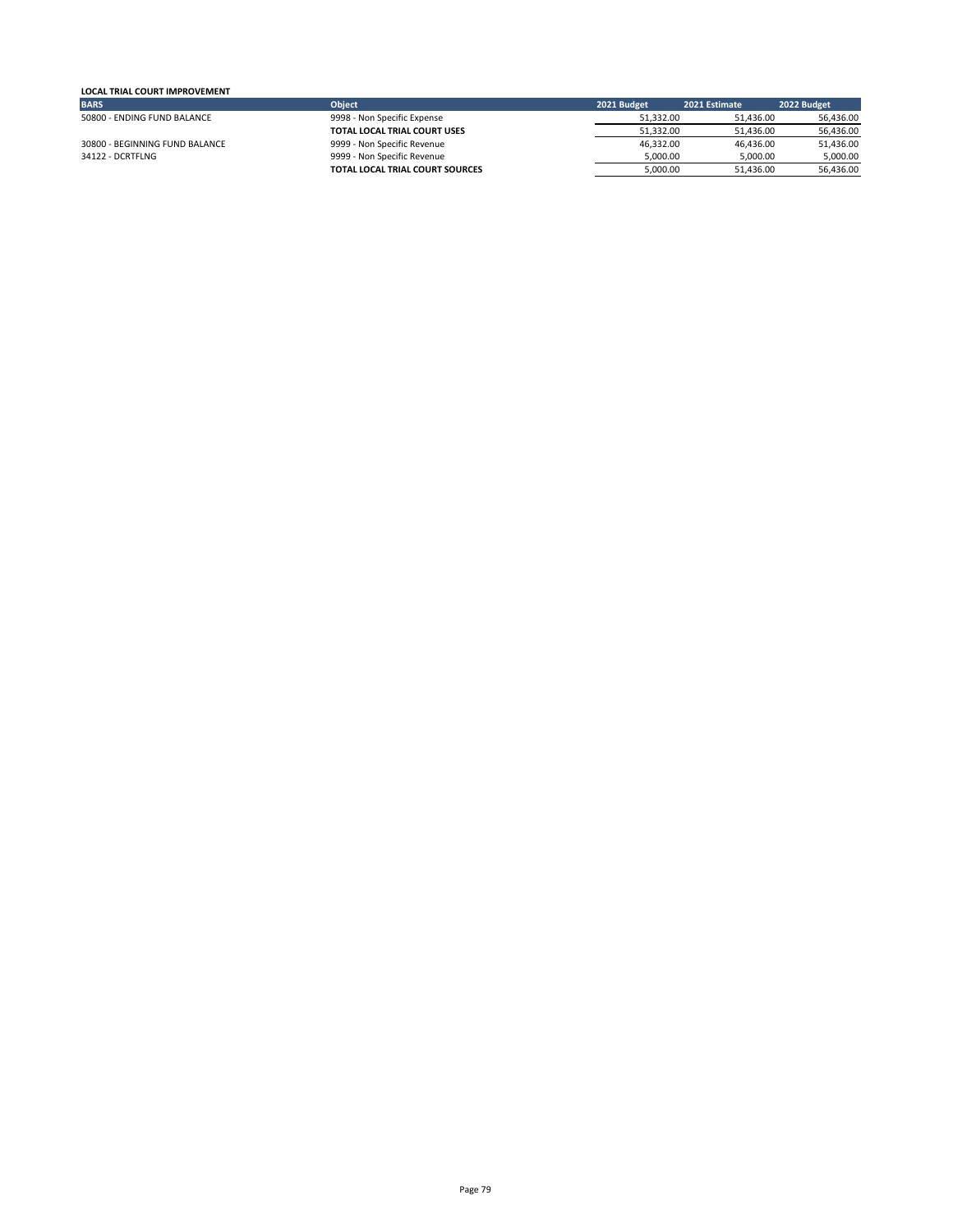**LOCAL TRIAL COURT IMPROVEMENT**

| BARS | Object | 2021 Budget | 2021 Estimate | 2022 Budget |
|---|---|---|---|---|
| 50800 - ENDING FUND BALANCE | 9998 - Non Specific Expense | 51,332.00 | 51,436.00 | 56,436.00 |
| | **TOTAL LOCAL TRIAL COURT USES** | 51,332.00 | 51,436.00 | 56,436.00 |
| 30800 - BEGINNING FUND BALANCE | 9999 - Non Specific Revenue | 46,332.00 | 46,436.00 | 51,436.00 |
| 34122 - DCRTFLNG | 9999 - Non Specific Revenue | 5,000.00 | 5,000.00 | 5,000.00 |
| | **TOTAL LOCAL TRIAL COURT SOURCES** | 5,000.00 | 51,436.00 | 56,436.00 |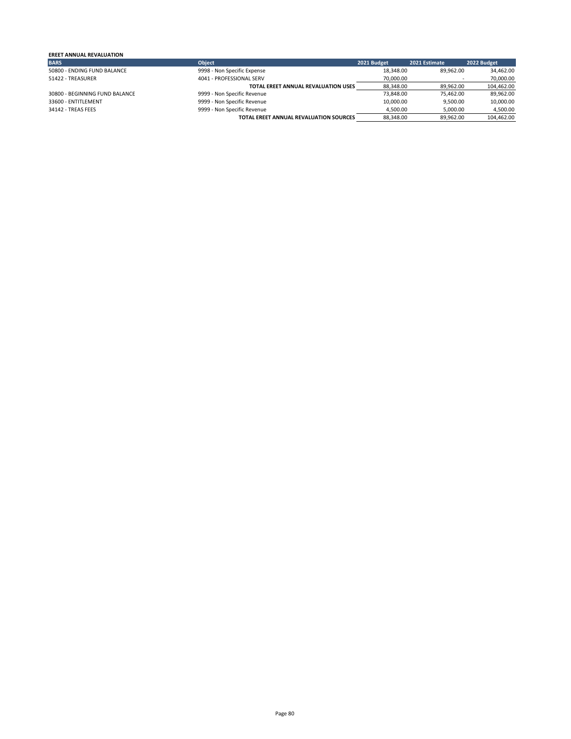**EREET ANNUAL REVALUATION**

| BARS | Object | 2021 Budget | 2021 Estimate | 2022 Budget |
|---|---|---|---|---|
| 50800 - ENDING FUND BALANCE | 9998 - Non Specific Expense | 18,348.00 | 89,962.00 | 34,462.00 |
| 51422 - TREASURER | 4041 - PROFESSIONAL SERV | 70,000.00 | - | 70,000.00 |
| | **TOTAL EREET ANNUAL REVALUATION USES** | 88,348.00 | 89,962.00 | 104,462.00 |
| 30800 - BEGINNING FUND BALANCE | 9999 - Non Specific Revenue | 73,848.00 | 75,462.00 | 89,962.00 |
| 33600 - ENTITLEMENT | 9999 - Non Specific Revenue | 10,000.00 | 9,500.00 | 10,000.00 |
| 34142 - TREAS FEES | 9999 - Non Specific Revenue | 4,500.00 | 5,000.00 | 4,500.00 |
| | **TOTAL EREET ANNUAL REVALUATION SOURCES** | 88,348.00 | 89,962.00 | 104,462.00 |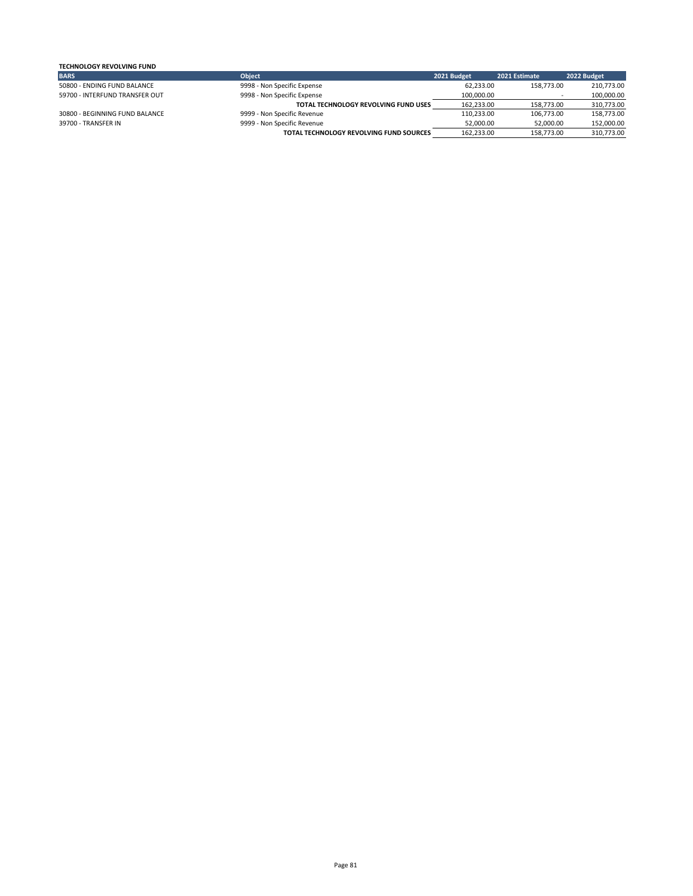**TECHNOLOGY REVOLVING FUND**

| BARS | Object | 2021 Budget | 2021 Estimate | 2022 Budget |
|---|---|---|---|---|
| 50800 - ENDING FUND BALANCE | 9998 - Non Specific Expense | 62,233.00 | 158,773.00 | 210,773.00 |
| 59700 - INTERFUND TRANSFER OUT | 9998 - Non Specific Expense | 100,000.00 | - | 100,000.00 |
| | **TOTAL TECHNOLOGY REVOLVING FUND USES** | 162,233.00 | 158,773.00 | 310,773.00 |
| 30800 - BEGINNING FUND BALANCE | 9999 - Non Specific Revenue | 110,233.00 | 106,773.00 | 158,773.00 |
| 39700 - TRANSFER IN | 9999 - Non Specific Revenue | 52,000.00 | 52,000.00 | 152,000.00 |
| | **TOTAL TECHNOLOGY REVOLVING FUND SOURCES** | 162,233.00 | 158,773.00 | 310,773.00 |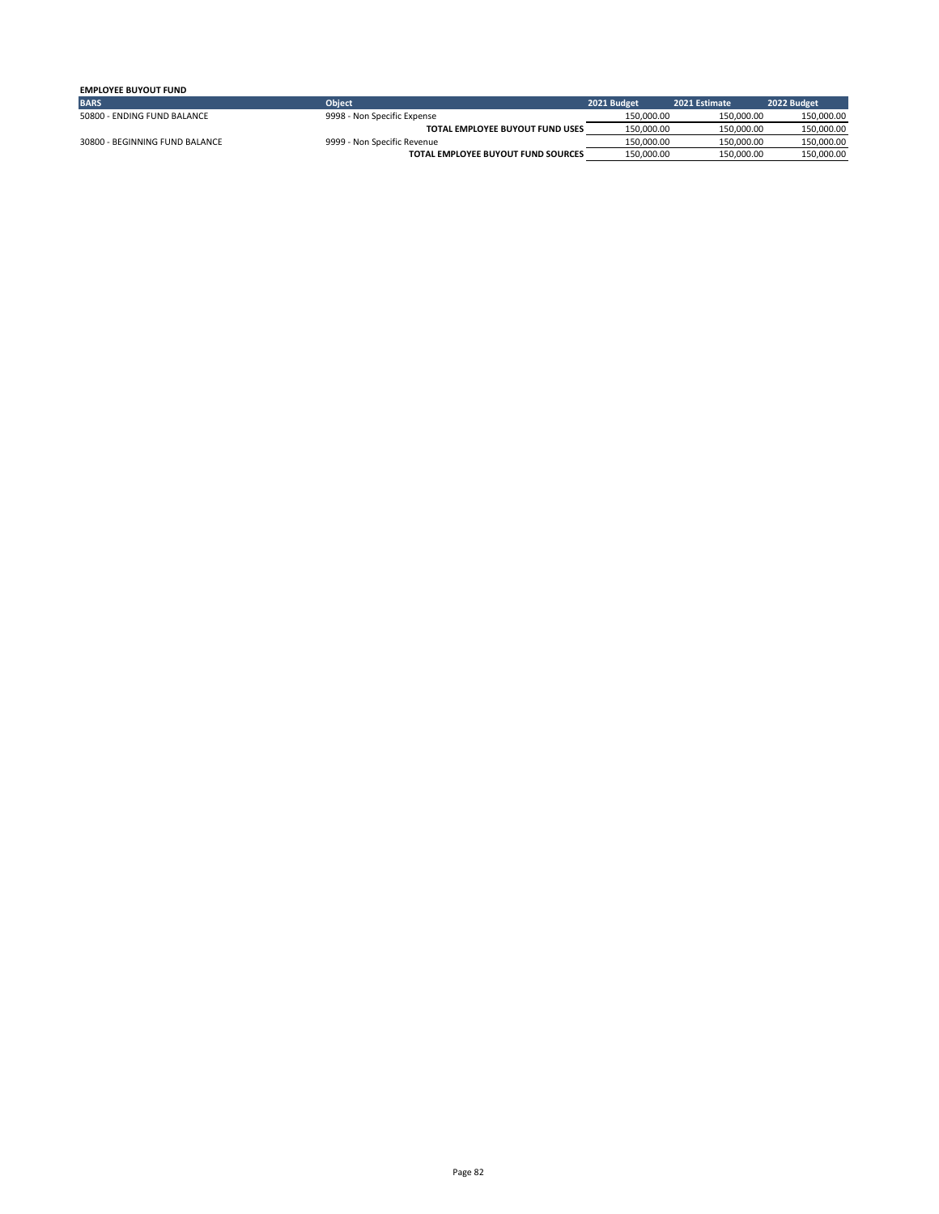**EMPLOYEE BUYOUT FUND**

| BARS | Object | 2021 Budget | 2021 Estimate | 2022 Budget |
|---|---|---|---|---|
| 50800 - ENDING FUND BALANCE | 9998 - Non Specific Expense | 150,000.00 | 150,000.00 | 150,000.00 |
| | **TOTAL EMPLOYEE BUYOUT FUND USES** | 150,000.00 | 150,000.00 | 150,000.00 |
| 30800 - BEGINNING FUND BALANCE | 9999 - Non Specific Revenue | 150,000.00 | 150,000.00 | 150,000.00 |
| | **TOTAL EMPLOYEE BUYOUT FUND SOURCES** | 150,000.00 | 150,000.00 | 150,000.00 |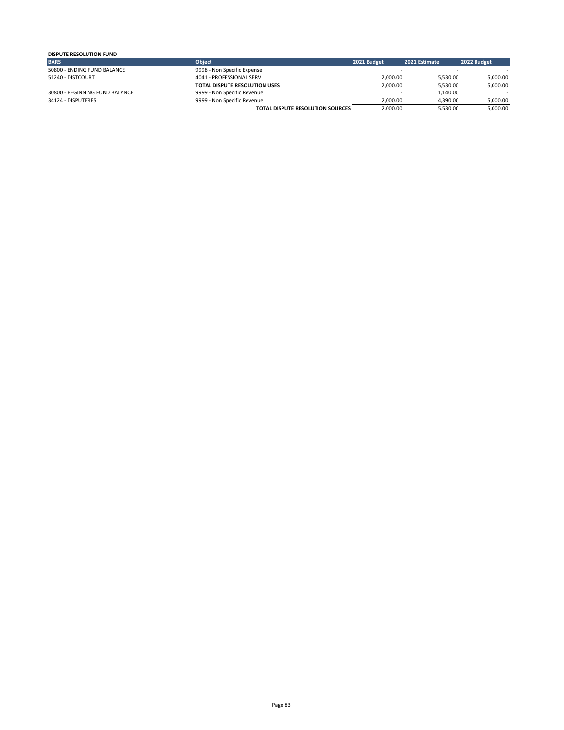**DISPUTE RESOLUTION FUND**

| BARS | Object | 2021 Budget | 2021 Estimate | 2022 Budget |
|---|---|---|---|---|
| 50800 - ENDING FUND BALANCE | 9998 - Non Specific Expense | - | - | - |
| 51240 - DISTCOURT | 4041 - PROFESSIONAL SERV | 2,000.00 | 5,530.00 | 5,000.00 |
| | **TOTAL DISPUTE RESOLUTION USES** | 2,000.00 | 5,530.00 | 5,000.00 |
| 30800 - BEGINNING FUND BALANCE | 9999 - Non Specific Revenue | - | 1,140.00 | - |
| 34124 - DISPUTERES | 9999 - Non Specific Revenue | 2,000.00 | 4,390.00 | 5,000.00 |
| | **TOTAL DISPUTE RESOLUTION SOURCES** | 2,000.00 | 5,530.00 | 5,000.00 |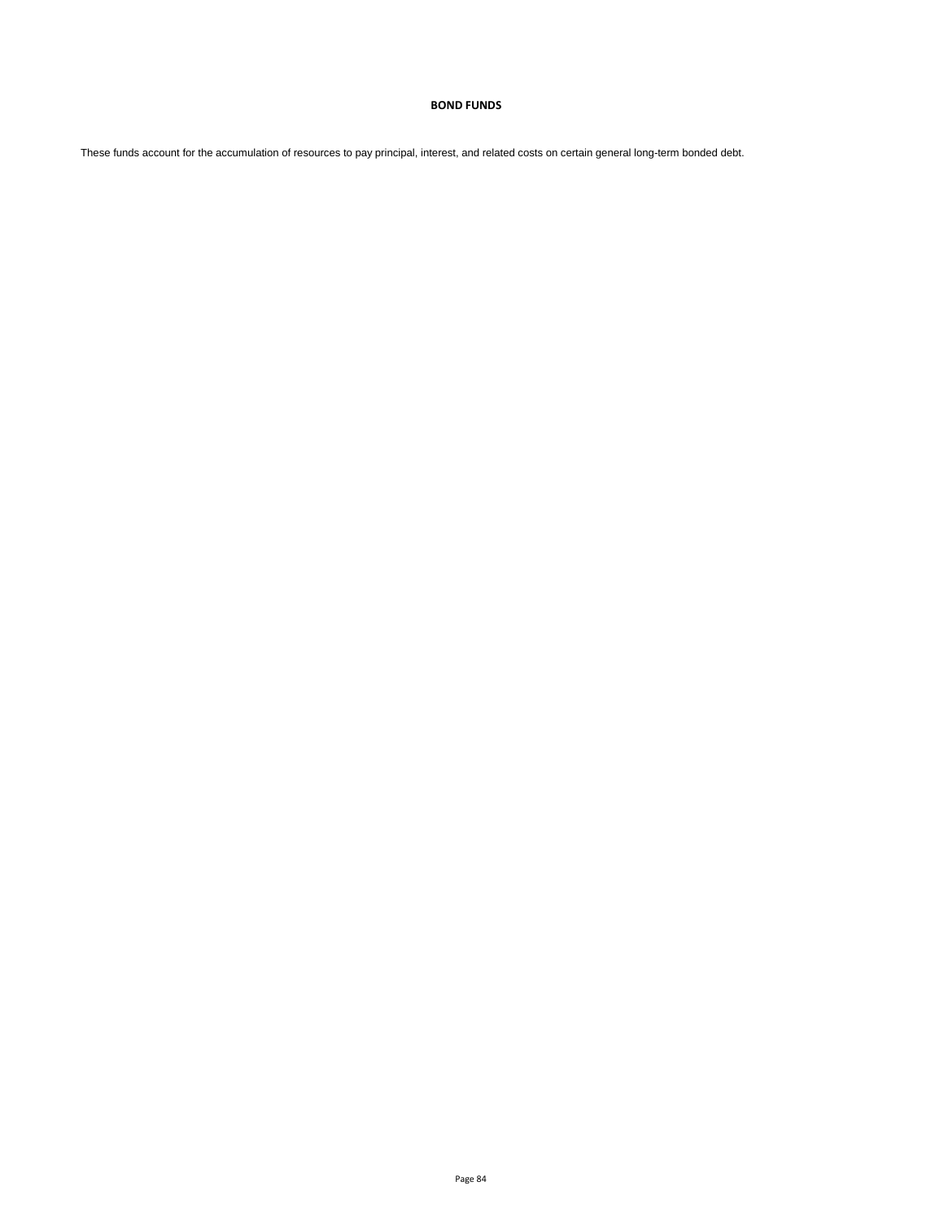# BOND FUNDS

These funds account for the accumulation of resources to pay principal, interest, and related costs on certain general long-term bonded debt.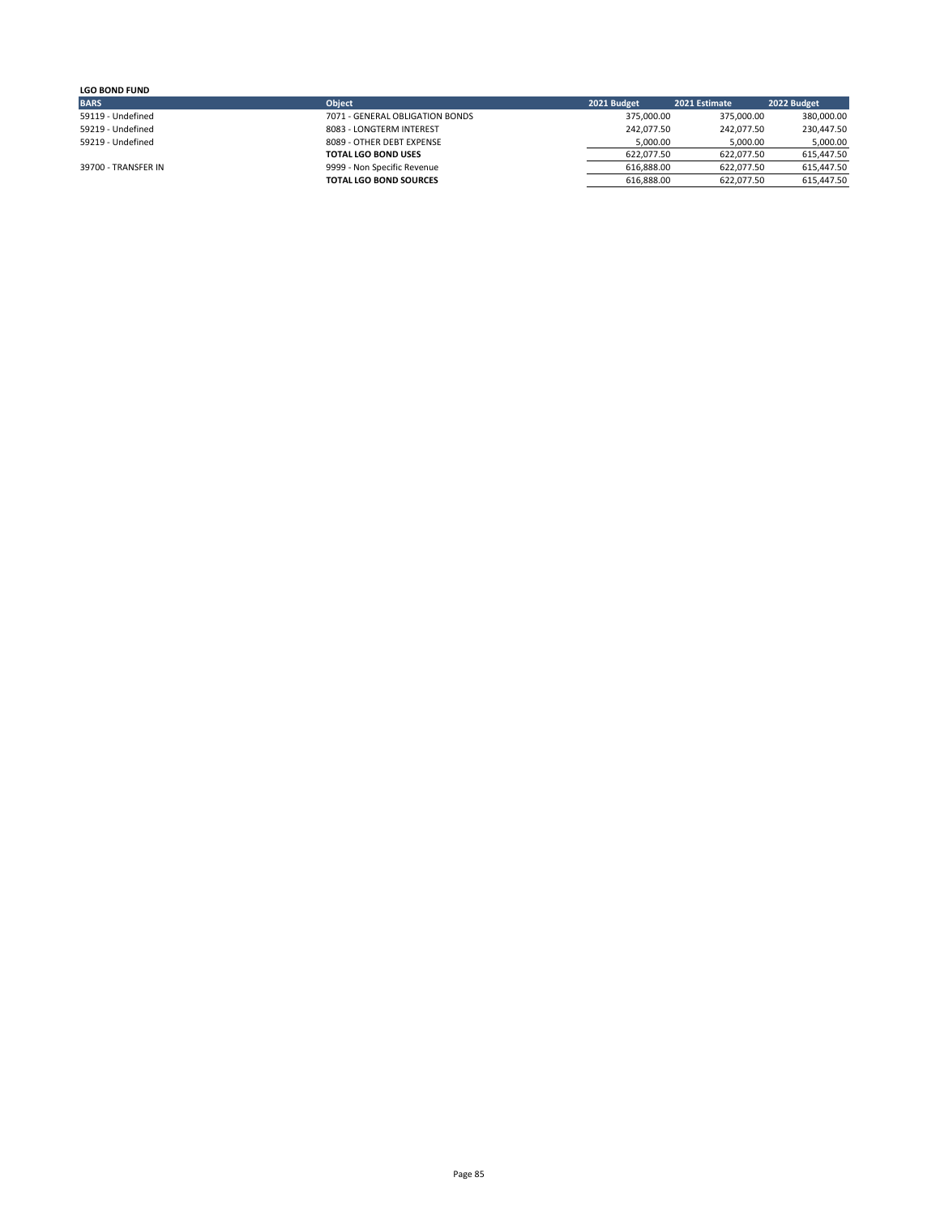**LGO BOND FUND**

| BARS | Object | 2021 Budget | 2021 Estimate | 2022 Budget |
|---|---|---|---|---|
| 59119 - Undefined | 7071 - GENERAL OBLIGATION BONDS | 375,000.00 | 375,000.00 | 380,000.00 |
| 59219 - Undefined | 8083 - LONGTERM INTEREST | 242,077.50 | 242,077.50 | 230,447.50 |
| 59219 - Undefined | 8089 - OTHER DEBT EXPENSE | 5,000.00 | 5,000.00 | 5,000.00 |
| | **TOTAL LGO BOND USES** | 622,077.50 | 622,077.50 | 615,447.50 |
| 39700 - TRANSFER IN | 9999 - Non Specific Revenue | 616,888.00 | 622,077.50 | 615,447.50 |
| | **TOTAL LGO BOND SOURCES** | 616,888.00 | 622,077.50 | 615,447.50 |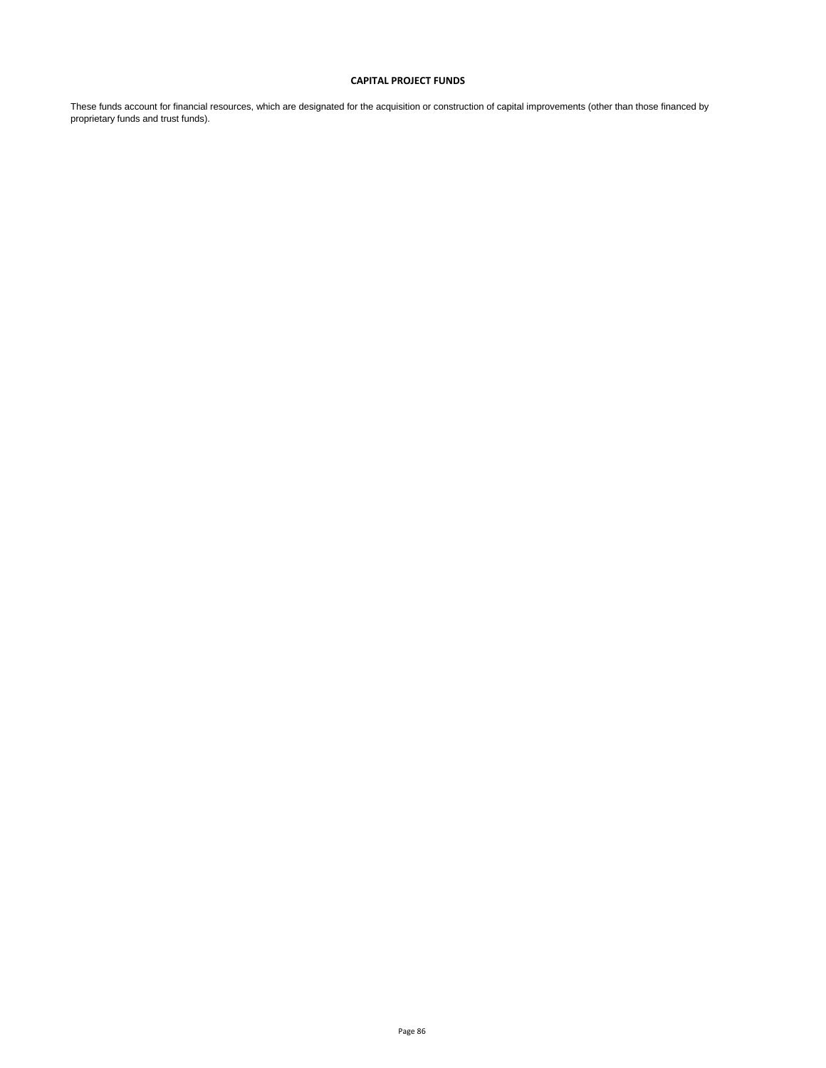# CAPITAL PROJECT FUNDS

These funds account for financial resources, which are designated for the acquisition or construction of capital improvements (other than those financed by proprietary funds and trust funds).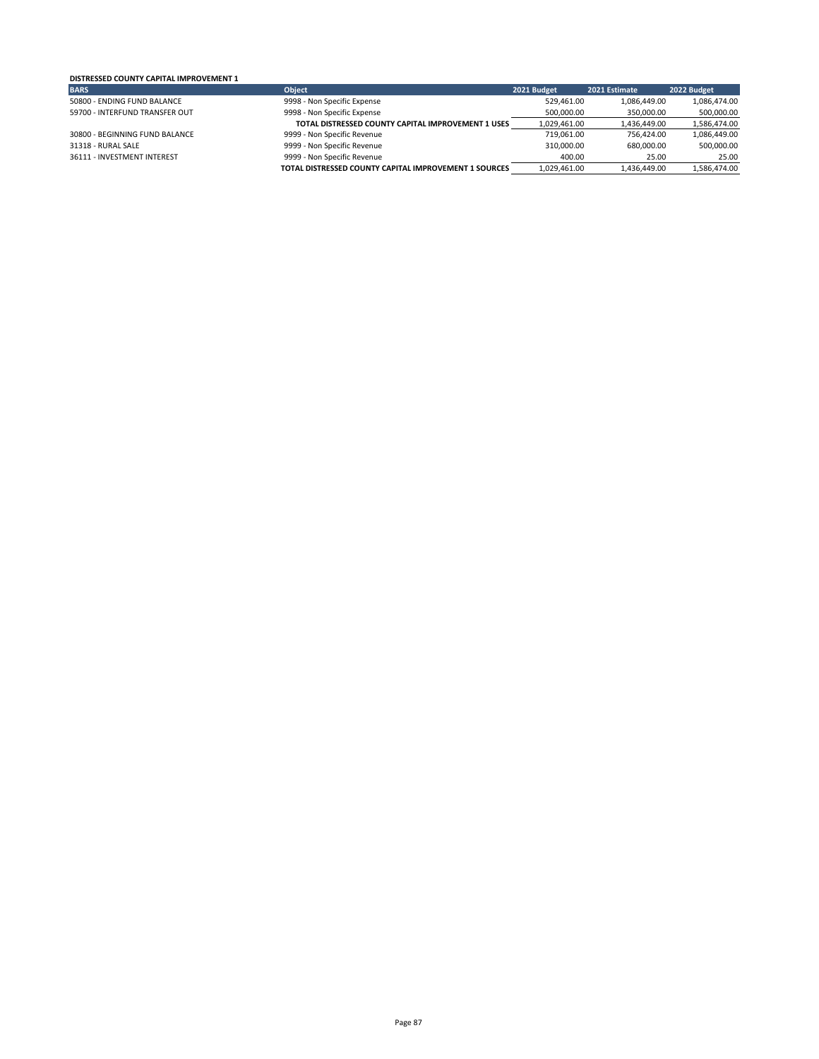**DISTRESSED COUNTY CAPITAL IMPROVEMENT 1**

| BARS | Object | 2021 Budget | 2021 Estimate | 2022 Budget |
|---|---|---|---|---|
| 50800 - ENDING FUND BALANCE | 9998 - Non Specific Expense | 529,461.00 | 1,086,449.00 | 1,086,474.00 |
| 59700 - INTERFUND TRANSFER OUT | 9998 - Non Specific Expense | 500,000.00 | 350,000.00 | 500,000.00 |
| | **TOTAL DISTRESSED COUNTY CAPITAL IMPROVEMENT 1 USES** | 1,029,461.00 | 1,436,449.00 | 1,586,474.00 |
| 30800 - BEGINNING FUND BALANCE | 9999 - Non Specific Revenue | 719,061.00 | 756,424.00 | 1,086,449.00 |
| 31318 - RURAL SALE | 9999 - Non Specific Revenue | 310,000.00 | 680,000.00 | 500,000.00 |
| 36111 - INVESTMENT INTEREST | 9999 - Non Specific Revenue | 400.00 | 25.00 | 25.00 |
| | **TOTAL DISTRESSED COUNTY CAPITAL IMPROVEMENT 1 SOURCES** | 1,029,461.00 | 1,436,449.00 | 1,586,474.00 |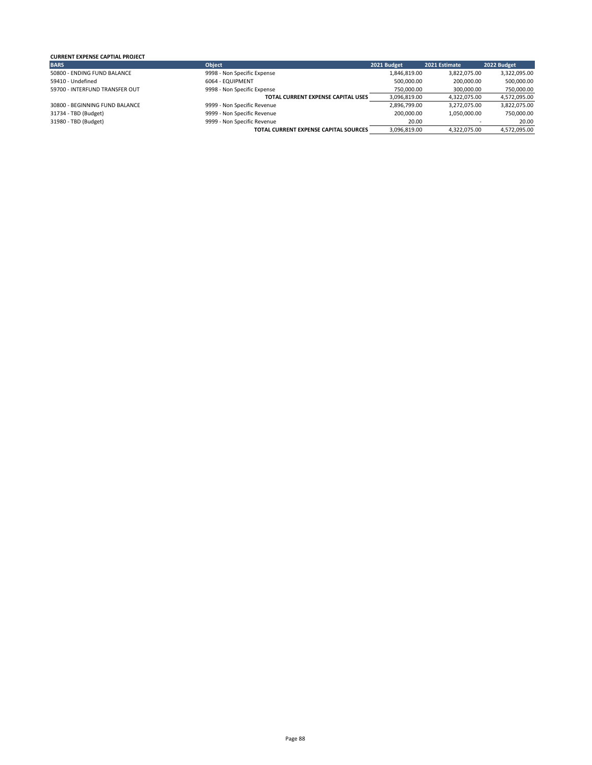**CURRENT EXPENSE CAPTIAL PROJECT**

| BARS | Object | 2021 Budget | 2021 Estimate | 2022 Budget |
|---|---|---|---|---|
| 50800 - ENDING FUND BALANCE | 9998 - Non Specific Expense | 1,846,819.00 | 3,822,075.00 | 3,322,095.00 |
| 59410 - Undefined | 6064 - EQUIPMENT | 500,000.00 | 200,000.00 | 500,000.00 |
| 59700 - INTERFUND TRANSFER OUT | 9998 - Non Specific Expense | 750,000.00 | 300,000.00 | 750,000.00 |
| | **TOTAL CURRENT EXPENSE CAPITAL USES** | 3,096,819.00 | 4,322,075.00 | 4,572,095.00 |
| 30800 - BEGINNING FUND BALANCE | 9999 - Non Specific Revenue | 2,896,799.00 | 3,272,075.00 | 3,822,075.00 |
| 31734 - TBD (Budget) | 9999 - Non Specific Revenue | 200,000.00 | 1,050,000.00 | 750,000.00 |
| 31980 - TBD (Budget) | 9999 - Non Specific Revenue | 20.00 | - | 20.00 |
| | **TOTAL CURRENT EXPENSE CAPITAL SOURCES** | 3,096,819.00 | 4,322,075.00 | 4,572,095.00 |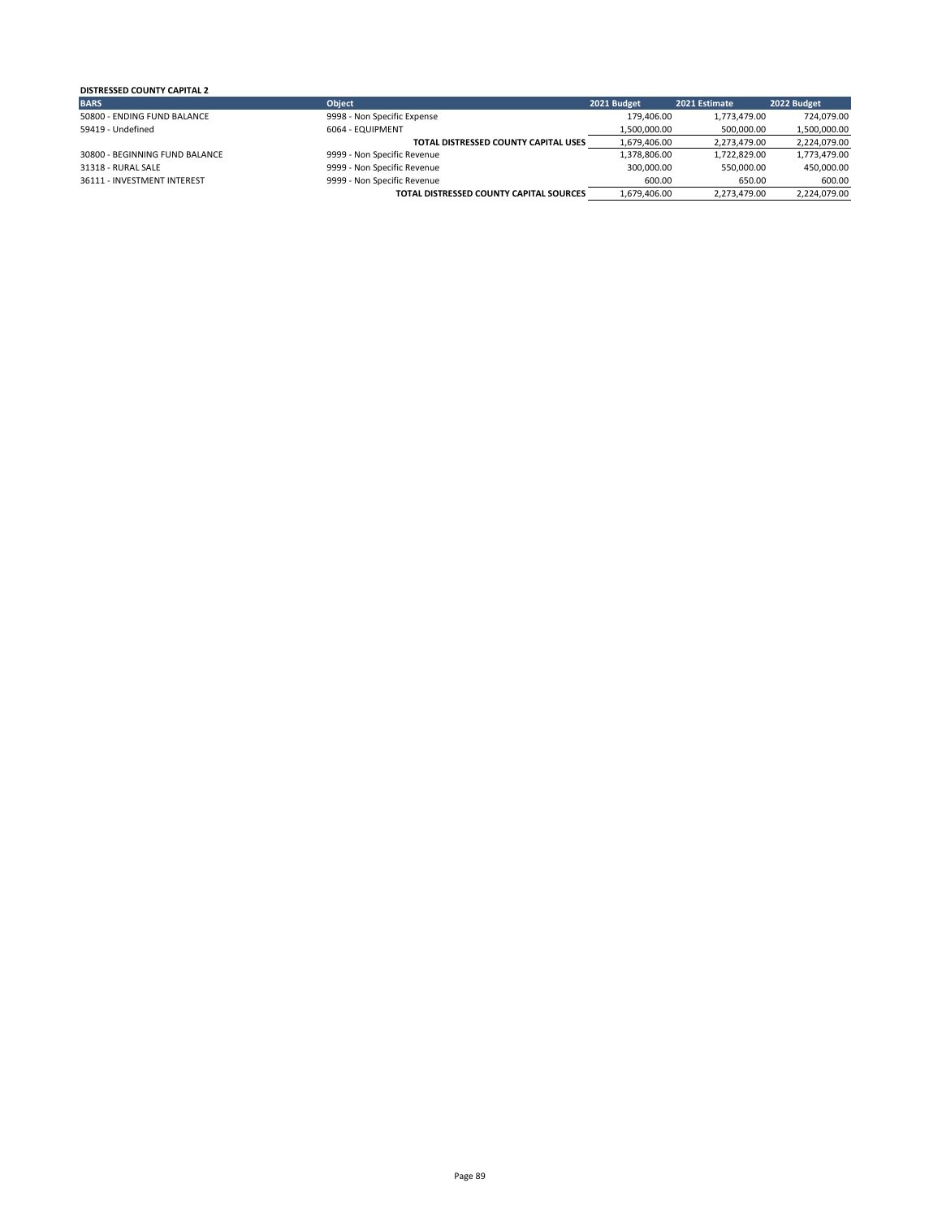**DISTRESSED COUNTY CAPITAL 2**

| BARS | Object | 2021 Budget | 2021 Estimate | 2022 Budget |
|---|---|---|---|---|
| 50800 - ENDING FUND BALANCE | 9998 - Non Specific Expense | 179,406.00 | 1,773,479.00 | 724,079.00 |
| 59419 - Undefined | 6064 - EQUIPMENT | 1,500,000.00 | 500,000.00 | 1,500,000.00 |
| | **TOTAL DISTRESSED COUNTY CAPITAL USES** | 1,679,406.00 | 2,273,479.00 | 2,224,079.00 |
| 30800 - BEGINNING FUND BALANCE | 9999 - Non Specific Revenue | 1,378,806.00 | 1,722,829.00 | 1,773,479.00 |
| 31318 - RURAL SALE | 9999 - Non Specific Revenue | 300,000.00 | 550,000.00 | 450,000.00 |
| 36111 - INVESTMENT INTEREST | 9999 - Non Specific Revenue | 600.00 | 650.00 | 600.00 |
| | **TOTAL DISTRESSED COUNTY CAPITAL SOURCES** | 1,679,406.00 | 2,273,479.00 | 2,224,079.00 |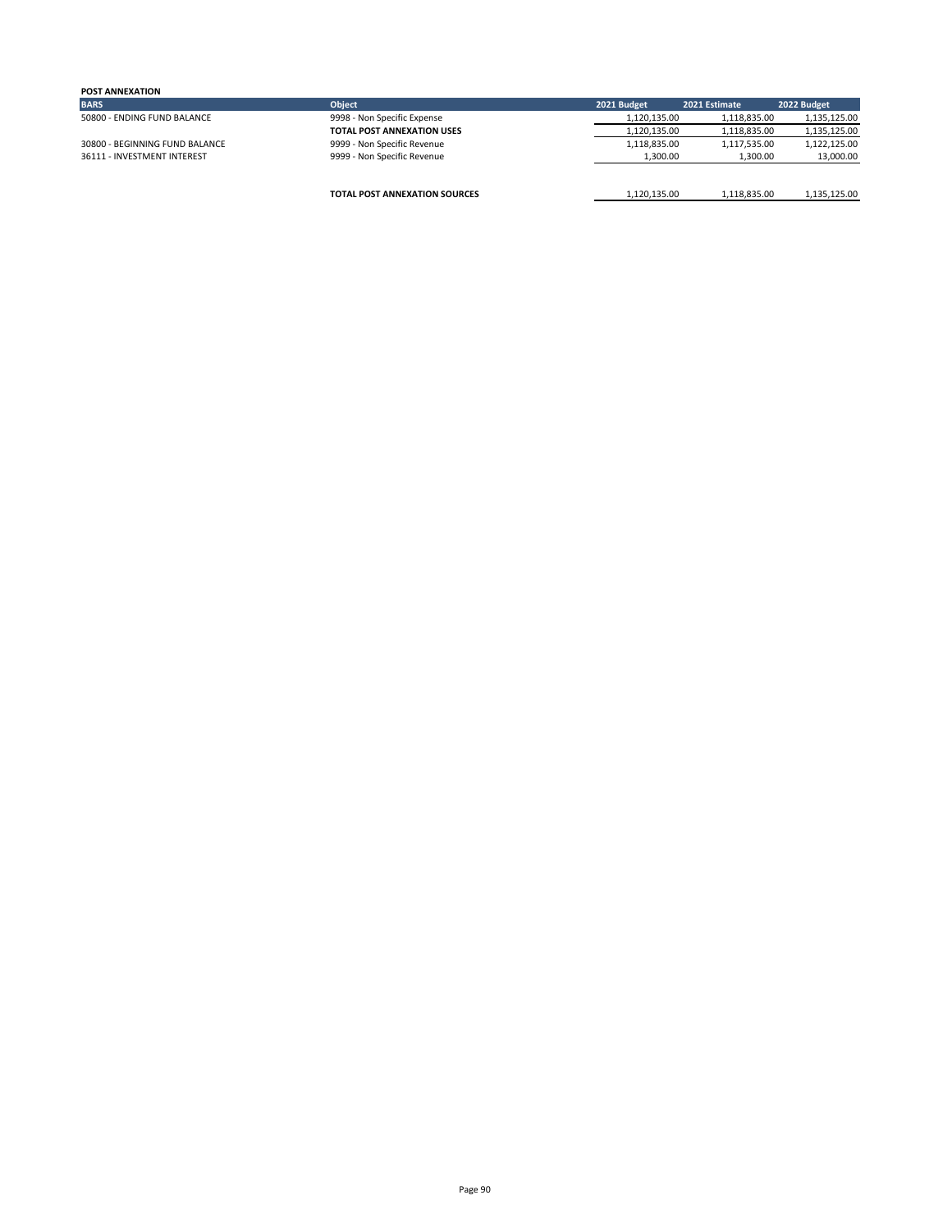**POST ANNEXATION**

| BARS | Object | 2021 Budget | 2021 Estimate | 2022 Budget |
|---|---|---|---|---|
| 50800 - ENDING FUND BALANCE | 9998 - Non Specific Expense | 1,120,135.00 | 1,118,835.00 | 1,135,125.00 |
| | **TOTAL POST ANNEXATION USES** | 1,120,135.00 | 1,118,835.00 | 1,135,125.00 |
| 30800 - BEGINNING FUND BALANCE | 9999 - Non Specific Revenue | 1,118,835.00 | 1,117,535.00 | 1,122,125.00 |
| 36111 - INVESTMENT INTEREST | 9999 - Non Specific Revenue | 1,300.00 | 1,300.00 | 13,000.00 |
| | **TOTAL POST ANNEXATION SOURCES** | 1,120,135.00 | 1,118,835.00 | 1,135,125.00 |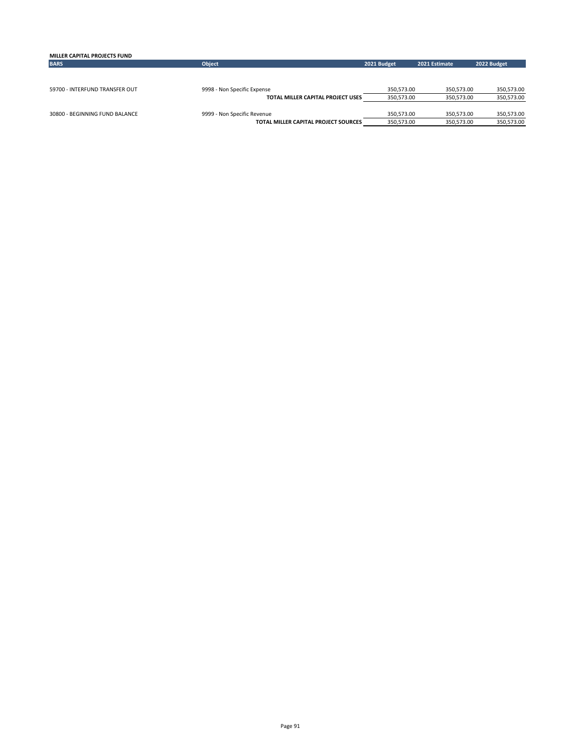**MILLER CAPITAL PROJECTS FUND**

| BARS | Object | 2021 Budget | 2021 Estimate | 2022 Budget |
| --- | --- | --- | --- | --- |
| 59700 - INTERFUND TRANSFER OUT | 9998 - Non Specific Expense | 350,573.00 | 350,573.00 | 350,573.00 |
| | **TOTAL MILLER CAPITAL PROJECT USES** | 350,573.00 | 350,573.00 | 350,573.00 |
| 30800 - BEGINNING FUND BALANCE | 9999 - Non Specific Revenue | 350,573.00 | 350,573.00 | 350,573.00 |
| | **TOTAL MILLER CAPITAL PROJECT SOURCES** | 350,573.00 | 350,573.00 | 350,573.00 |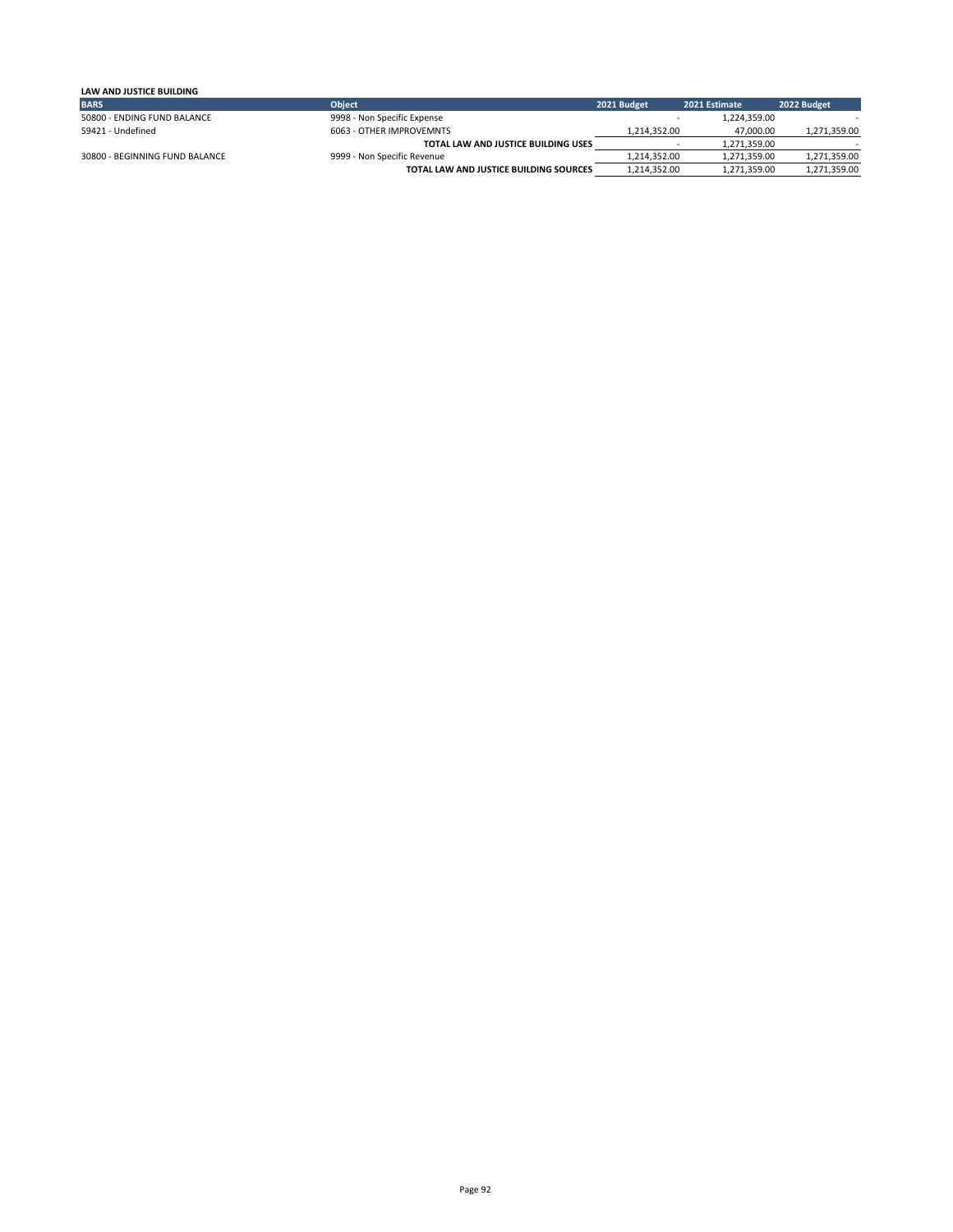**LAW AND JUSTICE BUILDING**

| BARS | Object | 2021 Budget | 2021 Estimate | 2022 Budget |
|---|---|---|---|---|
| 50800 - ENDING FUND BALANCE | 9998 - Non Specific Expense | - | 1,224,359.00 | - |
| 59421 - Undefined | 6063 - OTHER IMPROVEMNTS | 1,214,352.00 | 47,000.00 | 1,271,359.00 |
| | **TOTAL LAW AND JUSTICE BUILDING USES** | - | 1,271,359.00 | - |
| 30800 - BEGINNING FUND BALANCE | 9999 - Non Specific Revenue | 1,214,352.00 | 1,271,359.00 | 1,271,359.00 |
| | **TOTAL LAW AND JUSTICE BUILDING SOURCES** | 1,214,352.00 | 1,271,359.00 | 1,271,359.00 |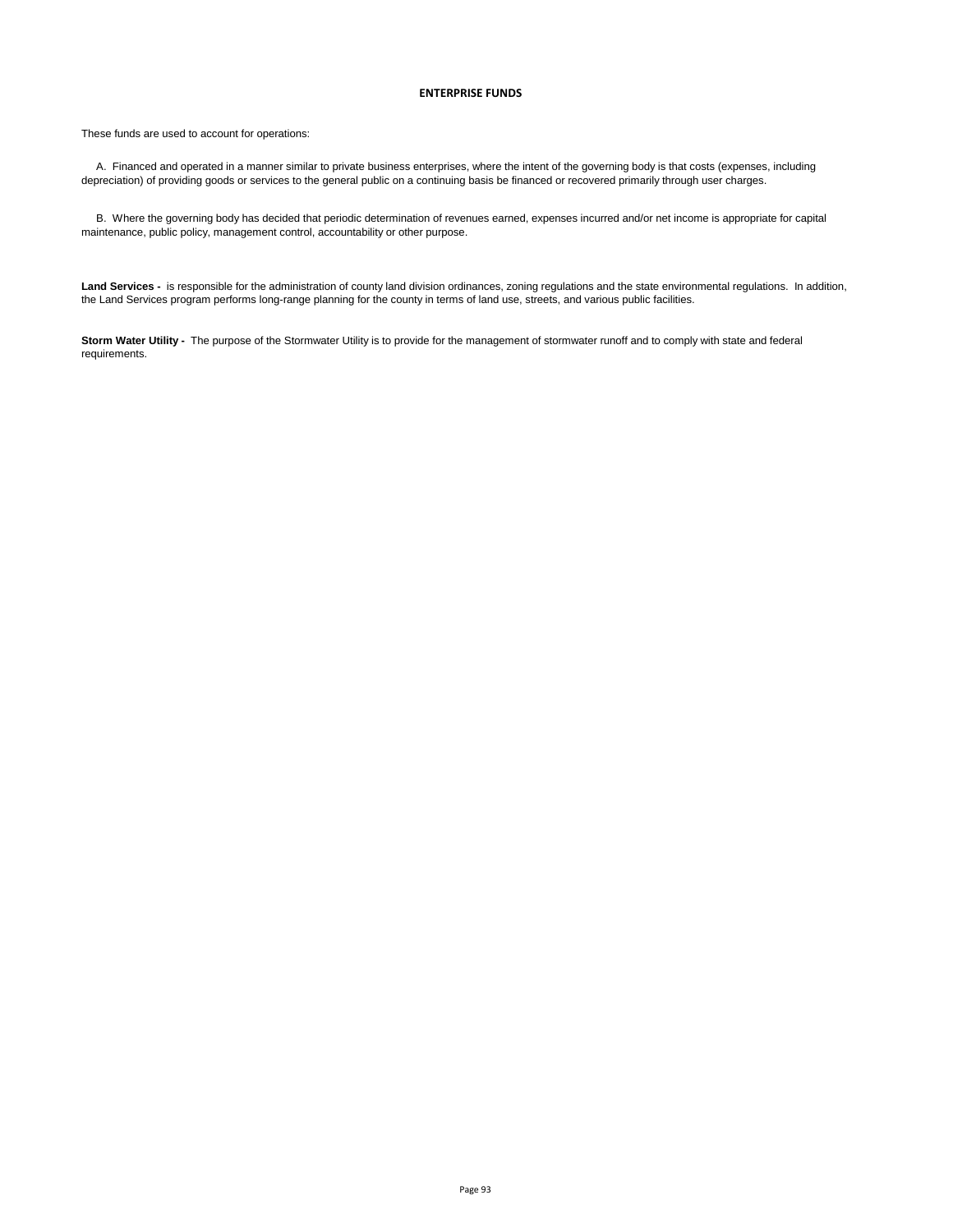## ENTERPRISE FUNDS

These funds are used to account for operations:

A. Financed and operated in a manner similar to private business enterprises, where the intent of the governing body is that costs (expenses, including depreciation) of providing goods or services to the general public on a continuing basis be financed or recovered primarily through user charges.

B. Where the governing body has decided that periodic determination of revenues earned, expenses incurred and/or net income is appropriate for capital maintenance, public policy, management control, accountability or other purpose.

**Land Services -** is responsible for the administration of county land division ordinances, zoning regulations and the state environmental regulations. In addition, the Land Services program performs long-range planning for the county in terms of land use, streets, and various public facilities.

**Storm Water Utility -** The purpose of the Stormwater Utility is to provide for the management of stormwater runoff and to comply with state and federal requirements.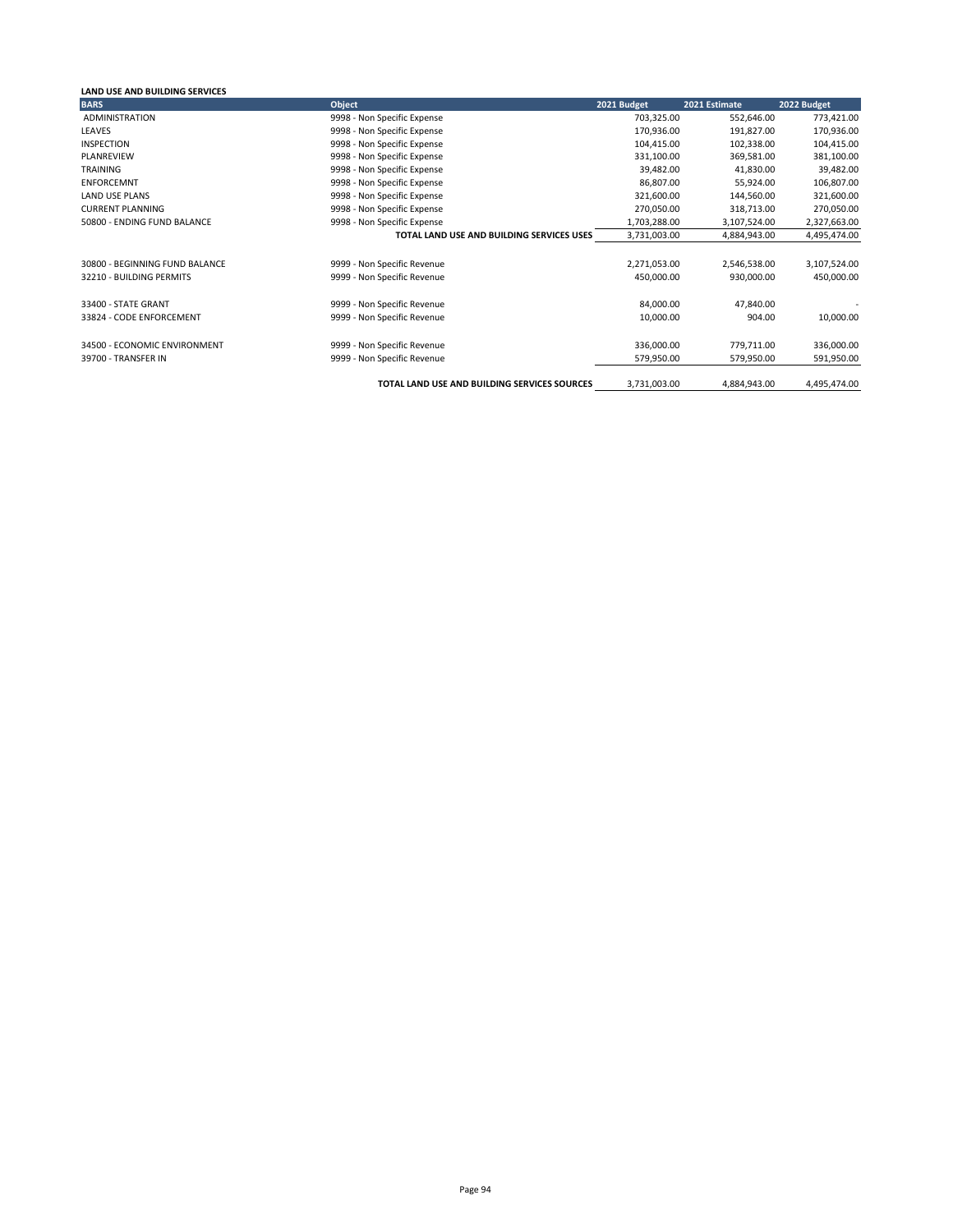**LAND USE AND BUILDING SERVICES**

| BARS | Object | 2021 Budget | 2021 Estimate | 2022 Budget |
|---|---|---|---|---|
| ADMINISTRATION | 9998 - Non Specific Expense | 703,325.00 | 552,646.00 | 773,421.00 |
| LEAVES | 9998 - Non Specific Expense | 170,936.00 | 191,827.00 | 170,936.00 |
| INSPECTION | 9998 - Non Specific Expense | 104,415.00 | 102,338.00 | 104,415.00 |
| PLANREVIEW | 9998 - Non Specific Expense | 331,100.00 | 369,581.00 | 381,100.00 |
| TRAINING | 9998 - Non Specific Expense | 39,482.00 | 41,830.00 | 39,482.00 |
| ENFORCEMNT | 9998 - Non Specific Expense | 86,807.00 | 55,924.00 | 106,807.00 |
| LAND USE PLANS | 9998 - Non Specific Expense | 321,600.00 | 144,560.00 | 321,600.00 |
| CURRENT PLANNING | 9998 - Non Specific Expense | 270,050.00 | 318,713.00 | 270,050.00 |
| 50800 - ENDING FUND BALANCE | 9998 - Non Specific Expense | 1,703,288.00 | 3,107,524.00 | 2,327,663.00 |
| | **TOTAL LAND USE AND BUILDING SERVICES USES** | 3,731,003.00 | 4,884,943.00 | 4,495,474.00 |
| | | | | |
| 30800 - BEGINNING FUND BALANCE | 9999 - Non Specific Revenue | 2,271,053.00 | 2,546,538.00 | 3,107,524.00 |
| 32210 - BUILDING PERMITS | 9999 - Non Specific Revenue | 450,000.00 | 930,000.00 | 450,000.00 |
| | | | | |
| 33400 - STATE GRANT | 9999 - Non Specific Revenue | 84,000.00 | 47,840.00 | - |
| 33824 - CODE ENFORCEMENT | 9999 - Non Specific Revenue | 10,000.00 | 904.00 | 10,000.00 |
| | | | | |
| 34500 - ECONOMIC ENVIRONMENT | 9999 - Non Specific Revenue | 336,000.00 | 779,711.00 | 336,000.00 |
| 39700 - TRANSFER IN | 9999 - Non Specific Revenue | 579,950.00 | 579,950.00 | 591,950.00 |
| | | | | |
| | **TOTAL LAND USE AND BUILDING SERVICES SOURCES** | 3,731,003.00 | 4,884,943.00 | 4,495,474.00 |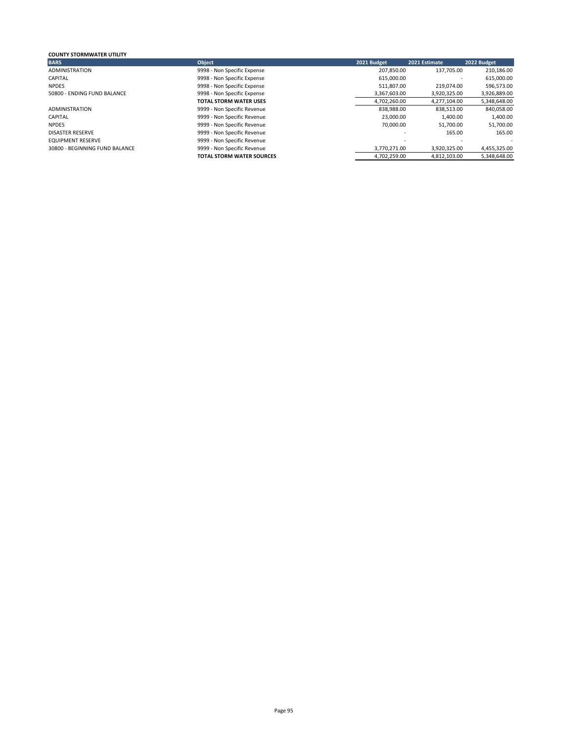**COUNTY STORMWATER UTILITY**

| BARS | Object | 2021 Budget | 2021 Estimate | 2022 Budget |
|---|---|---|---|---|
| ADMINISTRATION | 9998 - Non Specific Expense | 207,850.00 | 137,705.00 | 210,186.00 |
| CAPITAL | 9998 - Non Specific Expense | 615,000.00 | - | 615,000.00 |
| NPDES | 9998 - Non Specific Expense | 511,807.00 | 219,074.00 | 596,573.00 |
| 50800 - ENDING FUND BALANCE | 9998 - Non Specific Expense | 3,367,603.00 | 3,920,325.00 | 3,926,889.00 |
| | **TOTAL STORM WATER USES** | 4,702,260.00 | 4,277,104.00 | 5,348,648.00 |
| ADMINISTRATION | 9999 - Non Specific Revenue | 838,988.00 | 838,513.00 | 840,058.00 |
| CAPITAL | 9999 - Non Specific Revenue | 23,000.00 | 1,400.00 | 1,400.00 |
| NPDES | 9999 - Non Specific Revenue | 70,000.00 | 51,700.00 | 51,700.00 |
| DISASTER RESERVE | 9999 - Non Specific Revenue | - | 165.00 | 165.00 |
| EQUIPMENT RESERVE | 9999 - Non Specific Revenue | - | - | - |
| 30800 - BEGINNING FUND BALANCE | 9999 - Non Specific Revenue | 3,770,271.00 | 3,920,325.00 | 4,455,325.00 |
| | **TOTAL STORM WATER SOURCES** | 4,702,259.00 | 4,812,103.00 | 5,348,648.00 |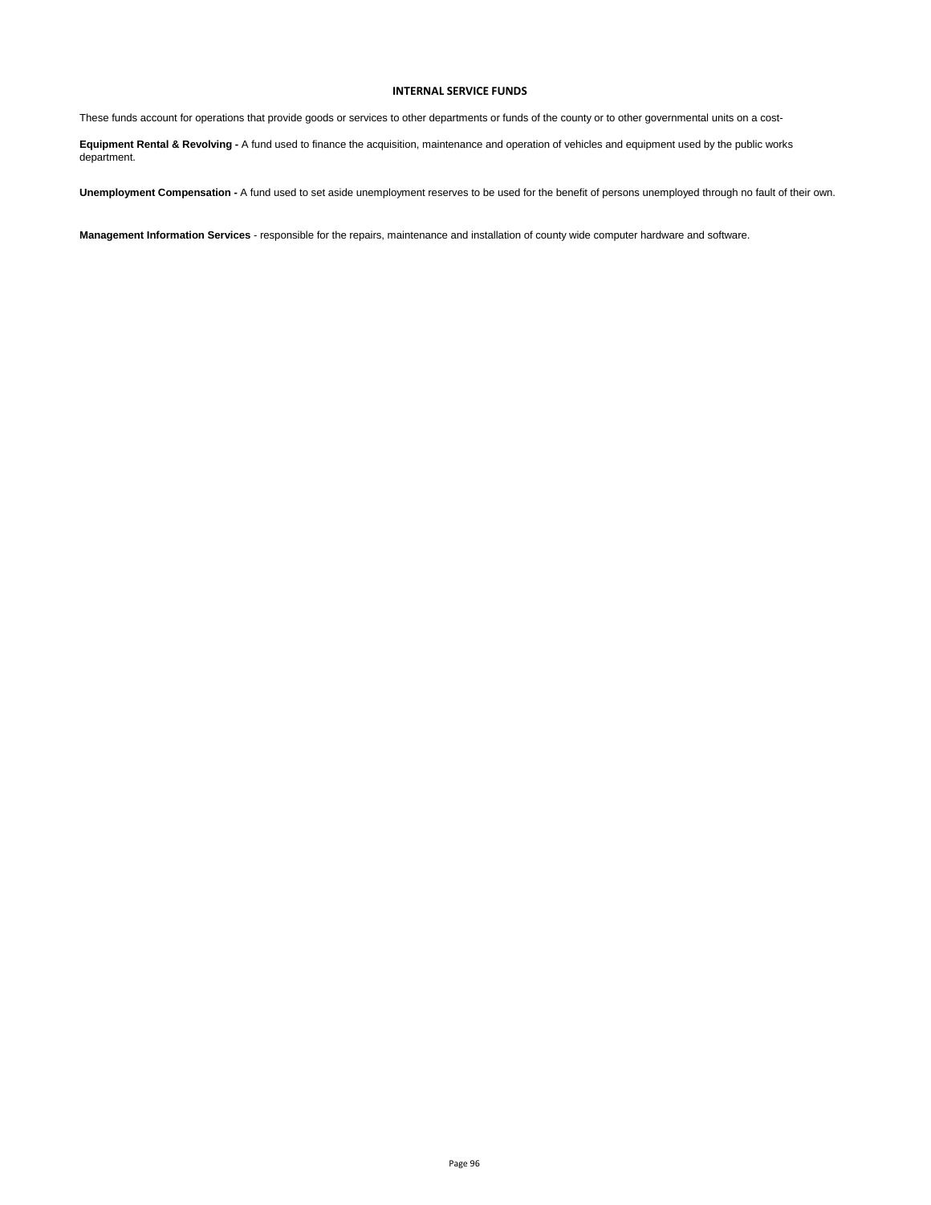# INTERNAL SERVICE FUNDS

These funds account for operations that provide goods or services to other departments or funds of the county or to other governmental units on a cost-

**Equipment Rental & Revolving -** A fund used to finance the acquisition, maintenance and operation of vehicles and equipment used by the public works department.

**Unemployment Compensation -** A fund used to set aside unemployment reserves to be used for the benefit of persons unemployed through no fault of their own.

**Management Information Services** - responsible for the repairs, maintenance and installation of county wide computer hardware and software.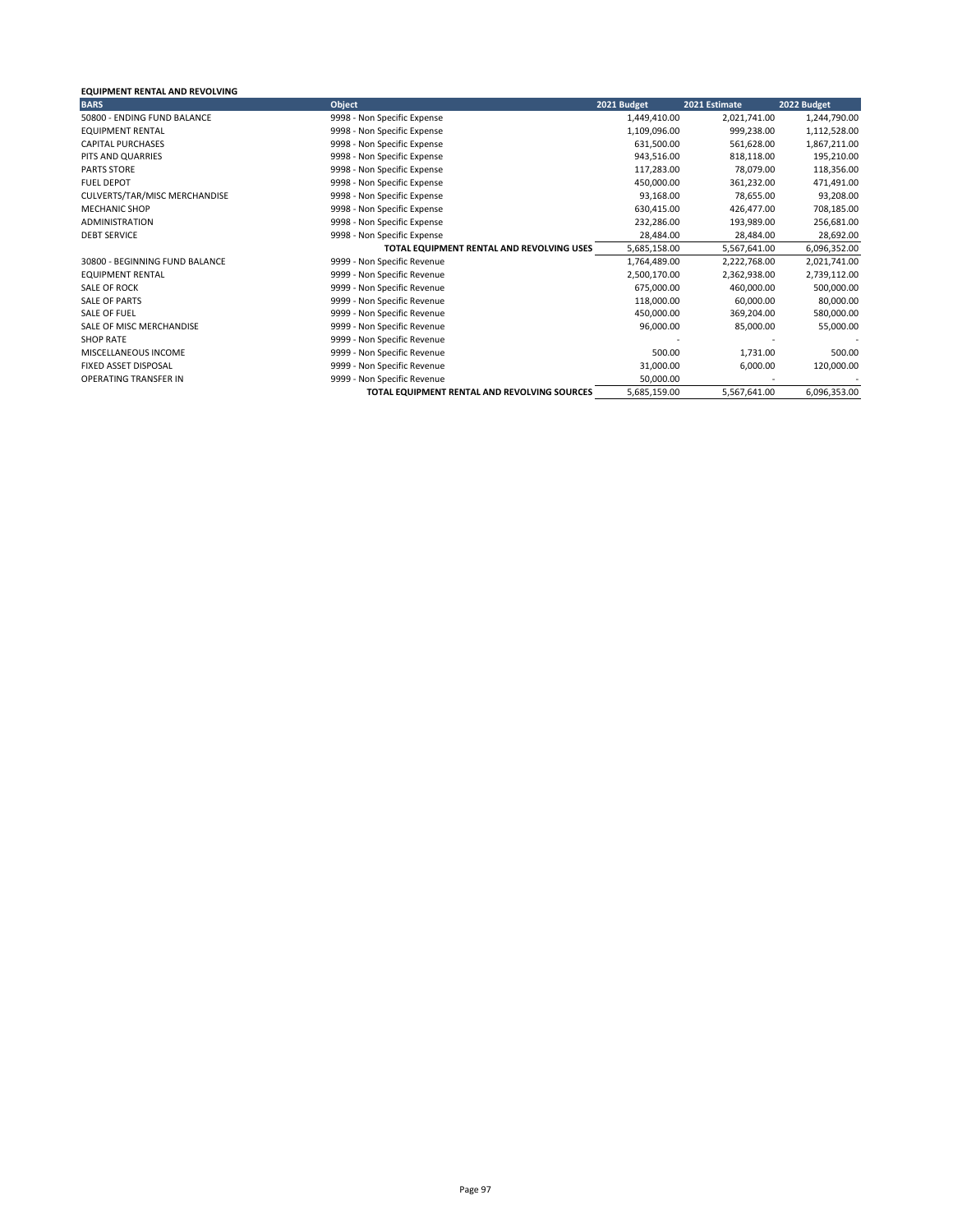**EQUIPMENT RENTAL AND REVOLVING**

| BARS | Object | 2021 Budget | 2021 Estimate | 2022 Budget |
|---|---|---|---|---|
| 50800 - ENDING FUND BALANCE | 9998 - Non Specific Expense | 1,449,410.00 | 2,021,741.00 | 1,244,790.00 |
| EQUIPMENT RENTAL | 9998 - Non Specific Expense | 1,109,096.00 | 999,238.00 | 1,112,528.00 |
| CAPITAL PURCHASES | 9998 - Non Specific Expense | 631,500.00 | 561,628.00 | 1,867,211.00 |
| PITS AND QUARRIES | 9998 - Non Specific Expense | 943,516.00 | 818,118.00 | 195,210.00 |
| PARTS STORE | 9998 - Non Specific Expense | 117,283.00 | 78,079.00 | 118,356.00 |
| FUEL DEPOT | 9998 - Non Specific Expense | 450,000.00 | 361,232.00 | 471,491.00 |
| CULVERTS/TAR/MISC MERCHANDISE | 9998 - Non Specific Expense | 93,168.00 | 78,655.00 | 93,208.00 |
| MECHANIC SHOP | 9998 - Non Specific Expense | 630,415.00 | 426,477.00 | 708,185.00 |
| ADMINISTRATION | 9998 - Non Specific Expense | 232,286.00 | 193,989.00 | 256,681.00 |
| DEBT SERVICE | 9998 - Non Specific Expense | 28,484.00 | 28,484.00 | 28,692.00 |
| | **TOTAL EQUIPMENT RENTAL AND REVOLVING USES** | 5,685,158.00 | 5,567,641.00 | 6,096,352.00 |
| 30800 - BEGINNING FUND BALANCE | 9999 - Non Specific Revenue | 1,764,489.00 | 2,222,768.00 | 2,021,741.00 |
| EQUIPMENT RENTAL | 9999 - Non Specific Revenue | 2,500,170.00 | 2,362,938.00 | 2,739,112.00 |
| SALE OF ROCK | 9999 - Non Specific Revenue | 675,000.00 | 460,000.00 | 500,000.00 |
| SALE OF PARTS | 9999 - Non Specific Revenue | 118,000.00 | 60,000.00 | 80,000.00 |
| SALE OF FUEL | 9999 - Non Specific Revenue | 450,000.00 | 369,204.00 | 580,000.00 |
| SALE OF MISC MERCHANDISE | 9999 - Non Specific Revenue | 96,000.00 | 85,000.00 | 55,000.00 |
| SHOP RATE | 9999 - Non Specific Revenue | - | - | - |
| MISCELLANEOUS INCOME | 9999 - Non Specific Revenue | 500.00 | 1,731.00 | 500.00 |
| FIXED ASSET DISPOSAL | 9999 - Non Specific Revenue | 31,000.00 | 6,000.00 | 120,000.00 |
| OPERATING TRANSFER IN | 9999 - Non Specific Revenue | 50,000.00 | - | - |
| | **TOTAL EQUIPMENT RENTAL AND REVOLVING SOURCES** | 5,685,159.00 | 5,567,641.00 | 6,096,353.00 |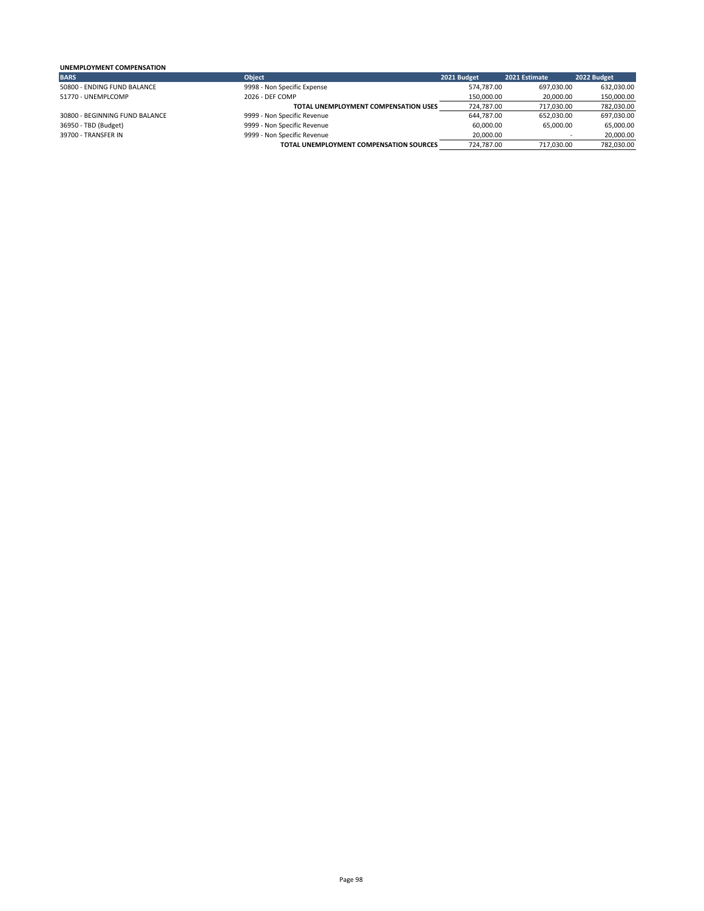**UNEMPLOYMENT COMPENSATION**

| BARS | Object | 2021 Budget | 2021 Estimate | 2022 Budget |
| --- | --- | --- | --- | --- |
| 50800 - ENDING FUND BALANCE | 9998 - Non Specific Expense | 574,787.00 | 697,030.00 | 632,030.00 |
| 51770 - UNEMPLCOMP | 2026 - DEF COMP | 150,000.00 | 20,000.00 | 150,000.00 |
| | **TOTAL UNEMPLOYMENT COMPENSATION USES** | 724,787.00 | 717,030.00 | 782,030.00 |
| 30800 - BEGINNING FUND BALANCE | 9999 - Non Specific Revenue | 644,787.00 | 652,030.00 | 697,030.00 |
| 36950 - TBD (Budget) | 9999 - Non Specific Revenue | 60,000.00 | 65,000.00 | 65,000.00 |
| 39700 - TRANSFER IN | 9999 - Non Specific Revenue | 20,000.00 | - | 20,000.00 |
| | **TOTAL UNEMPLOYMENT COMPENSATION SOURCES** | 724,787.00 | 717,030.00 | 782,030.00 |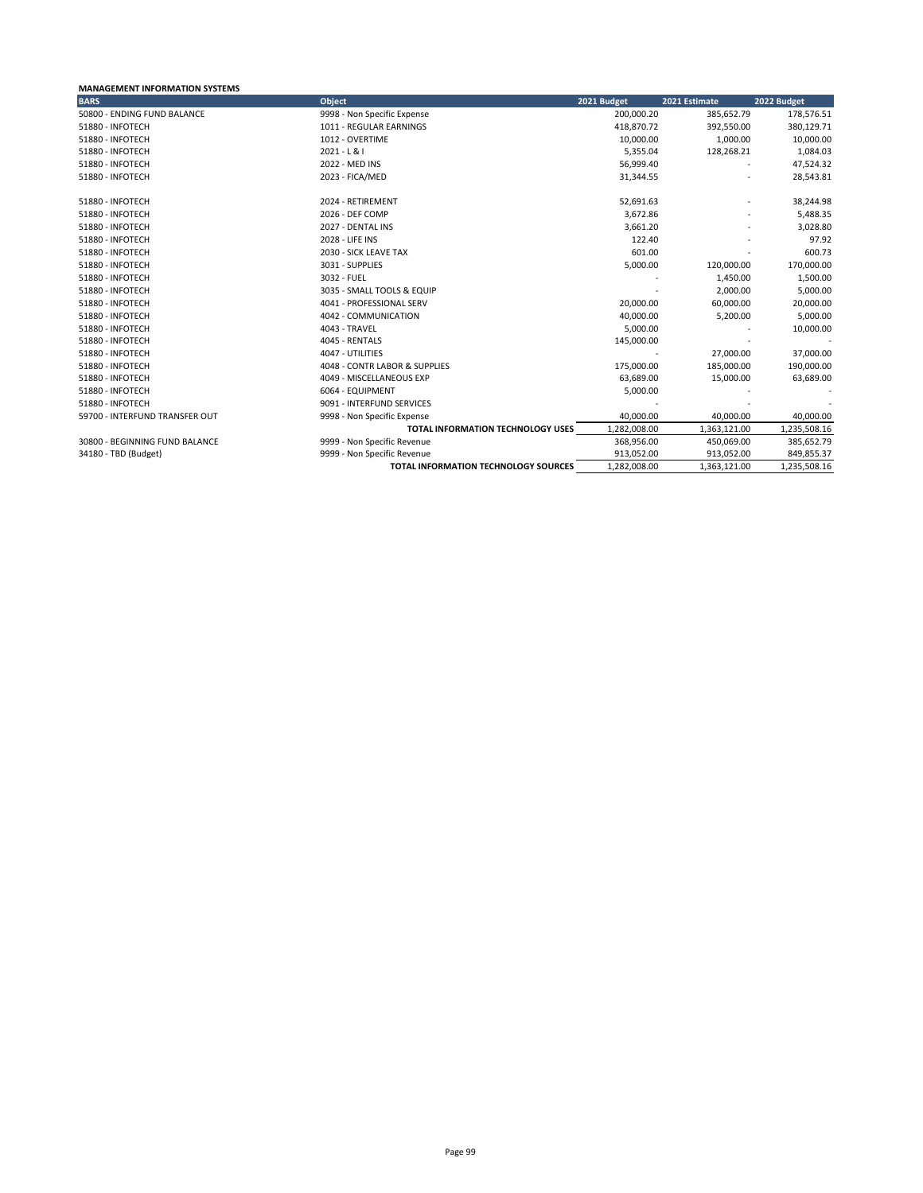**MANAGEMENT INFORMATION SYSTEMS**

| BARS | Object | 2021 Budget | 2021 Estimate | 2022 Budget |
|---|---|---|---|---|
| 50800 - ENDING FUND BALANCE | 9998 - Non Specific Expense | 200,000.20 | 385,652.79 | 178,576.51 |
| 51880 - INFOTECH | 1011 - REGULAR EARNINGS | 418,870.72 | 392,550.00 | 380,129.71 |
| 51880 - INFOTECH | 1012 - OVERTIME | 10,000.00 | 1,000.00 | 10,000.00 |
| 51880 - INFOTECH | 2021 - L & I | 5,355.04 | 128,268.21 | 1,084.03 |
| 51880 - INFOTECH | 2022 - MED INS | 56,999.40 | - | 47,524.32 |
| 51880 - INFOTECH | 2023 - FICA/MED | 31,344.55 | - | 28,543.81 |
| 51880 - INFOTECH | 2024 - RETIREMENT | 52,691.63 | - | 38,244.98 |
| 51880 - INFOTECH | 2026 - DEF COMP | 3,672.86 | - | 5,488.35 |
| 51880 - INFOTECH | 2027 - DENTAL INS | 3,661.20 | - | 3,028.80 |
| 51880 - INFOTECH | 2028 - LIFE INS | 122.40 | - | 97.92 |
| 51880 - INFOTECH | 2030 - SICK LEAVE TAX | 601.00 | - | 600.73 |
| 51880 - INFOTECH | 3031 - SUPPLIES | 5,000.00 | 120,000.00 | 170,000.00 |
| 51880 - INFOTECH | 3032 - FUEL | - | 1,450.00 | 1,500.00 |
| 51880 - INFOTECH | 3035 - SMALL TOOLS & EQUIP | - | 2,000.00 | 5,000.00 |
| 51880 - INFOTECH | 4041 - PROFESSIONAL SERV | 20,000.00 | 60,000.00 | 20,000.00 |
| 51880 - INFOTECH | 4042 - COMMUNICATION | 40,000.00 | 5,200.00 | 5,000.00 |
| 51880 - INFOTECH | 4043 - TRAVEL | 5,000.00 | - | 10,000.00 |
| 51880 - INFOTECH | 4045 - RENTALS | 145,000.00 | - | - |
| 51880 - INFOTECH | 4047 - UTILITIES | - | 27,000.00 | 37,000.00 |
| 51880 - INFOTECH | 4048 - CONTR LABOR & SUPPLIES | 175,000.00 | 185,000.00 | 190,000.00 |
| 51880 - INFOTECH | 4049 - MISCELLANEOUS EXP | 63,689.00 | 15,000.00 | 63,689.00 |
| 51880 - INFOTECH | 6064 - EQUIPMENT | 5,000.00 | - | - |
| 51880 - INFOTECH | 9091 - INTERFUND SERVICES | - | - | - |
| 59700 - INTERFUND TRANSFER OUT | 9998 - Non Specific Expense | 40,000.00 | 40,000.00 | 40,000.00 |
| | **TOTAL INFORMATION TECHNOLOGY USES** | 1,282,008.00 | 1,363,121.00 | 1,235,508.16 |
| 30800 - BEGINNING FUND BALANCE | 9999 - Non Specific Revenue | 368,956.00 | 450,069.00 | 385,652.79 |
| 34180 - TBD (Budget) | 9999 - Non Specific Revenue | 913,052.00 | 913,052.00 | 849,855.37 |
| | **TOTAL INFORMATION TECHNOLOGY SOURCES** | 1,282,008.00 | 1,363,121.00 | 1,235,508.16 |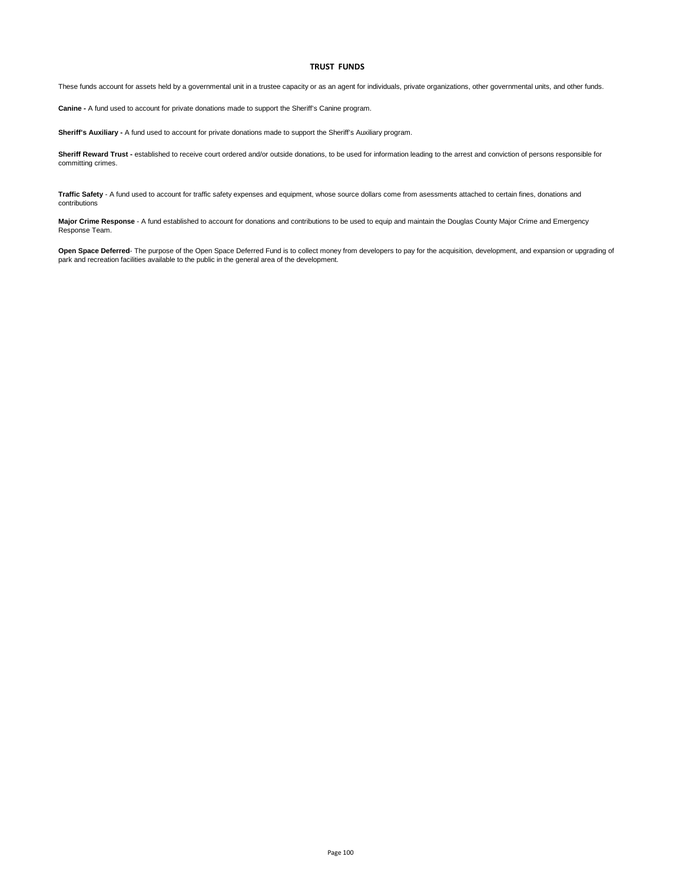# TRUST FUNDS

These funds account for assets held by a governmental unit in a trustee capacity or as an agent for individuals, private organizations, other governmental units, and other funds.

**Canine -** A fund used to account for private donations made to support the Sheriff's Canine program.

**Sheriff's Auxiliary -** A fund used to account for private donations made to support the Sheriff's Auxiliary program.

**Sheriff Reward Trust -** established to receive court ordered and/or outside donations, to be used for information leading to the arrest and conviction of persons responsible for committing crimes.

**Traffic Safety** - A fund used to account for traffic safety expenses and equipment, whose source dollars come from asessments attached to certain fines, donations and contributions

**Major Crime Response** - A fund established to account for donations and contributions to be used to equip and maintain the Douglas County Major Crime and Emergency Response Team.

**Open Space Deferred**- The purpose of the Open Space Deferred Fund is to collect money from developers to pay for the acquisition, development, and expansion or upgrading of park and recreation facilities available to the public in the general area of the development.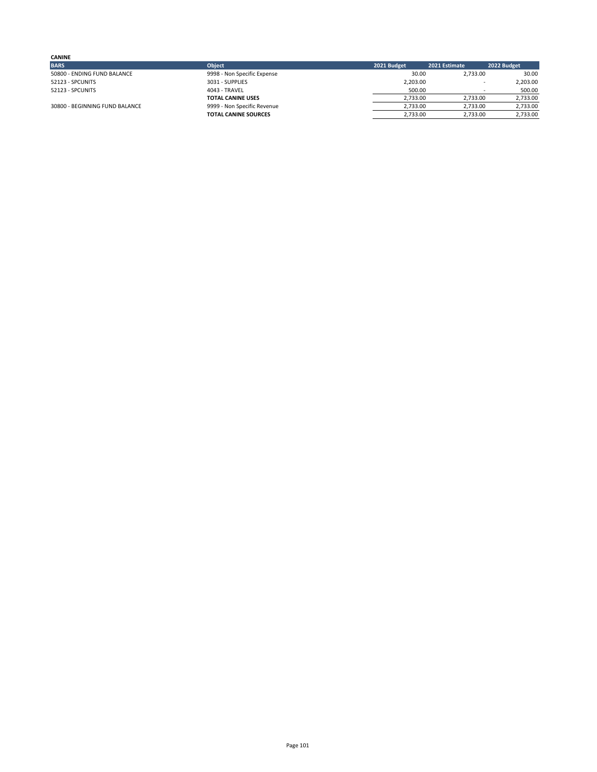**CANINE**

| BARS | Object | 2021 Budget | 2021 Estimate | 2022 Budget |
|---|---|---|---|---|
| 50800 - ENDING FUND BALANCE | 9998 - Non Specific Expense | 30.00 | 2,733.00 | 30.00 |
| 52123 - SPCUNITS | 3031 - SUPPLIES | 2,203.00 | - | 2,203.00 |
| 52123 - SPCUNITS | 4043 - TRAVEL | 500.00 | - | 500.00 |
| | **TOTAL CANINE USES** | 2,733.00 | 2,733.00 | 2,733.00 |
| 30800 - BEGINNING FUND BALANCE | 9999 - Non Specific Revenue | 2,733.00 | 2,733.00 | 2,733.00 |
| | **TOTAL CANINE SOURCES** | 2,733.00 | 2,733.00 | 2,733.00 |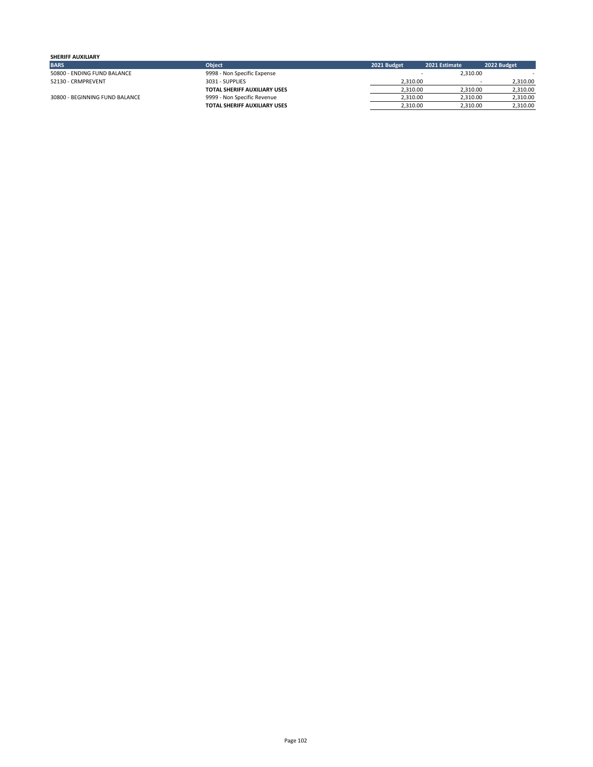**SHERIFF AUXILIARY**

| BARS | Object | 2021 Budget | 2021 Estimate | 2022 Budget |
|---|---|---|---|---|
| 50800 - ENDING FUND BALANCE | 9998 - Non Specific Expense | - | 2,310.00 | - |
| 52130 - CRMPREVENT | 3031 - SUPPLIES | 2,310.00 | - | 2,310.00 |
| | **TOTAL SHERIFF AUXILIARY USES** | 2,310.00 | 2,310.00 | 2,310.00 |
| 30800 - BEGINNING FUND BALANCE | 9999 - Non Specific Revenue | 2,310.00 | 2,310.00 | 2,310.00 |
| | **TOTAL SHERIFF AUXILIARY USES** | 2,310.00 | 2,310.00 | 2,310.00 |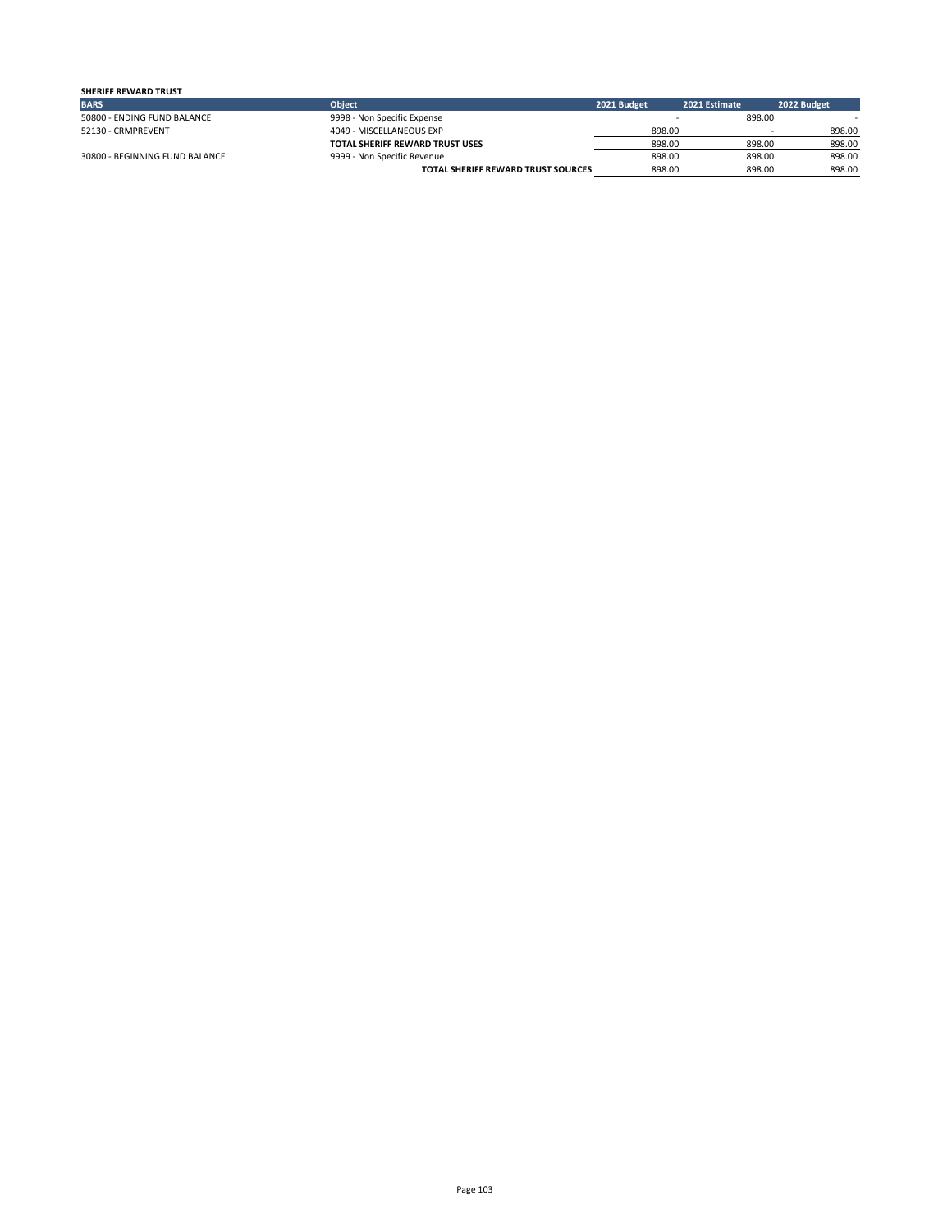**SHERIFF REWARD TRUST**

| BARS | Object | 2021 Budget | 2021 Estimate | 2022 Budget |
|---|---|---|---|---|
| 50800 - ENDING FUND BALANCE | 9998 - Non Specific Expense | - | 898.00 | - |
| 52130 - CRMPREVENT | 4049 - MISCELLANEOUS EXP | 898.00 | - | 898.00 |
| | **TOTAL SHERIFF REWARD TRUST USES** | 898.00 | 898.00 | 898.00 |
| 30800 - BEGINNING FUND BALANCE | 9999 - Non Specific Revenue | 898.00 | 898.00 | 898.00 |
| | **TOTAL SHERIFF REWARD TRUST SOURCES** | 898.00 | 898.00 | 898.00 |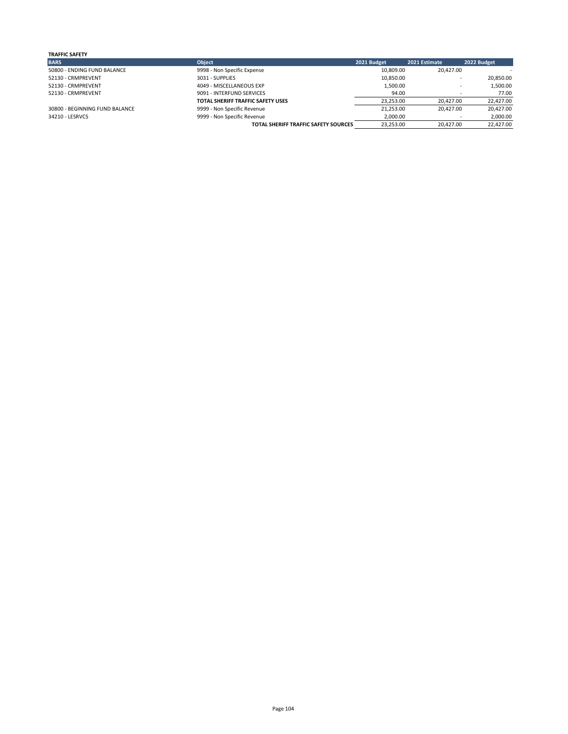**TRAFFIC SAFETY**

| BARS | Object | 2021 Budget | 2021 Estimate | 2022 Budget |
|---|---|---|---|---|
| 50800 - ENDING FUND BALANCE | 9998 - Non Specific Expense | 10,809.00 | 20,427.00 | - |
| 52130 - CRMPREVENT | 3031 - SUPPLIES | 10,850.00 | - | 20,850.00 |
| 52130 - CRMPREVENT | 4049 - MISCELLANEOUS EXP | 1,500.00 | - | 1,500.00 |
| 52130 - CRMPREVENT | 9091 - INTERFUND SERVICES | 94.00 | - | 77.00 |
| | **TOTAL SHERIFF TRAFFIC SAFETY USES** | 23,253.00 | 20,427.00 | 22,427.00 |
| 30800 - BEGINNING FUND BALANCE | 9999 - Non Specific Revenue | 21,253.00 | 20,427.00 | 20,427.00 |
| 34210 - LESRVCS | 9999 - Non Specific Revenue | 2,000.00 | - | 2,000.00 |
| | **TOTAL SHERIFF TRAFFIC SAFETY SOURCES** | 23,253.00 | 20,427.00 | 22,427.00 |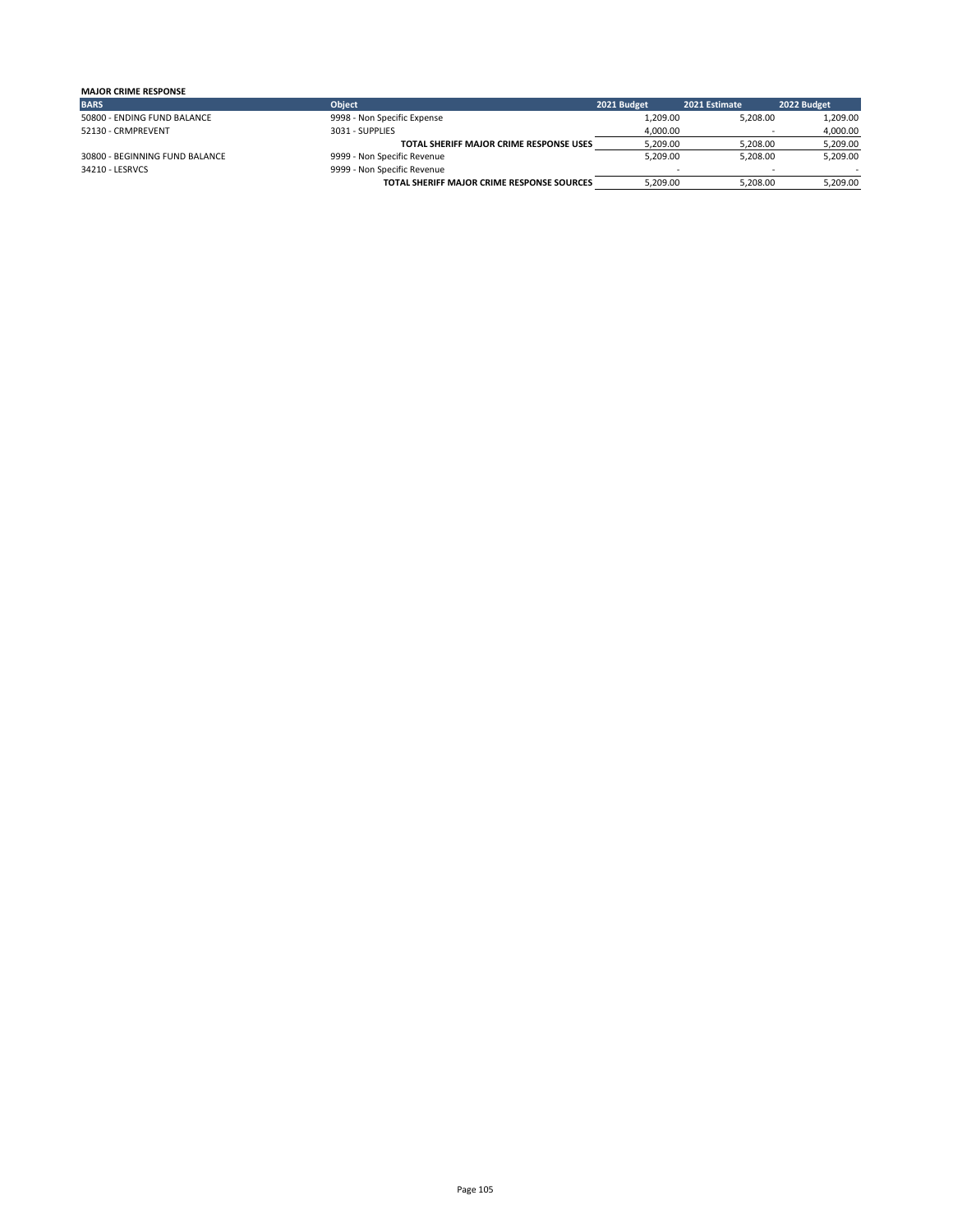**MAJOR CRIME RESPONSE**

| BARS | Object | 2021 Budget | 2021 Estimate | 2022 Budget |
|---|---|---|---|---|
| 50800 - ENDING FUND BALANCE | 9998 - Non Specific Expense | 1,209.00 | 5,208.00 | 1,209.00 |
| 52130 - CRMPREVENT | 3031 - SUPPLIES | 4,000.00 | - | 4,000.00 |
| | **TOTAL SHERIFF MAJOR CRIME RESPONSE USES** | 5,209.00 | 5,208.00 | 5,209.00 |
| 30800 - BEGINNING FUND BALANCE | 9999 - Non Specific Revenue | 5,209.00 | 5,208.00 | 5,209.00 |
| 34210 - LESRVCS | 9999 - Non Specific Revenue | - | - | - |
| | **TOTAL SHERIFF MAJOR CRIME RESPONSE SOURCES** | 5,209.00 | 5,208.00 | 5,209.00 |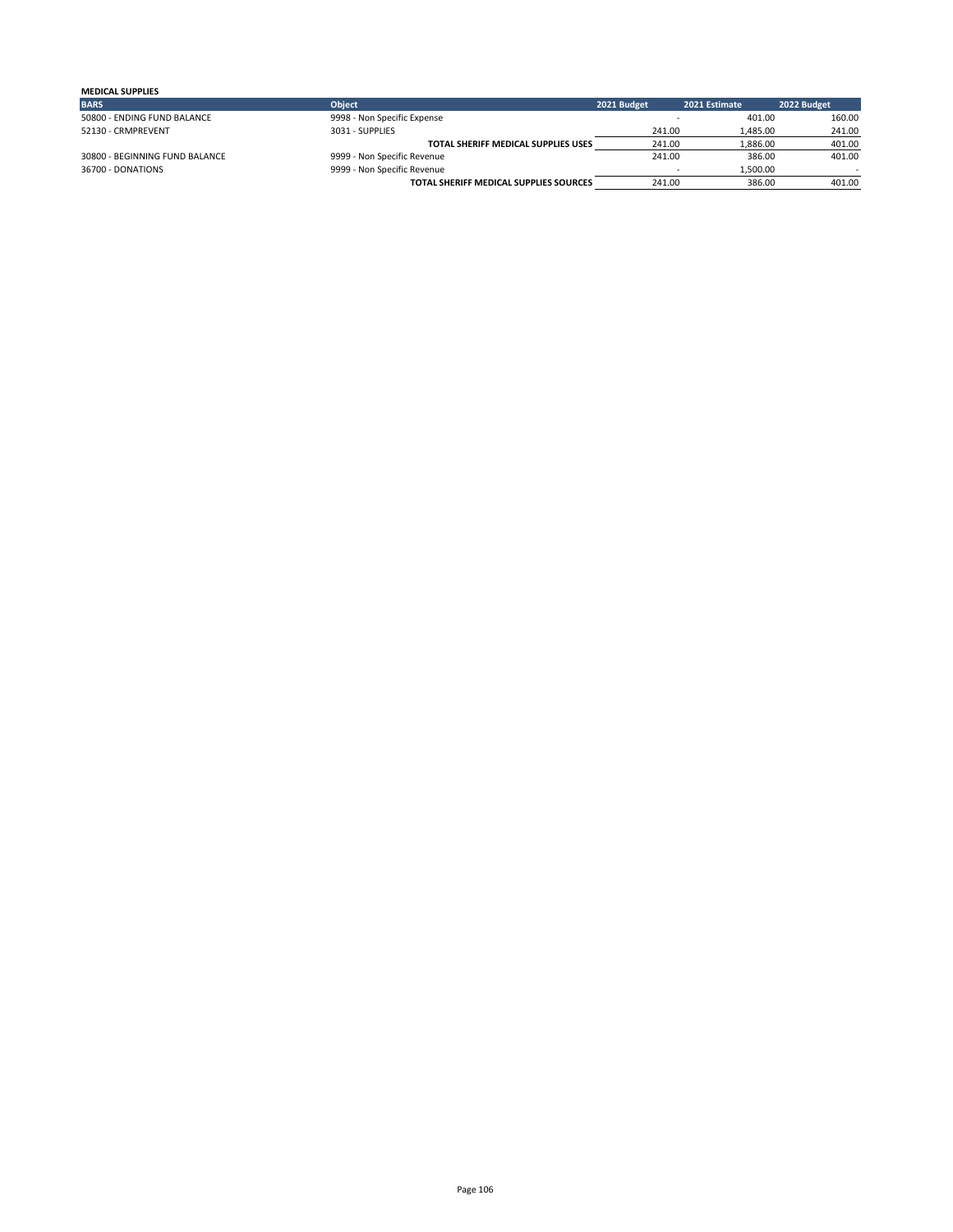**MEDICAL SUPPLIES**

| BARS | Object | 2021 Budget | 2021 Estimate | 2022 Budget |
|---|---|---|---|---|
| 50800 - ENDING FUND BALANCE | 9998 - Non Specific Expense | - | 401.00 | 160.00 |
| 52130 - CRMPREVENT | 3031 - SUPPLIES | 241.00 | 1,485.00 | 241.00 |
| | **TOTAL SHERIFF MEDICAL SUPPLIES USES** | 241.00 | 1,886.00 | 401.00 |
| 30800 - BEGINNING FUND BALANCE | 9999 - Non Specific Revenue | 241.00 | 386.00 | 401.00 |
| 36700 - DONATIONS | 9999 - Non Specific Revenue | - | 1,500.00 | - |
| | **TOTAL SHERIFF MEDICAL SUPPLIES SOURCES** | 241.00 | 386.00 | 401.00 |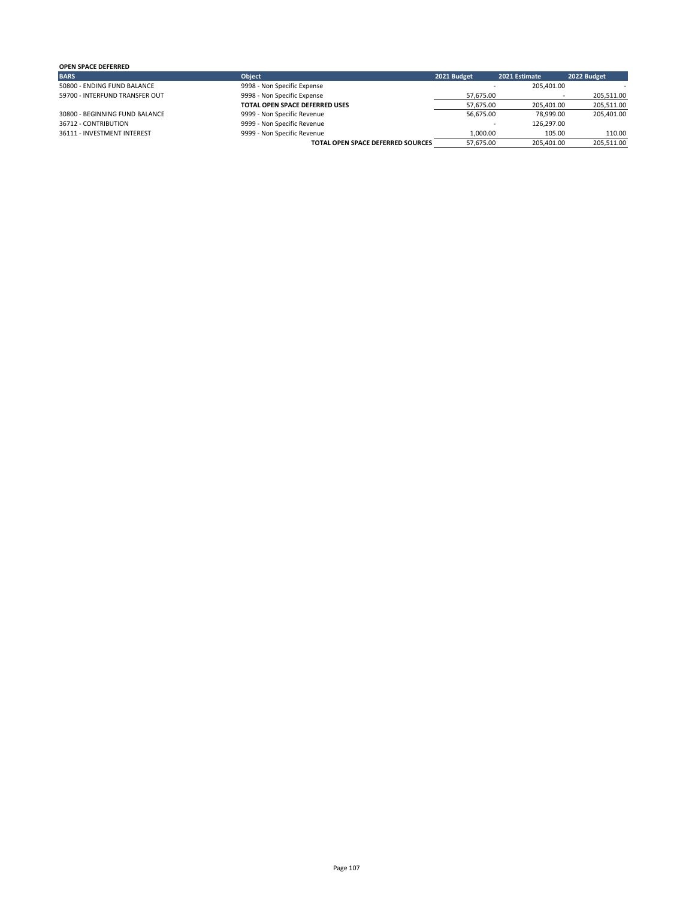**OPEN SPACE DEFERRED**

| BARS | Object | 2021 Budget | 2021 Estimate | 2022 Budget |
|---|---|---|---|---|
| 50800 - ENDING FUND BALANCE | 9998 - Non Specific Expense | - | 205,401.00 | - |
| 59700 - INTERFUND TRANSFER OUT | 9998 - Non Specific Expense | 57,675.00 | - | 205,511.00 |
| | **TOTAL OPEN SPACE DEFERRED USES** | 57,675.00 | 205,401.00 | 205,511.00 |
| 30800 - BEGINNING FUND BALANCE | 9999 - Non Specific Revenue | 56,675.00 | 78,999.00 | 205,401.00 |
| 36712 - CONTRIBUTION | 9999 - Non Specific Revenue | - | 126,297.00 | |
| 36111 - INVESTMENT INTEREST | 9999 - Non Specific Revenue | 1,000.00 | 105.00 | 110.00 |
| | **TOTAL OPEN SPACE DEFERRED SOURCES** | 57,675.00 | 205,401.00 | 205,511.00 |